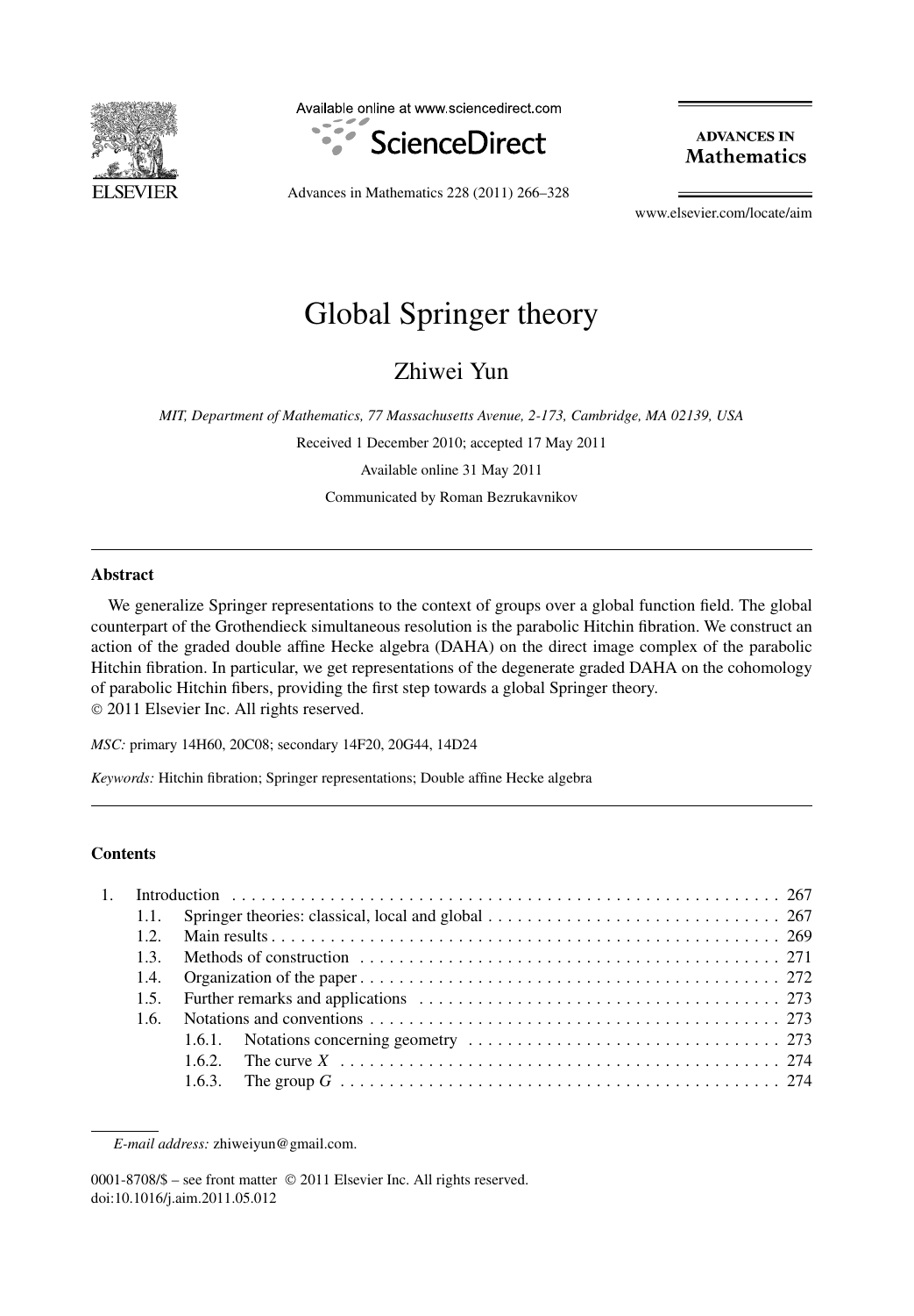# Global Springer theory

Zhiwei Yun

*MIT, Department of Mathematics, 77 Massachusetts Avenue, 2-173, Cambridge, MA 02139, USA*

Received 1 December 2010; accepted 17 May 2011

Available online 31 May 2011

Communicated by Roman Bezrukavnikov

## Abstract

We generalize Springer representations to the context of groups over a global function field. The global counterpart of the Grothendieck simultaneous resolution is the parabolic Hitchin fibration. We construct an action of the graded double affine Hecke algebra (DAHA) on the direct image complex of the parabolic Hitchin fibration. In particular, we get representations of the degenerate graded DAHA on the cohomology of parabolic Hitchin fibers, providing the first step towards a global Springer theory.

© 2011 Elsevier Inc. All rights reserved.

*MSC:* primary 14H60, 20C08; secondary 14F20, 20G44, 14D24

*Keywords:* Hitchin fibration; Springer representations; Double affine Hecke algebra

## Contents

1. Introduction . . . 267
   - 1.1. Springer theories: classical, local and global . . . 267
   - 1.2. Main results . . . 269
   - 1.3. Methods of construction . . . 271
   - 1.4. Organization of the paper . . . 272
   - 1.5. Further remarks and applications . . . 273
   - 1.6. Notations and conventions . . . 273
     - 1.6.1. Notations concerning geometry . . . 273
     - 1.6.2. The curve $X$ . . . 274
     - 1.6.3. The group $G$ . . . 274

*E-mail address:* zhiweiyun@gmail.com.

0001-8708/$ – see front matter © 2011 Elsevier Inc. All rights reserved.
doi:10.1016/j.aim.2011.05.012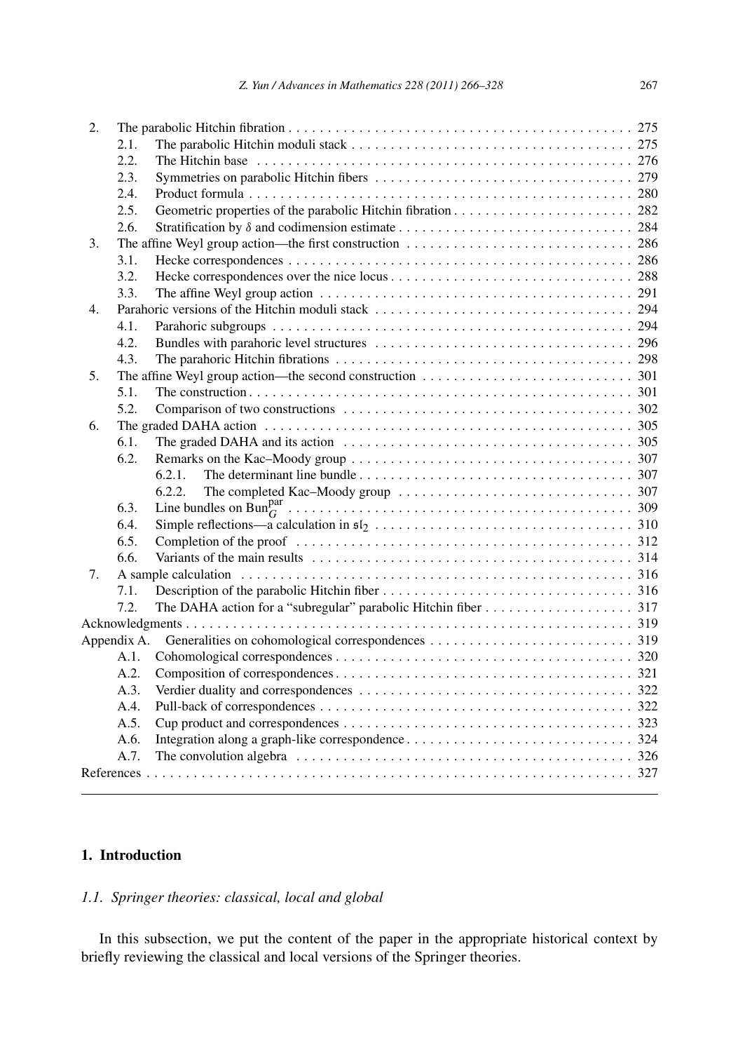2. The parabolic Hitchin fibration . . . 275
   - 2.1. The parabolic Hitchin moduli stack . . . 275
   - 2.2. The Hitchin base . . . 276
   - 2.3. Symmetries on parabolic Hitchin fibers . . . 279
   - 2.4. Product formula . . . 280
   - 2.5. Geometric properties of the parabolic Hitchin fibration . . . 282
   - 2.6. Stratification by $\delta$ and codimension estimate . . . 284
3. The affine Weyl group action—the first construction . . . 286
   - 3.1. Hecke correspondences . . . 286
   - 3.2. Hecke correspondences over the nice locus . . . 288
   - 3.3. The affine Weyl group action . . . 291
4. Parahoric versions of the Hitchin moduli stack . . . 294
   - 4.1. Parahoric subgroups . . . 294
   - 4.2. Bundles with parahoric level structures . . . 296
   - 4.3. The parahoric Hitchin fibrations . . . 298
5. The affine Weyl group action—the second construction . . . 301
   - 5.1. The construction . . . 301
   - 5.2. Comparison of two constructions . . . 302
6. The graded DAHA action . . . 305
   - 6.1. The graded DAHA and its action . . . 305
   - 6.2. Remarks on the Kac–Moody group . . . 307
     - 6.2.1. The determinant line bundle . . . 307
     - 6.2.2. The completed Kac–Moody group . . . 307
   - 6.3. Line bundles on $\mathrm{Bun}_G^{\mathrm{par}}$ . . . 309
   - 6.4. Simple reflections—a calculation in $\mathfrak{sl}_2$ . . . 310
   - 6.5. Completion of the proof . . . 312
   - 6.6. Variants of the main results . . . 314
7. A sample calculation . . . 316
   - 7.1. Description of the parabolic Hitchin fiber . . . 316
   - 7.2. The DAHA action for a "subregular" parabolic Hitchin fiber . . . 317

Acknowledgments . . . 319

Appendix A. Generalities on cohomological correspondences . . . 319
   - A.1. Cohomological correspondences . . . 320
   - A.2. Composition of correspondences . . . 321
   - A.3. Verdier duality and correspondences . . . 322
   - A.4. Pull-back of correspondences . . . 322
   - A.5. Cup product and correspondences . . . 323
   - A.6. Integration along a graph-like correspondence . . . 324
   - A.7. The convolution algebra . . . 326

References . . . 327

## 1. Introduction

### *1.1. Springer theories: classical, local and global*

In this subsection, we put the content of the paper in the appropriate historical context by briefly reviewing the classical and local versions of the Springer theories.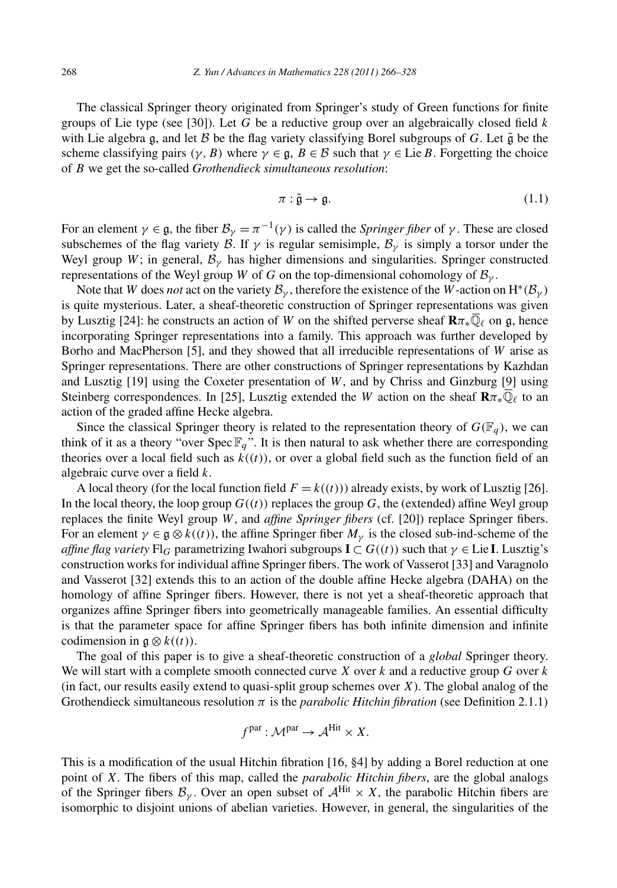The classical Springer theory originated from Springer's study of Green functions for finite groups of Lie type (see [30]). Let $G$ be a reductive group over an algebraically closed field $k$ with Lie algebra $\mathfrak{g}$, and let $\mathcal{B}$ be the flag variety classifying Borel subgroups of $G$. Let $\tilde{\mathfrak{g}}$ be the scheme classifying pairs $(\gamma, B)$ where $\gamma \in \mathfrak{g}$, $B \in \mathcal{B}$ such that $\gamma \in \operatorname{Lie} B$. Forgetting the choice of $B$ we get the so-called *Grothendieck simultaneous resolution*:

$$\pi : \tilde{\mathfrak{g}} \to \mathfrak{g}. \tag{1.1}$$

For an element $\gamma \in \mathfrak{g}$, the fiber $\mathcal{B}_\gamma = \pi^{-1}(\gamma)$ is called the *Springer fiber* of $\gamma$. These are closed subschemes of the flag variety $\mathcal{B}$. If $\gamma$ is regular semisimple, $\mathcal{B}_\gamma$ is simply a torsor under the Weyl group $W$; in general, $\mathcal{B}_\gamma$ has higher dimensions and singularities. Springer constructed representations of the Weyl group $W$ of $G$ on the top-dimensional cohomology of $\mathcal{B}_\gamma$.

Note that $W$ does *not* act on the variety $\mathcal{B}_\gamma$, therefore the existence of the $W$-action on $\mathrm{H}^*(\mathcal{B}_\gamma)$ is quite mysterious. Later, a sheaf-theoretic construction of Springer representations was given by Lusztig [24]: he constructs an action of $W$ on the shifted perverse sheaf $\mathbf{R}\pi_*\overline{\mathbb{Q}}_\ell$ on $\mathfrak{g}$, hence incorporating Springer representations into a family. This approach was further developed by Borho and MacPherson [5], and they showed that all irreducible representations of $W$ arise as Springer representations. There are other constructions of Springer representations by Kazhdan and Lusztig [19] using the Coxeter presentation of $W$, and by Chriss and Ginzburg [9] using Steinberg correspondences. In [25], Lusztig extended the $W$ action on the sheaf $\mathbf{R}\pi_*\overline{\mathbb{Q}}_\ell$ to an action of the graded affine Hecke algebra.

Since the classical Springer theory is related to the representation theory of $G(\mathbb{F}_q)$, we can think of it as a theory "over $\operatorname{Spec} \mathbb{F}_q$". It is then natural to ask whether there are corresponding theories over a local field such as $k((t))$, or over a global field such as the function field of an algebraic curve over a field $k$.

A local theory (for the local function field $F = k((t))$) already exists, by work of Lusztig [26]. In the local theory, the loop group $G((t))$ replaces the group $G$, the (extended) affine Weyl group replaces the finite Weyl group $W$, and *affine Springer fibers* (cf. [20]) replace Springer fibers. For an element $\gamma \in \mathfrak{g} \otimes k((t))$, the affine Springer fiber $M_\gamma$ is the closed sub-ind-scheme of the *affine flag variety* $\mathrm{Fl}_G$ parametrizing Iwahori subgroups $\mathbf{I} \subset G((t))$ such that $\gamma \in \operatorname{Lie} \mathbf{I}$. Lusztig's construction works for individual affine Springer fibers. The work of Vasserot [33] and Varagnolo and Vasserot [32] extends this to an action of the double affine Hecke algebra (DAHA) on the homology of affine Springer fibers. However, there is not yet a sheaf-theoretic approach that organizes affine Springer fibers into geometrically manageable families. An essential difficulty is that the parameter space for affine Springer fibers has both infinite dimension and infinite codimension in $\mathfrak{g} \otimes k((t))$.

The goal of this paper is to give a sheaf-theoretic construction of a *global* Springer theory. We will start with a complete smooth connected curve $X$ over $k$ and a reductive group $G$ over $k$ (in fact, our results easily extend to quasi-split group schemes over $X$). The global analog of the Grothendieck simultaneous resolution $\pi$ is the *parabolic Hitchin fibration* (see Definition 2.1.1)

$$f^{\mathrm{par}} : \mathcal{M}^{\mathrm{par}} \to \mathcal{A}^{\mathrm{Hit}} \times X.$$

This is a modification of the usual Hitchin fibration [16, §4] by adding a Borel reduction at one point of $X$. The fibers of this map, called the *parabolic Hitchin fibers*, are the global analogs of the Springer fibers $\mathcal{B}_\gamma$. Over an open subset of $\mathcal{A}^{\mathrm{Hit}} \times X$, the parabolic Hitchin fibers are isomorphic to disjoint unions of abelian varieties. However, in general, the singularities of the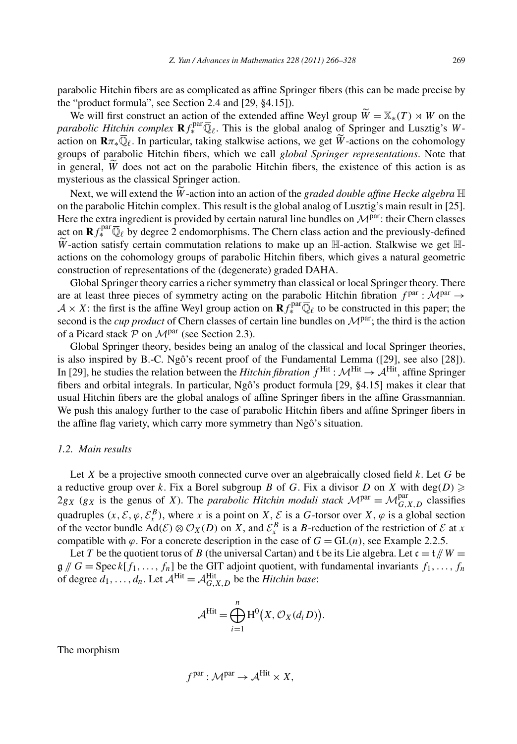parabolic Hitchin fibers are as complicated as affine Springer fibers (this can be made precise by the "product formula", see Section 2.4 and [29, §4.15]).

We will first construct an action of the extended affine Weyl group $\widetilde{W} = \mathbb{X}_*(T) \rtimes W$ on the *parabolic Hitchin complex* $\mathbf{R} f^{\mathrm{par}}_* \overline{\mathbb{Q}}_\ell$. This is the global analog of Springer and Lusztig's $W$-action on $\mathbf{R}\pi_*\overline{\mathbb{Q}}_\ell$. In particular, taking stalkwise actions, we get $\widetilde{W}$-actions on the cohomology groups of parabolic Hitchin fibers, which we call *global Springer representations*. Note that in general, $\widetilde{W}$ does not act on the parabolic Hitchin fibers, the existence of this action is as mysterious as the classical Springer action.

Next, we will extend the $\widetilde{W}$-action into an action of the *graded double affine Hecke algebra* $\mathbb{H}$ on the parabolic Hitchin complex. This result is the global analog of Lusztig's main result in [25]. Here the extra ingredient is provided by certain natural line bundles on $\mathcal{M}^{\mathrm{par}}$: their Chern classes act on $\mathbf{R} f^{\mathrm{par}}_* \overline{\mathbb{Q}}_\ell$ by degree 2 endomorphisms. The Chern class action and the previously-defined $\widetilde{W}$-action satisfy certain commutation relations to make up an $\mathbb{H}$-action. Stalkwise we get $\mathbb{H}$-actions on the cohomology groups of parabolic Hitchin fibers, which gives a natural geometric construction of representations of the (degenerate) graded DAHA.

Global Springer theory carries a richer symmetry than classical or local Springer theory. There are at least three pieces of symmetry acting on the parabolic Hitchin fibration $f^{\mathrm{par}} : \mathcal{M}^{\mathrm{par}} \to \mathcal{A} \times X$: the first is the affine Weyl group action on $\mathbf{R} f^{\mathrm{par}}_* \overline{\mathbb{Q}}_\ell$ to be constructed in this paper; the second is the *cup product* of Chern classes of certain line bundles on $\mathcal{M}^{\mathrm{par}}$; the third is the action of a Picard stack $\mathcal{P}$ on $\mathcal{M}^{\mathrm{par}}$ (see Section 2.3).

Global Springer theory, besides being an analog of the classical and local Springer theories, is also inspired by B.-C. Ngô's recent proof of the Fundamental Lemma ([29], see also [28]). In [29], he studies the relation between the *Hitchin fibration* $f^{\mathrm{Hit}} : \mathcal{M}^{\mathrm{Hit}} \to \mathcal{A}^{\mathrm{Hit}}$, affine Springer fibers and orbital integrals. In particular, Ngô's product formula [29, §4.15] makes it clear that usual Hitchin fibers are the global analogs of affine Springer fibers in the affine Grassmannian. We push this analogy further to the case of parabolic Hitchin fibers and affine Springer fibers in the affine flag variety, which carry more symmetry than Ngô's situation.

### 1.2. Main results

Let $X$ be a projective smooth connected curve over an algebraically closed field $k$. Let $G$ be a reductive group over $k$. Fix a Borel subgroup $B$ of $G$. Fix a divisor $D$ on $X$ with $\deg(D) \geqslant 2g_X$ ($g_X$ is the genus of $X$). The *parabolic Hitchin moduli stack* $\mathcal{M}^{\mathrm{par}} = \mathcal{M}^{\mathrm{par}}_{G,X,D}$ classifies quadruples $(x, \mathcal{E}, \varphi, \mathcal{E}^B_x)$, where $x$ is a point on $X$, $\mathcal{E}$ is a $G$-torsor over $X$, $\varphi$ is a global section of the vector bundle $\mathrm{Ad}(\mathcal{E}) \otimes \mathcal{O}_X(D)$ on $X$, and $\mathcal{E}^B_x$ is a $B$-reduction of the restriction of $\mathcal{E}$ at $x$ compatible with $\varphi$. For a concrete description in the case of $G = \mathrm{GL}(n)$, see Example 2.2.5.

Let $T$ be the quotient torus of $B$ (the universal Cartan) and $\mathfrak{t}$ be its Lie algebra. Let $\mathfrak{c} = \mathfrak{t} /\!\!/ W = \mathfrak{g} /\!\!/ G = \operatorname{Spec} k[f_1, \ldots, f_n]$ be the GIT adjoint quotient, with fundamental invariants $f_1, \ldots, f_n$ of degree $d_1, \ldots, d_n$. Let $\mathcal{A}^{\mathrm{Hit}} = \mathcal{A}^{\mathrm{Hit}}_{G,X,D}$ be the *Hitchin base*:

$$\mathcal{A}^{\mathrm{Hit}} = \bigoplus_{i=1}^{n} \mathrm{H}^0\big(X, \mathcal{O}_X(d_i D)\big).$$

The morphism

$$f^{\mathrm{par}} : \mathcal{M}^{\mathrm{par}} \to \mathcal{A}^{\mathrm{Hit}} \times X,$$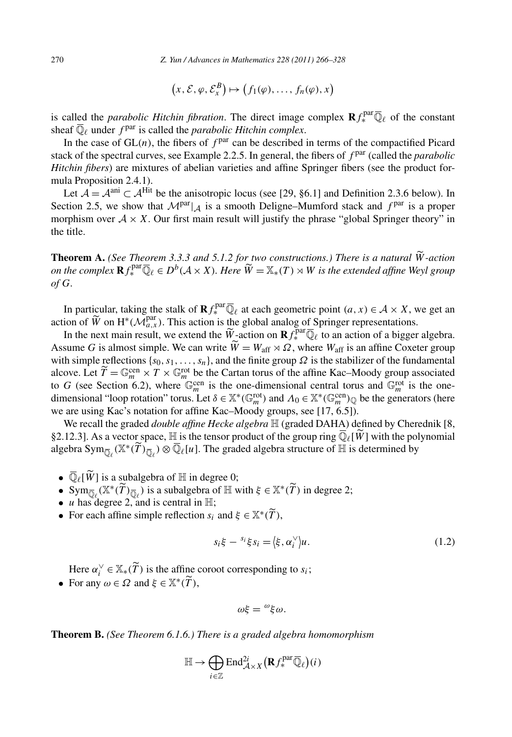$$\left(x, \mathcal{E}, \varphi, \mathcal{E}_x^B\right) \mapsto \left(f_1(\varphi), \dots, f_n(\varphi), x\right)$$

is called the *parabolic Hitchin fibration*. The direct image complex $\mathbf{R}f_*^{\mathrm{par}}\overline{\mathbb{Q}}_\ell$ of the constant sheaf $\overline{\mathbb{Q}}_\ell$ under $f^{\mathrm{par}}$ is called the *parabolic Hitchin complex*.

In the case of $\mathrm{GL}(n)$, the fibers of $f^{\mathrm{par}}$ can be described in terms of the compactified Picard stack of the spectral curves, see Example 2.2.5. In general, the fibers of $f^{\mathrm{par}}$ (called the *parabolic Hitchin fibers*) are mixtures of abelian varieties and affine Springer fibers (see the product formula Proposition 2.4.1).

Let $\mathcal{A} = \mathcal{A}^{\mathrm{ani}} \subset \mathcal{A}^{\mathrm{Hit}}$ be the anisotropic locus (see [29, §6.1] and Definition 2.3.6 below). In Section 2.5, we show that $\mathcal{M}^{\mathrm{par}}|_{\mathcal{A}}$ is a smooth Deligne–Mumford stack and $f^{\mathrm{par}}$ is a proper morphism over $\mathcal{A} \times X$. Our first main result will justify the phrase "global Springer theory" in the title.

**Theorem A.** *(See Theorem 3.3.3 and 5.1.2 for two constructions.) There is a natural $\widetilde{W}$-action on the complex $\mathbf{R}f_*^{\mathrm{par}}\overline{\mathbb{Q}}_\ell \in D^b(\mathcal{A} \times X)$. Here $\widetilde{W} = \mathbb{X}_*(T) \rtimes W$ is the extended affine Weyl group of $G$.*

In particular, taking the stalk of $\mathbf{R}f_*^{\mathrm{par}}\overline{\mathbb{Q}}_\ell$ at each geometric point $(a, x) \in \mathcal{A} \times X$, we get an action of $\widetilde{W}$ on $\mathrm{H}^*(\mathcal{M}_{a,x}^{\mathrm{par}})$. This action is the global analog of Springer representations.

In the next main result, we extend the $\widetilde{W}$-action on $\mathbf{R}f_*^{\mathrm{par}}\overline{\mathbb{Q}}_\ell$ to an action of a bigger algebra. Assume $G$ is almost simple. We can write $\widetilde{W} = W_{\mathrm{aff}} \rtimes \Omega$, where $W_{\mathrm{aff}}$ is an affine Coxeter group with simple reflections $\{s_0, s_1, \dots, s_n\}$, and the finite group $\Omega$ is the stabilizer of the fundamental alcove. Let $\widetilde{T} = \mathbb{G}_m^{\mathrm{cen}} \times T \times \mathbb{G}_m^{\mathrm{rot}}$ be the Cartan torus of the affine Kac–Moody group associated to $G$ (see Section 6.2), where $\mathbb{G}_m^{\mathrm{cen}}$ is the one-dimensional central torus and $\mathbb{G}_m^{\mathrm{rot}}$ is the one-dimensional "loop rotation" torus. Let $\delta \in \mathbb{X}^*(\mathbb{G}_m^{\mathrm{rot}})$ and $\Lambda_0 \in \mathbb{X}^*(\mathbb{G}_m^{\mathrm{cen}})_{\mathbb{Q}}$ be the generators (here we are using Kac's notation for affine Kac–Moody groups, see [17, 6.5]).

We recall the graded *double affine Hecke algebra* $\mathbb{H}$ (graded DAHA) defined by Cherednik [8, §2.12.3]. As a vector space, $\mathbb{H}$ is the tensor product of the group ring $\overline{\mathbb{Q}}_\ell[\widetilde{W}]$ with the polynomial algebra $\mathrm{Sym}_{\overline{\mathbb{Q}}_\ell}(\mathbb{X}^*(\widetilde{T})_{\overline{\mathbb{Q}}_\ell}) \otimes \overline{\mathbb{Q}}_\ell[u]$. The graded algebra structure of $\mathbb{H}$ is determined by

- $\overline{\mathbb{Q}}_\ell[\widetilde{W}]$ is a subalgebra of $\mathbb{H}$ in degree 0;
- $\mathrm{Sym}_{\overline{\mathbb{Q}}_\ell}(\mathbb{X}^*(\widetilde{T})_{\overline{\mathbb{Q}}_\ell})$ is a subalgebra of $\mathbb{H}$ with $\xi \in \mathbb{X}^*(\widetilde{T})$ in degree 2;
- $u$ has degree 2, and is central in $\mathbb{H}$;
- For each affine simple reflection $s_i$ and $\xi \in \mathbb{X}^*(\widetilde{T})$,

$$s_i\xi - {}^{s_i}\xi s_i = \langle \xi, \alpha_i^\vee \rangle u. \tag{1.2}$$

  Here $\alpha_i^\vee \in \mathbb{X}_*(\widetilde{T})$ is the affine coroot corresponding to $s_i$;
- For any $\omega \in \Omega$ and $\xi \in \mathbb{X}^*(\widetilde{T})$,

$$\omega\xi = {}^{\omega}\xi\omega.$$

**Theorem B.** *(See Theorem 6.1.6.) There is a graded algebra homomorphism*

$$\mathbb{H} \to \bigoplus_{i \in \mathbb{Z}} \mathrm{End}_{\mathcal{A} \times X}^{2i}\left(\mathbf{R}f_*^{\mathrm{par}}\overline{\mathbb{Q}}_\ell\right)(i)$$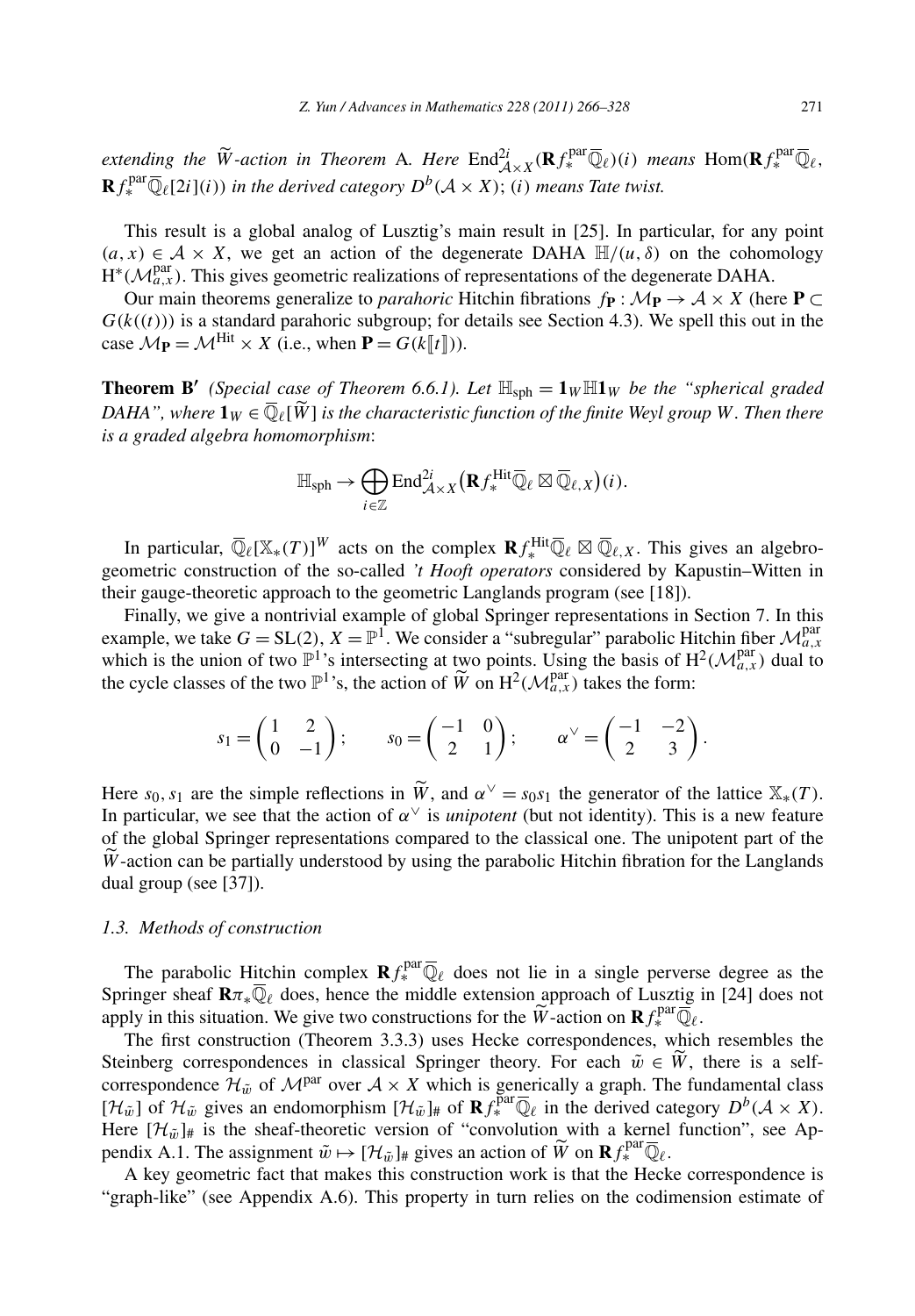*extending the $\widetilde{W}$-action in Theorem* A*. Here* $\mathrm{End}^{2i}_{\mathcal{A}\times X}(\mathbf{R}f^{\mathrm{par}}_*\overline{\mathbb{Q}}_\ell)(i)$ *means* $\mathrm{Hom}(\mathbf{R}f^{\mathrm{par}}_*\overline{\mathbb{Q}}_\ell, \mathbf{R}f^{\mathrm{par}}_*\overline{\mathbb{Q}}_\ell[2i](i))$ *in the derived category* $D^b(\mathcal{A}\times X)$; $(i)$ *means Tate twist.*

This result is a global analog of Lusztig's main result in [25]. In particular, for any point $(a,x)\in\mathcal{A}\times X$, we get an action of the degenerate DAHA $\mathbb{H}/(u,\delta)$ on the cohomology $\mathrm{H}^*(\mathcal{M}^{\mathrm{par}}_{a,x})$. This gives geometric realizations of representations of the degenerate DAHA.

Our main theorems generalize to *parahoric* Hitchin fibrations $f_{\mathbf{P}}:\mathcal{M}_{\mathbf{P}}\to\mathcal{A}\times X$ (here $\mathbf{P}\subset G(k((t)))$ is a standard parahoric subgroup; for details see Section 4.3). We spell this out in the case $\mathcal{M}_{\mathbf{P}}=\mathcal{M}^{\mathrm{Hit}}\times X$ (i.e., when $\mathbf{P}=G(k[[t]])$).

**Theorem B′** *(Special case of Theorem 6.6.1). Let $\mathbb{H}_{\mathrm{sph}}=\mathbf{1}_W\mathbb{H}\mathbf{1}_W$ be the "spherical graded DAHA", where $\mathbf{1}_W\in\overline{\mathbb{Q}}_\ell[\widetilde{W}]$ is the characteristic function of the finite Weyl group $W$. Then there is a graded algebra homomorphism*:

$$\mathbb{H}_{\mathrm{sph}}\to\bigoplus_{i\in\mathbb{Z}}\mathrm{End}^{2i}_{\mathcal{A}\times X}\big(\mathbf{R}f^{\mathrm{Hit}}_*\overline{\mathbb{Q}}_\ell\boxtimes\overline{\mathbb{Q}}_{\ell,X}\big)(i).$$

In particular, $\overline{\mathbb{Q}}_\ell[\mathbb{X}_*(T)]^W$ acts on the complex $\mathbf{R}f^{\mathrm{Hit}}_*\overline{\mathbb{Q}}_\ell\boxtimes\overline{\mathbb{Q}}_{\ell,X}$. This gives an algebro-geometric construction of the so-called *'t Hooft operators* considered by Kapustin–Witten in their gauge-theoretic approach to the geometric Langlands program (see [18]).

Finally, we give a nontrivial example of global Springer representations in Section 7. In this example, we take $G=\mathrm{SL}(2)$, $X=\mathbb{P}^1$. We consider a "subregular" parabolic Hitchin fiber $\mathcal{M}^{\mathrm{par}}_{a,x}$ which is the union of two $\mathbb{P}^1$'s intersecting at two points. Using the basis of $\mathrm{H}^2(\mathcal{M}^{\mathrm{par}}_{a,x})$ dual to the cycle classes of the two $\mathbb{P}^1$'s, the action of $\widetilde{W}$ on $\mathrm{H}^2(\mathcal{M}^{\mathrm{par}}_{a,x})$ takes the form:

$$s_1=\begin{pmatrix}1 & 2\\ 0 & -1\end{pmatrix};\qquad s_0=\begin{pmatrix}-1 & 0\\ 2 & 1\end{pmatrix};\qquad \alpha^\vee=\begin{pmatrix}-1 & -2\\ 2 & 3\end{pmatrix}.$$

Here $s_0,s_1$ are the simple reflections in $\widetilde{W}$, and $\alpha^\vee=s_0s_1$ the generator of the lattice $\mathbb{X}_*(T)$. In particular, we see that the action of $\alpha^\vee$ is *unipotent* (but not identity). This is a new feature of the global Springer representations compared to the classical one. The unipotent part of the $\widetilde{W}$-action can be partially understood by using the parabolic Hitchin fibration for the Langlands dual group (see [37]).

### 1.3. Methods of construction

The parabolic Hitchin complex $\mathbf{R}f^{\mathrm{par}}_*\overline{\mathbb{Q}}_\ell$ does not lie in a single perverse degree as the Springer sheaf $\mathbf{R}\pi_*\overline{\mathbb{Q}}_\ell$ does, hence the middle extension approach of Lusztig in [24] does not apply in this situation. We give two constructions for the $\widetilde{W}$-action on $\mathbf{R}f^{\mathrm{par}}_*\overline{\mathbb{Q}}_\ell$.

The first construction (Theorem 3.3.3) uses Hecke correspondences, which resembles the Steinberg correspondences in classical Springer theory. For each $\tilde{w}\in\widetilde{W}$, there is a self-correspondence $\mathcal{H}_{\tilde{w}}$ of $\mathcal{M}^{\mathrm{par}}$ over $\mathcal{A}\times X$ which is generically a graph. The fundamental class $[\mathcal{H}_{\tilde{w}}]$ of $\mathcal{H}_{\tilde{w}}$ gives an endomorphism $[\mathcal{H}_{\tilde{w}}]_\#$ of $\mathbf{R}f^{\mathrm{par}}_*\overline{\mathbb{Q}}_\ell$ in the derived category $D^b(\mathcal{A}\times X)$. Here $[\mathcal{H}_{\tilde{w}}]_\#$ is the sheaf-theoretic version of "convolution with a kernel function", see Appendix A.1. The assignment $\tilde{w}\mapsto[\mathcal{H}_{\tilde{w}}]_\#$ gives an action of $\widetilde{W}$ on $\mathbf{R}f^{\mathrm{par}}_*\overline{\mathbb{Q}}_\ell$.

A key geometric fact that makes this construction work is that the Hecke correspondence is "graph-like" (see Appendix A.6). This property in turn relies on the codimension estimate of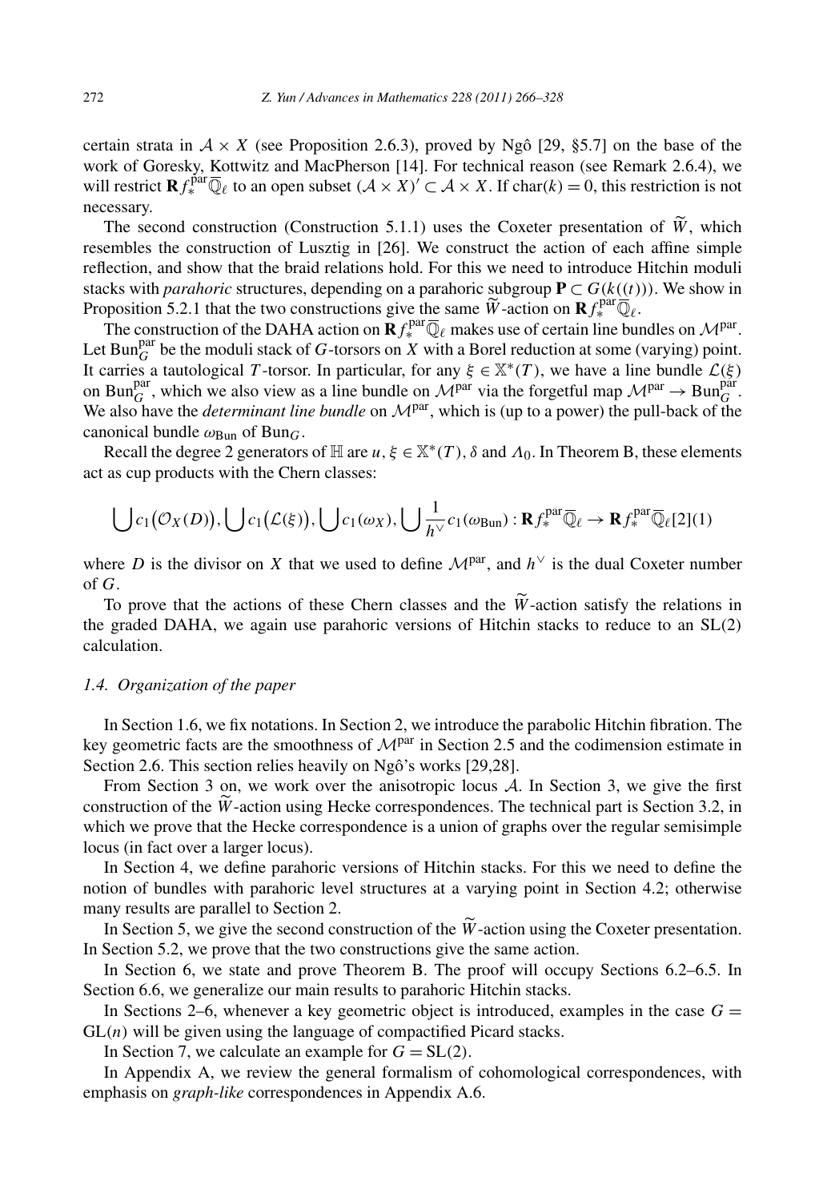certain strata in $\mathcal{A} \times X$ (see Proposition 2.6.3), proved by Ngô [29, §5.7] on the base of the work of Goresky, Kottwitz and MacPherson [14]. For technical reason (see Remark 2.6.4), we will restrict $\mathbf{R}f_*^{\text{par}}\overline{\mathbb{Q}}_\ell$ to an open subset $(\mathcal{A} \times X)' \subset \mathcal{A} \times X$. If $\text{char}(k) = 0$, this restriction is not necessary.

The second construction (Construction 5.1.1) uses the Coxeter presentation of $\widetilde{W}$, which resembles the construction of Lusztig in [26]. We construct the action of each affine simple reflection, and show that the braid relations hold. For this we need to introduce Hitchin moduli stacks with *parahoric* structures, depending on a parahoric subgroup $\mathbf{P} \subset G(k((t)))$. We show in Proposition 5.2.1 that the two constructions give the same $\widetilde{W}$-action on $\mathbf{R}f_*^{\text{par}}\overline{\mathbb{Q}}_\ell$.

The construction of the DAHA action on $\mathbf{R}f_*^{\text{par}}\overline{\mathbb{Q}}_\ell$ makes use of certain line bundles on $\mathcal{M}^{\text{par}}$. Let $\text{Bun}_G^{\text{par}}$ be the moduli stack of $G$-torsors on $X$ with a Borel reduction at some (varying) point. It carries a tautological $T$-torsor. In particular, for any $\xi \in \mathbb{X}^*(T)$, we have a line bundle $\mathcal{L}(\xi)$ on $\text{Bun}_G^{\text{par}}$, which we also view as a line bundle on $\mathcal{M}^{\text{par}}$ via the forgetful map $\mathcal{M}^{\text{par}} \to \text{Bun}_G^{\text{par}}$. We also have the *determinant line bundle* on $\mathcal{M}^{\text{par}}$, which is (up to a power) the pull-back of the canonical bundle $\omega_{\text{Bun}}$ of $\text{Bun}_G$.

Recall the degree 2 generators of $\mathbb{H}$ are $u, \xi \in \mathbb{X}^*(T)$, $\delta$ and $\Lambda_0$. In Theorem B, these elements act as cup products with the Chern classes:

$$\bigcup c_1\big(\mathcal{O}_X(D)\big), \bigcup c_1\big(\mathcal{L}(\xi)\big), \bigcup c_1(\omega_X), \bigcup \frac{1}{h^\vee} c_1(\omega_{\text{Bun}}) : \mathbf{R}f_*^{\text{par}}\overline{\mathbb{Q}}_\ell \to \mathbf{R}f_*^{\text{par}}\overline{\mathbb{Q}}_\ell[2](1)$$

where $D$ is the divisor on $X$ that we used to define $\mathcal{M}^{\text{par}}$, and $h^\vee$ is the dual Coxeter number of $G$.

To prove that the actions of these Chern classes and the $\widetilde{W}$-action satisfy the relations in the graded DAHA, we again use parahoric versions of Hitchin stacks to reduce to an SL(2) calculation.

### *1.4. Organization of the paper*

In Section 1.6, we fix notations. In Section 2, we introduce the parabolic Hitchin fibration. The key geometric facts are the smoothness of $\mathcal{M}^{\text{par}}$ in Section 2.5 and the codimension estimate in Section 2.6. This section relies heavily on Ngô's works [29,28].

From Section 3 on, we work over the anisotropic locus $\mathcal{A}$. In Section 3, we give the first construction of the $\widetilde{W}$-action using Hecke correspondences. The technical part is Section 3.2, in which we prove that the Hecke correspondence is a union of graphs over the regular semisimple locus (in fact over a larger locus).

In Section 4, we define parahoric versions of Hitchin stacks. For this we need to define the notion of bundles with parahoric level structures at a varying point in Section 4.2; otherwise many results are parallel to Section 2.

In Section 5, we give the second construction of the $\widetilde{W}$-action using the Coxeter presentation. In Section 5.2, we prove that the two constructions give the same action.

In Section 6, we state and prove Theorem B. The proof will occupy Sections 6.2–6.5. In Section 6.6, we generalize our main results to parahoric Hitchin stacks.

In Sections 2–6, whenever a key geometric object is introduced, examples in the case $G = \text{GL}(n)$ will be given using the language of compactified Picard stacks.

In Section 7, we calculate an example for $G = \text{SL}(2)$.

In Appendix A, we review the general formalism of cohomological correspondences, with emphasis on *graph-like* correspondences in Appendix A.6.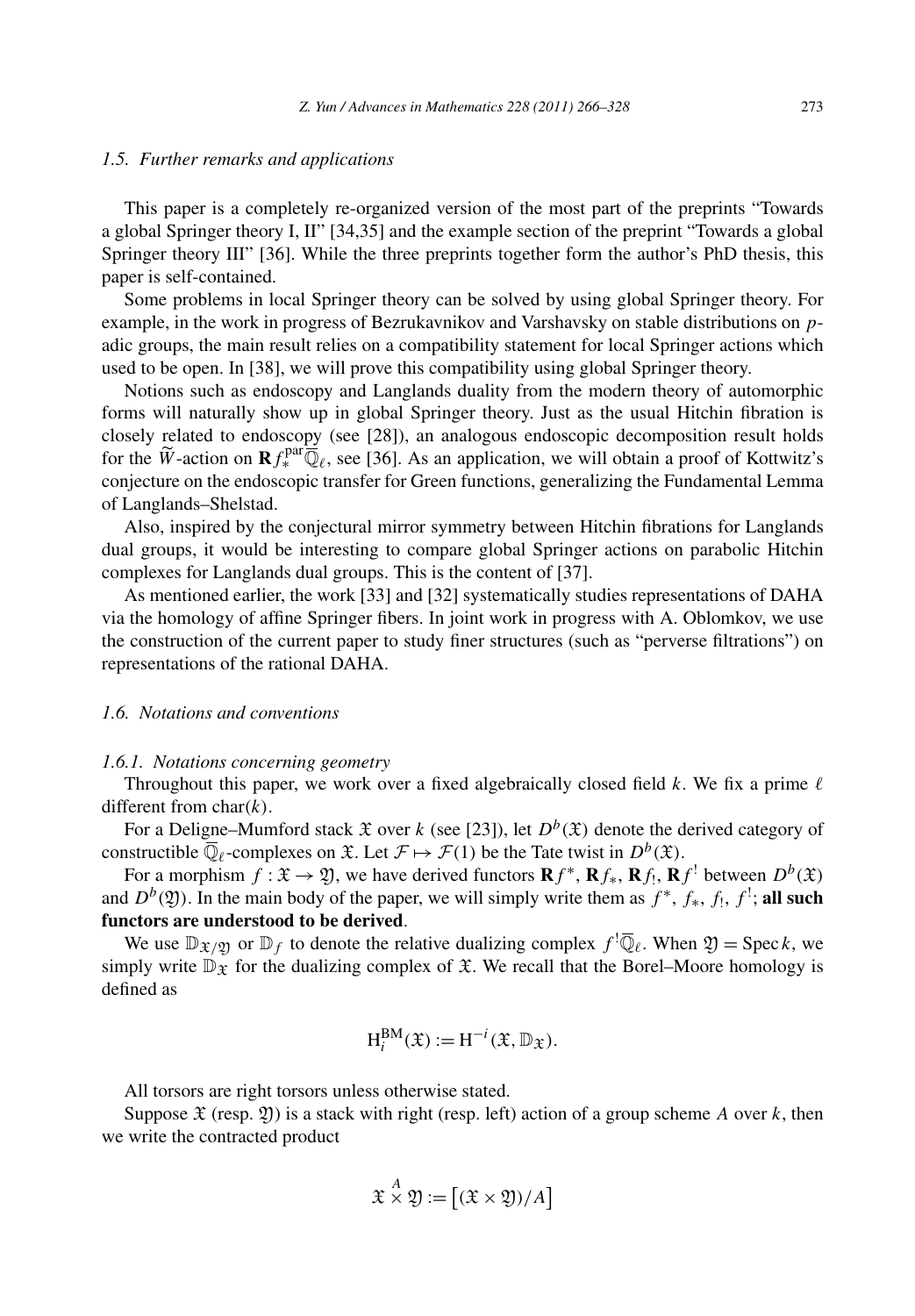### 1.5. Further remarks and applications

This paper is a completely re-organized version of the most part of the preprints "Towards a global Springer theory I, II" [34,35] and the example section of the preprint "Towards a global Springer theory III" [36]. While the three preprints together form the author's PhD thesis, this paper is self-contained.

Some problems in local Springer theory can be solved by using global Springer theory. For example, in the work in progress of Bezrukavnikov and Varshavsky on stable distributions on $p$-adic groups, the main result relies on a compatibility statement for local Springer actions which used to be open. In [38], we will prove this compatibility using global Springer theory.

Notions such as endoscopy and Langlands duality from the modern theory of automorphic forms will naturally show up in global Springer theory. Just as the usual Hitchin fibration is closely related to endoscopy (see [28]), an analogous endoscopic decomposition result holds for the $\widetilde{W}$-action on $\mathbf{R}f_*^{\mathrm{par}}\overline{\mathbb{Q}}_\ell$, see [36]. As an application, we will obtain a proof of Kottwitz's conjecture on the endoscopic transfer for Green functions, generalizing the Fundamental Lemma of Langlands–Shelstad.

Also, inspired by the conjectural mirror symmetry between Hitchin fibrations for Langlands dual groups, it would be interesting to compare global Springer actions on parabolic Hitchin complexes for Langlands dual groups. This is the content of [37].

As mentioned earlier, the work [33] and [32] systematically studies representations of DAHA via the homology of affine Springer fibers. In joint work in progress with A. Oblomkov, we use the construction of the current paper to study finer structures (such as "perverse filtrations") on representations of the rational DAHA.

### 1.6. Notations and conventions

#### 1.6.1. Notations concerning geometry

Throughout this paper, we work over a fixed algebraically closed field $k$. We fix a prime $\ell$ different from $\mathrm{char}(k)$.

For a Deligne–Mumford stack $\mathfrak{X}$ over $k$ (see [23]), let $D^b(\mathfrak{X})$ denote the derived category of constructible $\overline{\mathbb{Q}}_\ell$-complexes on $\mathfrak{X}$. Let $\mathcal{F} \mapsto \mathcal{F}(1)$ be the Tate twist in $D^b(\mathfrak{X})$.

For a morphism $f : \mathfrak{X} \to \mathfrak{Y}$, we have derived functors $\mathbf{R}f^*$, $\mathbf{R}f_*$, $\mathbf{R}f_!$, $\mathbf{R}f^!$ between $D^b(\mathfrak{X})$ and $D^b(\mathfrak{Y})$. In the main body of the paper, we will simply write them as $f^*$, $f_*$, $f_!$, $f^!$; **all such functors are understood to be derived**.

We use $\mathbb{D}_{\mathfrak{X}/\mathfrak{Y}}$ or $\mathbb{D}_f$ to denote the relative dualizing complex $f^!\overline{\mathbb{Q}}_\ell$. When $\mathfrak{Y} = \operatorname{Spec} k$, we simply write $\mathbb{D}_{\mathfrak{X}}$ for the dualizing complex of $\mathfrak{X}$. We recall that the Borel–Moore homology is defined as

$$\mathrm{H}_i^{\mathrm{BM}}(\mathfrak{X}) := \mathrm{H}^{-i}(\mathfrak{X}, \mathbb{D}_{\mathfrak{X}}).$$

All torsors are right torsors unless otherwise stated.

Suppose $\mathfrak{X}$ (resp. $\mathfrak{Y}$) is a stack with right (resp. left) action of a group scheme $A$ over $k$, then we write the contracted product

$$\mathfrak{X} \overset{A}{\times} \mathfrak{Y} := \big[(\mathfrak{X} \times \mathfrak{Y})/A\big]$$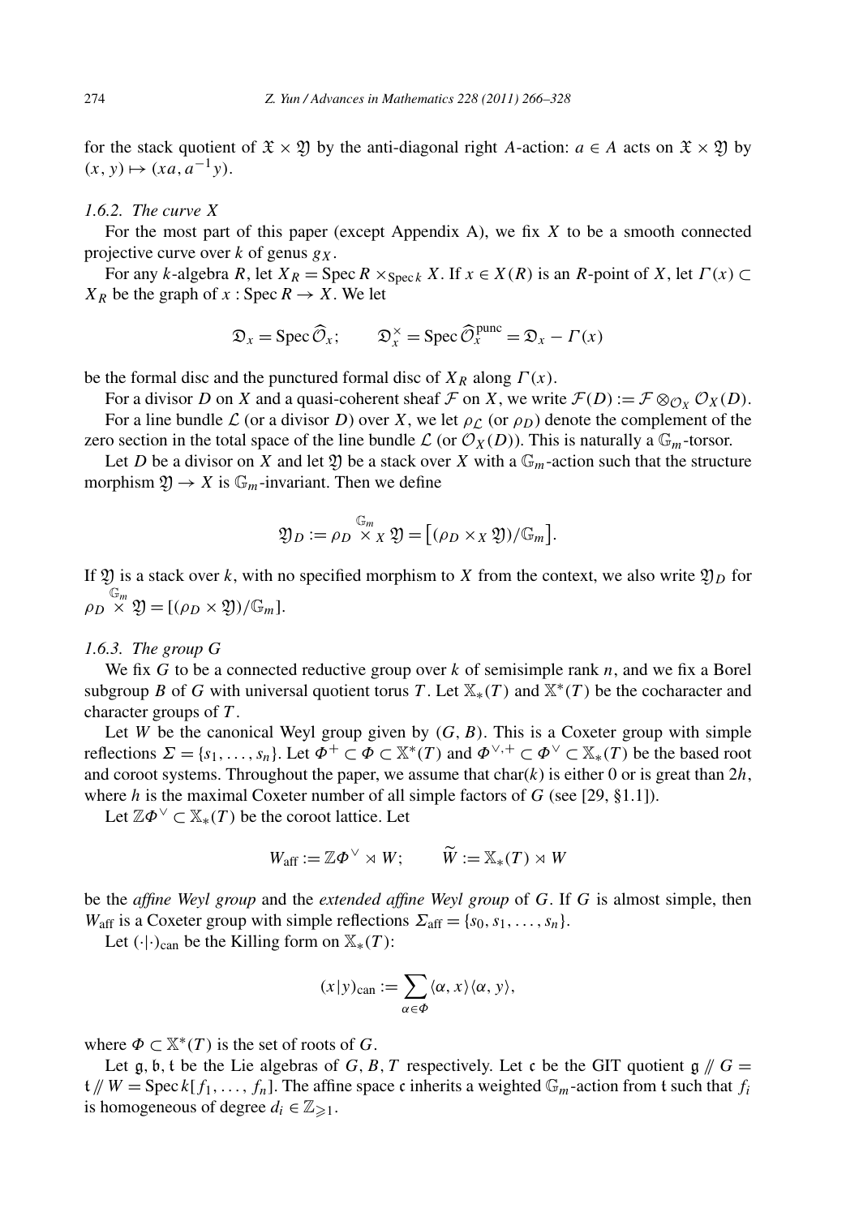for the stack quotient of $\mathfrak{X} \times \mathfrak{Y}$ by the anti-diagonal right $A$-action: $a \in A$ acts on $\mathfrak{X} \times \mathfrak{Y}$ by $(x, y) \mapsto (xa, a^{-1}y)$.

*1.6.2. The curve X*

For the most part of this paper (except Appendix A), we fix $X$ to be a smooth connected projective curve over $k$ of genus $g_X$.

For any $k$-algebra $R$, let $X_R = \operatorname{Spec} R \times_{\operatorname{Spec} k} X$. If $x \in X(R)$ is an $R$-point of $X$, let $\Gamma(x) \subset X_R$ be the graph of $x : \operatorname{Spec} R \to X$. We let

$$\mathfrak{D}_x = \operatorname{Spec} \widehat{\mathcal{O}}_x; \qquad \mathfrak{D}_x^\times = \operatorname{Spec} \widehat{\mathcal{O}}_x^{\mathrm{punc}} = \mathfrak{D}_x - \Gamma(x)$$

be the formal disc and the punctured formal disc of $X_R$ along $\Gamma(x)$.

For a divisor $D$ on $X$ and a quasi-coherent sheaf $\mathcal{F}$ on $X$, we write $\mathcal{F}(D) := \mathcal{F} \otimes_{\mathcal{O}_X} \mathcal{O}_X(D)$.

For a line bundle $\mathcal{L}$ (or a divisor $D$) over $X$, we let $\rho_{\mathcal{L}}$ (or $\rho_D$) denote the complement of the zero section in the total space of the line bundle $\mathcal{L}$ (or $\mathcal{O}_X(D)$). This is naturally a $\mathbb{G}_m$-torsor.

Let $D$ be a divisor on $X$ and let $\mathfrak{Y}$ be a stack over $X$ with a $\mathbb{G}_m$-action such that the structure morphism $\mathfrak{Y} \to X$ is $\mathbb{G}_m$-invariant. Then we define

$$\mathfrak{Y}_D := \rho_D \overset{\mathbb{G}_m}{\times}_X \mathfrak{Y} = \big[(\rho_D \times_X \mathfrak{Y})/\mathbb{G}_m\big].$$

If $\mathfrak{Y}$ is a stack over $k$, with no specified morphism to $X$ from the context, we also write $\mathfrak{Y}_D$ for $\rho_D \overset{\mathbb{G}_m}{\times} \mathfrak{Y} = [(\rho_D \times \mathfrak{Y})/\mathbb{G}_m]$.

*1.6.3. The group G*

We fix $G$ to be a connected reductive group over $k$ of semisimple rank $n$, and we fix a Borel subgroup $B$ of $G$ with universal quotient torus $T$. Let $\mathbb{X}_*(T)$ and $\mathbb{X}^*(T)$ be the cocharacter and character groups of $T$.

Let $W$ be the canonical Weyl group given by $(G, B)$. This is a Coxeter group with simple reflections $\Sigma = \{s_1, \dots, s_n\}$. Let $\Phi^+ \subset \Phi \subset \mathbb{X}^*(T)$ and $\Phi^{\vee,+} \subset \Phi^\vee \subset \mathbb{X}_*(T)$ be the based root and coroot systems. Throughout the paper, we assume that $\operatorname{char}(k)$ is either 0 or is great than $2h$, where $h$ is the maximal Coxeter number of all simple factors of $G$ (see [29, §1.1]).

Let $\mathbb{Z}\Phi^\vee \subset \mathbb{X}_*(T)$ be the coroot lattice. Let

$$W_{\mathrm{aff}} := \mathbb{Z}\Phi^\vee \rtimes W; \qquad \widetilde{W} := \mathbb{X}_*(T) \rtimes W$$

be the *affine Weyl group* and the *extended affine Weyl group* of $G$. If $G$ is almost simple, then $W_{\mathrm{aff}}$ is a Coxeter group with simple reflections $\Sigma_{\mathrm{aff}} = \{s_0, s_1, \dots, s_n\}$.

Let $(\cdot|\cdot)_{\mathrm{can}}$ be the Killing form on $\mathbb{X}_*(T)$:

$$(x|y)_{\mathrm{can}} := \sum_{\alpha \in \Phi} \langle \alpha, x \rangle \langle \alpha, y \rangle,$$

where $\Phi \subset \mathbb{X}^*(T)$ is the set of roots of $G$.

Let $\mathfrak{g}, \mathfrak{b}, \mathfrak{t}$ be the Lie algebras of $G, B, T$ respectively. Let $\mathfrak{c}$ be the GIT quotient $\mathfrak{g} /\!\!/ G = \mathfrak{t} /\!\!/ W = \operatorname{Spec} k[f_1, \dots, f_n]$. The affine space $\mathfrak{c}$ inherits a weighted $\mathbb{G}_m$-action from $\mathfrak{t}$ such that $f_i$ is homogeneous of degree $d_i \in \mathbb{Z}_{\geqslant 1}$.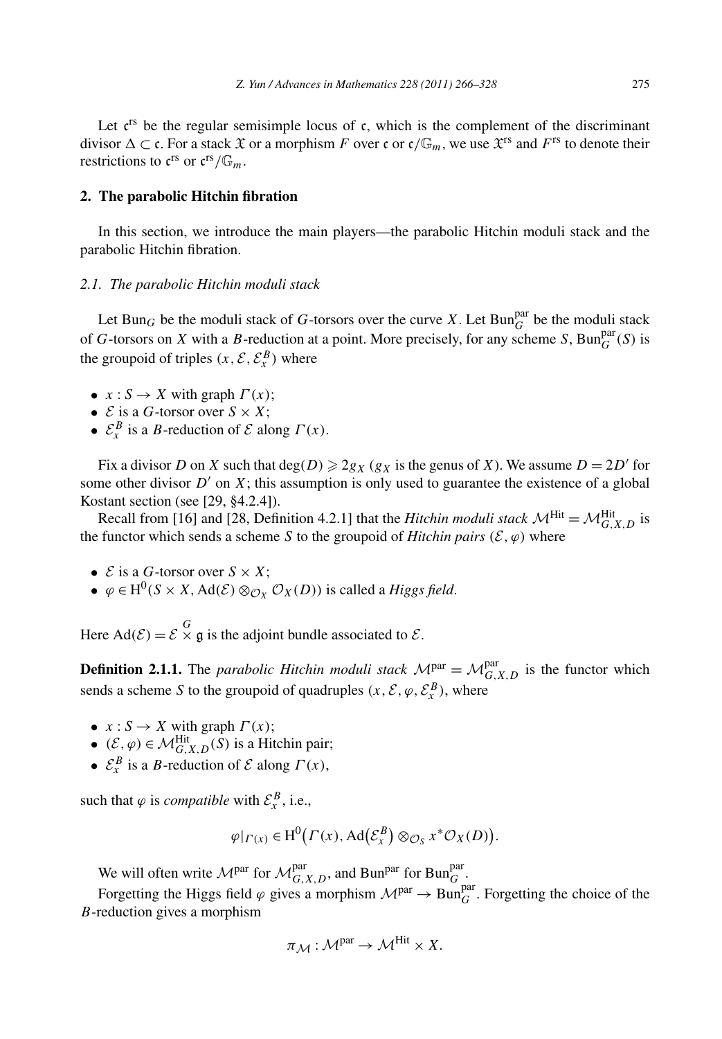Let $\mathfrak{c}^{\mathrm{rs}}$ be the regular semisimple locus of $\mathfrak{c}$, which is the complement of the discriminant divisor $\Delta \subset \mathfrak{c}$. For a stack $\mathfrak{X}$ or a morphism $F$ over $\mathfrak{c}$ or $\mathfrak{c}/\mathbb{G}_m$, we use $\mathfrak{X}^{\mathrm{rs}}$ and $F^{\mathrm{rs}}$ to denote their restrictions to $\mathfrak{c}^{\mathrm{rs}}$ or $\mathfrak{c}^{\mathrm{rs}}/\mathbb{G}_m$.

## 2. The parabolic Hitchin fibration

In this section, we introduce the main players—the parabolic Hitchin moduli stack and the parabolic Hitchin fibration.

### 2.1. The parabolic Hitchin moduli stack

Let $\mathrm{Bun}_G$ be the moduli stack of $G$-torsors over the curve $X$. Let $\mathrm{Bun}_G^{\mathrm{par}}$ be the moduli stack of $G$-torsors on $X$ with a $B$-reduction at a point. More precisely, for any scheme $S$, $\mathrm{Bun}_G^{\mathrm{par}}(S)$ is the groupoid of triples $(x, \mathcal{E}, \mathcal{E}_x^B)$ where

- $x : S \to X$ with graph $\Gamma(x)$;
- $\mathcal{E}$ is a $G$-torsor over $S \times X$;
- $\mathcal{E}_x^B$ is a $B$-reduction of $\mathcal{E}$ along $\Gamma(x)$.

Fix a divisor $D$ on $X$ such that $\deg(D) \geqslant 2g_X$ ($g_X$ is the genus of $X$). We assume $D = 2D'$ for some other divisor $D'$ on $X$; this assumption is only used to guarantee the existence of a global Kostant section (see [29, §4.2.4]).

Recall from [16] and [28, Definition 4.2.1] that the *Hitchin moduli stack* $\mathcal{M}^{\mathrm{Hit}} = \mathcal{M}^{\mathrm{Hit}}_{G,X,D}$ is the functor which sends a scheme $S$ to the groupoid of *Hitchin pairs* $(\mathcal{E}, \varphi)$ where

- $\mathcal{E}$ is a $G$-torsor over $S \times X$;
- $\varphi \in \mathrm{H}^0(S \times X, \mathrm{Ad}(\mathcal{E}) \otimes_{\mathcal{O}_X} \mathcal{O}_X(D))$ is called a *Higgs field*.

Here $\mathrm{Ad}(\mathcal{E}) = \mathcal{E} \overset{G}{\times} \mathfrak{g}$ is the adjoint bundle associated to $\mathcal{E}$.

**Definition 2.1.1.** The *parabolic Hitchin moduli stack* $\mathcal{M}^{\mathrm{par}} = \mathcal{M}^{\mathrm{par}}_{G,X,D}$ is the functor which sends a scheme $S$ to the groupoid of quadruples $(x, \mathcal{E}, \varphi, \mathcal{E}_x^B)$, where

- $x : S \to X$ with graph $\Gamma(x)$;
- $(\mathcal{E}, \varphi) \in \mathcal{M}^{\mathrm{Hit}}_{G,X,D}(S)$ is a Hitchin pair;
- $\mathcal{E}_x^B$ is a $B$-reduction of $\mathcal{E}$ along $\Gamma(x)$,

such that $\varphi$ is *compatible* with $\mathcal{E}_x^B$, i.e.,

$$\varphi|_{\Gamma(x)} \in \mathrm{H}^0\big(\Gamma(x), \mathrm{Ad}\big(\mathcal{E}_x^B\big) \otimes_{\mathcal{O}_S} x^*\mathcal{O}_X(D)\big).$$

We will often write $\mathcal{M}^{\mathrm{par}}$ for $\mathcal{M}^{\mathrm{par}}_{G,X,D}$, and $\mathrm{Bun}^{\mathrm{par}}$ for $\mathrm{Bun}_G^{\mathrm{par}}$.

Forgetting the Higgs field $\varphi$ gives a morphism $\mathcal{M}^{\mathrm{par}} \to \mathrm{Bun}_G^{\mathrm{par}}$. Forgetting the choice of the $B$-reduction gives a morphism

$$\pi_{\mathcal{M}} : \mathcal{M}^{\mathrm{par}} \to \mathcal{M}^{\mathrm{Hit}} \times X.$$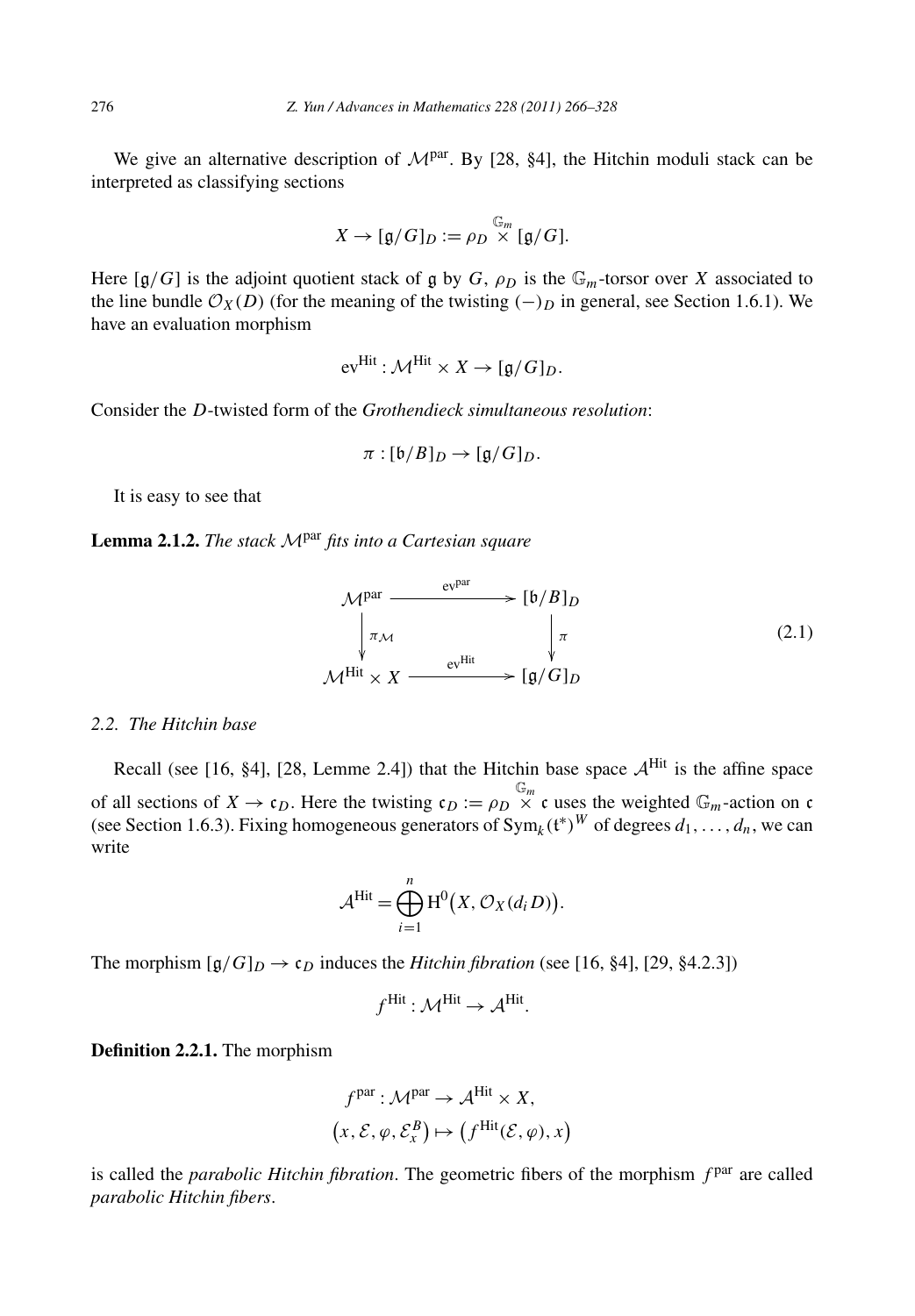We give an alternative description of $\mathcal{M}^{\text{par}}$. By [28, §4], the Hitchin moduli stack can be interpreted as classifying sections

$$X \to [\mathfrak{g}/G]_D := \rho_D \overset{\mathbb{G}_m}{\times} [\mathfrak{g}/G].$$

Here $[\mathfrak{g}/G]$ is the adjoint quotient stack of $\mathfrak{g}$ by $G$, $\rho_D$ is the $\mathbb{G}_m$-torsor over $X$ associated to the line bundle $\mathcal{O}_X(D)$ (for the meaning of the twisting $(-)_D$ in general, see Section 1.6.1). We have an evaluation morphism

$$\text{ev}^{\text{Hit}} : \mathcal{M}^{\text{Hit}} \times X \to [\mathfrak{g}/G]_D.$$

Consider the $D$-twisted form of the *Grothendieck simultaneous resolution*:

$$\pi : [\mathfrak{b}/B]_D \to [\mathfrak{g}/G]_D.$$

It is easy to see that

**Lemma 2.1.2.** *The stack $\mathcal{M}^{\text{par}}$ fits into a Cartesian square*

$$\begin{array}{ccc} \mathcal{M}^{\text{par}} & \xrightarrow{\text{ev}^{\text{par}}} & [\mathfrak{b}/B]_D \\ \Big\downarrow{\scriptstyle \pi_{\mathcal{M}}} & & \Big\downarrow{\scriptstyle \pi} \\ \mathcal{M}^{\text{Hit}} \times X & \xrightarrow{\text{ev}^{\text{Hit}}} & [\mathfrak{g}/G]_D \end{array} \tag{2.1}$$

## 2.2. The Hitchin base

Recall (see [16, §4], [28, Lemme 2.4]) that the Hitchin base space $\mathcal{A}^{\text{Hit}}$ is the affine space of all sections of $X \to \mathfrak{c}_D$. Here the twisting $\mathfrak{c}_D := \rho_D \overset{\mathbb{G}_m}{\times} \mathfrak{c}$ uses the weighted $\mathbb{G}_m$-action on $\mathfrak{c}$ (see Section 1.6.3). Fixing homogeneous generators of $\text{Sym}_k(\mathfrak{t}^*)^W$ of degrees $d_1, \dots, d_n$, we can write

$$\mathcal{A}^{\text{Hit}} = \bigoplus_{i=1}^{n} \text{H}^0\big(X, \mathcal{O}_X(d_i D)\big).$$

The morphism $[\mathfrak{g}/G]_D \to \mathfrak{c}_D$ induces the *Hitchin fibration* (see [16, §4], [29, §4.2.3])

$$f^{\text{Hit}} : \mathcal{M}^{\text{Hit}} \to \mathcal{A}^{\text{Hit}}.$$

**Definition 2.2.1.** The morphism

$$f^{\text{par}} : \mathcal{M}^{\text{par}} \to \mathcal{A}^{\text{Hit}} \times X,$$
$$\big(x, \mathcal{E}, \varphi, \mathcal{E}_x^B\big) \mapsto \big(f^{\text{Hit}}(\mathcal{E}, \varphi), x\big)$$

is called the *parabolic Hitchin fibration*. The geometric fibers of the morphism $f^{\text{par}}$ are called *parabolic Hitchin fibers*.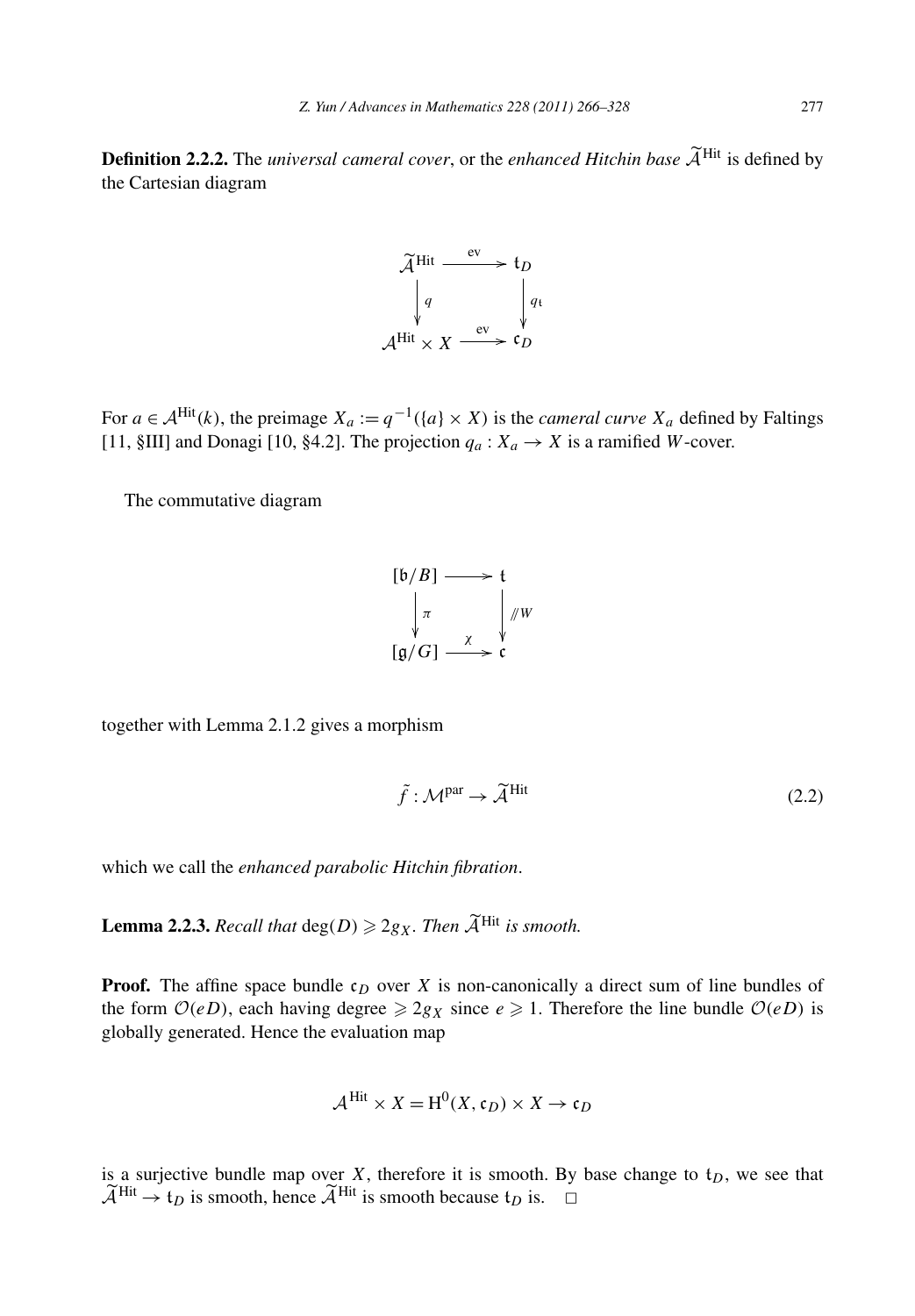**Definition 2.2.2.** The *universal cameral cover*, or the *enhanced Hitchin base* $\widetilde{\mathcal{A}}^{\mathrm{Hit}}$ is defined by the Cartesian diagram

$$\begin{array}{ccc} \widetilde{\mathcal{A}}^{\mathrm{Hit}} & \xrightarrow{\mathrm{ev}} & \mathfrak{t}_D \\ \downarrow{\scriptstyle q} & & \downarrow{\scriptstyle q_{\mathfrak{t}}} \\ \mathcal{A}^{\mathrm{Hit}} \times X & \xrightarrow{\mathrm{ev}} & \mathfrak{c}_D \end{array}$$

For $a \in \mathcal{A}^{\mathrm{Hit}}(k)$, the preimage $X_a := q^{-1}(\{a\} \times X)$ is the *cameral curve* $X_a$ defined by Faltings [11, §III] and Donagi [10, §4.2]. The projection $q_a : X_a \to X$ is a ramified $W$-cover.

The commutative diagram

$$\begin{array}{ccc} [\mathfrak{b}/B] & \longrightarrow & \mathfrak{t} \\ \downarrow{\scriptstyle \pi} & & \downarrow{\scriptstyle /\!\!/W} \\ [\mathfrak{g}/G] & \xrightarrow{\chi} & \mathfrak{c} \end{array}$$

together with Lemma 2.1.2 gives a morphism

$$\tilde{f} : \mathcal{M}^{\mathrm{par}} \to \widetilde{\mathcal{A}}^{\mathrm{Hit}} \tag{2.2}$$

which we call the *enhanced parabolic Hitchin fibration*.

**Lemma 2.2.3.** *Recall that* $\deg(D) \geqslant 2g_X$. *Then* $\widetilde{\mathcal{A}}^{\mathrm{Hit}}$ *is smooth.*

**Proof.** The affine space bundle $\mathfrak{c}_D$ over $X$ is non-canonically a direct sum of line bundles of the form $\mathcal{O}(eD)$, each having degree $\geqslant 2g_X$ since $e \geqslant 1$. Therefore the line bundle $\mathcal{O}(eD)$ is globally generated. Hence the evaluation map

$$\mathcal{A}^{\mathrm{Hit}} \times X = \mathrm{H}^0(X, \mathfrak{c}_D) \times X \to \mathfrak{c}_D$$

is a surjective bundle map over $X$, therefore it is smooth. By base change to $\mathfrak{t}_D$, we see that $\widetilde{\mathcal{A}}^{\mathrm{Hit}} \to \mathfrak{t}_D$ is smooth, hence $\widetilde{\mathcal{A}}^{\mathrm{Hit}}$ is smooth because $\mathfrak{t}_D$ is. $\square$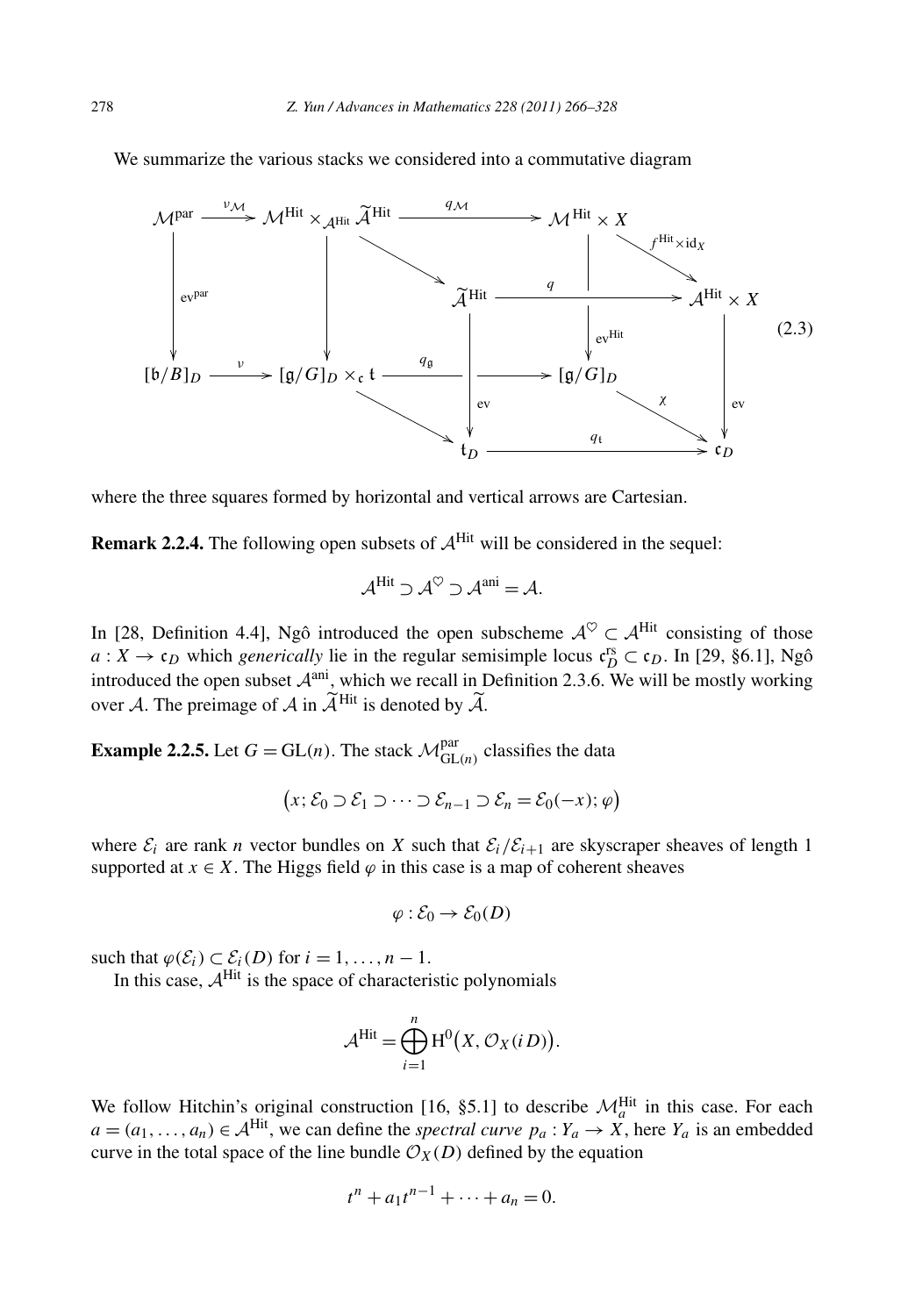We summarize the various stacks we considered into a commutative diagram

$$
\begin{array}{ccccccc}
\mathcal{M}^{\mathrm{par}} & \xrightarrow{\nu_{\mathcal{M}}} & \mathcal{M}^{\mathrm{Hit}} \times_{\mathcal{A}^{\mathrm{Hit}}} \widetilde{\mathcal{A}}^{\mathrm{Hit}} & \xrightarrow{q_{\mathcal{M}}} & \mathcal{M}^{\mathrm{Hit}} \times X & \xrightarrow{f^{\mathrm{Hit}} \times \mathrm{id}_X} & \mathcal{A}^{\mathrm{Hit}} \times X \\
\downarrow{\scriptstyle \mathrm{ev}^{\mathrm{par}}} & & \downarrow & \searrow & \widetilde{\mathcal{A}}^{\mathrm{Hit}} \xrightarrow{q} \mathcal{A}^{\mathrm{Hit}} \times X & & \downarrow{\scriptstyle \mathrm{ev}} \\
[\mathfrak{b}/B]_D & \xrightarrow{\nu} & [\mathfrak{g}/G]_D \times_{\mathfrak{c}} \mathfrak{t} & \xrightarrow{q_{\mathfrak{g}}} & [\mathfrak{g}/G]_D \ (\uparrow \mathrm{ev}^{\mathrm{Hit}}) & \xrightarrow{\chi} & \mathfrak{c}_D \\
 & & & \searrow & \mathfrak{t}_D \ (\uparrow \mathrm{ev}) & \xrightarrow{q_{\mathfrak{t}}} & \mathfrak{c}_D
\end{array}
\tag{2.3}
$$

where the three squares formed by horizontal and vertical arrows are Cartesian.

**Remark 2.2.4.** The following open subsets of $\mathcal{A}^{\mathrm{Hit}}$ will be considered in the sequel:

$$\mathcal{A}^{\mathrm{Hit}} \supset \mathcal{A}^{\heartsuit} \supset \mathcal{A}^{\mathrm{ani}} = \mathcal{A}.$$

In [28, Definition 4.4], Ngô introduced the open subscheme $\mathcal{A}^{\heartsuit} \subset \mathcal{A}^{\mathrm{Hit}}$ consisting of those $a : X \to \mathfrak{c}_D$ which *generically* lie in the regular semisimple locus $\mathfrak{c}_D^{\mathrm{rs}} \subset \mathfrak{c}_D$. In [29, §6.1], Ngô introduced the open subset $\mathcal{A}^{\mathrm{ani}}$, which we recall in Definition 2.3.6. We will be mostly working over $\mathcal{A}$. The preimage of $\mathcal{A}$ in $\widetilde{\mathcal{A}}^{\mathrm{Hit}}$ is denoted by $\widetilde{\mathcal{A}}$.

**Example 2.2.5.** Let $G = \mathrm{GL}(n)$. The stack $\mathcal{M}^{\mathrm{par}}_{\mathrm{GL}(n)}$ classifies the data

$$\big(x; \mathcal{E}_0 \supset \mathcal{E}_1 \supset \cdots \supset \mathcal{E}_{n-1} \supset \mathcal{E}_n = \mathcal{E}_0(-x); \varphi\big)$$

where $\mathcal{E}_i$ are rank $n$ vector bundles on $X$ such that $\mathcal{E}_i/\mathcal{E}_{i+1}$ are skyscraper sheaves of length 1 supported at $x \in X$. The Higgs field $\varphi$ in this case is a map of coherent sheaves

$$\varphi : \mathcal{E}_0 \to \mathcal{E}_0(D)$$

such that $\varphi(\mathcal{E}_i) \subset \mathcal{E}_i(D)$ for $i = 1, \ldots, n-1$.

In this case, $\mathcal{A}^{\mathrm{Hit}}$ is the space of characteristic polynomials

$$\mathcal{A}^{\mathrm{Hit}} = \bigoplus_{i=1}^{n} \mathrm{H}^0\big(X, \mathcal{O}_X(iD)\big).$$

We follow Hitchin's original construction [16, §5.1] to describe $\mathcal{M}^{\mathrm{Hit}}_a$ in this case. For each $a = (a_1, \ldots, a_n) \in \mathcal{A}^{\mathrm{Hit}}$, we can define the *spectral curve* $p_a : Y_a \to X$, here $Y_a$ is an embedded curve in the total space of the line bundle $\mathcal{O}_X(D)$ defined by the equation

$$t^n + a_1 t^{n-1} + \cdots + a_n = 0.$$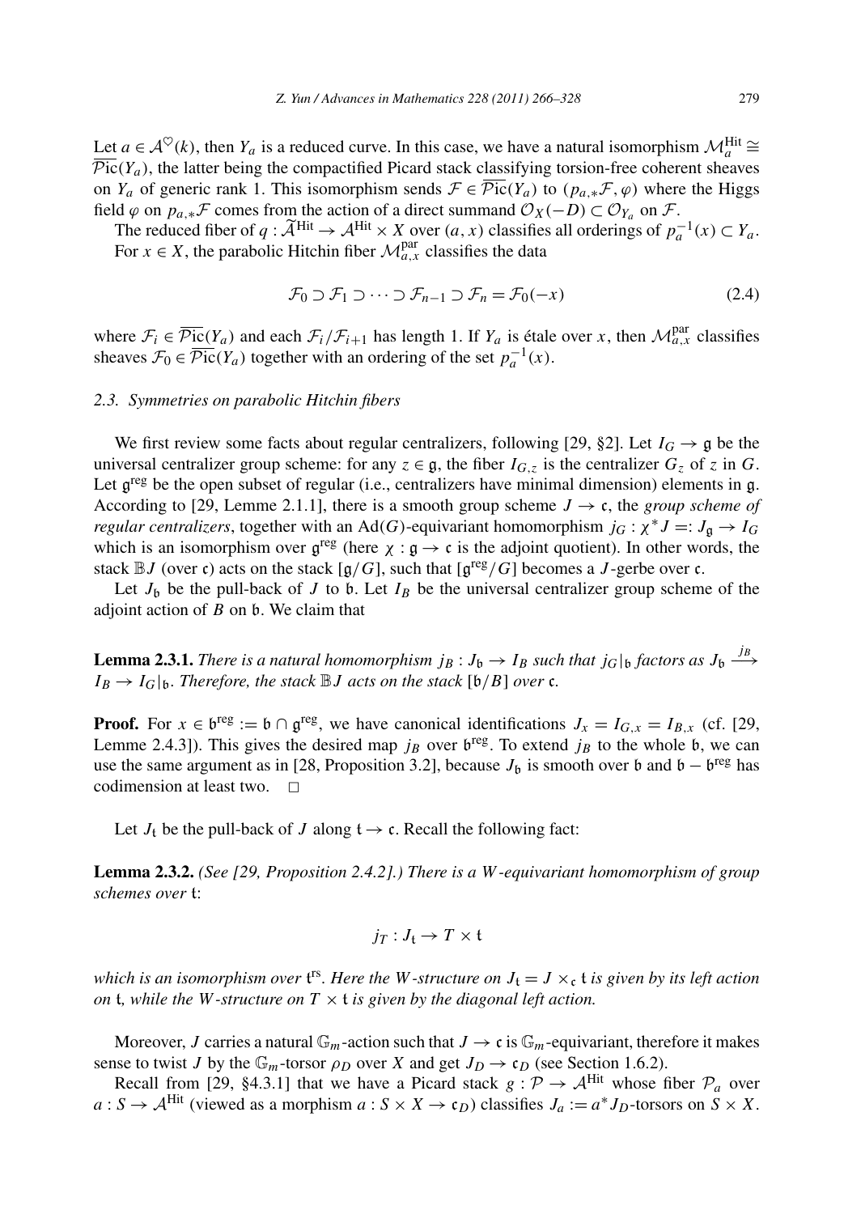Let $a \in \mathcal{A}^{\heartsuit}(k)$, then $Y_a$ is a reduced curve. In this case, we have a natural isomorphism $\mathcal{M}^{\mathrm{Hit}}_a \cong \overline{\mathcal{P}\mathrm{ic}}(Y_a)$, the latter being the compactified Picard stack classifying torsion-free coherent sheaves on $Y_a$ of generic rank 1. This isomorphism sends $\mathcal{F} \in \overline{\mathcal{P}\mathrm{ic}}(Y_a)$ to $(p_{a,*}\mathcal{F}, \varphi)$ where the Higgs field $\varphi$ on $p_{a,*}\mathcal{F}$ comes from the action of a direct summand $\mathcal{O}_X(-D) \subset \mathcal{O}_{Y_a}$ on $\mathcal{F}$.

The reduced fiber of $q : \widetilde{\mathcal{A}}^{\mathrm{Hit}} \to \mathcal{A}^{\mathrm{Hit}} \times X$ over $(a, x)$ classifies all orderings of $p_a^{-1}(x) \subset Y_a$.

For $x \in X$, the parabolic Hitchin fiber $\mathcal{M}^{\mathrm{par}}_{a,x}$ classifies the data

$$\mathcal{F}_0 \supset \mathcal{F}_1 \supset \cdots \supset \mathcal{F}_{n-1} \supset \mathcal{F}_n = \mathcal{F}_0(-x) \tag{2.4}$$

where $\mathcal{F}_i \in \overline{\mathcal{P}\mathrm{ic}}(Y_a)$ and each $\mathcal{F}_i/\mathcal{F}_{i+1}$ has length 1. If $Y_a$ is étale over $x$, then $\mathcal{M}^{\mathrm{par}}_{a,x}$ classifies sheaves $\mathcal{F}_0 \in \overline{\mathcal{P}\mathrm{ic}}(Y_a)$ together with an ordering of the set $p_a^{-1}(x)$.

### 2.3. Symmetries on parabolic Hitchin fibers

We first review some facts about regular centralizers, following [29, §2]. Let $I_G \to \mathfrak{g}$ be the universal centralizer group scheme: for any $z \in \mathfrak{g}$, the fiber $I_{G,z}$ is the centralizer $G_z$ of $z$ in $G$. Let $\mathfrak{g}^{\mathrm{reg}}$ be the open subset of regular (i.e., centralizers have minimal dimension) elements in $\mathfrak{g}$. According to [29, Lemme 2.1.1], there is a smooth group scheme $J \to \mathfrak{c}$, the *group scheme of regular centralizers*, together with an $\mathrm{Ad}(G)$-equivariant homomorphism $j_G : \chi^* J =: J_{\mathfrak{g}} \to I_G$ which is an isomorphism over $\mathfrak{g}^{\mathrm{reg}}$ (here $\chi : \mathfrak{g} \to \mathfrak{c}$ is the adjoint quotient). In other words, the stack $\mathbb{B}J$ (over $\mathfrak{c}$) acts on the stack $[\mathfrak{g}/G]$, such that $[\mathfrak{g}^{\mathrm{reg}}/G]$ becomes a $J$-gerbe over $\mathfrak{c}$.

Let $J_{\mathfrak{b}}$ be the pull-back of $J$ to $\mathfrak{b}$. Let $I_B$ be the universal centralizer group scheme of the adjoint action of $B$ on $\mathfrak{b}$. We claim that

**Lemma 2.3.1.** *There is a natural homomorphism $j_B : J_{\mathfrak{b}} \to I_B$ such that $j_G|_{\mathfrak{b}}$ factors as $J_{\mathfrak{b}} \xrightarrow{j_B} I_B \to I_G|_{\mathfrak{b}}$. Therefore, the stack $\mathbb{B}J$ acts on the stack $[\mathfrak{b}/B]$ over $\mathfrak{c}$.*

**Proof.** For $x \in \mathfrak{b}^{\mathrm{reg}} := \mathfrak{b} \cap \mathfrak{g}^{\mathrm{reg}}$, we have canonical identifications $J_x = I_{G,x} = I_{B,x}$ (cf. [29, Lemme 2.4.3]). This gives the desired map $j_B$ over $\mathfrak{b}^{\mathrm{reg}}$. To extend $j_B$ to the whole $\mathfrak{b}$, we can use the same argument as in [28, Proposition 3.2], because $J_{\mathfrak{b}}$ is smooth over $\mathfrak{b}$ and $\mathfrak{b} - \mathfrak{b}^{\mathrm{reg}}$ has codimension at least two. □

Let $J_{\mathfrak{t}}$ be the pull-back of $J$ along $\mathfrak{t} \to \mathfrak{c}$. Recall the following fact:

**Lemma 2.3.2.** *(See [29, Proposition 2.4.2].) There is a $W$-equivariant homomorphism of group schemes over $\mathfrak{t}$:*

$$j_T : J_{\mathfrak{t}} \to T \times \mathfrak{t}$$

*which is an isomorphism over $\mathfrak{t}^{\mathrm{rs}}$. Here the $W$-structure on $J_{\mathfrak{t}} = J \times_{\mathfrak{c}} \mathfrak{t}$ is given by its left action on $\mathfrak{t}$, while the $W$-structure on $T \times \mathfrak{t}$ is given by the diagonal left action.*

Moreover, $J$ carries a natural $\mathbb{G}_m$-action such that $J \to \mathfrak{c}$ is $\mathbb{G}_m$-equivariant, therefore it makes sense to twist $J$ by the $\mathbb{G}_m$-torsor $\rho_D$ over $X$ and get $J_D \to \mathfrak{c}_D$ (see Section 1.6.2).

Recall from [29, §4.3.1] that we have a Picard stack $g : \mathcal{P} \to \mathcal{A}^{\mathrm{Hit}}$ whose fiber $\mathcal{P}_a$ over $a : S \to \mathcal{A}^{\mathrm{Hit}}$ (viewed as a morphism $a : S \times X \to \mathfrak{c}_D$) classifies $J_a := a^* J_D$-torsors on $S \times X$.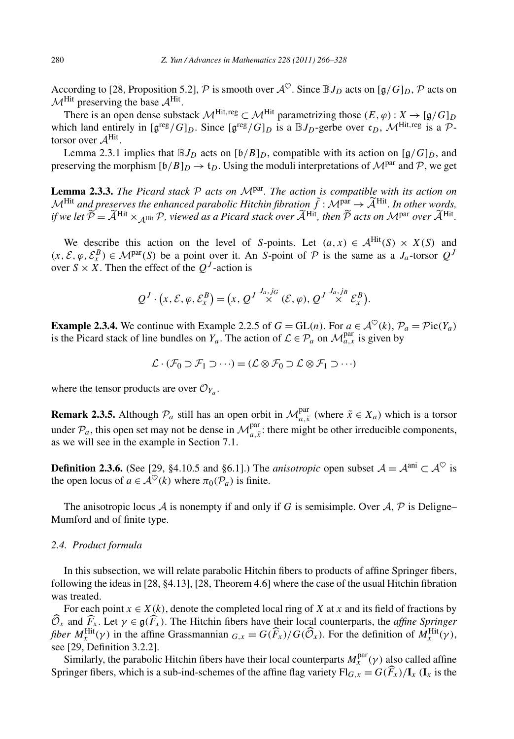According to [28, Proposition 5.2], $\mathcal{P}$ is smooth over $\mathcal{A}^{\heartsuit}$. Since $\mathbb{B}J_D$ acts on $[\mathfrak{g}/G]_D$, $\mathcal{P}$ acts on $\mathcal{M}^{\mathrm{Hit}}$ preserving the base $\mathcal{A}^{\mathrm{Hit}}$.

There is an open dense substack $\mathcal{M}^{\mathrm{Hit,reg}} \subset \mathcal{M}^{\mathrm{Hit}}$ parametrizing those $(E,\varphi): X \to [\mathfrak{g}/G]_D$ which land entirely in $[\mathfrak{g}^{\mathrm{reg}}/G]_D$. Since $[\mathfrak{g}^{\mathrm{reg}}/G]_D$ is a $\mathbb{B}J_D$-gerbe over $\mathfrak{c}_D$, $\mathcal{M}^{\mathrm{Hit,reg}}$ is a $\mathcal{P}$-torsor over $\mathcal{A}^{\mathrm{Hit}}$.

Lemma 2.3.1 implies that $\mathbb{B}J_D$ acts on $[\mathfrak{b}/B]_D$, compatible with its action on $[\mathfrak{g}/G]_D$, and preserving the morphism $[\mathfrak{b}/B]_D \to \mathfrak{t}_D$. Using the moduli interpretations of $\mathcal{M}^{\mathrm{par}}$ and $\mathcal{P}$, we get

**Lemma 2.3.3.** *The Picard stack $\mathcal{P}$ acts on $\mathcal{M}^{\mathrm{par}}$. The action is compatible with its action on $\mathcal{M}^{\mathrm{Hit}}$ and preserves the enhanced parabolic Hitchin fibration $\tilde{f}: \mathcal{M}^{\mathrm{par}} \to \widetilde{\mathcal{A}}^{\mathrm{Hit}}$. In other words, if we let $\widetilde{\mathcal{P}} = \widetilde{\mathcal{A}}^{\mathrm{Hit}} \times_{\mathcal{A}^{\mathrm{Hit}}} \mathcal{P}$, viewed as a Picard stack over $\widetilde{\mathcal{A}}^{\mathrm{Hit}}$, then $\widetilde{\mathcal{P}}$ acts on $\mathcal{M}^{\mathrm{par}}$ over $\widetilde{\mathcal{A}}^{\mathrm{Hit}}$.*

We describe this action on the level of $S$-points. Let $(a,x) \in \mathcal{A}^{\mathrm{Hit}}(S) \times X(S)$ and $(x, \mathcal{E}, \varphi, \mathcal{E}_x^B) \in \mathcal{M}^{\mathrm{par}}(S)$ be a point over it. An $S$-point of $\mathcal{P}$ is the same as a $J_a$-torsor $Q^J$ over $S \times X$. Then the effect of the $Q^J$-action is

$$Q^J \cdot \left(x, \mathcal{E}, \varphi, \mathcal{E}_x^B\right) = \left(x, Q^J \overset{J_a, j_G}{\times} (\mathcal{E}, \varphi), Q^J \overset{J_a, j_B}{\times} \mathcal{E}_x^B\right).$$

**Example 2.3.4.** We continue with Example 2.2.5 of $G = \mathrm{GL}(n)$. For $a \in \mathcal{A}^{\heartsuit}(k)$, $\mathcal{P}_a = \mathcal{P}\mathrm{ic}(Y_a)$ is the Picard stack of line bundles on $Y_a$. The action of $\mathcal{L} \in \mathcal{P}_a$ on $\mathcal{M}_{a,x}^{\mathrm{par}}$ is given by

$$\mathcal{L} \cdot (\mathcal{F}_0 \supset \mathcal{F}_1 \supset \cdots) = (\mathcal{L} \otimes \mathcal{F}_0 \supset \mathcal{L} \otimes \mathcal{F}_1 \supset \cdots)$$

where the tensor products are over $\mathcal{O}_{Y_a}$.

**Remark 2.3.5.** Although $\mathcal{P}_a$ still has an open orbit in $\mathcal{M}_{a,\tilde{x}}^{\mathrm{par}}$ (where $\tilde{x} \in X_a$) which is a torsor under $\mathcal{P}_a$, this open set may not be dense in $\mathcal{M}_{a,\tilde{x}}^{\mathrm{par}}$: there might be other irreducible components, as we will see in the example in Section 7.1.

**Definition 2.3.6.** (See [29, §4.10.5 and §6.1].) The *anisotropic* open subset $\mathcal{A} = \mathcal{A}^{\mathrm{ani}} \subset \mathcal{A}^{\heartsuit}$ is the open locus of $a \in \mathcal{A}^{\heartsuit}(k)$ where $\pi_0(\mathcal{P}_a)$ is finite.

The anisotropic locus $\mathcal{A}$ is nonempty if and only if $G$ is semisimple. Over $\mathcal{A}$, $\mathcal{P}$ is Deligne–Mumford and of finite type.

### 2.4. Product formula

In this subsection, we will relate parabolic Hitchin fibers to products of affine Springer fibers, following the ideas in [28, §4.13], [28, Theorem 4.6] where the case of the usual Hitchin fibration was treated.

For each point $x \in X(k)$, denote the completed local ring of $X$ at $x$ and its field of fractions by $\widehat{\mathcal{O}}_x$ and $\widehat{F}_x$. Let $\gamma \in \mathfrak{g}(\widehat{F}_x)$. The Hitchin fibers have their local counterparts, the *affine Springer fiber* $M_x^{\mathrm{Hit}}(\gamma)$ in the affine Grassmannian ${}_{G,x} = G(\widehat{F}_x)/G(\widehat{\mathcal{O}}_x)$. For the definition of $M_x^{\mathrm{Hit}}(\gamma)$, see [29, Definition 3.2.2].

Similarly, the parabolic Hitchin fibers have their local counterparts $M_x^{\mathrm{par}}(\gamma)$ also called affine Springer fibers, which is a sub-ind-schemes of the affine flag variety $\mathrm{Fl}_{G,x} = G(\widehat{F}_x)/\mathbf{I}_x$ ($\mathbf{I}_x$ is the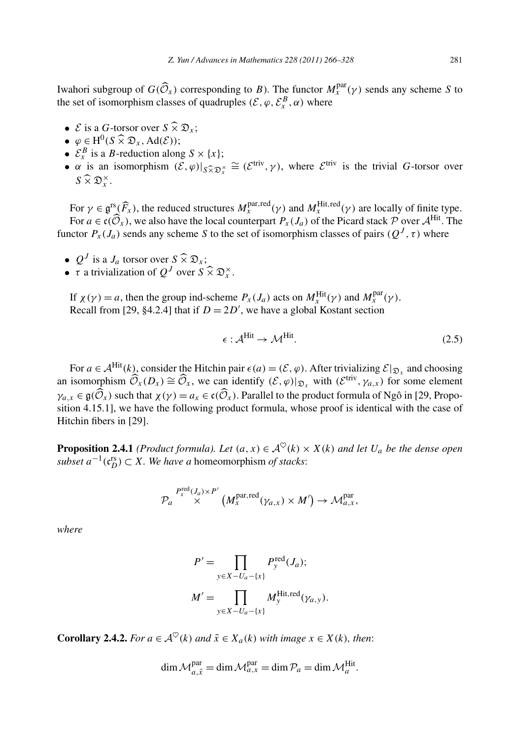Iwahori subgroup of $G(\widehat{\mathcal{O}}_x)$ corresponding to $B$). The functor $M_x^{\mathrm{par}}(\gamma)$ sends any scheme $S$ to the set of isomorphism classes of quadruples $(\mathcal{E}, \varphi, \mathcal{E}_x^B, \alpha)$ where

- $\mathcal{E}$ is a $G$-torsor over $S \widehat{\times} \mathfrak{D}_x$;
- $\varphi \in \mathrm{H}^0(S \widehat{\times} \mathfrak{D}_x, \mathrm{Ad}(\mathcal{E}))$;
- $\mathcal{E}_x^B$ is a $B$-reduction along $S \times \{x\}$;
- $\alpha$ is an isomorphism $(\mathcal{E}, \varphi)|_{S \widehat{\times} \mathfrak{D}_x^{\times}} \cong (\mathcal{E}^{\mathrm{triv}}, \gamma)$, where $\mathcal{E}^{\mathrm{triv}}$ is the trivial $G$-torsor over $S \widehat{\times} \mathfrak{D}_x^{\times}$.

For $\gamma \in \mathfrak{g}^{\mathrm{rs}}(\widehat{F}_x)$, the reduced structures $M_x^{\mathrm{par,red}}(\gamma)$ and $M_x^{\mathrm{Hit,red}}(\gamma)$ are locally of finite type.

For $a \in \mathfrak{c}(\widehat{\mathcal{O}}_x)$, we also have the local counterpart $P_x(J_a)$ of the Picard stack $\mathcal{P}$ over $\mathcal{A}^{\mathrm{Hit}}$. The functor $P_x(J_a)$ sends any scheme $S$ to the set of isomorphism classes of pairs $(Q^J, \tau)$ where

- $Q^J$ is a $J_a$ torsor over $S \widehat{\times} \mathfrak{D}_x$;
- $\tau$ a trivialization of $Q^J$ over $S \widehat{\times} \mathfrak{D}_x^{\times}$.

If $\chi(\gamma) = a$, then the group ind-scheme $P_x(J_a)$ acts on $M_x^{\mathrm{Hit}}(\gamma)$ and $M_x^{\mathrm{par}}(\gamma)$.

Recall from [29, §4.2.4] that if $D = 2D'$, we have a global Kostant section

$$\epsilon : \mathcal{A}^{\mathrm{Hit}} \to \mathcal{M}^{\mathrm{Hit}}. \tag{2.5}$$

For $a \in \mathcal{A}^{\mathrm{Hit}}(k)$, consider the Hitchin pair $\epsilon(a) = (\mathcal{E}, \varphi)$. After trivializing $\mathcal{E}|_{\mathfrak{D}_x}$ and choosing an isomorphism $\widehat{\mathcal{O}}_x(D_x) \cong \widehat{\mathcal{O}}_x$, we can identify $(\mathcal{E}, \varphi)|_{\mathfrak{D}_x}$ with $(\mathcal{E}^{\mathrm{triv}}, \gamma_{a,x})$ for some element $\gamma_{a,x} \in \mathfrak{g}(\widehat{\mathcal{O}}_x)$ such that $\chi(\gamma) = a_x \in \mathfrak{c}(\widehat{\mathcal{O}}_x)$. Parallel to the product formula of Ngô in [29, Proposition 4.15.1], we have the following product formula, whose proof is identical with the case of Hitchin fibers in [29].

**Proposition 2.4.1** *(Product formula). Let $(a, x) \in \mathcal{A}^{\heartsuit}(k) \times X(k)$ and let $U_a$ be the dense open subset $a^{-1}(\mathfrak{c}_D^{\mathrm{rs}}) \subset X$. We have a* homeomorphism *of stacks*:

$$\mathcal{P}_a \overset{P_x^{\mathrm{red}}(J_a) \times P'}{\times} \left(M_x^{\mathrm{par,red}}(\gamma_{a,x}) \times M'\right) \to \mathcal{M}_{a,x}^{\mathrm{par}},$$

*where*

$$P' = \prod_{y \in X - U_a - \{x\}} P_y^{\mathrm{red}}(J_a);$$

$$M' = \prod_{y \in X - U_a - \{x\}} M_y^{\mathrm{Hit,red}}(\gamma_{a,y}).$$

**Corollary 2.4.2.** *For $a \in \mathcal{A}^{\heartsuit}(k)$ and $\tilde{x} \in X_a(k)$ with image $x \in X(k)$, then*:

$$\dim \mathcal{M}_{a,\tilde{x}}^{\mathrm{par}} = \dim \mathcal{M}_{a,x}^{\mathrm{par}} = \dim \mathcal{P}_a = \dim \mathcal{M}_a^{\mathrm{Hit}}.$$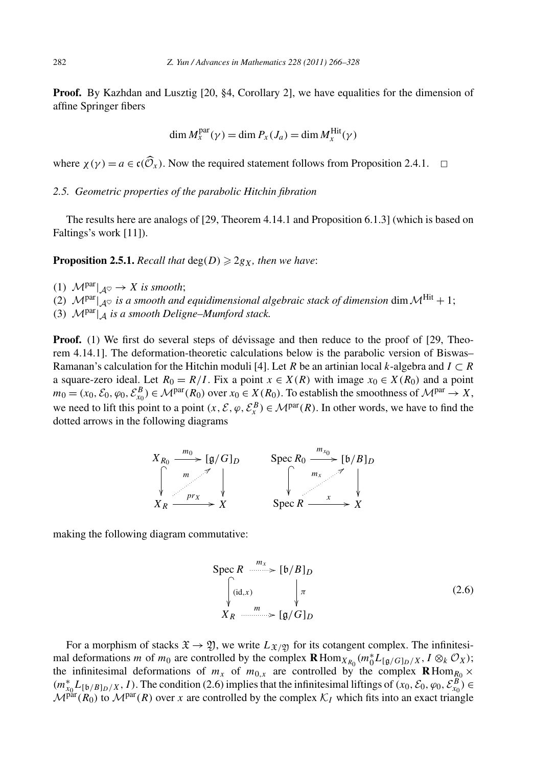**Proof.** By Kazhdan and Lusztig [20, §4, Corollary 2], we have equalities for the dimension of affine Springer fibers

$$\dim M_x^{\mathrm{par}}(\gamma) = \dim P_x(J_a) = \dim M_x^{\mathrm{Hit}}(\gamma)$$

where $\chi(\gamma) = a \in \mathfrak{c}(\widehat{\mathcal{O}}_x)$. Now the required statement follows from Proposition 2.4.1. $\square$

### 2.5. Geometric properties of the parabolic Hitchin fibration

The results here are analogs of [29, Theorem 4.14.1 and Proposition 6.1.3] (which is based on Faltings's work [11]).

**Proposition 2.5.1.** *Recall that* $\deg(D) \geqslant 2g_X$, *then we have*:

(1) $\mathcal{M}^{\mathrm{par}}|_{\mathcal{A}^\heartsuit} \to X$ *is smooth*;
(2) $\mathcal{M}^{\mathrm{par}}|_{\mathcal{A}^\heartsuit}$ *is a smooth and equidimensional algebraic stack of dimension* $\dim \mathcal{M}^{\mathrm{Hit}} + 1$;
(3) $\mathcal{M}^{\mathrm{par}}|_{\mathcal{A}}$ *is a smooth Deligne–Mumford stack.*

**Proof.** (1) We first do several steps of dévissage and then reduce to the proof of [29, Theorem 4.14.1]. The deformation-theoretic calculations below is the parabolic version of Biswas–Ramanan's calculation for the Hitchin moduli [4]. Let $R$ be an artinian local $k$-algebra and $I \subset R$ a square-zero ideal. Let $R_0 = R/I$. Fix a point $x \in X(R)$ with image $x_0 \in X(R_0)$ and a point $m_0 = (x_0, \mathcal{E}_0, \varphi_0, \mathcal{E}_{x_0}^B) \in \mathcal{M}^{\mathrm{par}}(R_0)$ over $x_0 \in X(R_0)$. To establish the smoothness of $\mathcal{M}^{\mathrm{par}} \to X$, we need to lift this point to a point $(x, \mathcal{E}, \varphi, \mathcal{E}_x^B) \in \mathcal{M}^{\mathrm{par}}(R)$. In other words, we have to find the dotted arrows in the following diagrams

$$\begin{array}{ccc} X_{R_0} & \xrightarrow{m_0} & [\mathfrak{g}/G]_D \\ \big\downarrow & \overset{m}{\nearrow} & \big\downarrow \\ X_R & \xrightarrow{pr_X} & X \end{array} \qquad \begin{array}{ccc} \operatorname{Spec} R_0 & \xrightarrow{m_{x_0}} & [\mathfrak{b}/B]_D \\ \big\downarrow & \overset{m_x}{\nearrow} & \big\downarrow \\ \operatorname{Spec} R & \xrightarrow{x} & X \end{array}$$

making the following diagram commutative:

$$\begin{array}{ccc} \operatorname{Spec} R & \xrightarrow{m_x} & [\mathfrak{b}/B]_D \\ \big\downarrow{\scriptstyle (\mathrm{id},x)} & & \big\downarrow{\scriptstyle \pi} \\ X_R & \xrightarrow{m} & [\mathfrak{g}/G]_D \end{array} \tag{2.6}$$

For a morphism of stacks $\mathfrak{X} \to \mathfrak{Y}$, we write $L_{\mathfrak{X}/\mathfrak{Y}}$ for its cotangent complex. The infinitesimal deformations $m$ of $m_0$ are controlled by the complex $\mathbf{R}\mathrm{Hom}_{X_{R_0}}(m_0^* L_{[\mathfrak{g}/G]_D/X}, I \otimes_k \mathcal{O}_X)$; the infinitesimal deformations of $m_x$ of $m_{0,x}$ are controlled by the complex $\mathbf{R}\mathrm{Hom}_{R_0} \times (m_{x_0}^* L_{[\mathfrak{b}/B]_D/X}, I)$. The condition (2.6) implies that the infinitesimal liftings of $(x_0, \mathcal{E}_0, \varphi_0, \mathcal{E}_{x_0}^B) \in \mathcal{M}^{\mathrm{par}}(R_0)$ to $\mathcal{M}^{\mathrm{par}}(R)$ over $x$ are controlled by the complex $\mathcal{K}_I$ which fits into an exact triangle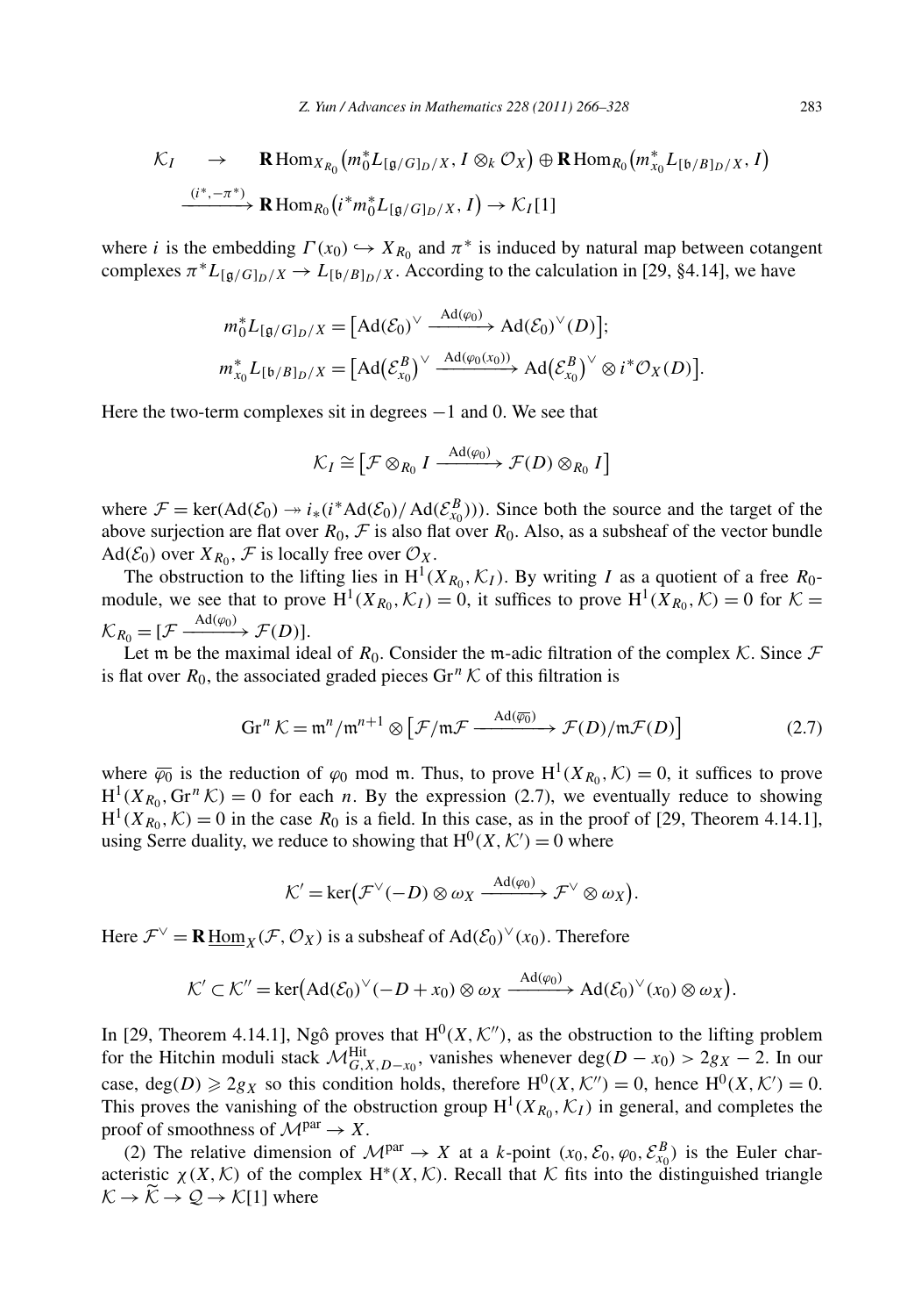$$\mathcal{K}_I \quad \to \quad \mathbf{R}\operatorname{Hom}_{X_{R_0}}\bigl(m_0^* L_{[\mathfrak{g}/G]_D/X}, I \otimes_k \mathcal{O}_X\bigr) \oplus \mathbf{R}\operatorname{Hom}_{R_0}\bigl(m_{x_0}^* L_{[\mathfrak{b}/B]_D/X}, I\bigr)$$

$$\xrightarrow{(i^*,-\pi^*)} \mathbf{R}\operatorname{Hom}_{R_0}\bigl(i^* m_0^* L_{[\mathfrak{g}/G]_D/X}, I\bigr) \to \mathcal{K}_I[1]$$

where $i$ is the embedding $\Gamma(x_0) \hookrightarrow X_{R_0}$ and $\pi^*$ is induced by natural map between cotangent complexes $\pi^* L_{[\mathfrak{g}/G]_D/X} \to L_{[\mathfrak{b}/B]_D/X}$. According to the calculation in [29, §4.14], we have

$$m_0^* L_{[\mathfrak{g}/G]_D/X} = \bigl[\operatorname{Ad}(\mathcal{E}_0)^\vee \xrightarrow{\operatorname{Ad}(\varphi_0)} \operatorname{Ad}(\mathcal{E}_0)^\vee(D)\bigr];$$

$$m_{x_0}^* L_{[\mathfrak{b}/B]_D/X} = \bigl[\operatorname{Ad}\bigl(\mathcal{E}_{x_0}^B\bigr)^\vee \xrightarrow{\operatorname{Ad}(\varphi_0(x_0))} \operatorname{Ad}\bigl(\mathcal{E}_{x_0}^B\bigr)^\vee \otimes i^*\mathcal{O}_X(D)\bigr].$$

Here the two-term complexes sit in degrees $-1$ and 0. We see that

$$\mathcal{K}_I \cong \bigl[\mathcal{F} \otimes_{R_0} I \xrightarrow{\operatorname{Ad}(\varphi_0)} \mathcal{F}(D) \otimes_{R_0} I\bigr]$$

where $\mathcal{F} = \ker(\operatorname{Ad}(\mathcal{E}_0) \twoheadrightarrow i_*(i^*\operatorname{Ad}(\mathcal{E}_0)/\operatorname{Ad}(\mathcal{E}_{x_0}^B)))$. Since both the source and the target of the above surjection are flat over $R_0$, $\mathcal{F}$ is also flat over $R_0$. Also, as a subsheaf of the vector bundle $\operatorname{Ad}(\mathcal{E}_0)$ over $X_{R_0}$, $\mathcal{F}$ is locally free over $\mathcal{O}_X$.

The obstruction to the lifting lies in $\mathrm{H}^1(X_{R_0}, \mathcal{K}_I)$. By writing $I$ as a quotient of a free $R_0$-module, we see that to prove $\mathrm{H}^1(X_{R_0}, \mathcal{K}_I) = 0$, it suffices to prove $\mathrm{H}^1(X_{R_0}, \mathcal{K}) = 0$ for $\mathcal{K} = \mathcal{K}_{R_0} = [\mathcal{F} \xrightarrow{\operatorname{Ad}(\varphi_0)} \mathcal{F}(D)]$.

Let $\mathfrak{m}$ be the maximal ideal of $R_0$. Consider the $\mathfrak{m}$-adic filtration of the complex $\mathcal{K}$. Since $\mathcal{F}$ is flat over $R_0$, the associated graded pieces $\operatorname{Gr}^n \mathcal{K}$ of this filtration is

$$\operatorname{Gr}^n \mathcal{K} = \mathfrak{m}^n/\mathfrak{m}^{n+1} \otimes \bigl[\mathcal{F}/\mathfrak{m}\mathcal{F} \xrightarrow{\operatorname{Ad}(\overline{\varphi_0})} \mathcal{F}(D)/\mathfrak{m}\mathcal{F}(D)\bigr] \tag{2.7}$$

where $\overline{\varphi_0}$ is the reduction of $\varphi_0$ mod $\mathfrak{m}$. Thus, to prove $\mathrm{H}^1(X_{R_0}, \mathcal{K}) = 0$, it suffices to prove $\mathrm{H}^1(X_{R_0}, \operatorname{Gr}^n \mathcal{K}) = 0$ for each $n$. By the expression (2.7), we eventually reduce to showing $\mathrm{H}^1(X_{R_0}, \mathcal{K}) = 0$ in the case $R_0$ is a field. In this case, as in the proof of [29, Theorem 4.14.1], using Serre duality, we reduce to showing that $\mathrm{H}^0(X, \mathcal{K}') = 0$ where

$$\mathcal{K}' = \ker\bigl(\mathcal{F}^\vee(-D) \otimes \omega_X \xrightarrow{\operatorname{Ad}(\varphi_0)} \mathcal{F}^\vee \otimes \omega_X\bigr).$$

Here $\mathcal{F}^\vee = \mathbf{R}\underline{\operatorname{Hom}}_X(\mathcal{F}, \mathcal{O}_X)$ is a subsheaf of $\operatorname{Ad}(\mathcal{E}_0)^\vee(x_0)$. Therefore

$$\mathcal{K}' \subset \mathcal{K}'' = \ker\bigl(\operatorname{Ad}(\mathcal{E}_0)^\vee(-D + x_0) \otimes \omega_X \xrightarrow{\operatorname{Ad}(\varphi_0)} \operatorname{Ad}(\mathcal{E}_0)^\vee(x_0) \otimes \omega_X\bigr).$$

In [29, Theorem 4.14.1], Ngô proves that $\mathrm{H}^0(X, \mathcal{K}'')$, as the obstruction to the lifting problem for the Hitchin moduli stack $\mathcal{M}^{\mathrm{Hit}}_{G,X,D-x_0}$, vanishes whenever $\deg(D - x_0) > 2g_X - 2$. In our case, $\deg(D) \geqslant 2g_X$ so this condition holds, therefore $\mathrm{H}^0(X, \mathcal{K}'') = 0$, hence $\mathrm{H}^0(X, \mathcal{K}') = 0$. This proves the vanishing of the obstruction group $\mathrm{H}^1(X_{R_0}, \mathcal{K}_I)$ in general, and completes the proof of smoothness of $\mathcal{M}^{\mathrm{par}} \to X$.

(2) The relative dimension of $\mathcal{M}^{\mathrm{par}} \to X$ at a $k$-point $(x_0, \mathcal{E}_0, \varphi_0, \mathcal{E}_{x_0}^B)$ is the Euler characteristic $\chi(X, \mathcal{K})$ of the complex $\mathrm{H}^*(X, \mathcal{K})$. Recall that $\mathcal{K}$ fits into the distinguished triangle $\mathcal{K} \to \widetilde{\mathcal{K}} \to \mathcal{Q} \to \mathcal{K}[1]$ where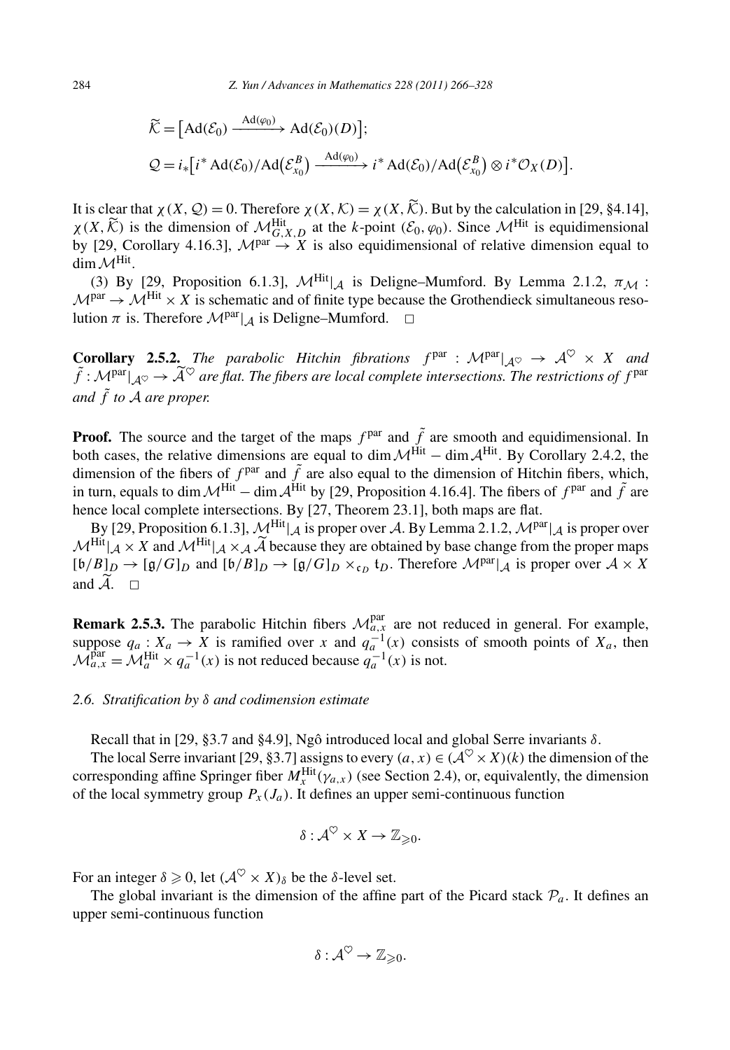$$\widetilde{\mathcal{K}} = \left[\mathrm{Ad}(\mathcal{E}_0) \xrightarrow{\mathrm{Ad}(\varphi_0)} \mathrm{Ad}(\mathcal{E}_0)(D)\right];$$

$$\mathcal{Q} = i_*\left[i^* \mathrm{Ad}(\mathcal{E}_0)/\mathrm{Ad}\left(\mathcal{E}^B_{x_0}\right) \xrightarrow{\mathrm{Ad}(\varphi_0)} i^* \mathrm{Ad}(\mathcal{E}_0)/\mathrm{Ad}\left(\mathcal{E}^B_{x_0}\right) \otimes i^*\mathcal{O}_X(D)\right].$$

It is clear that $\chi(X, \mathcal{Q}) = 0$. Therefore $\chi(X, \mathcal{K}) = \chi(X, \widetilde{\mathcal{K}})$. But by the calculation in [29, §4.14], $\chi(X, \widetilde{\mathcal{K}})$ is the dimension of $\mathcal{M}^{\mathrm{Hit}}_{G,X,D}$ at the $k$-point $(\mathcal{E}_0, \varphi_0)$. Since $\mathcal{M}^{\mathrm{Hit}}$ is equidimensional by [29, Corollary 4.16.3], $\mathcal{M}^{\mathrm{par}} \to X$ is also equidimensional of relative dimension equal to $\dim \mathcal{M}^{\mathrm{Hit}}$.

(3) By [29, Proposition 6.1.3], $\mathcal{M}^{\mathrm{Hit}}|_{\mathcal{A}}$ is Deligne–Mumford. By Lemma 2.1.2, $\pi_{\mathcal{M}} : \mathcal{M}^{\mathrm{par}} \to \mathcal{M}^{\mathrm{Hit}} \times X$ is schematic and of finite type because the Grothendieck simultaneous resolution $\pi$ is. Therefore $\mathcal{M}^{\mathrm{par}}|_{\mathcal{A}}$ is Deligne–Mumford. $\square$

**Corollary 2.5.2.** *The parabolic Hitchin fibrations $f^{\mathrm{par}} : \mathcal{M}^{\mathrm{par}}|_{\mathcal{A}^{\heartsuit}} \to \mathcal{A}^{\heartsuit} \times X$ and $\tilde{f} : \mathcal{M}^{\mathrm{par}}|_{\mathcal{A}^{\heartsuit}} \to \widetilde{\mathcal{A}}^{\heartsuit}$ are flat. The fibers are local complete intersections. The restrictions of $f^{\mathrm{par}}$ and $\tilde{f}$ to $\mathcal{A}$ are proper.*

**Proof.** The source and the target of the maps $f^{\mathrm{par}}$ and $\tilde{f}$ are smooth and equidimensional. In both cases, the relative dimensions are equal to $\dim \mathcal{M}^{\mathrm{Hit}} - \dim \mathcal{A}^{\mathrm{Hit}}$. By Corollary 2.4.2, the dimension of the fibers of $f^{\mathrm{par}}$ and $\tilde{f}$ are also equal to the dimension of Hitchin fibers, which, in turn, equals to $\dim \mathcal{M}^{\mathrm{Hit}} - \dim \mathcal{A}^{\mathrm{Hit}}$ by [29, Proposition 4.16.4]. The fibers of $f^{\mathrm{par}}$ and $\tilde{f}$ are hence local complete intersections. By [27, Theorem 23.1], both maps are flat.

By [29, Proposition 6.1.3], $\mathcal{M}^{\mathrm{Hit}}|_{\mathcal{A}}$ is proper over $\mathcal{A}$. By Lemma 2.1.2, $\mathcal{M}^{\mathrm{par}}|_{\mathcal{A}}$ is proper over $\mathcal{M}^{\mathrm{Hit}}|_{\mathcal{A}} \times X$ and $\mathcal{M}^{\mathrm{Hit}}|_{\mathcal{A}} \times_{\mathcal{A}} \widetilde{\mathcal{A}}$ because they are obtained by base change from the proper maps $[\mathfrak{b}/B]_D \to [\mathfrak{g}/G]_D$ and $[\mathfrak{b}/B]_D \to [\mathfrak{g}/G]_D \times_{\mathfrak{c}_D} \mathfrak{t}_D$. Therefore $\mathcal{M}^{\mathrm{par}}|_{\mathcal{A}}$ is proper over $\mathcal{A} \times X$ and $\widetilde{\mathcal{A}}$. $\square$

**Remark 2.5.3.** The parabolic Hitchin fibers $\mathcal{M}^{\mathrm{par}}_{a,x}$ are not reduced in general. For example, suppose $q_a : X_a \to X$ is ramified over $x$ and $q_a^{-1}(x)$ consists of smooth points of $X_a$, then $\mathcal{M}^{\mathrm{par}}_{a,x} = \mathcal{M}^{\mathrm{Hit}}_a \times q_a^{-1}(x)$ is not reduced because $q_a^{-1}(x)$ is not.

### *2.6. Stratification by $\delta$ and codimension estimate*

Recall that in [29, §3.7 and §4.9], Ngô introduced local and global Serre invariants $\delta$.

The local Serre invariant [29, §3.7] assigns to every $(a, x) \in (\mathcal{A}^{\heartsuit} \times X)(k)$ the dimension of the corresponding affine Springer fiber $M^{\mathrm{Hit}}_x(\gamma_{a,x})$ (see Section 2.4), or, equivalently, the dimension of the local symmetry group $P_x(J_a)$. It defines an upper semi-continuous function

$$\delta : \mathcal{A}^{\heartsuit} \times X \to \mathbb{Z}_{\geqslant 0}.$$

For an integer $\delta \geqslant 0$, let $(\mathcal{A}^{\heartsuit} \times X)_\delta$ be the $\delta$-level set.

The global invariant is the dimension of the affine part of the Picard stack $\mathcal{P}_a$. It defines an upper semi-continuous function

$$\delta : \mathcal{A}^{\heartsuit} \to \mathbb{Z}_{\geqslant 0}.$$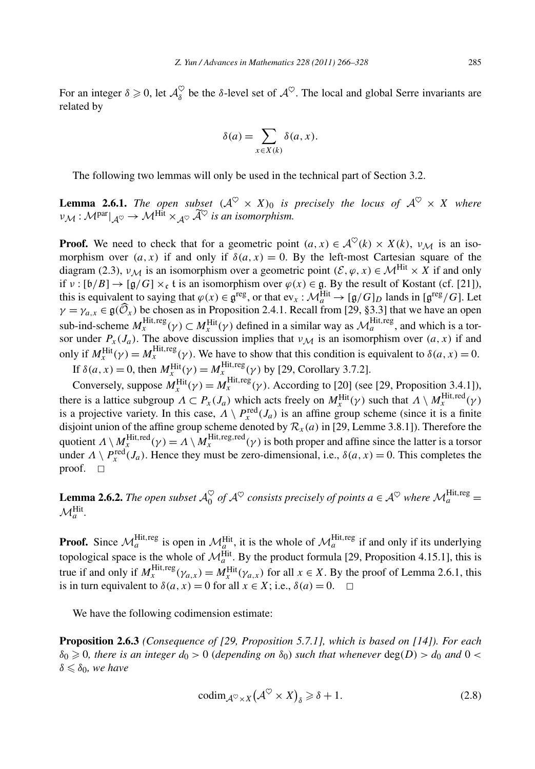For an integer $\delta \geqslant 0$, let $\mathcal{A}^{\heartsuit}_{\delta}$ be the $\delta$-level set of $\mathcal{A}^{\heartsuit}$. The local and global Serre invariants are related by

$$\delta(a) = \sum_{x \in X(k)} \delta(a, x).$$

The following two lemmas will only be used in the technical part of Section 3.2.

**Lemma 2.6.1.** *The open subset $(\mathcal{A}^{\heartsuit} \times X)_0$ is precisely the locus of $\mathcal{A}^{\heartsuit} \times X$ where $\nu_{\mathcal{M}} : \mathcal{M}^{\mathrm{par}}|_{\mathcal{A}^{\heartsuit}} \to \mathcal{M}^{\mathrm{Hit}} \times_{\mathcal{A}^{\heartsuit}} \widetilde{\mathcal{A}}^{\heartsuit}$ is an isomorphism.*

**Proof.** We need to check that for a geometric point $(a, x) \in \mathcal{A}^{\heartsuit}(k) \times X(k)$, $\nu_{\mathcal{M}}$ is an isomorphism over $(a, x)$ if and only if $\delta(a, x) = 0$. By the left-most Cartesian square of the diagram (2.3), $\nu_{\mathcal{M}}$ is an isomorphism over a geometric point $(\mathcal{E}, \varphi, x) \in \mathcal{M}^{\mathrm{Hit}} \times X$ if and only if $\nu : [\mathfrak{b}/B] \to [\mathfrak{g}/G] \times_{\mathfrak{c}} \mathfrak{t}$ is an isomorphism over $\varphi(x) \in \mathfrak{g}$. By the result of Kostant (cf. [21]), this is equivalent to saying that $\varphi(x) \in \mathfrak{g}^{\mathrm{reg}}$, or that $\mathrm{ev}_x : \mathcal{M}^{\mathrm{Hit}}_a \to [\mathfrak{g}/G]_D$ lands in $[\mathfrak{g}^{\mathrm{reg}}/G]$. Let $\gamma = \gamma_{a,x} \in \mathfrak{g}(\widehat{\mathcal{O}}_x)$ be chosen as in Proposition 2.4.1. Recall from [29, §3.3] that we have an open sub-ind-scheme $M^{\mathrm{Hit,reg}}_x(\gamma) \subset M^{\mathrm{Hit}}_x(\gamma)$ defined in a similar way as $\mathcal{M}^{\mathrm{Hit,reg}}_a$, and which is a torsor under $P_x(J_a)$. The above discussion implies that $\nu_{\mathcal{M}}$ is an isomorphism over $(a, x)$ if and only if $M^{\mathrm{Hit}}_x(\gamma) = M^{\mathrm{Hit,reg}}_x(\gamma)$. We have to show that this condition is equivalent to $\delta(a, x) = 0$.

If $\delta(a, x) = 0$, then $M^{\mathrm{Hit}}_x(\gamma) = M^{\mathrm{Hit,reg}}_x(\gamma)$ by [29, Corollary 3.7.2].

Conversely, suppose $M^{\mathrm{Hit}}_x(\gamma) = M^{\mathrm{Hit,reg}}_x(\gamma)$. According to [20] (see [29, Proposition 3.4.1]), there is a lattice subgroup $\Lambda \subset P_x(J_a)$ which acts freely on $M^{\mathrm{Hit}}_x(\gamma)$ such that $\Lambda \setminus M^{\mathrm{Hit,red}}_x(\gamma)$ is a projective variety. In this case, $\Lambda \setminus P^{\mathrm{red}}_x(J_a)$ is an affine group scheme (since it is a finite disjoint union of the affine group scheme denoted by $\mathcal{R}_x(a)$ in [29, Lemme 3.8.1]). Therefore the quotient $\Lambda \setminus M^{\mathrm{Hit,red}}_x(\gamma) = \Lambda \setminus M^{\mathrm{Hit,reg,red}}_x(\gamma)$ is both proper and affine since the latter is a torsor under $\Lambda \setminus P^{\mathrm{red}}_x(J_a)$. Hence they must be zero-dimensional, i.e., $\delta(a, x) = 0$. This completes the proof. $\square$

**Lemma 2.6.2.** *The open subset $\mathcal{A}^{\heartsuit}_0$ of $\mathcal{A}^{\heartsuit}$ consists precisely of points $a \in \mathcal{A}^{\heartsuit}$ where $\mathcal{M}^{\mathrm{Hit,reg}}_a = \mathcal{M}^{\mathrm{Hit}}_a$.*

**Proof.** Since $\mathcal{M}^{\mathrm{Hit,reg}}_a$ is open in $\mathcal{M}^{\mathrm{Hit}}_a$, it is the whole of $\mathcal{M}^{\mathrm{Hit,reg}}_a$ if and only if its underlying topological space is the whole of $\mathcal{M}^{\mathrm{Hit}}_a$. By the product formula [29, Proposition 4.15.1], this is true if and only if $M^{\mathrm{Hit,reg}}_x(\gamma_{a,x}) = M^{\mathrm{Hit}}_x(\gamma_{a,x})$ for all $x \in X$. By the proof of Lemma 2.6.1, this is in turn equivalent to $\delta(a, x) = 0$ for all $x \in X$; i.e., $\delta(a) = 0$. $\square$

We have the following codimension estimate:

**Proposition 2.6.3** *(Consequence of [29, Proposition 5.7.1], which is based on [14]). For each $\delta_0 \geqslant 0$, there is an integer $d_0 > 0$ (depending on $\delta_0$) such that whenever $\deg(D) > d_0$ and $0 < \delta \leqslant \delta_0$, we have*

$$\operatorname{codim}_{\mathcal{A}^{\heartsuit} \times X} \big(\mathcal{A}^{\heartsuit} \times X\big)_{\delta} \geqslant \delta + 1. \tag{2.8}$$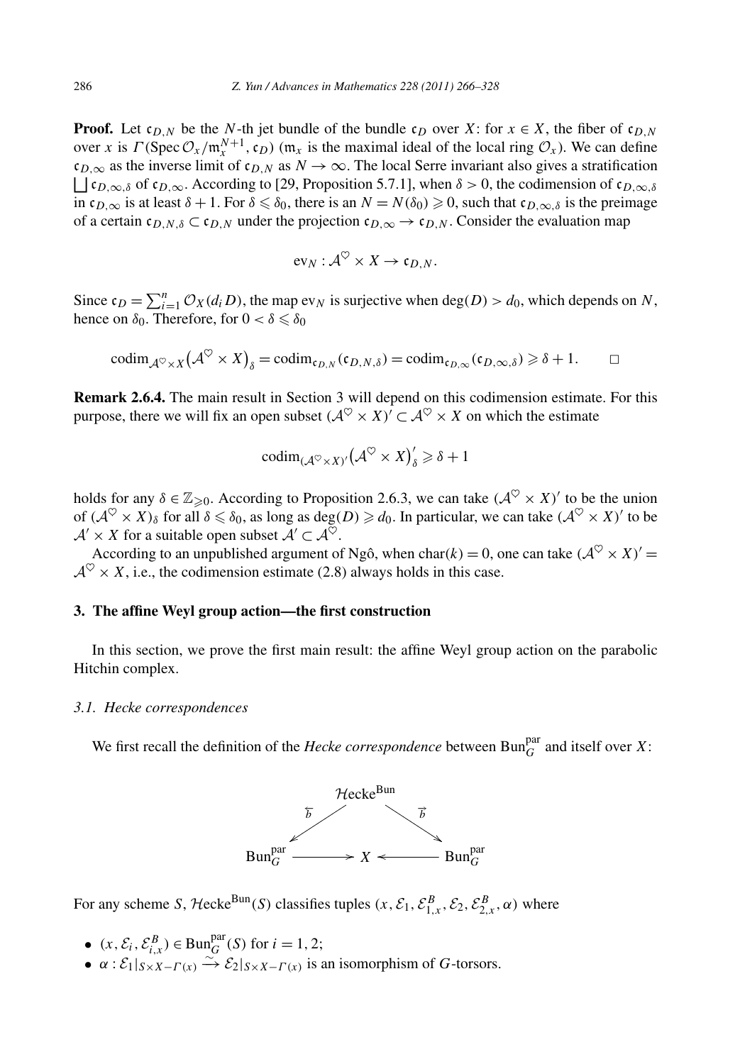**Proof.** Let $\mathfrak{c}_{D,N}$ be the $N$-th jet bundle of the bundle $\mathfrak{c}_D$ over $X$: for $x \in X$, the fiber of $\mathfrak{c}_{D,N}$ over $x$ is $\Gamma(\operatorname{Spec}\mathcal{O}_x/\mathfrak{m}_x^{N+1}, \mathfrak{c}_D)$ ($\mathfrak{m}_x$ is the maximal ideal of the local ring $\mathcal{O}_x$). We can define $\mathfrak{c}_{D,\infty}$ as the inverse limit of $\mathfrak{c}_{D,N}$ as $N \to \infty$. The local Serre invariant also gives a stratification $\bigsqcup \mathfrak{c}_{D,\infty,\delta}$ of $\mathfrak{c}_{D,\infty}$. According to [29, Proposition 5.7.1], when $\delta > 0$, the codimension of $\mathfrak{c}_{D,\infty,\delta}$ in $\mathfrak{c}_{D,\infty}$ is at least $\delta + 1$. For $\delta \leqslant \delta_0$, there is an $N = N(\delta_0) \geqslant 0$, such that $\mathfrak{c}_{D,\infty,\delta}$ is the preimage of a certain $\mathfrak{c}_{D,N,\delta} \subset \mathfrak{c}_{D,N}$ under the projection $\mathfrak{c}_{D,\infty} \to \mathfrak{c}_{D,N}$. Consider the evaluation map

$$\mathrm{ev}_N : \mathcal{A}^{\heartsuit} \times X \to \mathfrak{c}_{D,N}.$$

Since $\mathfrak{c}_D = \sum_{i=1}^{n} \mathcal{O}_X(d_i D)$, the map $\mathrm{ev}_N$ is surjective when $\deg(D) > d_0$, which depends on $N$, hence on $\delta_0$. Therefore, for $0 < \delta \leqslant \delta_0$

$$\operatorname{codim}_{\mathcal{A}^{\heartsuit} \times X}\big(\mathcal{A}^{\heartsuit} \times X\big)_{\delta} = \operatorname{codim}_{\mathfrak{c}_{D,N}}(\mathfrak{c}_{D,N,\delta}) = \operatorname{codim}_{\mathfrak{c}_{D,\infty}}(\mathfrak{c}_{D,\infty,\delta}) \geqslant \delta + 1. \qquad \square$$

**Remark 2.6.4.** The main result in Section 3 will depend on this codimension estimate. For this purpose, there we will fix an open subset $(\mathcal{A}^{\heartsuit} \times X)' \subset \mathcal{A}^{\heartsuit} \times X$ on which the estimate

$$\operatorname{codim}_{(\mathcal{A}^{\heartsuit} \times X)'}\big(\mathcal{A}^{\heartsuit} \times X\big)'_{\delta} \geqslant \delta + 1$$

holds for any $\delta \in \mathbb{Z}_{\geqslant 0}$. According to Proposition 2.6.3, we can take $(\mathcal{A}^{\heartsuit} \times X)'$ to be the union of $(\mathcal{A}^{\heartsuit} \times X)_{\delta}$ for all $\delta \leqslant \delta_0$, as long as $\deg(D) \geqslant d_0$. In particular, we can take $(\mathcal{A}^{\heartsuit} \times X)'$ to be $\mathcal{A}' \times X$ for a suitable open subset $\mathcal{A}' \subset \mathcal{A}^{\heartsuit}$.

According to an unpublished argument of Ngô, when $\mathrm{char}(k) = 0$, one can take $(\mathcal{A}^{\heartsuit} \times X)' = \mathcal{A}^{\heartsuit} \times X$, i.e., the codimension estimate (2.8) always holds in this case.

## 3. The affine Weyl group action—the first construction

In this section, we prove the first main result: the affine Weyl group action on the parabolic Hitchin complex.

### 3.1. Hecke correspondences

We first recall the definition of the *Hecke correspondence* between $\mathrm{Bun}_G^{\mathrm{par}}$ and itself over $X$:

$$\begin{array}{ccccc} & & \mathcal{H}\mathrm{ecke}^{\mathrm{Bun}} & & \\ & \overleftarrow{b} \swarrow & & \searrow \overrightarrow{b} & \\ \mathrm{Bun}_G^{\mathrm{par}} & \longrightarrow & X & \longleftarrow & \mathrm{Bun}_G^{\mathrm{par}} \end{array}$$

For any scheme $S$, $\mathcal{H}\mathrm{ecke}^{\mathrm{Bun}}(S)$ classifies tuples $(x, \mathcal{E}_1, \mathcal{E}_{1,x}^B, \mathcal{E}_2, \mathcal{E}_{2,x}^B, \alpha)$ where

- $(x, \mathcal{E}_i, \mathcal{E}_{i,x}^B) \in \mathrm{Bun}_G^{\mathrm{par}}(S)$ for $i = 1, 2$;
- $\alpha : \mathcal{E}_1|_{S \times X - \Gamma(x)} \xrightarrow{\sim} \mathcal{E}_2|_{S \times X - \Gamma(x)}$ is an isomorphism of $G$-torsors.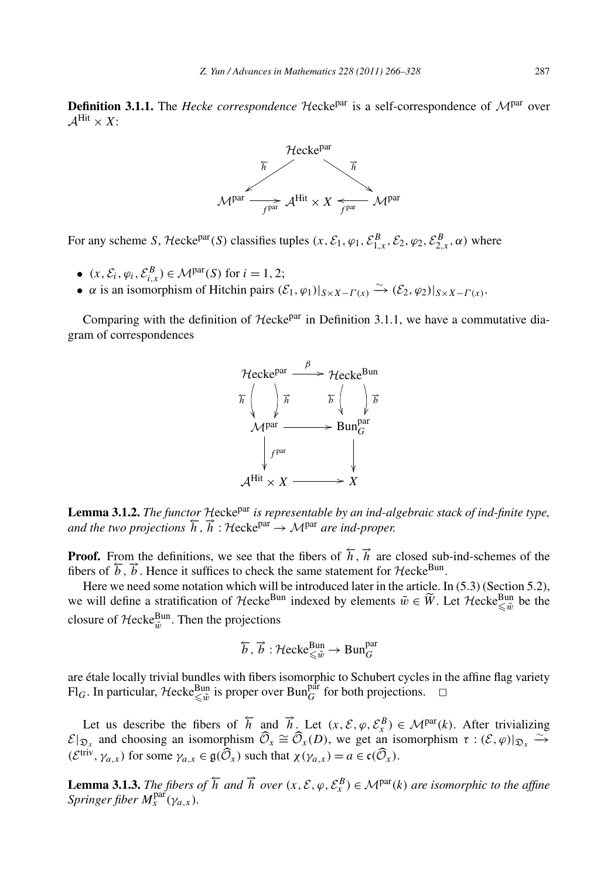**Definition 3.1.1.** The *Hecke correspondence* $\mathcal{H}\text{ecke}^{\text{par}}$ is a self-correspondence of $\mathcal{M}^{\text{par}}$ over $\mathcal{A}^{\text{Hit}} \times X$:

$$\begin{array}{ccccc} & & \mathcal{H}\text{ecke}^{\text{par}} & & \\ & \overleftarrow{h} \swarrow & & \searrow \overrightarrow{h} & \\ \mathcal{M}^{\text{par}} & \xrightarrow{f^{\text{par}}} & \mathcal{A}^{\text{Hit}} \times X & \xleftarrow{f^{\text{par}}} & \mathcal{M}^{\text{par}} \end{array}$$

For any scheme $S$, $\mathcal{H}\text{ecke}^{\text{par}}(S)$ classifies tuples $(x, \mathcal{E}_1, \varphi_1, \mathcal{E}^B_{1,x}, \mathcal{E}_2, \varphi_2, \mathcal{E}^B_{2,x}, \alpha)$ where

- $(x, \mathcal{E}_i, \varphi_i, \mathcal{E}^B_{i,x}) \in \mathcal{M}^{\text{par}}(S)$ for $i = 1, 2$;
- $\alpha$ is an isomorphism of Hitchin pairs $(\mathcal{E}_1, \varphi_1)|_{S \times X - \Gamma(x)} \xrightarrow{\sim} (\mathcal{E}_2, \varphi_2)|_{S \times X - \Gamma(x)}$.

Comparing with the definition of $\mathcal{H}\text{ecke}^{\text{par}}$ in Definition 3.1.1, we have a commutative diagram of correspondences

$$\begin{array}{ccc} \mathcal{H}\text{ecke}^{\text{par}} & \xrightarrow{\beta} & \mathcal{H}\text{ecke}^{\text{Bun}} \\ \overleftarrow{h} \downarrow \downarrow \overrightarrow{h} & & \overleftarrow{b} \downarrow \downarrow \overrightarrow{b} \\ \mathcal{M}^{\text{par}} & \longrightarrow & \text{Bun}_G^{\text{par}} \\ \downarrow f^{\text{par}} & & \downarrow \\ \mathcal{A}^{\text{Hit}} \times X & \longrightarrow & X \end{array}$$

**Lemma 3.1.2.** *The functor $\mathcal{H}\text{ecke}^{\text{par}}$ is representable by an ind-algebraic stack of ind-finite type, and the two projections $\overleftarrow{h}, \overrightarrow{h} : \mathcal{H}\text{ecke}^{\text{par}} \to \mathcal{M}^{\text{par}}$ are ind-proper.*

**Proof.** From the definitions, we see that the fibers of $\overleftarrow{h}, \overrightarrow{h}$ are closed sub-ind-schemes of the fibers of $\overleftarrow{b}, \overrightarrow{b}$. Hence it suffices to check the same statement for $\mathcal{H}\text{ecke}^{\text{Bun}}$.

Here we need some notation which will be introduced later in the article. In (5.3) (Section 5.2), we will define a stratification of $\mathcal{H}\text{ecke}^{\text{Bun}}$ indexed by elements $\tilde{w} \in \widetilde{W}$. Let $\mathcal{H}\text{ecke}^{\text{Bun}}_{\leqslant \tilde{w}}$ be the closure of $\mathcal{H}\text{ecke}^{\text{Bun}}_{\tilde{w}}$. Then the projections

$$\overleftarrow{b}, \overrightarrow{b} : \mathcal{H}\text{ecke}^{\text{Bun}}_{\leqslant \tilde{w}} \to \text{Bun}_G^{\text{par}}$$

are étale locally trivial bundles with fibers isomorphic to Schubert cycles in the affine flag variety $\text{Fl}_G$. In particular, $\mathcal{H}\text{ecke}^{\text{Bun}}_{\leqslant \tilde{w}}$ is proper over $\text{Bun}_G^{\text{par}}$ for both projections. $\square$

Let us describe the fibers of $\overleftarrow{h}$ and $\overrightarrow{h}$. Let $(x, \mathcal{E}, \varphi, \mathcal{E}^B_x) \in \mathcal{M}^{\text{par}}(k)$. After trivializing $\mathcal{E}|_{\mathfrak{D}_x}$ and choosing an isomorphism $\widehat{\mathcal{O}}_x \cong \widehat{\mathcal{O}}_x(D)$, we get an isomorphism $\tau : (\mathcal{E}, \varphi)|_{\mathfrak{D}_x} \xrightarrow{\sim} (\mathcal{E}^{\text{triv}}, \gamma_{a,x})$ for some $\gamma_{a,x} \in \mathfrak{g}(\widehat{\mathcal{O}}_x)$ such that $\chi(\gamma_{a,x}) = a \in \mathfrak{c}(\widehat{\mathcal{O}}_x)$.

**Lemma 3.1.3.** *The fibers of $\overleftarrow{h}$ and $\overrightarrow{h}$ over $(x, \mathcal{E}, \varphi, \mathcal{E}^B_x) \in \mathcal{M}^{\text{par}}(k)$ are isomorphic to the affine Springer fiber $M_x^{\text{par}}(\gamma_{a,x})$.*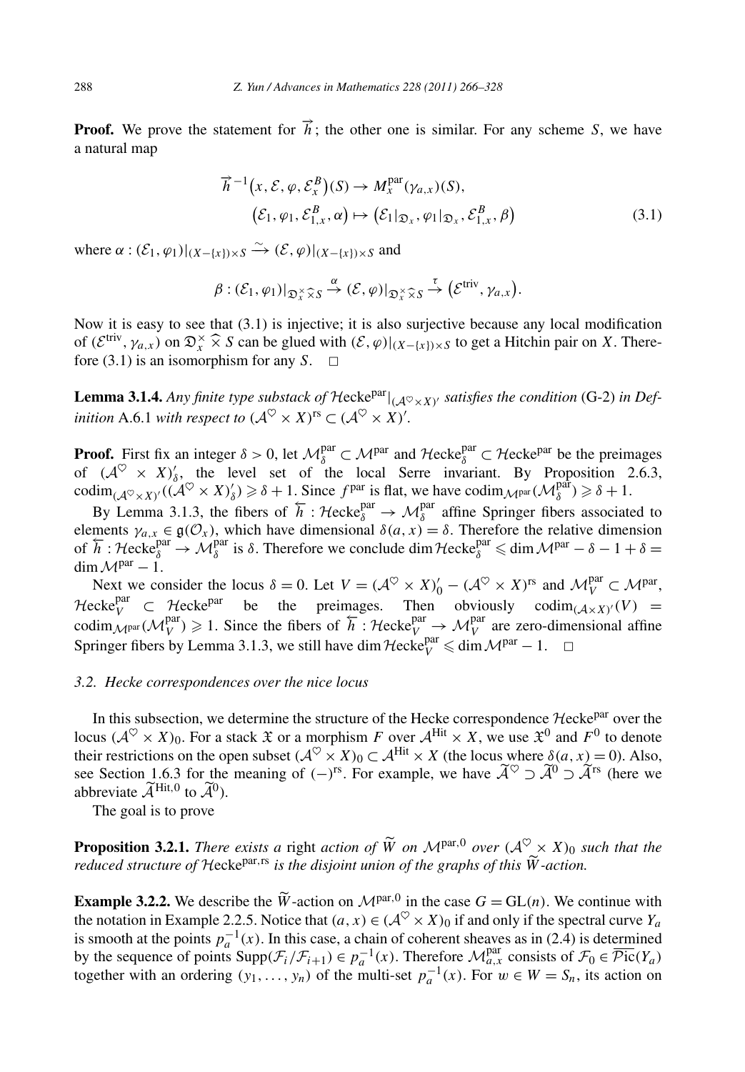**Proof.** We prove the statement for $\overrightarrow{h}$; the other one is similar. For any scheme $S$, we have a natural map

$$\overrightarrow{h}^{-1}\big(x,\mathcal{E},\varphi,\mathcal{E}_x^B\big)(S)\to M_x^{\mathrm{par}}(\gamma_{a,x})(S),$$
$$\big(\mathcal{E}_1,\varphi_1,\mathcal{E}_{1,x}^B,\alpha\big)\mapsto\big(\mathcal{E}_1|_{\mathfrak{D}_x},\varphi_1|_{\mathfrak{D}_x},\mathcal{E}_{1,x}^B,\beta\big) \tag{3.1}$$

where $\alpha:(\mathcal{E}_1,\varphi_1)|_{(X-\{x\})\times S}\xrightarrow{\sim}(\mathcal{E},\varphi)|_{(X-\{x\})\times S}$ and

$$\beta:(\mathcal{E}_1,\varphi_1)|_{\mathfrak{D}_x^\times\widehat{\times}S}\xrightarrow{\alpha}(\mathcal{E},\varphi)|_{\mathfrak{D}_x^\times\widehat{\times}S}\xrightarrow{\tau}\big(\mathcal{E}^{\mathrm{triv}},\gamma_{a,x}\big).$$

Now it is easy to see that (3.1) is injective; it is also surjective because any local modification of $(\mathcal{E}^{\mathrm{triv}},\gamma_{a,x})$ on $\mathfrak{D}_x^\times\widehat{\times}S$ can be glued with $(\mathcal{E},\varphi)|_{(X-\{x\})\times S}$ to get a Hitchin pair on $X$. Therefore (3.1) is an isomorphism for any $S$. $\square$

**Lemma 3.1.4.** *Any finite type substack of $\mathcal{H}\mathrm{ecke}^{\mathrm{par}}|_{(\mathcal{A}^\heartsuit\times X)'}$ satisfies the condition* (G-2) *in Definition* A.6.1 *with respect to $(\mathcal{A}^\heartsuit\times X)^{\mathrm{rs}}\subset(\mathcal{A}^\heartsuit\times X)'$.*

**Proof.** First fix an integer $\delta>0$, let $\mathcal{M}_\delta^{\mathrm{par}}\subset\mathcal{M}^{\mathrm{par}}$ and $\mathcal{H}\mathrm{ecke}_\delta^{\mathrm{par}}\subset\mathcal{H}\mathrm{ecke}^{\mathrm{par}}$ be the preimages of $(\mathcal{A}^\heartsuit\times X)'_\delta$, the level set of the local Serre invariant. By Proposition 2.6.3, $\operatorname{codim}_{(\mathcal{A}^\heartsuit\times X)'}((\mathcal{A}^\heartsuit\times X)'_\delta)\geqslant\delta+1$. Since $f^{\mathrm{par}}$ is flat, we have $\operatorname{codim}_{\mathcal{M}^{\mathrm{par}}}(\mathcal{M}_\delta^{\mathrm{par}})\geqslant\delta+1$.

By Lemma 3.1.3, the fibers of $\overleftarrow{h}:\mathcal{H}\mathrm{ecke}_\delta^{\mathrm{par}}\to\mathcal{M}_\delta^{\mathrm{par}}$ affine Springer fibers associated to elements $\gamma_{a,x}\in\mathfrak{g}(\mathcal{O}_x)$, which have dimensional $\delta(a,x)=\delta$. Therefore the relative dimension of $\overleftarrow{h}:\mathcal{H}\mathrm{ecke}_\delta^{\mathrm{par}}\to\mathcal{M}_\delta^{\mathrm{par}}$ is $\delta$. Therefore we conclude $\dim\mathcal{H}\mathrm{ecke}_\delta^{\mathrm{par}}\leqslant\dim\mathcal{M}^{\mathrm{par}}-\delta-1+\delta=\dim\mathcal{M}^{\mathrm{par}}-1$.

Next we consider the locus $\delta=0$. Let $V=(\mathcal{A}^\heartsuit\times X)'_0-(\mathcal{A}^\heartsuit\times X)^{\mathrm{rs}}$ and $\mathcal{M}_V^{\mathrm{par}}\subset\mathcal{M}^{\mathrm{par}}$, $\mathcal{H}\mathrm{ecke}_V^{\mathrm{par}}\subset\mathcal{H}\mathrm{ecke}^{\mathrm{par}}$ be the preimages. Then obviously $\operatorname{codim}_{(\mathcal{A}\times X)'}(V)=\operatorname{codim}_{\mathcal{M}^{\mathrm{par}}}(\mathcal{M}_V^{\mathrm{par}})\geqslant 1$. Since the fibers of $\overleftarrow{h}:\mathcal{H}\mathrm{ecke}_V^{\mathrm{par}}\to\mathcal{M}_V^{\mathrm{par}}$ are zero-dimensional affine Springer fibers by Lemma 3.1.3, we still have $\dim\mathcal{H}\mathrm{ecke}_V^{\mathrm{par}}\leqslant\dim\mathcal{M}^{\mathrm{par}}-1$. $\square$

### *3.2. Hecke correspondences over the nice locus*

In this subsection, we determine the structure of the Hecke correspondence $\mathcal{H}\mathrm{ecke}^{\mathrm{par}}$ over the locus $(\mathcal{A}^\heartsuit\times X)_0$. For a stack $\mathfrak{X}$ or a morphism $F$ over $\mathcal{A}^{\mathrm{Hit}}\times X$, we use $\mathfrak{X}^0$ and $F^0$ to denote their restrictions on the open subset $(\mathcal{A}^\heartsuit\times X)_0\subset\mathcal{A}^{\mathrm{Hit}}\times X$ (the locus where $\delta(a,x)=0$). Also, see Section 1.6.3 for the meaning of $(-)^{\mathrm{rs}}$. For example, we have $\widetilde{\mathcal{A}}^\heartsuit\supset\widetilde{\mathcal{A}}^0\supset\widetilde{\mathcal{A}}^{\mathrm{rs}}$ (here we abbreviate $\widetilde{\mathcal{A}}^{\mathrm{Hit},0}$ to $\widetilde{\mathcal{A}}^0$).

The goal is to prove

**Proposition 3.2.1.** *There exists a* right *action of $\widetilde{W}$ on $\mathcal{M}^{\mathrm{par},0}$ over $(\mathcal{A}^\heartsuit\times X)_0$ such that the reduced structure of $\mathcal{H}\mathrm{ecke}^{\mathrm{par,rs}}$ is the disjoint union of the graphs of this $\widetilde{W}$-action.*

**Example 3.2.2.** We describe the $\widetilde{W}$-action on $\mathcal{M}^{\mathrm{par},0}$ in the case $G=\mathrm{GL}(n)$. We continue with the notation in Example 2.2.5. Notice that $(a,x)\in(\mathcal{A}^\heartsuit\times X)_0$ if and only if the spectral curve $Y_a$ is smooth at the points $p_a^{-1}(x)$. In this case, a chain of coherent sheaves as in (2.4) is determined by the sequence of points $\mathrm{Supp}(\mathcal{F}_i/\mathcal{F}_{i+1})\in p_a^{-1}(x)$. Therefore $\mathcal{M}_{a,x}^{\mathrm{par}}$ consists of $\mathcal{F}_0\in\overline{\mathcal{P}\mathrm{ic}}(Y_a)$ together with an ordering $(y_1,\dots,y_n)$ of the multi-set $p_a^{-1}(x)$. For $w\in W=S_n$, its action on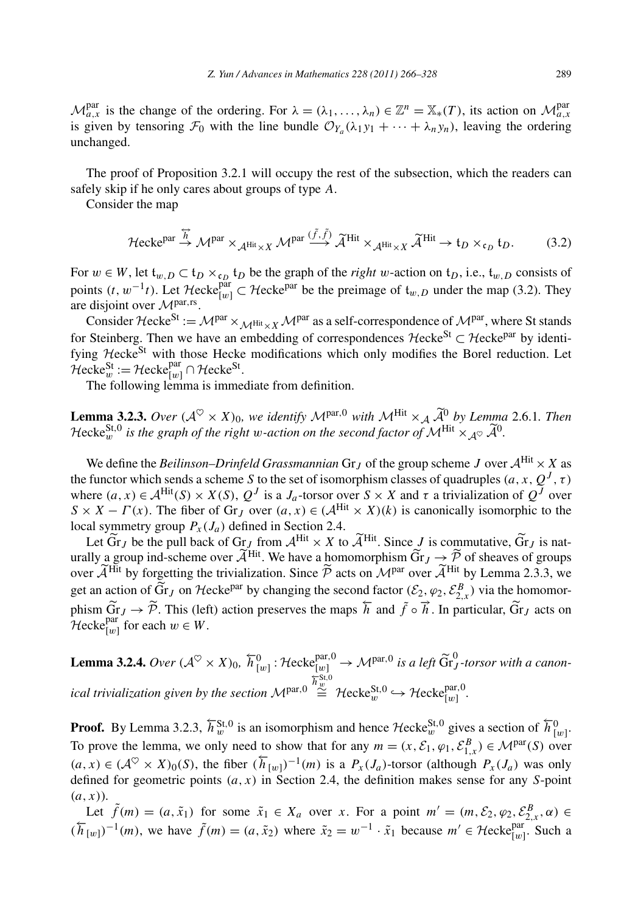$\mathcal{M}^{\mathrm{par}}_{a,x}$ is the change of the ordering. For $\lambda = (\lambda_1, \dots, \lambda_n) \in \mathbb{Z}^n = \mathbb{X}_*(T)$, its action on $\mathcal{M}^{\mathrm{par}}_{a,x}$ is given by tensoring $\mathcal{F}_0$ with the line bundle $\mathcal{O}_{Y_a}(\lambda_1 y_1 + \dots + \lambda_n y_n)$, leaving the ordering unchanged.

The proof of Proposition 3.2.1 will occupy the rest of the subsection, which the readers can safely skip if he only cares about groups of type $A$.

Consider the map

$$\mathcal{H}\mathrm{ecke}^{\mathrm{par}} \xrightarrow{\overleftrightarrow{h}} \mathcal{M}^{\mathrm{par}} \times_{\mathcal{A}^{\mathrm{Hit}} \times X} \mathcal{M}^{\mathrm{par}} \xrightarrow{(\tilde{f}, \tilde{f})} \widetilde{\mathcal{A}}^{\mathrm{Hit}} \times_{\mathcal{A}^{\mathrm{Hit}} \times X} \widetilde{\mathcal{A}}^{\mathrm{Hit}} \to \mathfrak{t}_D \times_{\mathfrak{c}_D} \mathfrak{t}_D. \tag{3.2}$$

For $w \in W$, let $\mathfrak{t}_{w,D} \subset \mathfrak{t}_D \times_{\mathfrak{c}_D} \mathfrak{t}_D$ be the graph of the *right* $w$-action on $\mathfrak{t}_D$, i.e., $\mathfrak{t}_{w,D}$ consists of points $(t, w^{-1}t)$. Let $\mathcal{H}\mathrm{ecke}^{\mathrm{par}}_{[w]} \subset \mathcal{H}\mathrm{ecke}^{\mathrm{par}}$ be the preimage of $\mathfrak{t}_{w,D}$ under the map (3.2). They are disjoint over $\mathcal{M}^{\mathrm{par,rs}}$.

Consider $\mathcal{H}\mathrm{ecke}^{\mathrm{St}} := \mathcal{M}^{\mathrm{par}} \times_{\mathcal{M}^{\mathrm{Hit}} \times X} \mathcal{M}^{\mathrm{par}}$ as a self-correspondence of $\mathcal{M}^{\mathrm{par}}$, where St stands for Steinberg. Then we have an embedding of correspondences $\mathcal{H}\mathrm{ecke}^{\mathrm{St}} \subset \mathcal{H}\mathrm{ecke}^{\mathrm{par}}$ by identifying $\mathcal{H}\mathrm{ecke}^{\mathrm{St}}$ with those Hecke modifications which only modifies the Borel reduction. Let $\mathcal{H}\mathrm{ecke}^{\mathrm{St}}_w := \mathcal{H}\mathrm{ecke}^{\mathrm{par}}_{[w]} \cap \mathcal{H}\mathrm{ecke}^{\mathrm{St}}$.

The following lemma is immediate from definition.

**Lemma 3.2.3.** *Over $(\mathcal{A}^{\heartsuit} \times X)_0$, we identify $\mathcal{M}^{\mathrm{par},0}$ with $\mathcal{M}^{\mathrm{Hit}} \times_{\mathcal{A}} \widetilde{\mathcal{A}}^0$ by Lemma 2.6.1. Then $\mathcal{H}\mathrm{ecke}^{\mathrm{St},0}_w$ is the graph of the right $w$-action on the second factor of $\mathcal{M}^{\mathrm{Hit}} \times_{\mathcal{A}^{\heartsuit}} \widetilde{\mathcal{A}}^0$.*

We define the *Beilinson–Drinfeld Grassmannian* $\mathrm{Gr}_J$ of the group scheme $J$ over $\mathcal{A}^{\mathrm{Hit}} \times X$ as the functor which sends a scheme $S$ to the set of isomorphism classes of quadruples $(a, x, Q^J, \tau)$ where $(a, x) \in \mathcal{A}^{\mathrm{Hit}}(S) \times X(S)$, $Q^J$ is a $J_a$-torsor over $S \times X$ and $\tau$ a trivialization of $Q^J$ over $S \times X - \Gamma(x)$. The fiber of $\mathrm{Gr}_J$ over $(a, x) \in (\mathcal{A}^{\mathrm{Hit}} \times X)(k)$ is canonically isomorphic to the local symmetry group $P_x(J_a)$ defined in Section 2.4.

Let $\widetilde{\mathrm{Gr}}_J$ be the pull back of $\mathrm{Gr}_J$ from $\mathcal{A}^{\mathrm{Hit}} \times X$ to $\widetilde{\mathcal{A}}^{\mathrm{Hit}}$. Since $J$ is commutative, $\widetilde{\mathrm{Gr}}_J$ is naturally a group ind-scheme over $\widetilde{\mathcal{A}}^{\mathrm{Hit}}$. We have a homomorphism $\widetilde{\mathrm{Gr}}_J \to \widetilde{\mathcal{P}}$ of sheaves of groups over $\widetilde{\mathcal{A}}^{\mathrm{Hit}}$ by forgetting the trivialization. Since $\widetilde{\mathcal{P}}$ acts on $\mathcal{M}^{\mathrm{par}}$ over $\widetilde{\mathcal{A}}^{\mathrm{Hit}}$ by Lemma 2.3.3, we get an action of $\widetilde{\mathrm{Gr}}_J$ on $\mathcal{H}\mathrm{ecke}^{\mathrm{par}}$ by changing the second factor $(\mathcal{E}_2, \varphi_2, \mathcal{E}^B_{2,x})$ via the homomorphism $\widetilde{\mathrm{Gr}}_J \to \widetilde{\mathcal{P}}$. This (left) action preserves the maps $\overleftarrow{h}$ and $\tilde{f} \circ \overrightarrow{h}$. In particular, $\widetilde{\mathrm{Gr}}_J$ acts on $\mathcal{H}\mathrm{ecke}^{\mathrm{par}}_{[w]}$ for each $w \in W$.

**Lemma 3.2.4.** *Over $(\mathcal{A}^{\heartsuit} \times X)_0$, $\overleftarrow{h}^0_{[w]} : \mathcal{H}\mathrm{ecke}^{\mathrm{par},0}_{[w]} \to \mathcal{M}^{\mathrm{par},0}$ is a left $\widetilde{\mathrm{Gr}}^0_J$-torsor with a canonical trivialization given by the section $\mathcal{M}^{\mathrm{par},0} \overset{\overleftarrow{h}^{\mathrm{St},0}_w}{\cong} \mathcal{H}\mathrm{ecke}^{\mathrm{St},0}_w \hookrightarrow \mathcal{H}\mathrm{ecke}^{\mathrm{par},0}_{[w]}$.*

**Proof.** By Lemma 3.2.3, $\overleftarrow{h}^{\mathrm{St},0}_w$ is an isomorphism and hence $\mathcal{H}\mathrm{ecke}^{\mathrm{St},0}_w$ gives a section of $\overleftarrow{h}^0_{[w]}$. To prove the lemma, we only need to show that for any $m = (x, \mathcal{E}_1, \varphi_1, \mathcal{E}^B_{1,x}) \in \mathcal{M}^{\mathrm{par}}(S)$ over $(a, x) \in (\mathcal{A}^{\heartsuit} \times X)_0(S)$, the fiber $(\overleftarrow{h}_{[w]})^{-1}(m)$ is a $P_x(J_a)$-torsor (although $P_x(J_a)$ was only defined for geometric points $(a, x)$ in Section 2.4, the definition makes sense for any $S$-point $(a, x)$).

Let $\tilde{f}(m) = (a, \tilde{x}_1)$ for some $\tilde{x}_1 \in X_a$ over $x$. For a point $m' = (m, \mathcal{E}_2, \varphi_2, \mathcal{E}^B_{2,x}, \alpha) \in (\overleftarrow{h}_{[w]})^{-1}(m)$, we have $\tilde{f}(m) = (a, \tilde{x}_2)$ where $\tilde{x}_2 = w^{-1} \cdot \tilde{x}_1$ because $m' \in \mathcal{H}\mathrm{ecke}^{\mathrm{par}}_{[w]}$. Such a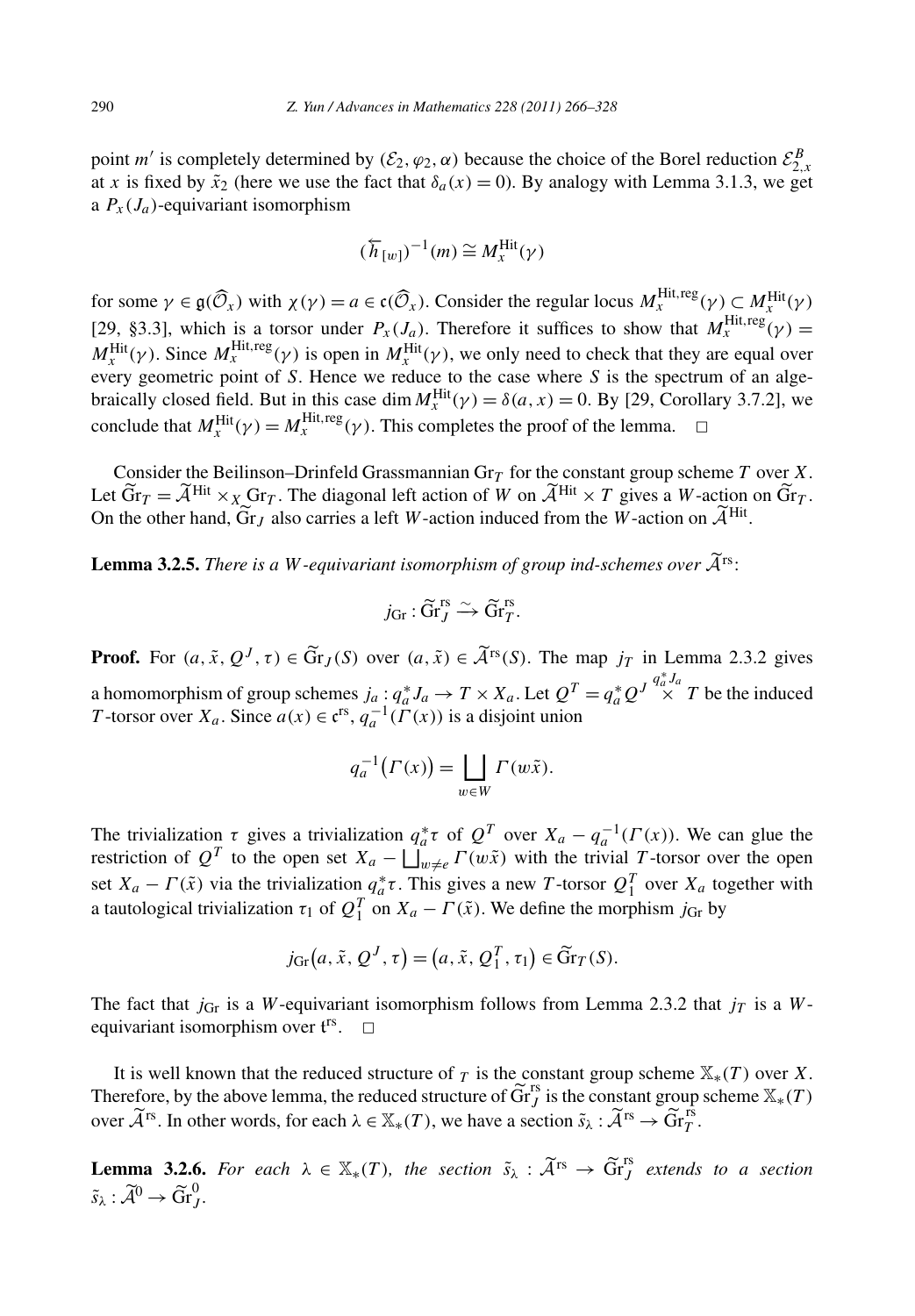point $m'$ is completely determined by $(\mathcal{E}_2, \varphi_2, \alpha)$ because the choice of the Borel reduction $\mathcal{E}^B_{2,x}$ at $x$ is fixed by $\tilde{x}_2$ (here we use the fact that $\delta_a(x) = 0$). By analogy with Lemma 3.1.3, we get a $P_x(J_a)$-equivariant isomorphism

$$(\overleftarrow{h}_{[w]})^{-1}(m) \cong M^{\mathrm{Hit}}_x(\gamma)$$

for some $\gamma \in \mathfrak{g}(\widehat{\mathcal{O}}_x)$ with $\chi(\gamma) = a \in \mathfrak{c}(\widehat{\mathcal{O}}_x)$. Consider the regular locus $M^{\mathrm{Hit,reg}}_x(\gamma) \subset M^{\mathrm{Hit}}_x(\gamma)$ [29, §3.3], which is a torsor under $P_x(J_a)$. Therefore it suffices to show that $M^{\mathrm{Hit,reg}}_x(\gamma) = M^{\mathrm{Hit}}_x(\gamma)$. Since $M^{\mathrm{Hit,reg}}_x(\gamma)$ is open in $M^{\mathrm{Hit}}_x(\gamma)$, we only need to check that they are equal over every geometric point of $S$. Hence we reduce to the case where $S$ is the spectrum of an algebraically closed field. But in this case $\dim M^{\mathrm{Hit}}_x(\gamma) = \delta(a, x) = 0$. By [29, Corollary 3.7.2], we conclude that $M^{\mathrm{Hit}}_x(\gamma) = M^{\mathrm{Hit,reg}}_x(\gamma)$. This completes the proof of the lemma. $\square$

Consider the Beilinson–Drinfeld Grassmannian $\mathrm{Gr}_T$ for the constant group scheme $T$ over $X$. Let $\widetilde{\mathrm{Gr}}_T = \widetilde{\mathcal{A}}^{\mathrm{Hit}} \times_X \mathrm{Gr}_T$. The diagonal left action of $W$ on $\widetilde{\mathcal{A}}^{\mathrm{Hit}} \times T$ gives a $W$-action on $\widetilde{\mathrm{Gr}}_T$. On the other hand, $\widetilde{\mathrm{Gr}}_J$ also carries a left $W$-action induced from the $W$-action on $\widetilde{\mathcal{A}}^{\mathrm{Hit}}$.

**Lemma 3.2.5.** *There is a $W$-equivariant isomorphism of group ind-schemes over $\widetilde{\mathcal{A}}^{\mathrm{rs}}$:*

$$j_{\mathrm{Gr}} : \widetilde{\mathrm{Gr}}^{\mathrm{rs}}_J \xrightarrow{\sim} \widetilde{\mathrm{Gr}}^{\mathrm{rs}}_T.$$

**Proof.** For $(a, \tilde{x}, Q^J, \tau) \in \widetilde{\mathrm{Gr}}_J(S)$ over $(a, \tilde{x}) \in \widetilde{\mathcal{A}}^{\mathrm{rs}}(S)$. The map $j_T$ in Lemma 2.3.2 gives a homomorphism of group schemes $j_a : q_a^* J_a \to T \times X_a$. Let $Q^T = q_a^* Q^J \overset{q_a^* J_a}{\times} T$ be the induced $T$-torsor over $X_a$. Since $a(x) \in \mathfrak{c}^{\mathrm{rs}}$, $q_a^{-1}(\Gamma(x))$ is a disjoint union

$$q_a^{-1}\big(\Gamma(x)\big) = \bigsqcup_{w \in W} \Gamma(w\tilde{x}).$$

The trivialization $\tau$ gives a trivialization $q_a^*\tau$ of $Q^T$ over $X_a - q_a^{-1}(\Gamma(x))$. We can glue the restriction of $Q^T$ to the open set $X_a - \bigsqcup_{w \neq e} \Gamma(w\tilde{x})$ with the trivial $T$-torsor over the open set $X_a - \Gamma(\tilde{x})$ via the trivialization $q_a^*\tau$. This gives a new $T$-torsor $Q^T_1$ over $X_a$ together with a tautological trivialization $\tau_1$ of $Q^T_1$ on $X_a - \Gamma(\tilde{x})$. We define the morphism $j_{\mathrm{Gr}}$ by

$$j_{\mathrm{Gr}}\big(a, \tilde{x}, Q^J, \tau\big) = \big(a, \tilde{x}, Q^T_1, \tau_1\big) \in \widetilde{\mathrm{Gr}}_T(S).$$

The fact that $j_{\mathrm{Gr}}$ is a $W$-equivariant isomorphism follows from Lemma 2.3.2 that $j_T$ is a $W$-equivariant isomorphism over $\mathfrak{t}^{\mathrm{rs}}$. $\square$

It is well known that the reduced structure of $_T$ is the constant group scheme $\mathbb{X}_*(T)$ over $X$. Therefore, by the above lemma, the reduced structure of $\widetilde{\mathrm{Gr}}^{\mathrm{rs}}_J$ is the constant group scheme $\mathbb{X}_*(T)$ over $\widetilde{\mathcal{A}}^{\mathrm{rs}}$. In other words, for each $\lambda \in \mathbb{X}_*(T)$, we have a section $\tilde{s}_\lambda : \widetilde{\mathcal{A}}^{\mathrm{rs}} \to \widetilde{\mathrm{Gr}}^{\mathrm{rs}}_T$.

**Lemma 3.2.6.** *For each $\lambda \in \mathbb{X}_*(T)$, the section $\tilde{s}_\lambda : \widetilde{\mathcal{A}}^{\mathrm{rs}} \to \widetilde{\mathrm{Gr}}^{\mathrm{rs}}_J$ extends to a section $\tilde{s}_\lambda : \widetilde{\mathcal{A}}^0 \to \widetilde{\mathrm{Gr}}^0_J$.*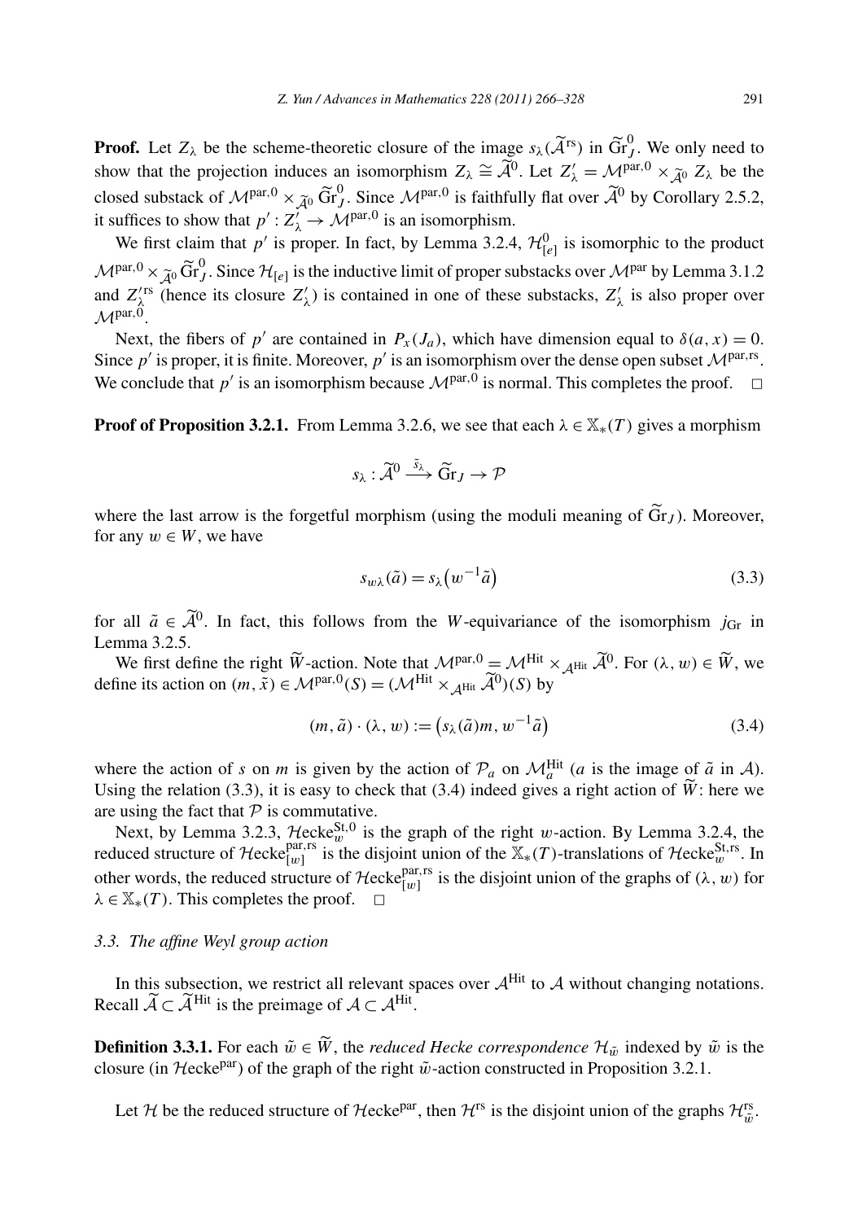**Proof.** Let $Z_\lambda$ be the scheme-theoretic closure of the image $s_\lambda(\widetilde{\mathcal{A}}^{\mathrm{rs}})$ in $\widetilde{\mathrm{Gr}}_J^0$. We only need to show that the projection induces an isomorphism $Z_\lambda \cong \widetilde{\mathcal{A}}^0$. Let $Z'_\lambda = \mathcal{M}^{\mathrm{par},0} \times_{\widetilde{\mathcal{A}}^0} Z_\lambda$ be the closed substack of $\mathcal{M}^{\mathrm{par},0} \times_{\widetilde{\mathcal{A}}^0} \widetilde{\mathrm{Gr}}_J^0$. Since $\mathcal{M}^{\mathrm{par},0}$ is faithfully flat over $\widetilde{\mathcal{A}}^0$ by Corollary 2.5.2, it suffices to show that $p' : Z'_\lambda \to \mathcal{M}^{\mathrm{par},0}$ is an isomorphism.

We first claim that $p'$ is proper. In fact, by Lemma 3.2.4, $\mathcal{H}^0_{[e]}$ is isomorphic to the product $\mathcal{M}^{\mathrm{par},0} \times_{\widetilde{\mathcal{A}}^0} \widetilde{\mathrm{Gr}}_J^0$. Since $\mathcal{H}_{[e]}$ is the inductive limit of proper substacks over $\mathcal{M}^{\mathrm{par}}$ by Lemma 3.1.2 and $Z'^{\mathrm{rs}}_\lambda$ (hence its closure $Z'_\lambda$) is contained in one of these substacks, $Z'_\lambda$ is also proper over $\mathcal{M}^{\mathrm{par},0}$.

Next, the fibers of $p'$ are contained in $P_x(J_a)$, which have dimension equal to $\delta(a,x) = 0$. Since $p'$ is proper, it is finite. Moreover, $p'$ is an isomorphism over the dense open subset $\mathcal{M}^{\mathrm{par,rs}}$. We conclude that $p'$ is an isomorphism because $\mathcal{M}^{\mathrm{par},0}$ is normal. This completes the proof. $\square$

**Proof of Proposition 3.2.1.** From Lemma 3.2.6, we see that each $\lambda \in \mathbb{X}_*(T)$ gives a morphism

$$s_\lambda : \widetilde{\mathcal{A}}^0 \xrightarrow{\tilde{s}_\lambda} \widetilde{\mathrm{Gr}}_J \to \mathcal{P}$$

where the last arrow is the forgetful morphism (using the moduli meaning of $\widetilde{\mathrm{Gr}}_J$). Moreover, for any $w \in W$, we have

$$s_{w\lambda}(\tilde{a}) = s_\lambda\big(w^{-1}\tilde{a}\big) \tag{3.3}$$

for all $\tilde{a} \in \widetilde{\mathcal{A}}^0$. In fact, this follows from the $W$-equivariance of the isomorphism $j_{\mathrm{Gr}}$ in Lemma 3.2.5.

We first define the right $\widetilde{W}$-action. Note that $\mathcal{M}^{\mathrm{par},0} = \mathcal{M}^{\mathrm{Hit}} \times_{\mathcal{A}^{\mathrm{Hit}}} \widetilde{\mathcal{A}}^0$. For $(\lambda, w) \in \widetilde{W}$, we define its action on $(m, \tilde{x}) \in \mathcal{M}^{\mathrm{par},0}(S) = (\mathcal{M}^{\mathrm{Hit}} \times_{\mathcal{A}^{\mathrm{Hit}}} \widetilde{\mathcal{A}}^0)(S)$ by

$$(m, \tilde{a}) \cdot (\lambda, w) := \big(s_\lambda(\tilde{a})m, w^{-1}\tilde{a}\big) \tag{3.4}$$

where the action of $s$ on $m$ is given by the action of $\mathcal{P}_a$ on $\mathcal{M}^{\mathrm{Hit}}_a$ ($a$ is the image of $\tilde{a}$ in $\mathcal{A}$). Using the relation (3.3), it is easy to check that (3.4) indeed gives a right action of $\widetilde{W}$: here we are using the fact that $\mathcal{P}$ is commutative.

Next, by Lemma 3.2.3, $\mathcal{H}\mathrm{ecke}^{\mathrm{St},0}_w$ is the graph of the right $w$-action. By Lemma 3.2.4, the reduced structure of $\mathcal{H}\mathrm{ecke}^{\mathrm{par,rs}}_{[w]}$ is the disjoint union of the $\mathbb{X}_*(T)$-translations of $\mathcal{H}\mathrm{ecke}^{\mathrm{St,rs}}_w$. In other words, the reduced structure of $\mathcal{H}\mathrm{ecke}^{\mathrm{par,rs}}_{[w]}$ is the disjoint union of the graphs of $(\lambda, w)$ for $\lambda \in \mathbb{X}_*(T)$. This completes the proof. $\square$

### *3.3. The affine Weyl group action*

In this subsection, we restrict all relevant spaces over $\mathcal{A}^{\mathrm{Hit}}$ to $\mathcal{A}$ without changing notations. Recall $\widetilde{\mathcal{A}} \subset \widetilde{\mathcal{A}}^{\mathrm{Hit}}$ is the preimage of $\mathcal{A} \subset \mathcal{A}^{\mathrm{Hit}}$.

**Definition 3.3.1.** For each $\tilde{w} \in \widetilde{W}$, the *reduced Hecke correspondence* $\mathcal{H}_{\tilde{w}}$ indexed by $\tilde{w}$ is the closure (in $\mathcal{H}\mathrm{ecke}^{\mathrm{par}}$) of the graph of the right $\tilde{w}$-action constructed in Proposition 3.2.1.

Let $\mathcal{H}$ be the reduced structure of $\mathcal{H}\mathrm{ecke}^{\mathrm{par}}$, then $\mathcal{H}^{\mathrm{rs}}$ is the disjoint union of the graphs $\mathcal{H}^{\mathrm{rs}}_{\tilde{w}}$.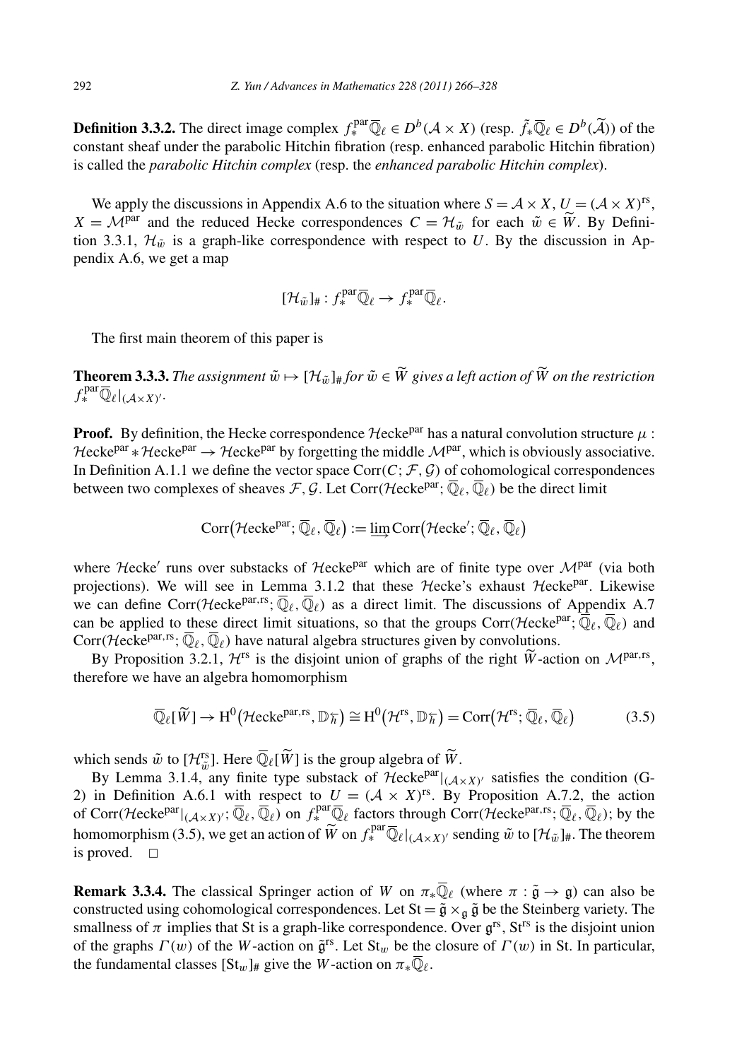**Definition 3.3.2.** The direct image complex $f_*^{\mathrm{par}}\overline{\mathbb{Q}}_\ell \in D^b(\mathcal{A}\times X)$ (resp. $\tilde{f}_*\overline{\mathbb{Q}}_\ell \in D^b(\widetilde{\mathcal{A}})$) of the constant sheaf under the parabolic Hitchin fibration (resp. enhanced parabolic Hitchin fibration) is called the *parabolic Hitchin complex* (resp. the *enhanced parabolic Hitchin complex*).

We apply the discussions in Appendix A.6 to the situation where $S=\mathcal{A}\times X$, $U=(\mathcal{A}\times X)^{\mathrm{rs}}$, $X=\mathcal{M}^{\mathrm{par}}$ and the reduced Hecke correspondences $C=\mathcal{H}_{\tilde{w}}$ for each $\tilde{w}\in\widetilde{W}$. By Definition 3.3.1, $\mathcal{H}_{\tilde{w}}$ is a graph-like correspondence with respect to $U$. By the discussion in Appendix A.6, we get a map

$$[\mathcal{H}_{\tilde{w}}]_\#: f_*^{\mathrm{par}}\overline{\mathbb{Q}}_\ell \to f_*^{\mathrm{par}}\overline{\mathbb{Q}}_\ell.$$

The first main theorem of this paper is

**Theorem 3.3.3.** *The assignment $\tilde{w}\mapsto[\mathcal{H}_{\tilde{w}}]_\#$ for $\tilde{w}\in\widetilde{W}$ gives a left action of $\widetilde{W}$ on the restriction $f_*^{\mathrm{par}}\overline{\mathbb{Q}}_\ell|_{(\mathcal{A}\times X)'}$.*

**Proof.** By definition, the Hecke correspondence $\mathcal{H}\mathrm{ecke}^{\mathrm{par}}$ has a natural convolution structure $\mu: \mathcal{H}\mathrm{ecke}^{\mathrm{par}} * \mathcal{H}\mathrm{ecke}^{\mathrm{par}} \to \mathcal{H}\mathrm{ecke}^{\mathrm{par}}$ by forgetting the middle $\mathcal{M}^{\mathrm{par}}$, which is obviously associative. In Definition A.1.1 we define the vector space $\mathrm{Corr}(C;\mathcal{F},\mathcal{G})$ of cohomological correspondences between two complexes of sheaves $\mathcal{F},\mathcal{G}$. Let $\mathrm{Corr}(\mathcal{H}\mathrm{ecke}^{\mathrm{par}};\overline{\mathbb{Q}}_\ell,\overline{\mathbb{Q}}_\ell)$ be the direct limit

$$\mathrm{Corr}\big(\mathcal{H}\mathrm{ecke}^{\mathrm{par}};\overline{\mathbb{Q}}_\ell,\overline{\mathbb{Q}}_\ell\big) := \varinjlim \mathrm{Corr}\big(\mathcal{H}\mathrm{ecke}';\overline{\mathbb{Q}}_\ell,\overline{\mathbb{Q}}_\ell\big)$$

where $\mathcal{H}\mathrm{ecke}'$ runs over substacks of $\mathcal{H}\mathrm{ecke}^{\mathrm{par}}$ which are of finite type over $\mathcal{M}^{\mathrm{par}}$ (via both projections). We will see in Lemma 3.1.2 that these $\mathcal{H}\mathrm{ecke}$'s exhaust $\mathcal{H}\mathrm{ecke}^{\mathrm{par}}$. Likewise we can define $\mathrm{Corr}(\mathcal{H}\mathrm{ecke}^{\mathrm{par,rs}};\overline{\mathbb{Q}}_\ell,\overline{\mathbb{Q}}_\ell)$ as a direct limit. The discussions of Appendix A.7 can be applied to these direct limit situations, so that the groups $\mathrm{Corr}(\mathcal{H}\mathrm{ecke}^{\mathrm{par}};\overline{\mathbb{Q}}_\ell,\overline{\mathbb{Q}}_\ell)$ and $\mathrm{Corr}(\mathcal{H}\mathrm{ecke}^{\mathrm{par,rs}};\overline{\mathbb{Q}}_\ell,\overline{\mathbb{Q}}_\ell)$ have natural algebra structures given by convolutions.

By Proposition 3.2.1, $\mathcal{H}^{\mathrm{rs}}$ is the disjoint union of graphs of the right $\widetilde{W}$-action on $\mathcal{M}^{\mathrm{par,rs}}$, therefore we have an algebra homomorphism

$$\overline{\mathbb{Q}}_\ell[\widetilde{W}] \to \mathrm{H}^0\big(\mathcal{H}\mathrm{ecke}^{\mathrm{par,rs}},\mathbb{D}_{\overleftarrow{h}}\big) \cong \mathrm{H}^0\big(\mathcal{H}^{\mathrm{rs}},\mathbb{D}_{\overleftarrow{h}}\big) = \mathrm{Corr}\big(\mathcal{H}^{\mathrm{rs}};\overline{\mathbb{Q}}_\ell,\overline{\mathbb{Q}}_\ell\big) \tag{3.5}$$

which sends $\tilde{w}$ to $[\mathcal{H}^{\mathrm{rs}}_{\tilde{w}}]$. Here $\overline{\mathbb{Q}}_\ell[\widetilde{W}]$ is the group algebra of $\widetilde{W}$.

By Lemma 3.1.4, any finite type substack of $\mathcal{H}\mathrm{ecke}^{\mathrm{par}}|_{(\mathcal{A}\times X)'}$ satisfies the condition (G-2) in Definition A.6.1 with respect to $U=(\mathcal{A}\times X)^{\mathrm{rs}}$. By Proposition A.7.2, the action of $\mathrm{Corr}(\mathcal{H}\mathrm{ecke}^{\mathrm{par}}|_{(\mathcal{A}\times X)'};\overline{\mathbb{Q}}_\ell,\overline{\mathbb{Q}}_\ell)$ on $f_*^{\mathrm{par}}\overline{\mathbb{Q}}_\ell$ factors through $\mathrm{Corr}(\mathcal{H}\mathrm{ecke}^{\mathrm{par,rs}};\overline{\mathbb{Q}}_\ell,\overline{\mathbb{Q}}_\ell)$; by the homomorphism (3.5), we get an action of $\widetilde{W}$ on $f_*^{\mathrm{par}}\overline{\mathbb{Q}}_\ell|_{(\mathcal{A}\times X)'}$ sending $\tilde{w}$ to $[\mathcal{H}_{\tilde{w}}]_\#$. The theorem is proved. $\square$

**Remark 3.3.4.** The classical Springer action of $W$ on $\pi_*\overline{\mathbb{Q}}_\ell$ (where $\pi:\tilde{\mathfrak{g}}\to\mathfrak{g}$) can also be constructed using cohomological correspondences. Let $\mathrm{St}=\tilde{\mathfrak{g}}\times_{\mathfrak{g}}\tilde{\mathfrak{g}}$ be the Steinberg variety. The smallness of $\pi$ implies that St is a graph-like correspondence. Over $\mathfrak{g}^{\mathrm{rs}}$, $\mathrm{St}^{\mathrm{rs}}$ is the disjoint union of the graphs $\Gamma(w)$ of the $W$-action on $\tilde{\mathfrak{g}}^{\mathrm{rs}}$. Let $\mathrm{St}_w$ be the closure of $\Gamma(w)$ in St. In particular, the fundamental classes $[\mathrm{St}_w]_\#$ give the $W$-action on $\pi_*\overline{\mathbb{Q}}_\ell$.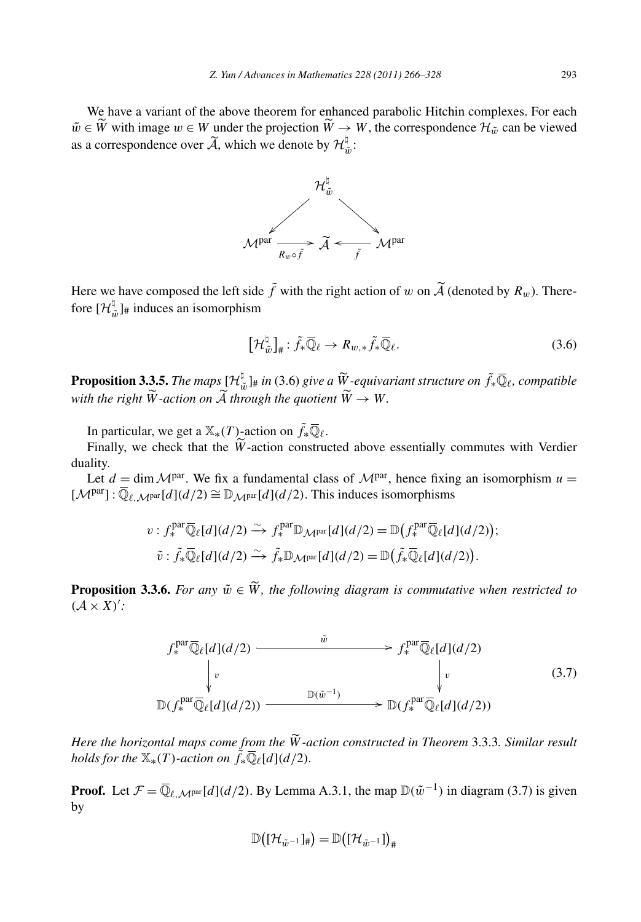We have a variant of the above theorem for enhanced parabolic Hitchin complexes. For each $\tilde{w} \in \widetilde{W}$ with image $w \in W$ under the projection $\widetilde{W} \to W$, the correspondence $\mathcal{H}_{\tilde{w}}$ can be viewed as a correspondence over $\widetilde{\mathcal{A}}$, which we denote by $\mathcal{H}^{\natural}_{\tilde{w}}$:

$$
\begin{array}{ccccc}
 & & \mathcal{H}^{\natural}_{\tilde{w}} & & \\
 & \swarrow & & \searrow & \\
\mathcal{M}^{\mathrm{par}} & \xrightarrow{R_w \circ \tilde{f}} & \widetilde{\mathcal{A}} & \xleftarrow{\tilde{f}} & \mathcal{M}^{\mathrm{par}}
\end{array}
$$

Here we have composed the left side $\tilde{f}$ with the right action of $w$ on $\widetilde{\mathcal{A}}$ (denoted by $R_w$). Therefore $[\mathcal{H}^{\natural}_{\tilde{w}}]_{\#}$ induces an isomorphism

$$
\left[\mathcal{H}^{\natural}_{\tilde{w}}\right]_{\#} : \tilde{f}_* \overline{\mathbb{Q}}_\ell \to R_{w,*} \tilde{f}_* \overline{\mathbb{Q}}_\ell. \tag{3.6}
$$

**Proposition 3.3.5.** *The maps $[\mathcal{H}^{\natural}_{\tilde{w}}]_{\#}$ in (3.6) give a $\widetilde{W}$-equivariant structure on $\tilde{f}_* \overline{\mathbb{Q}}_\ell$, compatible with the right $\widetilde{W}$-action on $\widetilde{\mathcal{A}}$ through the quotient $\widetilde{W} \to W$.*

In particular, we get a $\mathbb{X}_*(T)$-action on $\tilde{f}_* \overline{\mathbb{Q}}_\ell$.

Finally, we check that the $\widetilde{W}$-action constructed above essentially commutes with Verdier duality.

Let $d = \dim \mathcal{M}^{\mathrm{par}}$. We fix a fundamental class of $\mathcal{M}^{\mathrm{par}}$, hence fixing an isomorphism $u = [\mathcal{M}^{\mathrm{par}}] : \overline{\mathbb{Q}}_{\ell, \mathcal{M}^{\mathrm{par}}}[d](d/2) \cong \mathbb{D}_{\mathcal{M}^{\mathrm{par}}}[d](d/2)$. This induces isomorphisms

$$
\begin{aligned}
v &: f^{\mathrm{par}}_* \overline{\mathbb{Q}}_\ell[d](d/2) \xrightarrow{\sim} f^{\mathrm{par}}_* \mathbb{D}_{\mathcal{M}^{\mathrm{par}}}[d](d/2) = \mathbb{D}\left(f^{\mathrm{par}}_* \overline{\mathbb{Q}}_\ell[d](d/2)\right); \\
\tilde{v} &: \tilde{f}_* \overline{\mathbb{Q}}_\ell[d](d/2) \xrightarrow{\sim} \tilde{f}_* \mathbb{D}_{\mathcal{M}^{\mathrm{par}}}[d](d/2) = \mathbb{D}\left(\tilde{f}_* \overline{\mathbb{Q}}_\ell[d](d/2)\right).
\end{aligned}
$$

**Proposition 3.3.6.** *For any $\tilde{w} \in \widetilde{W}$, the following diagram is commutative when restricted to $(\mathcal{A} \times X)'$:*

$$
\begin{array}{ccc}
f^{\mathrm{par}}_* \overline{\mathbb{Q}}_\ell[d](d/2) & \xrightarrow{\quad \tilde{w} \quad} & f^{\mathrm{par}}_* \overline{\mathbb{Q}}_\ell[d](d/2) \\
\Big\downarrow v & & \Big\downarrow v \\
\mathbb{D}(f^{\mathrm{par}}_* \overline{\mathbb{Q}}_\ell[d](d/2)) & \xrightarrow{\mathbb{D}(\tilde{w}^{-1})} & \mathbb{D}(f^{\mathrm{par}}_* \overline{\mathbb{Q}}_\ell[d](d/2))
\end{array} \tag{3.7}
$$

*Here the horizontal maps come from the $\widetilde{W}$-action constructed in Theorem 3.3.3. Similar result holds for the $\mathbb{X}_*(T)$-action on $\tilde{f}_* \overline{\mathbb{Q}}_\ell[d](d/2)$.*

**Proof.** Let $\mathcal{F} = \overline{\mathbb{Q}}_{\ell, \mathcal{M}^{\mathrm{par}}}[d](d/2)$. By Lemma A.3.1, the map $\mathbb{D}(\tilde{w}^{-1})$ in diagram (3.7) is given by

$$
\mathbb{D}\left([\mathcal{H}_{\tilde{w}^{-1}}]_{\#}\right) = \mathbb{D}\left([\mathcal{H}_{\tilde{w}^{-1}}]\right)_{\#}
$$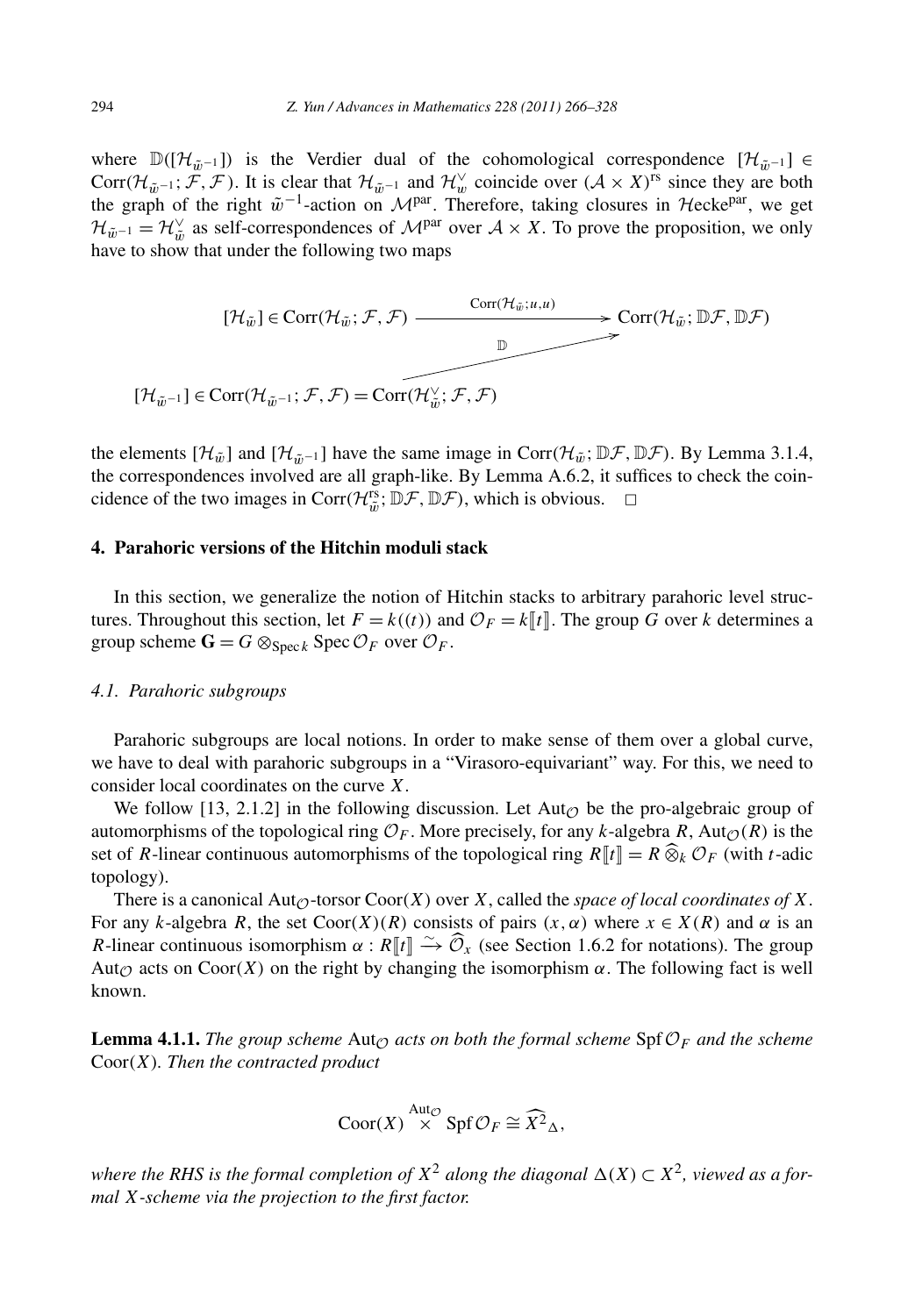where $\mathbb{D}([\mathcal{H}_{\tilde{w}^{-1}}])$ is the Verdier dual of the cohomological correspondence $[\mathcal{H}_{\tilde{w}^{-1}}] \in \mathrm{Corr}(\mathcal{H}_{\tilde{w}^{-1}}; \mathcal{F}, \mathcal{F})$. It is clear that $\mathcal{H}_{\tilde{w}^{-1}}$ and $\mathcal{H}^{\vee}_{w}$ coincide over $(\mathcal{A} \times X)^{\mathrm{rs}}$ since they are both the graph of the right $\tilde{w}^{-1}$-action on $\mathcal{M}^{\mathrm{par}}$. Therefore, taking closures in $\mathcal{H}\mathrm{ecke}^{\mathrm{par}}$, we get $\mathcal{H}_{\tilde{w}^{-1}} = \mathcal{H}^{\vee}_{\tilde{w}}$ as self-correspondences of $\mathcal{M}^{\mathrm{par}}$ over $\mathcal{A} \times X$. To prove the proposition, we only have to show that under the following two maps

$$\begin{array}{ccc}
[\mathcal{H}_{\tilde{w}}] \in \mathrm{Corr}(\mathcal{H}_{\tilde{w}}; \mathcal{F}, \mathcal{F}) & \xrightarrow{\mathrm{Corr}(\mathcal{H}_{\tilde{w}}; u, u)} & \mathrm{Corr}(\mathcal{H}_{\tilde{w}}; \mathbb{D}\mathcal{F}, \mathbb{D}\mathcal{F}) \\
 & \nearrow_{\mathbb{D}} & \\
[\mathcal{H}_{\tilde{w}^{-1}}] \in \mathrm{Corr}(\mathcal{H}_{\tilde{w}^{-1}}; \mathcal{F}, \mathcal{F}) = \mathrm{Corr}(\mathcal{H}^{\vee}_{\tilde{w}}; \mathcal{F}, \mathcal{F}) & &
\end{array}$$

the elements $[\mathcal{H}_{\tilde{w}}]$ and $[\mathcal{H}_{\tilde{w}^{-1}}]$ have the same image in $\mathrm{Corr}(\mathcal{H}_{\tilde{w}}; \mathbb{D}\mathcal{F}, \mathbb{D}\mathcal{F})$. By Lemma 3.1.4, the correspondences involved are all graph-like. By Lemma A.6.2, it suffices to check the coincidence of the two images in $\mathrm{Corr}(\mathcal{H}^{\mathrm{rs}}_{\tilde{w}}; \mathbb{D}\mathcal{F}, \mathbb{D}\mathcal{F})$, which is obvious. $\square$

## 4. Parahoric versions of the Hitchin moduli stack

In this section, we generalize the notion of Hitchin stacks to arbitrary parahoric level structures. Throughout this section, let $F = k((t))$ and $\mathcal{O}_F = k[\![t]\!]$. The group $G$ over $k$ determines a group scheme $\mathbf{G} = G \otimes_{\mathrm{Spec}\, k} \mathrm{Spec}\, \mathcal{O}_F$ over $\mathcal{O}_F$.

### *4.1. Parahoric subgroups*

Parahoric subgroups are local notions. In order to make sense of them over a global curve, we have to deal with parahoric subgroups in a "Virasoro-equivariant" way. For this, we need to consider local coordinates on the curve $X$.

We follow [13, 2.1.2] in the following discussion. Let $\mathrm{Aut}_{\mathcal{O}}$ be the pro-algebraic group of automorphisms of the topological ring $\mathcal{O}_F$. More precisely, for any $k$-algebra $R$, $\mathrm{Aut}_{\mathcal{O}}(R)$ is the set of $R$-linear continuous automorphisms of the topological ring $R[\![t]\!] = R \widehat{\otimes}_k \mathcal{O}_F$ (with $t$-adic topology).

There is a canonical $\mathrm{Aut}_{\mathcal{O}}$-torsor $\mathrm{Coor}(X)$ over $X$, called the *space of local coordinates of $X$*. For any $k$-algebra $R$, the set $\mathrm{Coor}(X)(R)$ consists of pairs $(x, \alpha)$ where $x \in X(R)$ and $\alpha$ is an $R$-linear continuous isomorphism $\alpha : R[\![t]\!] \xrightarrow{\sim} \widehat{\mathcal{O}}_x$ (see Section 1.6.2 for notations). The group $\mathrm{Aut}_{\mathcal{O}}$ acts on $\mathrm{Coor}(X)$ on the right by changing the isomorphism $\alpha$. The following fact is well known.

**Lemma 4.1.1.** *The group scheme $\mathrm{Aut}_{\mathcal{O}}$ acts on both the formal scheme $\mathrm{Spf}\, \mathcal{O}_F$ and the scheme $\mathrm{Coor}(X)$. Then the contracted product*

$$\mathrm{Coor}(X) \overset{\mathrm{Aut}_{\mathcal{O}}}{\times} \mathrm{Spf}\, \mathcal{O}_F \cong \widehat{X^2}_{\Delta},$$

*where the RHS is the formal completion of $X^2$ along the diagonal $\Delta(X) \subset X^2$, viewed as a formal $X$-scheme via the projection to the first factor.*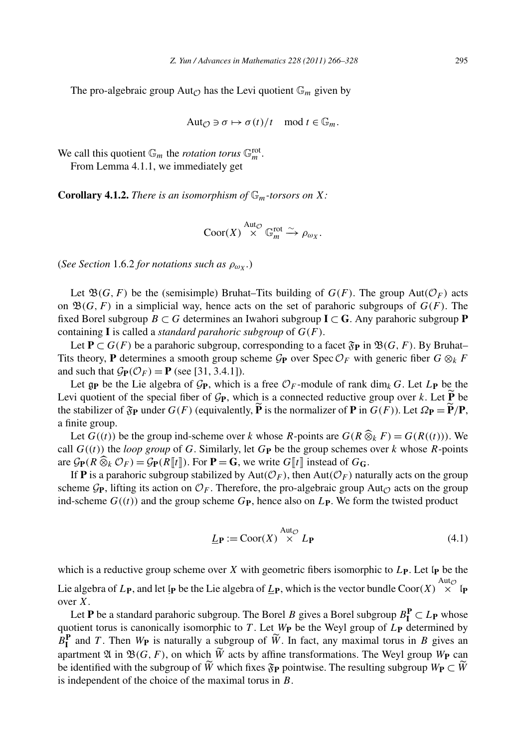The pro-algebraic group $\mathrm{Aut}_{\mathcal{O}}$ has the Levi quotient $\mathbb{G}_m$ given by

$$\mathrm{Aut}_{\mathcal{O}} \ni \sigma \mapsto \sigma(t)/t \mod t \in \mathbb{G}_m.$$

We call this quotient $\mathbb{G}_m$ the *rotation torus* $\mathbb{G}_m^{\mathrm{rot}}$.

From Lemma 4.1.1, we immediately get

**Corollary 4.1.2.** *There is an isomorphism of $\mathbb{G}_m$-torsors on $X$:*

$$\mathrm{Coor}(X) \overset{\mathrm{Aut}_{\mathcal{O}}}{\times} \mathbb{G}_m^{\mathrm{rot}} \xrightarrow{\sim} \rho_{\omega_X}.$$

(*See Section* 1.6.2 *for notations such as* $\rho_{\omega_X}$.)

Let $\mathfrak{B}(G,F)$ be the (semisimple) Bruhat–Tits building of $G(F)$. The group $\mathrm{Aut}(\mathcal{O}_F)$ acts on $\mathfrak{B}(G,F)$ in a simplicial way, hence acts on the set of parahoric subgroups of $G(F)$. The fixed Borel subgroup $B \subset G$ determines an Iwahori subgroup $\mathbf{I} \subset \mathbf{G}$. Any parahoric subgroup $\mathbf{P}$ containing $\mathbf{I}$ is called a *standard parahoric subgroup* of $G(F)$.

Let $\mathbf{P} \subset G(F)$ be a parahoric subgroup, corresponding to a facet $\mathfrak{F}_{\mathbf{P}}$ in $\mathfrak{B}(G,F)$. By Bruhat–Tits theory, $\mathbf{P}$ determines a smooth group scheme $\mathcal{G}_{\mathbf{P}}$ over $\operatorname{Spec}\mathcal{O}_F$ with generic fiber $G \otimes_k F$ and such that $\mathcal{G}_{\mathbf{P}}(\mathcal{O}_F) = \mathbf{P}$ (see [31, 3.4.1]).

Let $\mathfrak{g}_{\mathbf{P}}$ be the Lie algebra of $\mathcal{G}_{\mathbf{P}}$, which is a free $\mathcal{O}_F$-module of rank $\dim_k G$. Let $L_{\mathbf{P}}$ be the Levi quotient of the special fiber of $\mathcal{G}_{\mathbf{P}}$, which is a connected reductive group over $k$. Let $\widetilde{\mathbf{P}}$ be the stabilizer of $\mathfrak{F}_{\mathbf{P}}$ under $G(F)$ (equivalently, $\widetilde{\mathbf{P}}$ is the normalizer of $\mathbf{P}$ in $G(F)$). Let $\Omega_{\mathbf{P}} = \widetilde{\mathbf{P}}/\mathbf{P}$, a finite group.

Let $G((t))$ be the group ind-scheme over $k$ whose $R$-points are $G(R \widehat{\otimes}_k F) = G(R((t)))$. We call $G((t))$ the *loop group* of $G$. Similarly, let $G_{\mathbf{P}}$ be the group schemes over $k$ whose $R$-points are $\mathcal{G}_{\mathbf{P}}(R \widehat{\otimes}_k \mathcal{O}_F) = \mathcal{G}_{\mathbf{P}}(R[\![t]\!])$. For $\mathbf{P} = \mathbf{G}$, we write $G[\![t]\!]$ instead of $G_{\mathbf{G}}$.

If $\mathbf{P}$ is a parahoric subgroup stabilized by $\mathrm{Aut}(\mathcal{O}_F)$, then $\mathrm{Aut}(\mathcal{O}_F)$ naturally acts on the group scheme $\mathcal{G}_{\mathbf{P}}$, lifting its action on $\mathcal{O}_F$. Therefore, the pro-algebraic group $\mathrm{Aut}_{\mathcal{O}}$ acts on the group ind-scheme $G((t))$ and the group scheme $G_{\mathbf{P}}$, hence also on $L_{\mathbf{P}}$. We form the twisted product

$$\underline{L}_{\mathbf{P}} := \mathrm{Coor}(X) \overset{\mathrm{Aut}_{\mathcal{O}}}{\times} L_{\mathbf{P}} \tag{4.1}$$

which is a reductive group scheme over $X$ with geometric fibers isomorphic to $L_{\mathbf{P}}$. Let $\mathfrak{l}_{\mathbf{P}}$ be the Lie algebra of $L_{\mathbf{P}}$, and let $\underline{\mathfrak{l}}_{\mathbf{P}}$ be the Lie algebra of $\underline{L}_{\mathbf{P}}$, which is the vector bundle $\mathrm{Coor}(X) \overset{\mathrm{Aut}_{\mathcal{O}}}{\times} \mathfrak{l}_{\mathbf{P}}$ over $X$.

Let $\mathbf{P}$ be a standard parahoric subgroup. The Borel $B$ gives a Borel subgroup $B_{\mathbf{I}}^{\mathbf{P}} \subset L_{\mathbf{P}}$ whose quotient torus is canonically isomorphic to $T$. Let $W_{\mathbf{P}}$ be the Weyl group of $L_{\mathbf{P}}$ determined by $B_{\mathbf{I}}^{\mathbf{P}}$ and $T$. Then $W_{\mathbf{P}}$ is naturally a subgroup of $\widetilde{W}$. In fact, any maximal torus in $B$ gives an apartment $\mathfrak{A}$ in $\mathfrak{B}(G,F)$, on which $\widetilde{W}$ acts by affine transformations. The Weyl group $W_{\mathbf{P}}$ can be identified with the subgroup of $\widetilde{W}$ which fixes $\mathfrak{F}_{\mathbf{P}}$ pointwise. The resulting subgroup $W_{\mathbf{P}} \subset \widetilde{W}$ is independent of the choice of the maximal torus in $B$.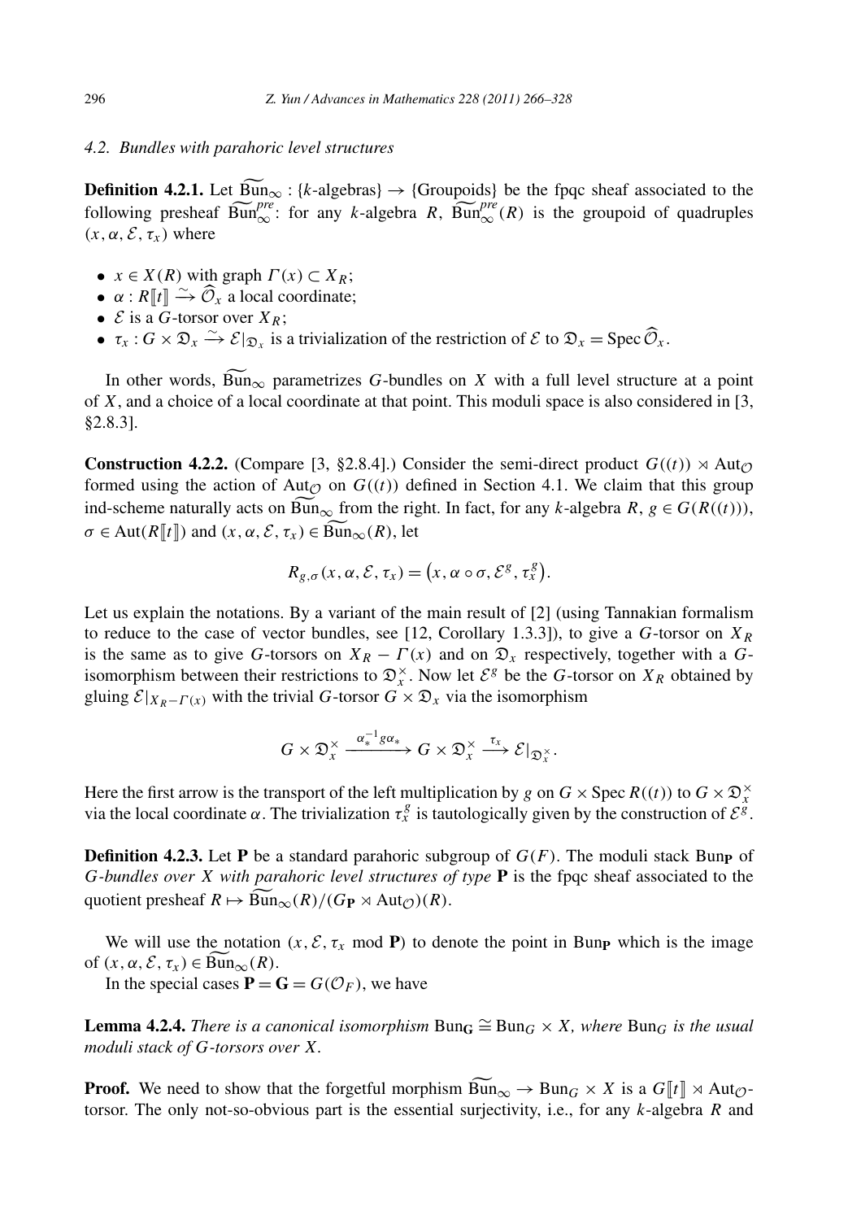### 4.2. Bundles with parahoric level structures

**Definition 4.2.1.** Let $\widetilde{\mathrm{Bun}}_\infty : \{k\text{-algebras}\} \to \{\text{Groupoids}\}$ be the fpqc sheaf associated to the following presheaf $\widetilde{\mathrm{Bun}}_\infty^{pre}$: for any $k$-algebra $R$, $\widetilde{\mathrm{Bun}}_\infty^{pre}(R)$ is the groupoid of quadruples $(x, \alpha, \mathcal{E}, \tau_x)$ where

- $x \in X(R)$ with graph $\Gamma(x) \subset X_R$;
- $\alpha : R[\![t]\!] \xrightarrow{\sim} \widehat{\mathcal{O}}_x$ a local coordinate;
- $\mathcal{E}$ is a $G$-torsor over $X_R$;
- $\tau_x : G \times \mathfrak{D}_x \xrightarrow{\sim} \mathcal{E}|_{\mathfrak{D}_x}$ is a trivialization of the restriction of $\mathcal{E}$ to $\mathfrak{D}_x = \operatorname{Spec} \widehat{\mathcal{O}}_x$.

In other words, $\widetilde{\mathrm{Bun}}_\infty$ parametrizes $G$-bundles on $X$ with a full level structure at a point of $X$, and a choice of a local coordinate at that point. This moduli space is also considered in [3, §2.8.3].

**Construction 4.2.2.** (Compare [3, §2.8.4].) Consider the semi-direct product $G((t)) \rtimes \mathrm{Aut}_{\mathcal{O}}$ formed using the action of $\mathrm{Aut}_{\mathcal{O}}$ on $G((t))$ defined in Section 4.1. We claim that this group ind-scheme naturally acts on $\widetilde{\mathrm{Bun}}_\infty$ from the right. In fact, for any $k$-algebra $R$, $g \in G(R((t)))$, $\sigma \in \mathrm{Aut}(R[\![t]\!])$ and $(x, \alpha, \mathcal{E}, \tau_x) \in \widetilde{\mathrm{Bun}}_\infty(R)$, let

$$R_{g,\sigma}(x, \alpha, \mathcal{E}, \tau_x) = \left(x, \alpha \circ \sigma, \mathcal{E}^g, \tau_x^g\right).$$

Let us explain the notations. By a variant of the main result of [2] (using Tannakian formalism to reduce to the case of vector bundles, see [12, Corollary 1.3.3]), to give a $G$-torsor on $X_R$ is the same as to give $G$-torsors on $X_R - \Gamma(x)$ and on $\mathfrak{D}_x$ respectively, together with a $G$-isomorphism between their restrictions to $\mathfrak{D}_x^\times$. Now let $\mathcal{E}^g$ be the $G$-torsor on $X_R$ obtained by gluing $\mathcal{E}|_{X_R - \Gamma(x)}$ with the trivial $G$-torsor $G \times \mathfrak{D}_x$ via the isomorphism

$$G \times \mathfrak{D}_x^\times \xrightarrow{\alpha_*^{-1} g \alpha_*} G \times \mathfrak{D}_x^\times \xrightarrow{\tau_x} \mathcal{E}|_{\mathfrak{D}_x^\times}.$$

Here the first arrow is the transport of the left multiplication by $g$ on $G \times \operatorname{Spec} R((t))$ to $G \times \mathfrak{D}_x^\times$ via the local coordinate $\alpha$. The trivialization $\tau_x^g$ is tautologically given by the construction of $\mathcal{E}^g$.

**Definition 4.2.3.** Let $\mathbf{P}$ be a standard parahoric subgroup of $G(F)$. The moduli stack $\mathrm{Bun}_{\mathbf{P}}$ of *$G$-bundles over $X$ with parahoric level structures of type* $\mathbf{P}$ is the fpqc sheaf associated to the quotient presheaf $R \mapsto \widetilde{\mathrm{Bun}}_\infty(R)/(G_{\mathbf{P}} \rtimes \mathrm{Aut}_{\mathcal{O}})(R)$.

We will use the notation $(x, \mathcal{E}, \tau_x \bmod \mathbf{P})$ to denote the point in $\mathrm{Bun}_{\mathbf{P}}$ which is the image of $(x, \alpha, \mathcal{E}, \tau_x) \in \widetilde{\mathrm{Bun}}_\infty(R)$.

In the special cases $\mathbf{P} = \mathbf{G} = G(\mathcal{O}_F)$, we have

**Lemma 4.2.4.** *There is a canonical isomorphism* $\mathrm{Bun}_{\mathbf{G}} \cong \mathrm{Bun}_G \times X$*, where* $\mathrm{Bun}_G$ *is the usual moduli stack of $G$-torsors over $X$.*

**Proof.** We need to show that the forgetful morphism $\widetilde{\mathrm{Bun}}_\infty \to \mathrm{Bun}_G \times X$ is a $G[\![t]\!] \rtimes \mathrm{Aut}_{\mathcal{O}}$-torsor. The only not-so-obvious part is the essential surjectivity, i.e., for any $k$-algebra $R$ and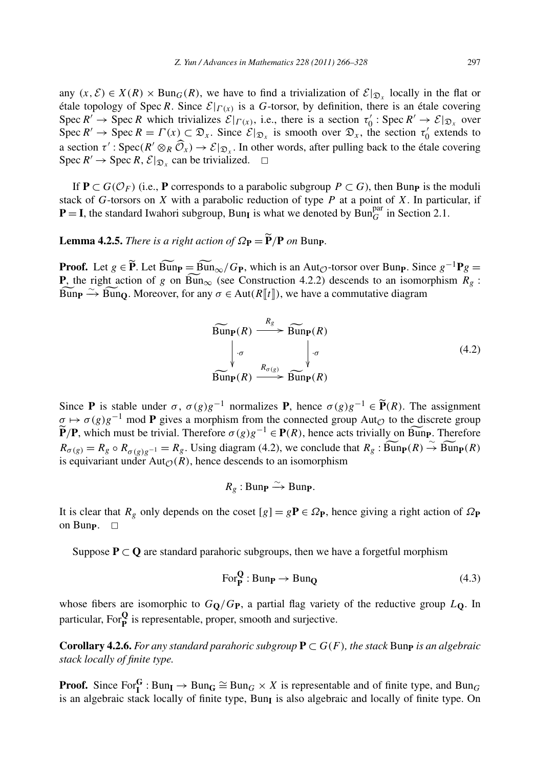any $(x, \mathcal{E}) \in X(R) \times \mathrm{Bun}_G(R)$, we have to find a trivialization of $\mathcal{E}|_{\mathfrak{D}_x}$ locally in the flat or étale topology of $\operatorname{Spec} R$. Since $\mathcal{E}|_{\Gamma(x)}$ is a $G$-torsor, by definition, there is an étale covering $\operatorname{Spec} R' \to \operatorname{Spec} R$ which trivializes $\mathcal{E}|_{\Gamma(x)}$, i.e., there is a section $\tau_0' : \operatorname{Spec} R' \to \mathcal{E}|_{\mathfrak{D}_x}$ over $\operatorname{Spec} R' \to \operatorname{Spec} R = \Gamma(x) \subset \mathfrak{D}_x$. Since $\mathcal{E}|_{\mathfrak{D}_x}$ is smooth over $\mathfrak{D}_x$, the section $\tau_0'$ extends to a section $\tau' : \operatorname{Spec}(R' \otimes_R \widehat{\mathcal{O}}_x) \to \mathcal{E}|_{\mathfrak{D}_x}$. In other words, after pulling back to the étale covering $\operatorname{Spec} R' \to \operatorname{Spec} R$, $\mathcal{E}|_{\mathfrak{D}_x}$ can be trivialized. $\square$

If $\mathbf{P} \subset G(\mathcal{O}_F)$ (i.e., $\mathbf{P}$ corresponds to a parabolic subgroup $P \subset G$), then $\mathrm{Bun}_{\mathbf{P}}$ is the moduli stack of $G$-torsors on $X$ with a parabolic reduction of type $P$ at a point of $X$. In particular, if $\mathbf{P} = \mathbf{I}$, the standard Iwahori subgroup, $\mathrm{Bun}_{\mathbf{I}}$ is what we denoted by $\mathrm{Bun}_G^{\mathrm{par}}$ in Section 2.1.

**Lemma 4.2.5.** *There is a right action of $\Omega_{\mathbf{P}} = \widetilde{\mathbf{P}}/\mathbf{P}$ on $\mathrm{Bun}_{\mathbf{P}}$.*

**Proof.** Let $g \in \widetilde{\mathbf{P}}$. Let $\widetilde{\mathrm{Bun}}_{\mathbf{P}} = \widetilde{\mathrm{Bun}}_\infty / G_{\mathbf{P}}$, which is an $\mathrm{Aut}_{\mathcal{O}}$-torsor over $\mathrm{Bun}_{\mathbf{P}}$. Since $g^{-1}\mathbf{P}g = \mathbf{P}$, the right action of $g$ on $\widetilde{\mathrm{Bun}}_\infty$ (see Construction 4.2.2) descends to an isomorphism $R_g : \widetilde{\mathrm{Bun}}_{\mathbf{P}} \xrightarrow{\sim} \widetilde{\mathrm{Bun}}_{\mathbf{Q}}$. Moreover, for any $\sigma \in \mathrm{Aut}(R[\![t]\!])$, we have a commutative diagram

$$
\begin{array}{ccc}
\widetilde{\mathrm{Bun}}_{\mathbf{P}}(R) & \xrightarrow{R_g} & \widetilde{\mathrm{Bun}}_{\mathbf{P}}(R) \\
\downarrow{\cdot\sigma} & & \downarrow{\cdot\sigma} \\
\widetilde{\mathrm{Bun}}_{\mathbf{P}}(R) & \xrightarrow{R_{\sigma(g)}} & \widetilde{\mathrm{Bun}}_{\mathbf{P}}(R)
\end{array}
\tag{4.2}
$$

Since $\mathbf{P}$ is stable under $\sigma$, $\sigma(g)g^{-1}$ normalizes $\mathbf{P}$, hence $\sigma(g)g^{-1} \in \widetilde{\mathbf{P}}(R)$. The assignment $\sigma \mapsto \sigma(g)g^{-1} \bmod \mathbf{P}$ gives a morphism from the connected group $\mathrm{Aut}_{\mathcal{O}}$ to the discrete group $\widetilde{\mathbf{P}}/\mathbf{P}$, which must be trivial. Therefore $\sigma(g)g^{-1} \in \mathbf{P}(R)$, hence acts trivially on $\widetilde{\mathrm{Bun}}_{\mathbf{P}}$. Therefore $R_{\sigma(g)} = R_g \circ R_{\sigma(g)g^{-1}} = R_g$. Using diagram (4.2), we conclude that $R_g : \widetilde{\mathrm{Bun}}_{\mathbf{P}}(R) \xrightarrow{\sim} \widetilde{\mathrm{Bun}}_{\mathbf{P}}(R)$ is equivariant under $\mathrm{Aut}_{\mathcal{O}}(R)$, hence descends to an isomorphism

$$R_g : \mathrm{Bun}_{\mathbf{P}} \xrightarrow{\sim} \mathrm{Bun}_{\mathbf{P}}.$$

It is clear that $R_g$ only depends on the coset $[g] = g\mathbf{P} \in \Omega_{\mathbf{P}}$, hence giving a right action of $\Omega_{\mathbf{P}}$ on $\mathrm{Bun}_{\mathbf{P}}$. $\square$

Suppose $\mathbf{P} \subset \mathbf{Q}$ are standard parahoric subgroups, then we have a forgetful morphism

$$\mathrm{For}_{\mathbf{P}}^{\mathbf{Q}} : \mathrm{Bun}_{\mathbf{P}} \to \mathrm{Bun}_{\mathbf{Q}} \tag{4.3}$$

whose fibers are isomorphic to $G_{\mathbf{Q}}/G_{\mathbf{P}}$, a partial flag variety of the reductive group $L_{\mathbf{Q}}$. In particular, $\mathrm{For}_{\mathbf{P}}^{\mathbf{Q}}$ is representable, proper, smooth and surjective.

**Corollary 4.2.6.** *For any standard parahoric subgroup $\mathbf{P} \subset G(F)$, the stack $\mathrm{Bun}_{\mathbf{P}}$ is an algebraic stack locally of finite type.*

**Proof.** Since $\mathrm{For}_{\mathbf{I}}^{\mathbf{G}} : \mathrm{Bun}_{\mathbf{I}} \to \mathrm{Bun}_{\mathbf{G}} \cong \mathrm{Bun}_G \times X$ is representable and of finite type, and $\mathrm{Bun}_G$ is an algebraic stack locally of finite type, $\mathrm{Bun}_{\mathbf{I}}$ is also algebraic and locally of finite type. On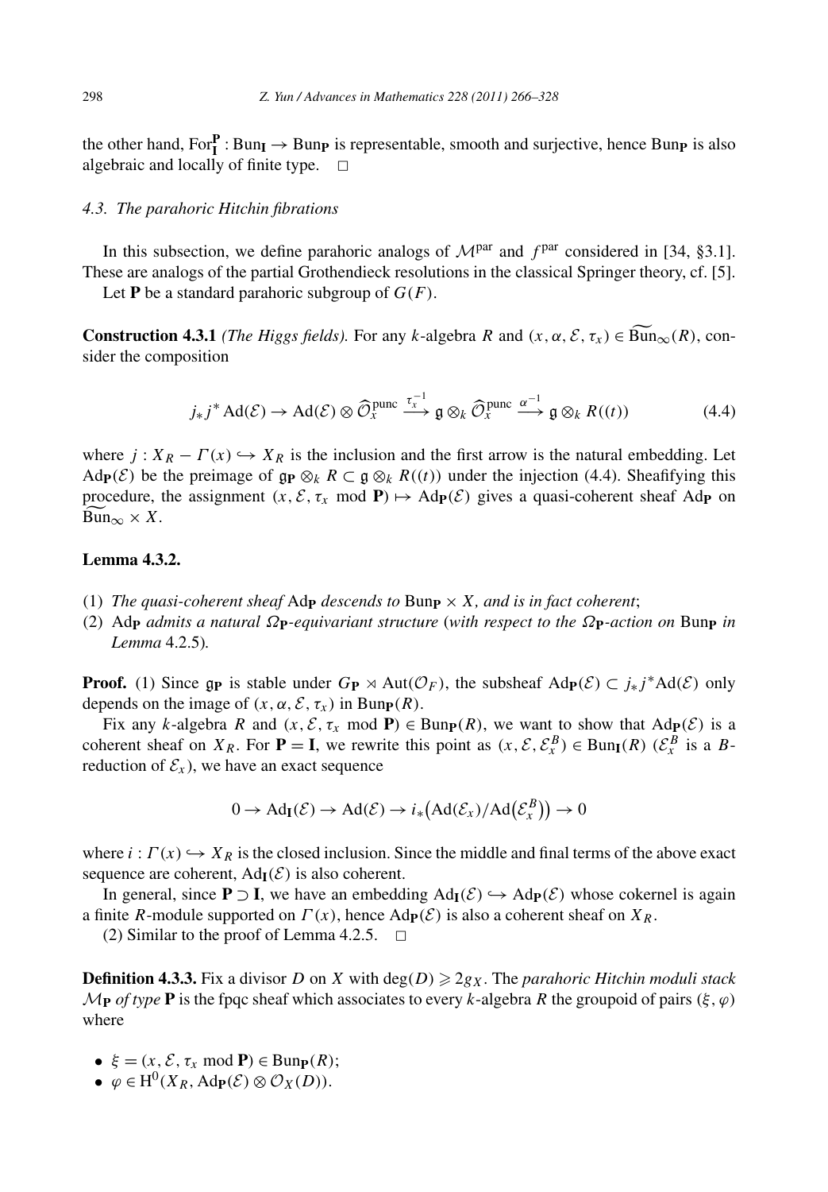the other hand, $\mathrm{For}_{\mathbf{I}}^{\mathbf{P}}: \mathrm{Bun}_{\mathbf{I}} \to \mathrm{Bun}_{\mathbf{P}}$ is representable, smooth and surjective, hence $\mathrm{Bun}_{\mathbf{P}}$ is also algebraic and locally of finite type. $\square$

### *4.3. The parahoric Hitchin fibrations*

In this subsection, we define parahoric analogs of $\mathcal{M}^{\mathrm{par}}$ and $f^{\mathrm{par}}$ considered in [34, §3.1]. These are analogs of the partial Grothendieck resolutions in the classical Springer theory, cf. [5].

Let $\mathbf{P}$ be a standard parahoric subgroup of $G(F)$.

**Construction 4.3.1** *(The Higgs fields).* For any $k$-algebra $R$ and $(x, \alpha, \mathcal{E}, \tau_x) \in \widetilde{\mathrm{Bun}}_\infty(R)$, consider the composition

$$j_* j^* \mathrm{Ad}(\mathcal{E}) \to \mathrm{Ad}(\mathcal{E}) \otimes \widehat{\mathcal{O}}_x^{\mathrm{punc}} \xrightarrow{\tau_x^{-1}} \mathfrak{g} \otimes_k \widehat{\mathcal{O}}_x^{\mathrm{punc}} \xrightarrow{\alpha^{-1}} \mathfrak{g} \otimes_k R((t)) \tag{4.4}$$

where $j: X_R - \Gamma(x) \hookrightarrow X_R$ is the inclusion and the first arrow is the natural embedding. Let $\mathrm{Ad}_{\mathbf{P}}(\mathcal{E})$ be the preimage of $\mathfrak{g}_{\mathbf{P}} \otimes_k R \subset \mathfrak{g} \otimes_k R((t))$ under the injection (4.4). Sheafifying this procedure, the assignment $(x, \mathcal{E}, \tau_x \bmod \mathbf{P}) \mapsto \mathrm{Ad}_{\mathbf{P}}(\mathcal{E})$ gives a quasi-coherent sheaf $\mathrm{Ad}_{\mathbf{P}}$ on $\widetilde{\mathrm{Bun}}_\infty \times X$.

**Lemma 4.3.2.**

1. *The quasi-coherent sheaf* $\mathrm{Ad}_{\mathbf{P}}$ *descends to* $\mathrm{Bun}_{\mathbf{P}} \times X$*, and is in fact coherent*;
2. $\mathrm{Ad}_{\mathbf{P}}$ *admits a natural* $\Omega_{\mathbf{P}}$*-equivariant structure* (*with respect to the* $\Omega_{\mathbf{P}}$*-action on* $\mathrm{Bun}_{\mathbf{P}}$ *in Lemma* 4.2.5).

**Proof.** (1) Since $\mathfrak{g}_{\mathbf{P}}$ is stable under $G_{\mathbf{P}} \rtimes \mathrm{Aut}(\mathcal{O}_F)$, the subsheaf $\mathrm{Ad}_{\mathbf{P}}(\mathcal{E}) \subset j_* j^* \mathrm{Ad}(\mathcal{E})$ only depends on the image of $(x, \alpha, \mathcal{E}, \tau_x)$ in $\mathrm{Bun}_{\mathbf{P}}(R)$.

Fix any $k$-algebra $R$ and $(x, \mathcal{E}, \tau_x \bmod \mathbf{P}) \in \mathrm{Bun}_{\mathbf{P}}(R)$, we want to show that $\mathrm{Ad}_{\mathbf{P}}(\mathcal{E})$ is a coherent sheaf on $X_R$. For $\mathbf{P} = \mathbf{I}$, we rewrite this point as $(x, \mathcal{E}, \mathcal{E}_x^B) \in \mathrm{Bun}_{\mathbf{I}}(R)$ ($\mathcal{E}_x^B$ is a $B$-reduction of $\mathcal{E}_x$), we have an exact sequence

$$0 \to \mathrm{Ad}_{\mathbf{I}}(\mathcal{E}) \to \mathrm{Ad}(\mathcal{E}) \to i_*\big(\mathrm{Ad}(\mathcal{E}_x)/\mathrm{Ad}\big(\mathcal{E}_x^B\big)\big) \to 0$$

where $i: \Gamma(x) \hookrightarrow X_R$ is the closed inclusion. Since the middle and final terms of the above exact sequence are coherent, $\mathrm{Ad}_{\mathbf{I}}(\mathcal{E})$ is also coherent.

In general, since $\mathbf{P} \supset \mathbf{I}$, we have an embedding $\mathrm{Ad}_{\mathbf{I}}(\mathcal{E}) \hookrightarrow \mathrm{Ad}_{\mathbf{P}}(\mathcal{E})$ whose cokernel is again a finite $R$-module supported on $\Gamma(x)$, hence $\mathrm{Ad}_{\mathbf{P}}(\mathcal{E})$ is also a coherent sheaf on $X_R$.

(2) Similar to the proof of Lemma 4.2.5. $\square$

**Definition 4.3.3.** Fix a divisor $D$ on $X$ with $\deg(D) \geqslant 2g_X$. The *parahoric Hitchin moduli stack* $\mathcal{M}_{\mathbf{P}}$ *of type* $\mathbf{P}$ is the fpqc sheaf which associates to every $k$-algebra $R$ the groupoid of pairs $(\xi, \varphi)$ where

- $\xi = (x, \mathcal{E}, \tau_x \bmod \mathbf{P}) \in \mathrm{Bun}_{\mathbf{P}}(R)$;
- $\varphi \in \mathrm{H}^0(X_R, \mathrm{Ad}_{\mathbf{P}}(\mathcal{E}) \otimes \mathcal{O}_X(D))$.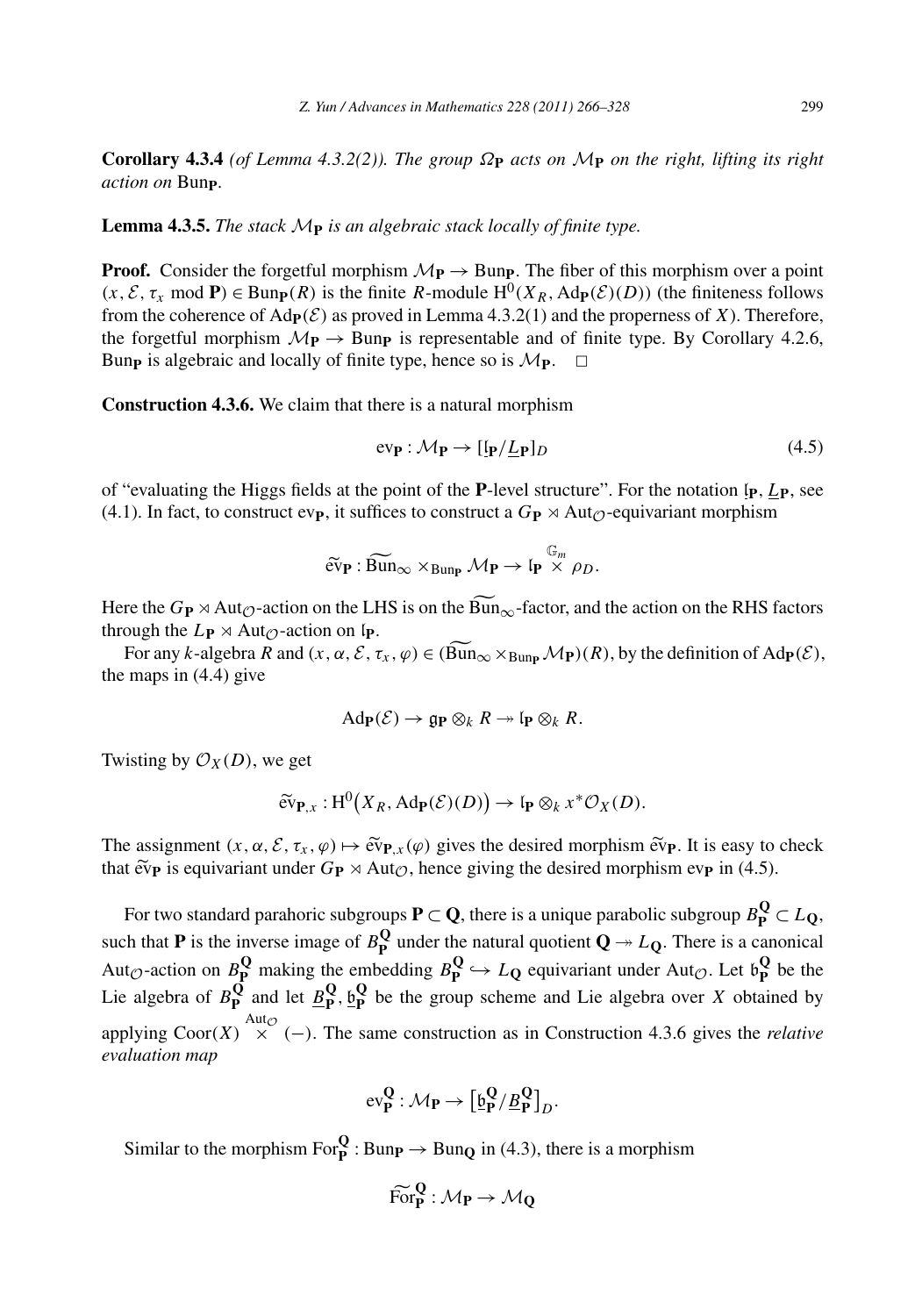**Corollary 4.3.4** *(of Lemma 4.3.2(2)). The group $\Omega_{\mathbf{P}}$ acts on $\mathcal{M}_{\mathbf{P}}$ on the right, lifting its right action on* $\mathrm{Bun}_{\mathbf{P}}$.

**Lemma 4.3.5.** *The stack $\mathcal{M}_{\mathbf{P}}$ is an algebraic stack locally of finite type.*

**Proof.** Consider the forgetful morphism $\mathcal{M}_{\mathbf{P}} \to \mathrm{Bun}_{\mathbf{P}}$. The fiber of this morphism over a point $(x, \mathcal{E}, \tau_x \bmod \mathbf{P}) \in \mathrm{Bun}_{\mathbf{P}}(R)$ is the finite $R$-module $\mathrm{H}^0(X_R, \mathrm{Ad}_{\mathbf{P}}(\mathcal{E})(D))$ (the finiteness follows from the coherence of $\mathrm{Ad}_{\mathbf{P}}(\mathcal{E})$ as proved in Lemma 4.3.2(1) and the properness of $X$). Therefore, the forgetful morphism $\mathcal{M}_{\mathbf{P}} \to \mathrm{Bun}_{\mathbf{P}}$ is representable and of finite type. By Corollary 4.2.6, $\mathrm{Bun}_{\mathbf{P}}$ is algebraic and locally of finite type, hence so is $\mathcal{M}_{\mathbf{P}}$. $\square$

**Construction 4.3.6.** We claim that there is a natural morphism

$$\mathrm{ev}_{\mathbf{P}} : \mathcal{M}_{\mathbf{P}} \to [\underline{\mathfrak{l}}_{\mathbf{P}}/\underline{L}_{\mathbf{P}}]_D \tag{4.5}$$

of "evaluating the Higgs fields at the point of the $\mathbf{P}$-level structure". For the notation $\underline{\mathfrak{l}}_{\mathbf{P}}, \underline{L}_{\mathbf{P}}$, see (4.1). In fact, to construct $\mathrm{ev}_{\mathbf{P}}$, it suffices to construct a $G_{\mathbf{P}} \rtimes \mathrm{Aut}_{\mathcal{O}}$-equivariant morphism

$$\widetilde{\mathrm{ev}}_{\mathbf{P}} : \widetilde{\mathrm{Bun}}_\infty \times_{\mathrm{Bun}_{\mathbf{P}}} \mathcal{M}_{\mathbf{P}} \to \mathfrak{l}_{\mathbf{P}} \overset{\mathbb{G}_m}{\times} \rho_D.$$

Here the $G_{\mathbf{P}} \rtimes \mathrm{Aut}_{\mathcal{O}}$-action on the LHS is on the $\widetilde{\mathrm{Bun}}_\infty$-factor, and the action on the RHS factors through the $L_{\mathbf{P}} \rtimes \mathrm{Aut}_{\mathcal{O}}$-action on $\mathfrak{l}_{\mathbf{P}}$.

For any $k$-algebra $R$ and $(x, \alpha, \mathcal{E}, \tau_x, \varphi) \in (\widetilde{\mathrm{Bun}}_\infty \times_{\mathrm{Bun}_{\mathbf{P}}} \mathcal{M}_{\mathbf{P}})(R)$, by the definition of $\mathrm{Ad}_{\mathbf{P}}(\mathcal{E})$, the maps in (4.4) give

$$\mathrm{Ad}_{\mathbf{P}}(\mathcal{E}) \to \mathfrak{g}_{\mathbf{P}} \otimes_k R \twoheadrightarrow \mathfrak{l}_{\mathbf{P}} \otimes_k R.$$

Twisting by $\mathcal{O}_X(D)$, we get

$$\widetilde{\mathrm{ev}}_{\mathbf{P},x} : \mathrm{H}^0\big(X_R, \mathrm{Ad}_{\mathbf{P}}(\mathcal{E})(D)\big) \to \mathfrak{l}_{\mathbf{P}} \otimes_k x^*\mathcal{O}_X(D).$$

The assignment $(x, \alpha, \mathcal{E}, \tau_x, \varphi) \mapsto \widetilde{\mathrm{ev}}_{\mathbf{P},x}(\varphi)$ gives the desired morphism $\widetilde{\mathrm{ev}}_{\mathbf{P}}$. It is easy to check that $\widetilde{\mathrm{ev}}_{\mathbf{P}}$ is equivariant under $G_{\mathbf{P}} \rtimes \mathrm{Aut}_{\mathcal{O}}$, hence giving the desired morphism $\mathrm{ev}_{\mathbf{P}}$ in (4.5).

For two standard parahoric subgroups $\mathbf{P} \subset \mathbf{Q}$, there is a unique parabolic subgroup $B^{\mathbf{Q}}_{\mathbf{P}} \subset L_{\mathbf{Q}}$, such that $\mathbf{P}$ is the inverse image of $B^{\mathbf{Q}}_{\mathbf{P}}$ under the natural quotient $\mathbf{Q} \twoheadrightarrow L_{\mathbf{Q}}$. There is a canonical $\mathrm{Aut}_{\mathcal{O}}$-action on $B^{\mathbf{Q}}_{\mathbf{P}}$ making the embedding $B^{\mathbf{Q}}_{\mathbf{P}} \hookrightarrow L_{\mathbf{Q}}$ equivariant under $\mathrm{Aut}_{\mathcal{O}}$. Let $\mathfrak{b}^{\mathbf{Q}}_{\mathbf{P}}$ be the Lie algebra of $B^{\mathbf{Q}}_{\mathbf{P}}$ and let $\underline{B}^{\mathbf{Q}}_{\mathbf{P}}, \underline{\mathfrak{b}}^{\mathbf{Q}}_{\mathbf{P}}$ be the group scheme and Lie algebra over $X$ obtained by applying $\mathrm{Coor}(X) \overset{\mathrm{Aut}_{\mathcal{O}}}{\times} (-)$. The same construction as in Construction 4.3.6 gives the *relative evaluation map*

$$\mathrm{ev}^{\mathbf{Q}}_{\mathbf{P}} : \mathcal{M}_{\mathbf{P}} \to \big[\underline{\mathfrak{b}}^{\mathbf{Q}}_{\mathbf{P}}/\underline{B}^{\mathbf{Q}}_{\mathbf{P}}\big]_D.$$

Similar to the morphism $\mathrm{For}^{\mathbf{Q}}_{\mathbf{P}} : \mathrm{Bun}_{\mathbf{P}} \to \mathrm{Bun}_{\mathbf{Q}}$ in (4.3), there is a morphism

$$\widetilde{\mathrm{For}}^{\mathbf{Q}}_{\mathbf{P}} : \mathcal{M}_{\mathbf{P}} \to \mathcal{M}_{\mathbf{Q}}$$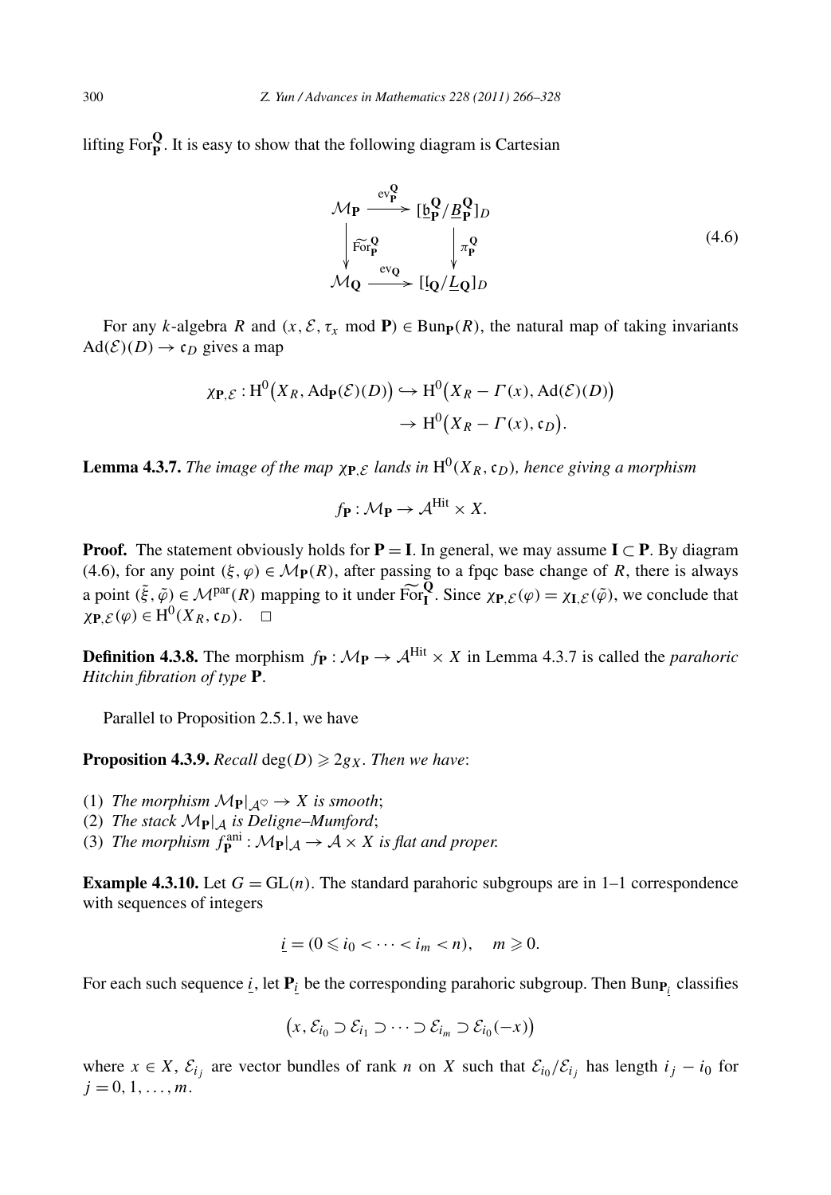lifting $\mathrm{For}^{\mathbf{Q}}_{\mathbf{P}}$. It is easy to show that the following diagram is Cartesian

$$\begin{array}{ccc} \mathcal{M}_{\mathbf{P}} & \xrightarrow{\mathrm{ev}^{\mathbf{Q}}_{\mathbf{P}}} & [\underline{\mathfrak{b}}^{\mathbf{Q}}_{\mathbf{P}}/\underline{B}^{\mathbf{Q}}_{\mathbf{P}}]_D \\ \Big\downarrow \widetilde{\mathrm{For}}^{\mathbf{Q}}_{\mathbf{P}} & & \Big\downarrow \pi^{\mathbf{Q}}_{\mathbf{P}} \\ \mathcal{M}_{\mathbf{Q}} & \xrightarrow{\mathrm{ev}_{\mathbf{Q}}} & [\underline{\mathfrak{l}}_{\mathbf{Q}}/\underline{L}_{\mathbf{Q}}]_D \end{array} \tag{4.6}$$

For any $k$-algebra $R$ and $(x, \mathcal{E}, \tau_x \bmod \mathbf{P}) \in \mathrm{Bun}_{\mathbf{P}}(R)$, the natural map of taking invariants $\mathrm{Ad}(\mathcal{E})(D) \to \mathfrak{c}_D$ gives a map

$$\chi_{\mathbf{P},\mathcal{E}} : \mathrm{H}^0\big(X_R, \mathrm{Ad}_{\mathbf{P}}(\mathcal{E})(D)\big) \hookrightarrow \mathrm{H}^0\big(X_R - \Gamma(x), \mathrm{Ad}(\mathcal{E})(D)\big) \to \mathrm{H}^0\big(X_R - \Gamma(x), \mathfrak{c}_D\big).$$

**Lemma 4.3.7.** *The image of the map $\chi_{\mathbf{P},\mathcal{E}}$ lands in $\mathrm{H}^0(X_R, \mathfrak{c}_D)$, hence giving a morphism*

$$f_{\mathbf{P}} : \mathcal{M}_{\mathbf{P}} \to \mathcal{A}^{\mathrm{Hit}} \times X.$$

**Proof.** The statement obviously holds for $\mathbf{P} = \mathbf{I}$. In general, we may assume $\mathbf{I} \subset \mathbf{P}$. By diagram (4.6), for any point $(\xi, \varphi) \in \mathcal{M}_{\mathbf{P}}(R)$, after passing to a fpqc base change of $R$, there is always a point $(\tilde{\xi}, \tilde{\varphi}) \in \mathcal{M}^{\mathrm{par}}(R)$ mapping to it under $\widetilde{\mathrm{For}}^{\mathbf{Q}}_{\mathbf{I}}$. Since $\chi_{\mathbf{P},\mathcal{E}}(\varphi) = \chi_{\mathbf{I},\mathcal{E}}(\tilde{\varphi})$, we conclude that $\chi_{\mathbf{P},\mathcal{E}}(\varphi) \in \mathrm{H}^0(X_R, \mathfrak{c}_D)$. $\square$

**Definition 4.3.8.** The morphism $f_{\mathbf{P}} : \mathcal{M}_{\mathbf{P}} \to \mathcal{A}^{\mathrm{Hit}} \times X$ in Lemma 4.3.7 is called the *parahoric Hitchin fibration of type* $\mathbf{P}$.

Parallel to Proposition 2.5.1, we have

**Proposition 4.3.9.** *Recall $\deg(D) \geqslant 2g_X$. Then we have*:

1. *The morphism $\mathcal{M}_{\mathbf{P}}|_{\mathcal{A}^{\heartsuit}} \to X$ is smooth*;
2. *The stack $\mathcal{M}_{\mathbf{P}}|_{\mathcal{A}}$ is Deligne–Mumford*;
3. *The morphism $f^{\mathrm{ani}}_{\mathbf{P}} : \mathcal{M}_{\mathbf{P}}|_{\mathcal{A}} \to \mathcal{A} \times X$ is flat and proper.*

**Example 4.3.10.** Let $G = \mathrm{GL}(n)$. The standard parahoric subgroups are in 1–1 correspondence with sequences of integers

$$\underline{i} = (0 \leqslant i_0 < \cdots < i_m < n), \quad m \geqslant 0.$$

For each such sequence $\underline{i}$, let $\mathbf{P}_{\underline{i}}$ be the corresponding parahoric subgroup. Then $\mathrm{Bun}_{\mathbf{P}_{\underline{i}}}$ classifies

$$\big(x, \mathcal{E}_{i_0} \supset \mathcal{E}_{i_1} \supset \cdots \supset \mathcal{E}_{i_m} \supset \mathcal{E}_{i_0}(-x)\big)$$

where $x \in X$, $\mathcal{E}_{i_j}$ are vector bundles of rank $n$ on $X$ such that $\mathcal{E}_{i_0}/\mathcal{E}_{i_j}$ has length $i_j - i_0$ for $j = 0, 1, \ldots, m$.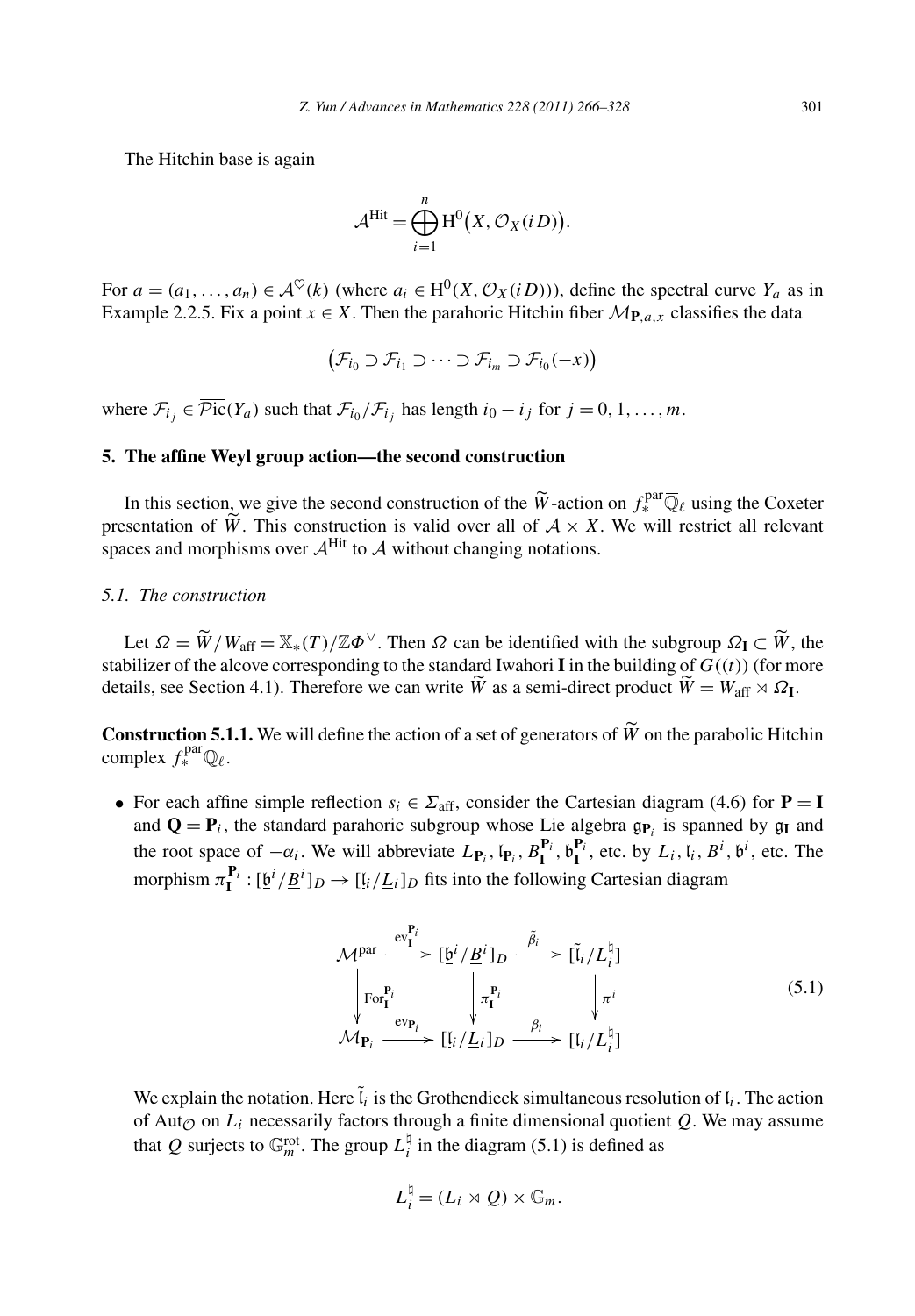The Hitchin base is again

$$\mathcal{A}^{\mathrm{Hit}} = \bigoplus_{i=1}^{n} \mathrm{H}^0\big(X, \mathcal{O}_X(iD)\big).$$

For $a = (a_1, \dots, a_n) \in \mathcal{A}^{\heartsuit}(k)$ (where $a_i \in \mathrm{H}^0(X, \mathcal{O}_X(iD))$), define the spectral curve $Y_a$ as in Example 2.2.5. Fix a point $x \in X$. Then the parahoric Hitchin fiber $\mathcal{M}_{\mathbf{P},a,x}$ classifies the data

$$\big(\mathcal{F}_{i_0} \supset \mathcal{F}_{i_1} \supset \cdots \supset \mathcal{F}_{i_m} \supset \mathcal{F}_{i_0}(-x)\big)$$

where $\mathcal{F}_{i_j} \in \overline{\mathcal{P}\mathrm{ic}}(Y_a)$ such that $\mathcal{F}_{i_0}/\mathcal{F}_{i_j}$ has length $i_0 - i_j$ for $j = 0, 1, \dots, m$.

## 5. The affine Weyl group action—the second construction

In this section, we give the second construction of the $\widetilde{W}$-action on $f_*^{\mathrm{par}}\overline{\mathbb{Q}}_\ell$ using the Coxeter presentation of $\widetilde{W}$. This construction is valid over all of $\mathcal{A} \times X$. We will restrict all relevant spaces and morphisms over $\mathcal{A}^{\mathrm{Hit}}$ to $\mathcal{A}$ without changing notations.

### 5.1. The construction

Let $\Omega = \widetilde{W}/W_{\mathrm{aff}} = \mathbb{X}_*(T)/\mathbb{Z}\Phi^\vee$. Then $\Omega$ can be identified with the subgroup $\Omega_{\mathbf{I}} \subset \widetilde{W}$, the stabilizer of the alcove corresponding to the standard Iwahori $\mathbf{I}$ in the building of $G((t))$ (for more details, see Section 4.1). Therefore we can write $\widetilde{W}$ as a semi-direct product $\widetilde{W} = W_{\mathrm{aff}} \rtimes \Omega_{\mathbf{I}}$.

**Construction 5.1.1.** We will define the action of a set of generators of $\widetilde{W}$ on the parabolic Hitchin complex $f_*^{\mathrm{par}}\overline{\mathbb{Q}}_\ell$.

- For each affine simple reflection $s_i \in \Sigma_{\mathrm{aff}}$, consider the Cartesian diagram (4.6) for $\mathbf{P} = \mathbf{I}$ and $\mathbf{Q} = \mathbf{P}_i$, the standard parahoric subgroup whose Lie algebra $\mathfrak{g}_{\mathbf{P}_i}$ is spanned by $\mathfrak{g}_{\mathbf{I}}$ and the root space of $-\alpha_i$. We will abbreviate $L_{\mathbf{P}_i}, \mathfrak{l}_{\mathbf{P}_i}, B_{\mathbf{I}}^{\mathbf{P}_i}, \mathfrak{b}_{\mathbf{I}}^{\mathbf{P}_i}$, etc. by $L_i, \mathfrak{l}_i, B^i, \mathfrak{b}^i$, etc. The morphism $\pi_{\mathbf{I}}^{\mathbf{P}_i} : [\underline{\mathfrak{b}}^i/\underline{B}^i]_D \to [\underline{\mathfrak{l}}_i/\underline{L}_i]_D$ fits into the following Cartesian diagram

$$\begin{array}{ccccc} \mathcal{M}^{\mathrm{par}} & \xrightarrow{\mathrm{ev}_{\mathbf{I}}^{\mathbf{P}_i}} & [\underline{\mathfrak{b}}^i/\underline{B}^i]_D & \xrightarrow{\tilde{\beta}_i} & [\tilde{\mathfrak{l}}_i/L_i^\natural] \\ \Big\downarrow{\scriptstyle \mathrm{For}_{\mathbf{I}}^{\mathbf{P}_i}} & & \Big\downarrow{\scriptstyle \pi_{\mathbf{I}}^{\mathbf{P}_i}} & & \Big\downarrow{\scriptstyle \pi^i} \\ \mathcal{M}_{\mathbf{P}_i} & \xrightarrow{\mathrm{ev}_{\mathbf{P}_i}} & [\underline{\mathfrak{l}}_i/\underline{L}_i]_D & \xrightarrow{\beta_i} & [\mathfrak{l}_i/L_i^\natural] \end{array} \tag{5.1}$$

We explain the notation. Here $\tilde{\mathfrak{l}}_i$ is the Grothendieck simultaneous resolution of $\mathfrak{l}_i$. The action of $\mathrm{Aut}_{\mathcal{O}}$ on $L_i$ necessarily factors through a finite dimensional quotient $Q$. We may assume that $Q$ surjects to $\mathbb{G}_m^{\mathrm{rot}}$. The group $L_i^\natural$ in the diagram (5.1) is defined as

$$L_i^\natural = (L_i \rtimes Q) \times \mathbb{G}_m.$$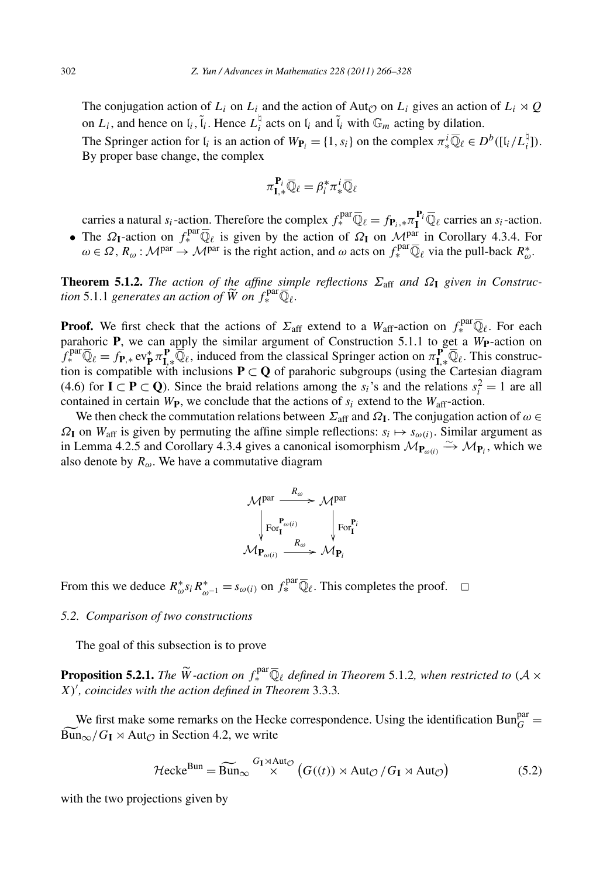The conjugation action of $L_i$ on $L_i$ and the action of $\mathrm{Aut}_{\mathcal{O}}$ on $L_i$ gives an action of $L_i \rtimes Q$ on $L_i$, and hence on $\mathfrak{l}_i, \tilde{\mathfrak{l}}_i$. Hence $L_i^{\natural}$ acts on $\mathfrak{l}_i$ and $\tilde{\mathfrak{l}}_i$ with $\mathbb{G}_m$ acting by dilation.

The Springer action for $\mathfrak{l}_i$ is an action of $W_{\mathbf{P}_i} = \{1, s_i\}$ on the complex $\pi^i_* \overline{\mathbb{Q}}_\ell \in D^b([\mathfrak{l}_i / L_i^{\natural}])$. By proper base change, the complex

$$\pi^{\mathbf{P}_i}_{\mathbf{I},*} \overline{\mathbb{Q}}_\ell = \beta_i^* \pi^i_* \overline{\mathbb{Q}}_\ell$$

carries a natural $s_i$-action. Therefore the complex $f^{\mathrm{par}}_* \overline{\mathbb{Q}}_\ell = f_{\mathbf{P}_i,*} \pi^{\mathbf{P}_i}_{\mathbf{I}} \overline{\mathbb{Q}}_\ell$ carries an $s_i$-action.

- The $\Omega_{\mathbf{I}}$-action on $f^{\mathrm{par}}_* \overline{\mathbb{Q}}_\ell$ is given by the action of $\Omega_{\mathbf{I}}$ on $\mathcal{M}^{\mathrm{par}}$ in Corollary 4.3.4. For $\omega \in \Omega$, $R_\omega : \mathcal{M}^{\mathrm{par}} \to \mathcal{M}^{\mathrm{par}}$ is the right action, and $\omega$ acts on $f^{\mathrm{par}}_* \overline{\mathbb{Q}}_\ell$ via the pull-back $R^*_\omega$.

**Theorem 5.1.2.** *The action of the affine simple reflections $\Sigma_{\mathrm{aff}}$ and $\Omega_{\mathbf{I}}$ given in Construction* 5.1.1 *generates an action of $\widetilde{W}$ on $f^{\mathrm{par}}_* \overline{\mathbb{Q}}_\ell$.*

**Proof.** We first check that the actions of $\Sigma_{\mathrm{aff}}$ extend to a $W_{\mathrm{aff}}$-action on $f^{\mathrm{par}}_* \overline{\mathbb{Q}}_\ell$. For each parahoric $\mathbf{P}$, we can apply the similar argument of Construction 5.1.1 to get a $W_{\mathbf{P}}$-action on $f^{\mathrm{par}}_* \overline{\mathbb{Q}}_\ell = f_{\mathbf{P},*} \mathrm{ev}^*_{\mathbf{P}} \pi^{\mathbf{P}}_{\mathbf{I},*} \overline{\mathbb{Q}}_\ell$, induced from the classical Springer action on $\pi^{\mathbf{P}}_{\mathbf{I},*} \overline{\mathbb{Q}}_\ell$. This construction is compatible with inclusions $\mathbf{P} \subset \mathbf{Q}$ of parahoric subgroups (using the Cartesian diagram (4.6) for $\mathbf{I} \subset \mathbf{P} \subset \mathbf{Q}$). Since the braid relations among the $s_i$'s and the relations $s_i^2 = 1$ are all contained in certain $W_{\mathbf{P}}$, we conclude that the actions of $s_i$ extend to the $W_{\mathrm{aff}}$-action.

We then check the commutation relations between $\Sigma_{\mathrm{aff}}$ and $\Omega_{\mathbf{I}}$. The conjugation action of $\omega \in \Omega_{\mathbf{I}}$ on $W_{\mathrm{aff}}$ is given by permuting the affine simple reflections: $s_i \mapsto s_{\omega(i)}$. Similar argument as in Lemma 4.2.5 and Corollary 4.3.4 gives a canonical isomorphism $\mathcal{M}_{\mathbf{P}_{\omega(i)}} \xrightarrow{\sim} \mathcal{M}_{\mathbf{P}_i}$, which we also denote by $R_\omega$. We have a commutative diagram

$$\begin{array}{ccc} \mathcal{M}^{\mathrm{par}} & \xrightarrow{R_\omega} & \mathcal{M}^{\mathrm{par}} \\ \Big\downarrow {\scriptstyle \mathrm{For}^{\mathbf{P}_{\omega(i)}}_{\mathbf{I}}} & & \Big\downarrow {\scriptstyle \mathrm{For}^{\mathbf{P}_i}_{\mathbf{I}}} \\ \mathcal{M}_{\mathbf{P}_{\omega(i)}} & \xrightarrow{R_\omega} & \mathcal{M}_{\mathbf{P}_i} \end{array}$$

From this we deduce $R^*_\omega s_i R^*_{\omega^{-1}} = s_{\omega(i)}$ on $f^{\mathrm{par}}_* \overline{\mathbb{Q}}_\ell$. This completes the proof. $\square$

### 5.2. Comparison of two constructions

The goal of this subsection is to prove

**Proposition 5.2.1.** *The $\widetilde{W}$-action on $f^{\mathrm{par}}_* \overline{\mathbb{Q}}_\ell$ defined in Theorem* 5.1.2*, when restricted to $(\mathcal{A} \times X)'$, coincides with the action defined in Theorem* 3.3.3*.*

We first make some remarks on the Hecke correspondence. Using the identification $\mathrm{Bun}^{\mathrm{par}}_G = \widetilde{\mathrm{Bun}}_\infty / G_{\mathbf{I}} \rtimes \mathrm{Aut}_{\mathcal{O}}$ in Section 4.2, we write

$$\mathcal{H}\mathrm{ecke}^{\mathrm{Bun}} = \widetilde{\mathrm{Bun}}_\infty \overset{G_{\mathbf{I}} \rtimes \mathrm{Aut}_{\mathcal{O}}}{\times} \big( G((t)) \rtimes \mathrm{Aut}_{\mathcal{O}} / G_{\mathbf{I}} \rtimes \mathrm{Aut}_{\mathcal{O}} \big) \tag{5.2}$$

with the two projections given by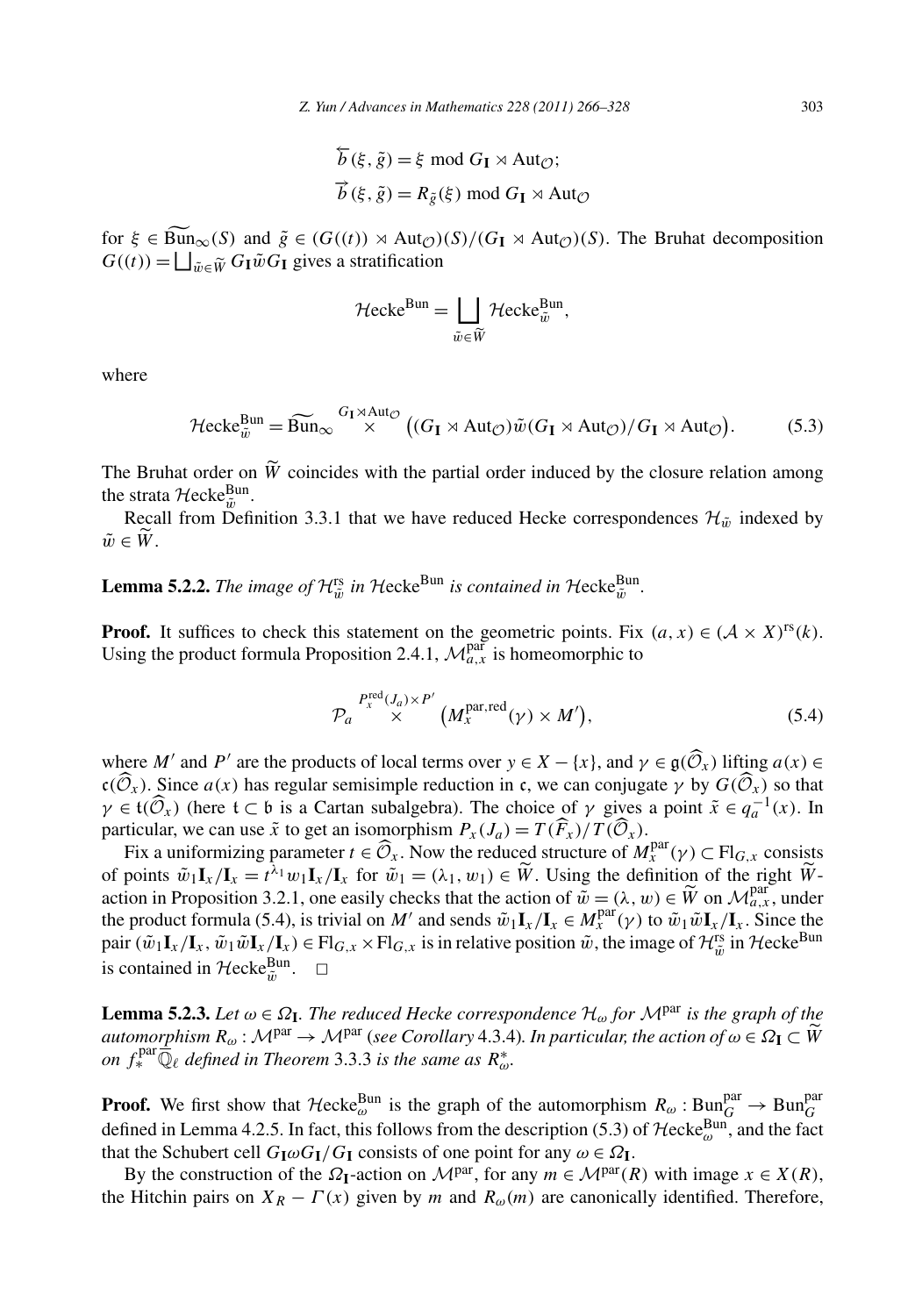$$\overleftarrow{b}(\xi, \tilde{g}) = \xi \bmod G_{\mathbf{I}} \rtimes \mathrm{Aut}_{\mathcal{O}};$$

$$\overrightarrow{b}(\xi, \tilde{g}) = R_{\tilde{g}}(\xi) \bmod G_{\mathbf{I}} \rtimes \mathrm{Aut}_{\mathcal{O}}$$

for $\xi \in \widetilde{\mathrm{Bun}}_{\infty}(S)$ and $\tilde{g} \in (G((t)) \rtimes \mathrm{Aut}_{\mathcal{O}})(S)/(G_{\mathbf{I}} \rtimes \mathrm{Aut}_{\mathcal{O}})(S)$. The Bruhat decomposition $G((t)) = \bigsqcup_{\tilde{w} \in \widetilde{W}} G_{\mathbf{I}} \tilde{w} G_{\mathbf{I}}$ gives a stratification

$$\mathcal{H}\mathrm{ecke}^{\mathrm{Bun}} = \bigsqcup_{\tilde{w} \in \widetilde{W}} \mathcal{H}\mathrm{ecke}^{\mathrm{Bun}}_{\tilde{w}},$$

where

$$\mathcal{H}\mathrm{ecke}^{\mathrm{Bun}}_{\tilde{w}} = \widetilde{\mathrm{Bun}}_{\infty} \overset{G_{\mathbf{I}} \rtimes \mathrm{Aut}_{\mathcal{O}}}{\times} \big( (G_{\mathbf{I}} \rtimes \mathrm{Aut}_{\mathcal{O}}) \tilde{w} (G_{\mathbf{I}} \rtimes \mathrm{Aut}_{\mathcal{O}}) / G_{\mathbf{I}} \rtimes \mathrm{Aut}_{\mathcal{O}} \big). \tag{5.3}$$

The Bruhat order on $\widetilde{W}$ coincides with the partial order induced by the closure relation among the strata $\mathcal{H}\mathrm{ecke}^{\mathrm{Bun}}_{\tilde{w}}$.

Recall from Definition 3.3.1 that we have reduced Hecke correspondences $\mathcal{H}_{\tilde{w}}$ indexed by $\tilde{w} \in \widetilde{W}$.

**Lemma 5.2.2.** *The image of $\mathcal{H}^{\mathrm{rs}}_{\tilde{w}}$ in $\mathcal{H}\mathrm{ecke}^{\mathrm{Bun}}$ is contained in $\mathcal{H}\mathrm{ecke}^{\mathrm{Bun}}_{\tilde{w}}$.*

**Proof.** It suffices to check this statement on the geometric points. Fix $(a, x) \in (\mathcal{A} \times X)^{\mathrm{rs}}(k)$. Using the product formula Proposition 2.4.1, $\mathcal{M}^{\mathrm{par}}_{a,x}$ is homeomorphic to

$$\mathcal{P}_a \overset{P^{\mathrm{red}}_x(J_a) \times P'}{\times} \big( M^{\mathrm{par,red}}_x(\gamma) \times M' \big), \tag{5.4}$$

where $M'$ and $P'$ are the products of local terms over $y \in X - \{x\}$, and $\gamma \in \mathfrak{g}(\widehat{\mathcal{O}}_x)$ lifting $a(x) \in \mathfrak{c}(\widehat{\mathcal{O}}_x)$. Since $a(x)$ has regular semisimple reduction in $\mathfrak{c}$, we can conjugate $\gamma$ by $G(\widehat{\mathcal{O}}_x)$ so that $\gamma \in \mathfrak{t}(\widehat{\mathcal{O}}_x)$ (here $\mathfrak{t} \subset \mathfrak{b}$ is a Cartan subalgebra). The choice of $\gamma$ gives a point $\tilde{x} \in q_a^{-1}(x)$. In particular, we can use $\tilde{x}$ to get an isomorphism $P_x(J_a) = T(\widehat{F}_x)/T(\widehat{\mathcal{O}}_x)$.

Fix a uniformizing parameter $t \in \widehat{\mathcal{O}}_x$. Now the reduced structure of $M^{\mathrm{par}}_x(\gamma) \subset \mathrm{Fl}_{G,x}$ consists of points $\tilde{w}_1 \mathbf{I}_x/\mathbf{I}_x = t^{\lambda_1} w_1 \mathbf{I}_x/\mathbf{I}_x$ for $\tilde{w}_1 = (\lambda_1, w_1) \in \widetilde{W}$. Using the definition of the right $\widetilde{W}$-action in Proposition 3.2.1, one easily checks that the action of $\tilde{w} = (\lambda, w) \in \widetilde{W}$ on $\mathcal{M}^{\mathrm{par}}_{a,x}$, under the product formula (5.4), is trivial on $M'$ and sends $\tilde{w}_1 \mathbf{I}_x/\mathbf{I}_x \in M^{\mathrm{par}}_x(\gamma)$ to $\tilde{w}_1 \tilde{w} \mathbf{I}_x/\mathbf{I}_x$. Since the pair $(\tilde{w}_1 \mathbf{I}_x/\mathbf{I}_x, \tilde{w}_1 \tilde{w} \mathbf{I}_x/\mathbf{I}_x) \in \mathrm{Fl}_{G,x} \times \mathrm{Fl}_{G,x}$ is in relative position $\tilde{w}$, the image of $\mathcal{H}^{\mathrm{rs}}_{\tilde{w}}$ in $\mathcal{H}\mathrm{ecke}^{\mathrm{Bun}}$ is contained in $\mathcal{H}\mathrm{ecke}^{\mathrm{Bun}}_{\tilde{w}}$. $\square$

**Lemma 5.2.3.** *Let $\omega \in \Omega_{\mathbf{I}}$. The reduced Hecke correspondence $\mathcal{H}_{\omega}$ for $\mathcal{M}^{\mathrm{par}}$ is the graph of the automorphism $R_{\omega} : \mathcal{M}^{\mathrm{par}} \to \mathcal{M}^{\mathrm{par}}$ (see Corollary 4.3.4). In particular, the action of $\omega \in \Omega_{\mathbf{I}} \subset \widetilde{W}$ on $f^{\mathrm{par}}_* \overline{\mathbb{Q}}_\ell$ defined in Theorem 3.3.3 is the same as $R^*_{\omega}$.*

**Proof.** We first show that $\mathcal{H}\mathrm{ecke}^{\mathrm{Bun}}_{\omega}$ is the graph of the automorphism $R_{\omega} : \mathrm{Bun}^{\mathrm{par}}_G \to \mathrm{Bun}^{\mathrm{par}}_G$ defined in Lemma 4.2.5. In fact, this follows from the description (5.3) of $\mathcal{H}\mathrm{ecke}^{\mathrm{Bun}}_{\omega}$, and the fact that the Schubert cell $G_{\mathbf{I}} \omega G_{\mathbf{I}}/G_{\mathbf{I}}$ consists of one point for any $\omega \in \Omega_{\mathbf{I}}$.

By the construction of the $\Omega_{\mathbf{I}}$-action on $\mathcal{M}^{\mathrm{par}}$, for any $m \in \mathcal{M}^{\mathrm{par}}(R)$ with image $x \in X(R)$, the Hitchin pairs on $X_R - \Gamma(x)$ given by $m$ and $R_{\omega}(m)$ are canonically identified. Therefore,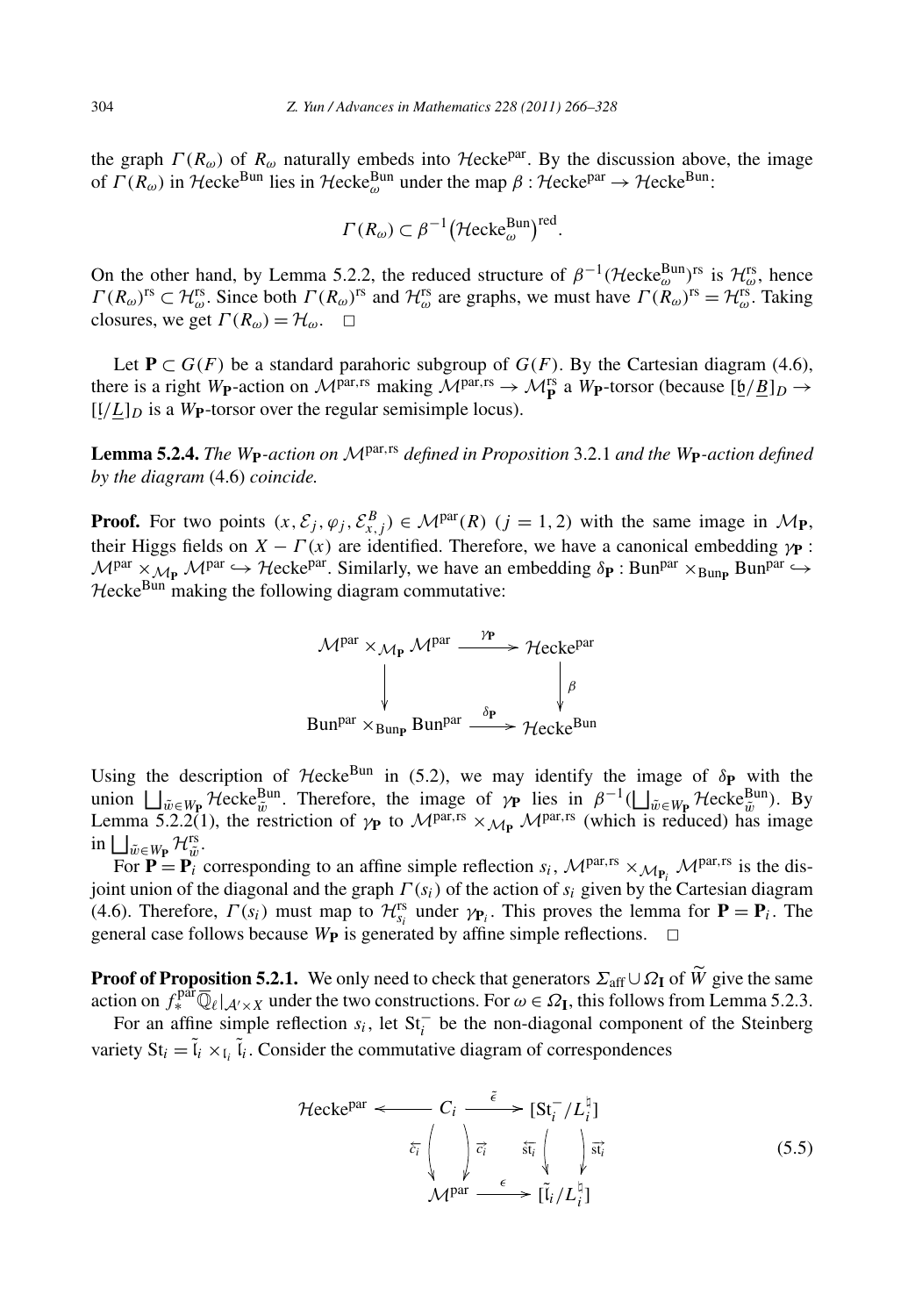the graph $\Gamma(R_\omega)$ of $R_\omega$ naturally embeds into $\mathcal{H}\mathrm{ecke}^{\mathrm{par}}$. By the discussion above, the image of $\Gamma(R_\omega)$ in $\mathcal{H}\mathrm{ecke}^{\mathrm{Bun}}$ lies in $\mathcal{H}\mathrm{ecke}^{\mathrm{Bun}}_\omega$ under the map $\beta : \mathcal{H}\mathrm{ecke}^{\mathrm{par}} \to \mathcal{H}\mathrm{ecke}^{\mathrm{Bun}}$:

$$\Gamma(R_\omega) \subset \beta^{-1}\big(\mathcal{H}\mathrm{ecke}^{\mathrm{Bun}}_\omega\big)^{\mathrm{red}}.$$

On the other hand, by Lemma 5.2.2, the reduced structure of $\beta^{-1}(\mathcal{H}\mathrm{ecke}^{\mathrm{Bun}}_\omega)^{\mathrm{rs}}$ is $\mathcal{H}^{\mathrm{rs}}_\omega$, hence $\Gamma(R_\omega)^{\mathrm{rs}} \subset \mathcal{H}^{\mathrm{rs}}_\omega$. Since both $\Gamma(R_\omega)^{\mathrm{rs}}$ and $\mathcal{H}^{\mathrm{rs}}_\omega$ are graphs, we must have $\Gamma(R_\omega)^{\mathrm{rs}} = \mathcal{H}^{\mathrm{rs}}_\omega$. Taking closures, we get $\Gamma(R_\omega) = \mathcal{H}_\omega$. $\square$

Let $\mathbf{P} \subset G(F)$ be a standard parahoric subgroup of $G(F)$. By the Cartesian diagram (4.6), there is a right $W_{\mathbf{P}}$-action on $\mathcal{M}^{\mathrm{par,rs}}$ making $\mathcal{M}^{\mathrm{par,rs}} \to \mathcal{M}^{\mathrm{rs}}_{\mathbf{P}}$ a $W_{\mathbf{P}}$-torsor (because $[\underline{\mathfrak{b}}/\underline{B}]_D \to [\underline{\mathfrak{l}}/\underline{L}]_D$ is a $W_{\mathbf{P}}$-torsor over the regular semisimple locus).

**Lemma 5.2.4.** *The $W_{\mathbf{P}}$-action on $\mathcal{M}^{\mathrm{par,rs}}$ defined in Proposition* 3.2.1 *and the $W_{\mathbf{P}}$-action defined by the diagram* (4.6) *coincide.*

**Proof.** For two points $(x, \mathcal{E}_j, \varphi_j, \mathcal{E}^B_{x,j}) \in \mathcal{M}^{\mathrm{par}}(R)$ $(j = 1, 2)$ with the same image in $\mathcal{M}_{\mathbf{P}}$, their Higgs fields on $X - \Gamma(x)$ are identified. Therefore, we have a canonical embedding $\gamma_{\mathbf{P}} : \mathcal{M}^{\mathrm{par}} \times_{\mathcal{M}_{\mathbf{P}}} \mathcal{M}^{\mathrm{par}} \hookrightarrow \mathcal{H}\mathrm{ecke}^{\mathrm{par}}$. Similarly, we have an embedding $\delta_{\mathbf{P}} : \mathrm{Bun}^{\mathrm{par}} \times_{\mathrm{Bun}_{\mathbf{P}}} \mathrm{Bun}^{\mathrm{par}} \hookrightarrow \mathcal{H}\mathrm{ecke}^{\mathrm{Bun}}$ making the following diagram commutative:

$$\begin{array}{ccc}
\mathcal{M}^{\mathrm{par}} \times_{\mathcal{M}_{\mathbf{P}}} \mathcal{M}^{\mathrm{par}} & \xrightarrow{\gamma_{\mathbf{P}}} & \mathcal{H}\mathrm{ecke}^{\mathrm{par}} \\
\downarrow & & \downarrow \beta \\
\mathrm{Bun}^{\mathrm{par}} \times_{\mathrm{Bun}_{\mathbf{P}}} \mathrm{Bun}^{\mathrm{par}} & \xrightarrow{\delta_{\mathbf{P}}} & \mathcal{H}\mathrm{ecke}^{\mathrm{Bun}}
\end{array}$$

Using the description of $\mathcal{H}\mathrm{ecke}^{\mathrm{Bun}}$ in (5.2), we may identify the image of $\delta_{\mathbf{P}}$ with the union $\bigsqcup_{\tilde{w} \in W_{\mathbf{P}}} \mathcal{H}\mathrm{ecke}^{\mathrm{Bun}}_{\tilde{w}}$. Therefore, the image of $\gamma_{\mathbf{P}}$ lies in $\beta^{-1}(\bigsqcup_{\tilde{w} \in W_{\mathbf{P}}} \mathcal{H}\mathrm{ecke}^{\mathrm{Bun}}_{\tilde{w}})$. By Lemma 5.2.2(1), the restriction of $\gamma_{\mathbf{P}}$ to $\mathcal{M}^{\mathrm{par,rs}} \times_{\mathcal{M}_{\mathbf{P}}} \mathcal{M}^{\mathrm{par,rs}}$ (which is reduced) has image in $\bigsqcup_{\tilde{w} \in W_{\mathbf{P}}} \mathcal{H}^{\mathrm{rs}}_{\tilde{w}}$.

For $\mathbf{P} = \mathbf{P}_i$ corresponding to an affine simple reflection $s_i$, $\mathcal{M}^{\mathrm{par,rs}} \times_{\mathcal{M}_{\mathbf{P}_i}} \mathcal{M}^{\mathrm{par,rs}}$ is the disjoint union of the diagonal and the graph $\Gamma(s_i)$ of the action of $s_i$ given by the Cartesian diagram (4.6). Therefore, $\Gamma(s_i)$ must map to $\mathcal{H}^{\mathrm{rs}}_{s_i}$ under $\gamma_{\mathbf{P}_i}$. This proves the lemma for $\mathbf{P} = \mathbf{P}_i$. The general case follows because $W_{\mathbf{P}}$ is generated by affine simple reflections. $\square$

**Proof of Proposition 5.2.1.** We only need to check that generators $\Sigma_{\mathrm{aff}} \cup \Omega_{\mathbf{I}}$ of $\widetilde{W}$ give the same action on $f^{\mathrm{par}}_* \overline{\mathbb{Q}}_\ell|_{\mathcal{A}' \times X}$ under the two constructions. For $\omega \in \Omega_{\mathbf{I}}$, this follows from Lemma 5.2.3.

For an affine simple reflection $s_i$, let $\mathrm{St}^-_i$ be the non-diagonal component of the Steinberg variety $\mathrm{St}_i = \tilde{\mathfrak{l}}_i \times_{\mathfrak{l}_i} \tilde{\mathfrak{l}}_i$. Consider the commutative diagram of correspondences

$$\begin{array}{ccccc}
\mathcal{H}\mathrm{ecke}^{\mathrm{par}} & \longleftarrow & C_i & \xrightarrow{\tilde{\epsilon}} & [\mathrm{St}^-_i / L^\natural_i] \\
 & & \overleftarrow{c_i} \downarrow \downarrow \overrightarrow{c_i} & & \overleftarrow{\mathrm{st}_i} \downarrow \downarrow \overrightarrow{\mathrm{st}_i} \\
 & & \mathcal{M}^{\mathrm{par}} & \xrightarrow{\epsilon} & [\tilde{\mathfrak{l}}_i / L^\natural_i]
\end{array} \tag{5.5}$$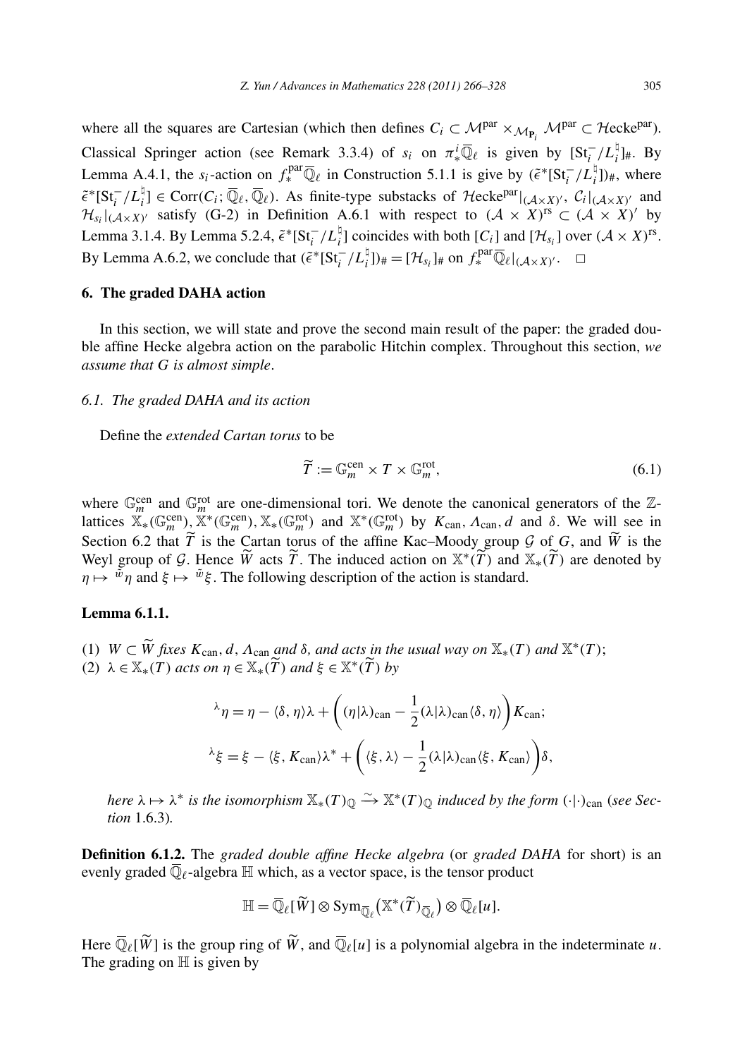where all the squares are Cartesian (which then defines $C_i \subset \mathcal{M}^{\mathrm{par}} \times_{\mathcal{M}_{\mathbf{P}_i}} \mathcal{M}^{\mathrm{par}} \subset \mathcal{H}\mathrm{ecke}^{\mathrm{par}}$). Classical Springer action (see Remark 3.3.4) of $s_i$ on $\pi^i_* \overline{\mathbb{Q}}_\ell$ is given by $[\mathrm{St}_i^-/L_i^\natural]_\#$. By Lemma A.4.1, the $s_i$-action on $f^{\mathrm{par}}_* \overline{\mathbb{Q}}_\ell$ in Construction 5.1.1 is give by $(\tilde{\epsilon}^*[\mathrm{St}_i^-/L_i^\natural])_\#$, where $\tilde{\epsilon}^*[\mathrm{St}_i^-/L_i^\natural] \in \mathrm{Corr}(C_i; \overline{\mathbb{Q}}_\ell, \overline{\mathbb{Q}}_\ell)$. As finite-type substacks of $\mathcal{H}\mathrm{ecke}^{\mathrm{par}}|_{(\mathcal{A}\times X)'}$, $\mathcal{C}_i|_{(\mathcal{A}\times X)'}$ and $\mathcal{H}_{s_i}|_{(\mathcal{A}\times X)'}$ satisfy (G-2) in Definition A.6.1 with respect to $(\mathcal{A}\times X)^{\mathrm{rs}} \subset (\mathcal{A}\times X)'$ by Lemma 3.1.4. By Lemma 5.2.4, $\tilde{\epsilon}^*[\mathrm{St}_i^-/L_i^\natural]$ coincides with both $[C_i]$ and $[\mathcal{H}_{s_i}]$ over $(\mathcal{A}\times X)^{\mathrm{rs}}$. By Lemma A.6.2, we conclude that $(\tilde{\epsilon}^*[\mathrm{St}_i^-/L_i^\natural])_\# = [\mathcal{H}_{s_i}]_\#$ on $f^{\mathrm{par}}_*\overline{\mathbb{Q}}_\ell|_{(\mathcal{A}\times X)'}$. $\square$

## 6. The graded DAHA action

In this section, we will state and prove the second main result of the paper: the graded double affine Hecke algebra action on the parabolic Hitchin complex. Throughout this section, *we assume that $G$ is almost simple*.

### 6.1. The graded DAHA and its action

Define the *extended Cartan torus* to be

$$\widetilde{T} := \mathbb{G}_m^{\mathrm{cen}} \times T \times \mathbb{G}_m^{\mathrm{rot}}, \tag{6.1}$$

where $\mathbb{G}_m^{\mathrm{cen}}$ and $\mathbb{G}_m^{\mathrm{rot}}$ are one-dimensional tori. We denote the canonical generators of the $\mathbb{Z}$-lattices $\mathbb{X}_*(\mathbb{G}_m^{\mathrm{cen}})$, $\mathbb{X}^*(\mathbb{G}_m^{\mathrm{cen}})$, $\mathbb{X}_*(\mathbb{G}_m^{\mathrm{rot}})$ and $\mathbb{X}^*(\mathbb{G}_m^{\mathrm{rot}})$ by $K_{\mathrm{can}}$, $\Lambda_{\mathrm{can}}$, $d$ and $\delta$. We will see in Section 6.2 that $\widetilde{T}$ is the Cartan torus of the affine Kac–Moody group $\mathcal{G}$ of $G$, and $\widetilde{W}$ is the Weyl group of $\mathcal{G}$. Hence $\widetilde{W}$ acts $\widetilde{T}$. The induced action on $\mathbb{X}^*(\widetilde{T})$ and $\mathbb{X}_*(\widetilde{T})$ are denoted by $\eta \mapsto {}^{\tilde{w}}\eta$ and $\xi \mapsto {}^{\tilde{w}}\xi$. The following description of the action is standard.

**Lemma 6.1.1.**

(1) *$W \subset \widetilde{W}$ fixes $K_{\mathrm{can}}, d, \Lambda_{\mathrm{can}}$ and $\delta$, and acts in the usual way on $\mathbb{X}_*(T)$ and $\mathbb{X}^*(T)$;*
(2) *$\lambda \in \mathbb{X}_*(T)$ acts on $\eta \in \mathbb{X}_*(\widetilde{T})$ and $\xi \in \mathbb{X}^*(\widetilde{T})$ by*

$$ {}^{\lambda}\eta = \eta - \langle \delta, \eta\rangle\lambda + \left((\eta|\lambda)_{\mathrm{can}} - \frac{1}{2}(\lambda|\lambda)_{\mathrm{can}}\langle\delta,\eta\rangle\right)K_{\mathrm{can}};$$

$$ {}^{\lambda}\xi = \xi - \langle \xi, K_{\mathrm{can}}\rangle\lambda^* + \left(\langle\xi,\lambda\rangle - \frac{1}{2}(\lambda|\lambda)_{\mathrm{can}}\langle\xi,K_{\mathrm{can}}\rangle\right)\delta,$$

*here $\lambda \mapsto \lambda^*$ is the isomorphism $\mathbb{X}_*(T)_{\mathbb{Q}} \xrightarrow{\sim} \mathbb{X}^*(T)_{\mathbb{Q}}$ induced by the form $(\cdot|\cdot)_{\mathrm{can}}$ (see Section 1.6.3).*

**Definition 6.1.2.** The *graded double affine Hecke algebra* (or *graded DAHA* for short) is an evenly graded $\overline{\mathbb{Q}}_\ell$-algebra $\mathbb{H}$ which, as a vector space, is the tensor product

$$\mathbb{H} = \overline{\mathbb{Q}}_\ell[\widetilde{W}] \otimes \mathrm{Sym}_{\overline{\mathbb{Q}}_\ell}\big(\mathbb{X}^*(\widetilde{T})_{\overline{\mathbb{Q}}_\ell}\big) \otimes \overline{\mathbb{Q}}_\ell[u].$$

Here $\overline{\mathbb{Q}}_\ell[\widetilde{W}]$ is the group ring of $\widetilde{W}$, and $\overline{\mathbb{Q}}_\ell[u]$ is a polynomial algebra in the indeterminate $u$. The grading on $\mathbb{H}$ is given by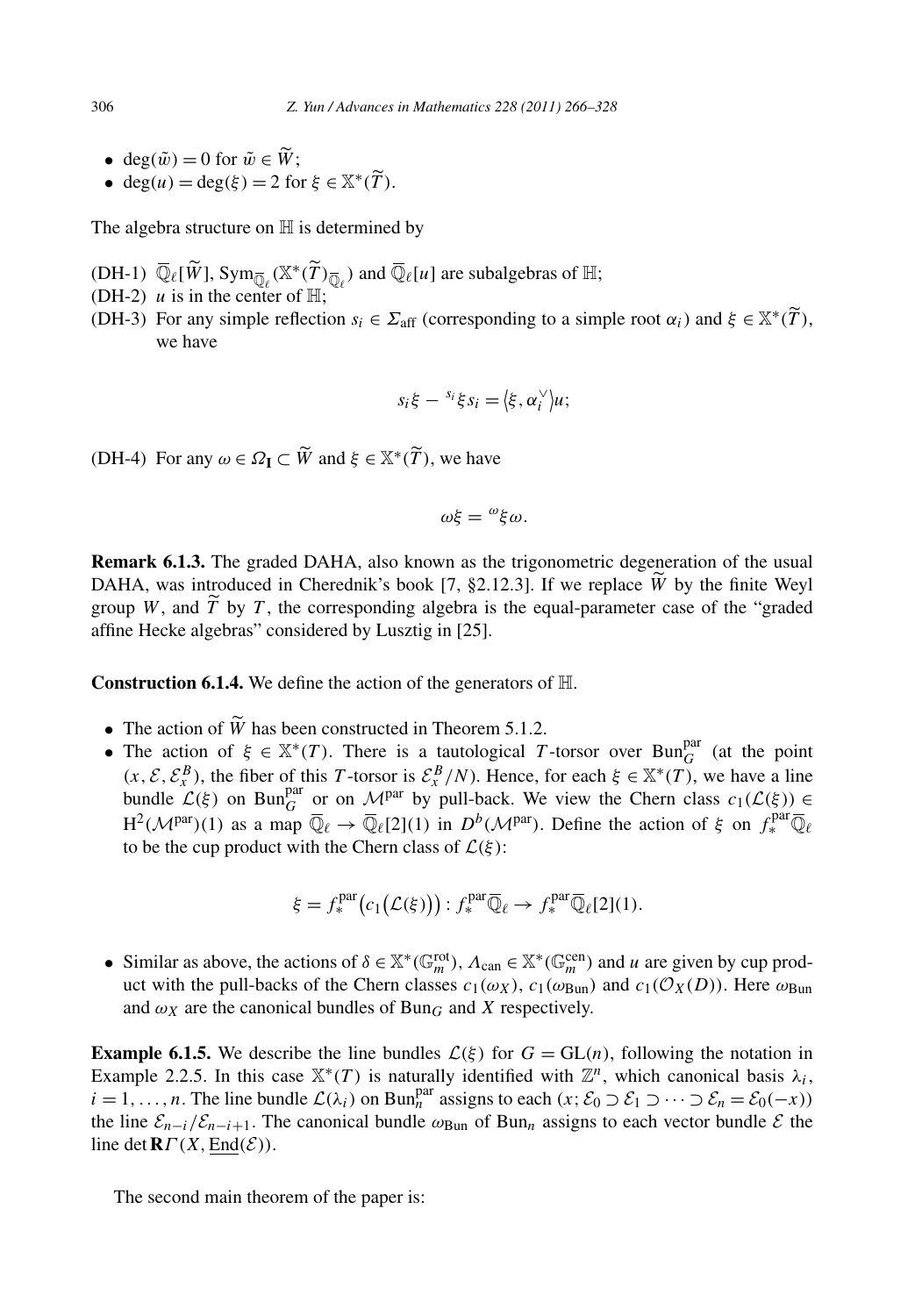- $\deg(\tilde{w}) = 0$ for $\tilde{w} \in \widetilde{W}$;
- $\deg(u) = \deg(\xi) = 2$ for $\xi \in \mathbb{X}^*(\widetilde{T})$.

The algebra structure on $\mathbb{H}$ is determined by

(DH-1) $\overline{\mathbb{Q}}_\ell[\widetilde{W}]$, $\mathrm{Sym}_{\overline{\mathbb{Q}}_\ell}(\mathbb{X}^*(\widetilde{T})_{\overline{\mathbb{Q}}_\ell})$ and $\overline{\mathbb{Q}}_\ell[u]$ are subalgebras of $\mathbb{H}$;

(DH-2) $u$ is in the center of $\mathbb{H}$;

(DH-3) For any simple reflection $s_i \in \Sigma_{\mathrm{aff}}$ (corresponding to a simple root $\alpha_i$) and $\xi \in \mathbb{X}^*(\widetilde{T})$, we have

$$s_i\xi - {}^{s_i}\xi s_i = \langle \xi, \alpha_i^\vee \rangle u;$$

(DH-4) For any $\omega \in \Omega_{\mathbf{I}} \subset \widetilde{W}$ and $\xi \in \mathbb{X}^*(\widetilde{T})$, we have

$$\omega\xi = {}^{\omega}\xi\omega.$$

**Remark 6.1.3.** The graded DAHA, also known as the trigonometric degeneration of the usual DAHA, was introduced in Cherednik's book [7, §2.12.3]. If we replace $\widetilde{W}$ by the finite Weyl group $W$, and $\widetilde{T}$ by $T$, the corresponding algebra is the equal-parameter case of the "graded affine Hecke algebras" considered by Lusztig in [25].

**Construction 6.1.4.** We define the action of the generators of $\mathbb{H}$.

- The action of $\widetilde{W}$ has been constructed in Theorem 5.1.2.
- The action of $\xi \in \mathbb{X}^*(T)$. There is a tautological $T$-torsor over $\mathrm{Bun}_G^{\mathrm{par}}$ (at the point $(x, \mathcal{E}, \mathcal{E}_x^B)$, the fiber of this $T$-torsor is $\mathcal{E}_x^B/N$). Hence, for each $\xi \in \mathbb{X}^*(T)$, we have a line bundle $\mathcal{L}(\xi)$ on $\mathrm{Bun}_G^{\mathrm{par}}$ or on $\mathcal{M}^{\mathrm{par}}$ by pull-back. We view the Chern class $c_1(\mathcal{L}(\xi)) \in \mathrm{H}^2(\mathcal{M}^{\mathrm{par}})(1)$ as a map $\overline{\mathbb{Q}}_\ell \to \overline{\mathbb{Q}}_\ell[2](1)$ in $D^b(\mathcal{M}^{\mathrm{par}})$. Define the action of $\xi$ on $f_*^{\mathrm{par}}\overline{\mathbb{Q}}_\ell$ to be the cup product with the Chern class of $\mathcal{L}(\xi)$:

$$\xi = f_*^{\mathrm{par}}\big(c_1\big(\mathcal{L}(\xi)\big)\big) : f_*^{\mathrm{par}}\overline{\mathbb{Q}}_\ell \to f_*^{\mathrm{par}}\overline{\mathbb{Q}}_\ell[2](1).$$

- Similar as above, the actions of $\delta \in \mathbb{X}^*(\mathbb{G}_m^{\mathrm{rot}})$, $\Lambda_{\mathrm{can}} \in \mathbb{X}^*(\mathbb{G}_m^{\mathrm{cen}})$ and $u$ are given by cup product with the pull-backs of the Chern classes $c_1(\omega_X)$, $c_1(\omega_{\mathrm{Bun}})$ and $c_1(\mathcal{O}_X(D))$. Here $\omega_{\mathrm{Bun}}$ and $\omega_X$ are the canonical bundles of $\mathrm{Bun}_G$ and $X$ respectively.

**Example 6.1.5.** We describe the line bundles $\mathcal{L}(\xi)$ for $G = \mathrm{GL}(n)$, following the notation in Example 2.2.5. In this case $\mathbb{X}^*(T)$ is naturally identified with $\mathbb{Z}^n$, which canonical basis $\lambda_i$, $i = 1, \ldots, n$. The line bundle $\mathcal{L}(\lambda_i)$ on $\mathrm{Bun}_n^{\mathrm{par}}$ assigns to each $(x; \mathcal{E}_0 \supset \mathcal{E}_1 \supset \cdots \supset \mathcal{E}_n = \mathcal{E}_0(-x))$ the line $\mathcal{E}_{n-i}/\mathcal{E}_{n-i+1}$. The canonical bundle $\omega_{\mathrm{Bun}}$ of $\mathrm{Bun}_n$ assigns to each vector bundle $\mathcal{E}$ the line $\det \mathbf{R}\Gamma(X, \underline{\mathrm{End}}(\mathcal{E}))$.

The second main theorem of the paper is: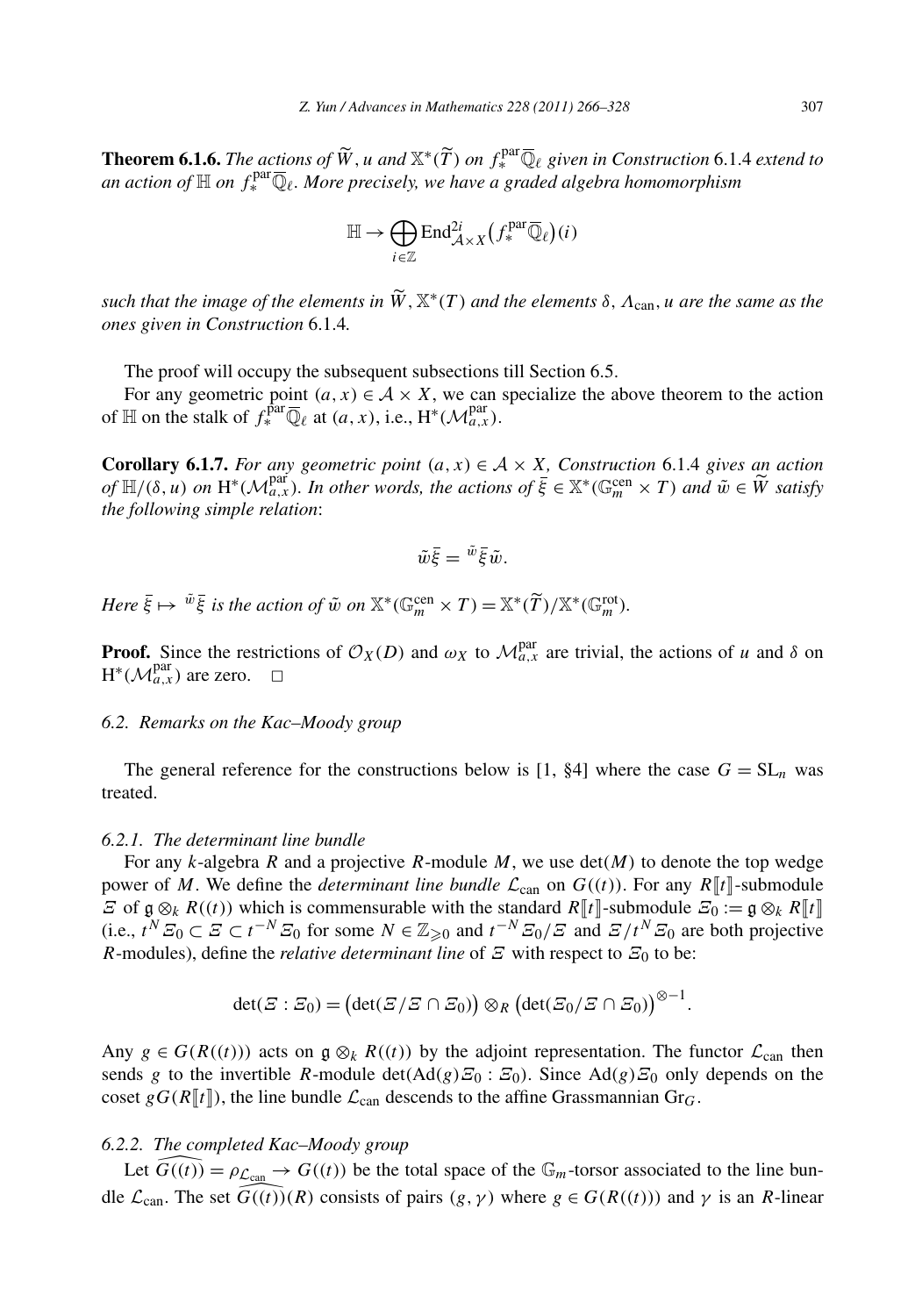**Theorem 6.1.6.** *The actions of $\widetilde{W}$, $u$ and $\mathbb{X}^*(\widetilde{T})$ on $f_*^{\mathrm{par}}\overline{\mathbb{Q}}_\ell$ given in Construction* 6.1.4 *extend to an action of $\mathbb{H}$ on $f_*^{\mathrm{par}}\overline{\mathbb{Q}}_\ell$. More precisely, we have a graded algebra homomorphism*

$$\mathbb{H} \to \bigoplus_{i\in\mathbb{Z}} \mathrm{End}^{2i}_{\mathcal{A}\times X}\big(f_*^{\mathrm{par}}\overline{\mathbb{Q}}_\ell\big)(i)$$

*such that the image of the elements in $\widetilde{W}$, $\mathbb{X}^*(T)$ and the elements $\delta$, $\Lambda_{\mathrm{can}}$, $u$ are the same as the ones given in Construction* 6.1.4*.*

The proof will occupy the subsequent subsections till Section 6.5.

For any geometric point $(a,x)\in\mathcal{A}\times X$, we can specialize the above theorem to the action of $\mathbb{H}$ on the stalk of $f_*^{\mathrm{par}}\overline{\mathbb{Q}}_\ell$ at $(a,x)$, i.e., $\mathrm{H}^*(\mathcal{M}^{\mathrm{par}}_{a,x})$.

**Corollary 6.1.7.** *For any geometric point $(a,x)\in\mathcal{A}\times X$, Construction* 6.1.4 *gives an action of $\mathbb{H}/(\delta,u)$ on $\mathrm{H}^*(\mathcal{M}^{\mathrm{par}}_{a,x})$. In other words, the actions of $\bar{\xi}\in\mathbb{X}^*(\mathbb{G}_m^{\mathrm{cen}}\times T)$ and $\tilde{w}\in\widetilde{W}$ satisfy the following simple relation*:

$$\tilde{w}\bar{\xi} = {}^{\tilde{w}}\bar{\xi}\tilde{w}.$$

*Here $\bar{\xi}\mapsto{}^{\tilde{w}}\bar{\xi}$ is the action of $\tilde{w}$ on $\mathbb{X}^*(\mathbb{G}_m^{\mathrm{cen}}\times T) = \mathbb{X}^*(\widetilde{T})/\mathbb{X}^*(\mathbb{G}_m^{\mathrm{rot}})$.*

**Proof.** Since the restrictions of $\mathcal{O}_X(D)$ and $\omega_X$ to $\mathcal{M}^{\mathrm{par}}_{a,x}$ are trivial, the actions of $u$ and $\delta$ on $\mathrm{H}^*(\mathcal{M}^{\mathrm{par}}_{a,x})$ are zero. $\square$

### *6.2. Remarks on the Kac–Moody group*

The general reference for the constructions below is [1, §4] where the case $G=\mathrm{SL}_n$ was treated.

#### *6.2.1. The determinant line bundle*

For any $k$-algebra $R$ and a projective $R$-module $M$, we use $\det(M)$ to denote the top wedge power of $M$. We define the *determinant line bundle* $\mathcal{L}_{\mathrm{can}}$ on $G((t))$. For any $R[\![t]\!]$-submodule $\Xi$ of $\mathfrak{g}\otimes_k R((t))$ which is commensurable with the standard $R[\![t]\!]$-submodule $\Xi_0 := \mathfrak{g}\otimes_k R[\![t]\!]$ (i.e., $t^N\Xi_0\subset\Xi\subset t^{-N}\Xi_0$ for some $N\in\mathbb{Z}_{\geqslant 0}$ and $t^{-N}\Xi_0/\Xi$ and $\Xi/t^N\Xi_0$ are both projective $R$-modules), define the *relative determinant line* of $\Xi$ with respect to $\Xi_0$ to be:

$$\det(\Xi:\Xi_0) = \big(\det(\Xi/\Xi\cap\Xi_0)\big)\otimes_R\big(\det(\Xi_0/\Xi\cap\Xi_0)\big)^{\otimes -1}.$$

Any $g\in G(R((t)))$ acts on $\mathfrak{g}\otimes_k R((t))$ by the adjoint representation. The functor $\mathcal{L}_{\mathrm{can}}$ then sends $g$ to the invertible $R$-module $\det(\mathrm{Ad}(g)\Xi_0:\Xi_0)$. Since $\mathrm{Ad}(g)\Xi_0$ only depends on the coset $gG(R[\![t]\!])$, the line bundle $\mathcal{L}_{\mathrm{can}}$ descends to the affine Grassmannian $\mathrm{Gr}_G$.

#### *6.2.2. The completed Kac–Moody group*

Let $\widehat{G((t))} = \rho_{\mathcal{L}_{\mathrm{can}}}\to G((t))$ be the total space of the $\mathbb{G}_m$-torsor associated to the line bundle $\mathcal{L}_{\mathrm{can}}$. The set $\widehat{G((t))}(R)$ consists of pairs $(g,\gamma)$ where $g\in G(R((t)))$ and $\gamma$ is an $R$-linear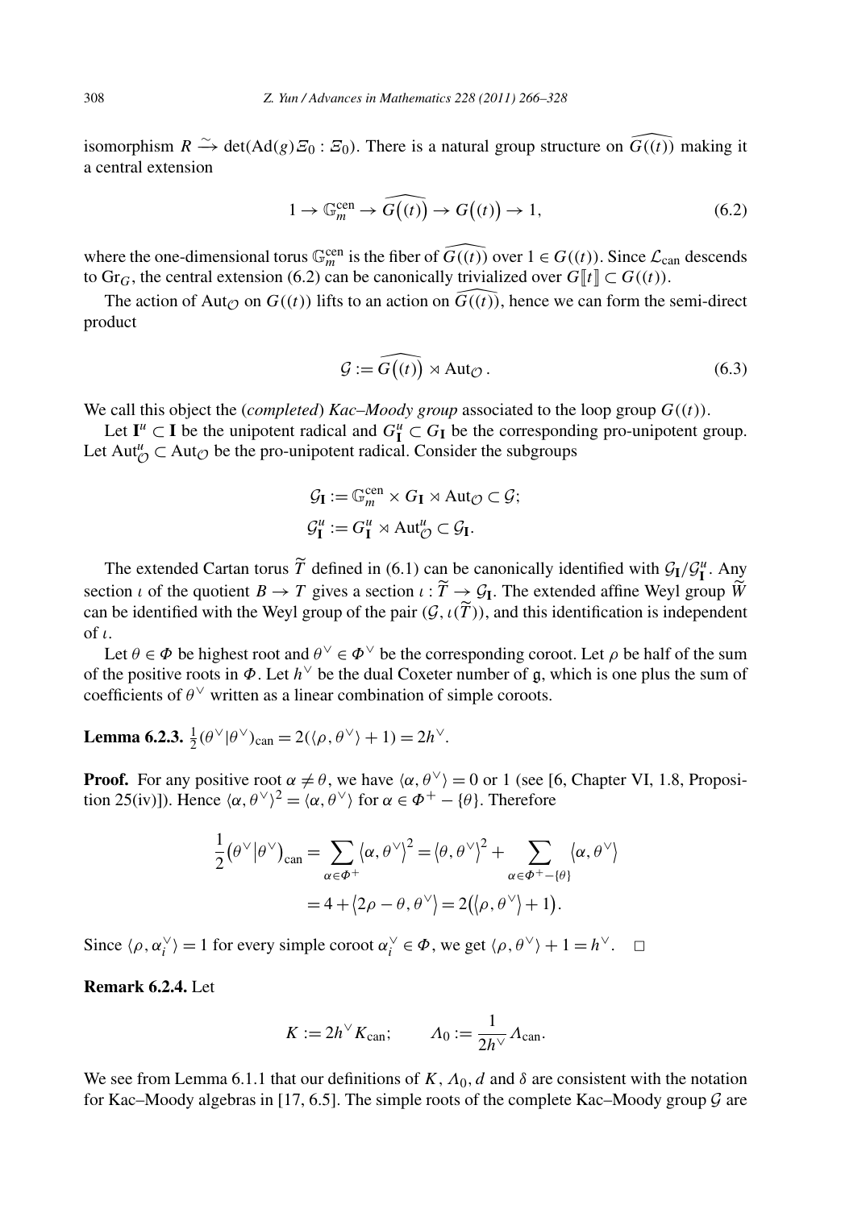isomorphism $R \xrightarrow{\sim} \det(\mathrm{Ad}(g)\Xi_0 : \Xi_0)$. There is a natural group structure on $\widehat{G((t))}$ making it a central extension

$$1 \to \mathbb{G}_m^{\mathrm{cen}} \to \widehat{G\bigl((t)\bigr)} \to G\bigl((t)\bigr) \to 1, \tag{6.2}$$

where the one-dimensional torus $\mathbb{G}_m^{\mathrm{cen}}$ is the fiber of $\widehat{G((t))}$ over $1 \in G((t))$. Since $\mathcal{L}_{\mathrm{can}}$ descends to $\mathrm{Gr}_G$, the central extension (6.2) can be canonically trivialized over $G[\![t]\!] \subset G((t))$.

The action of $\mathrm{Aut}_{\mathcal{O}}$ on $G((t))$ lifts to an action on $\widehat{G((t))}$, hence we can form the semi-direct product

$$\mathcal{G} := \widehat{G\bigl((t)\bigr)} \rtimes \mathrm{Aut}_{\mathcal{O}}. \tag{6.3}$$

We call this object the (*completed*) *Kac–Moody group* associated to the loop group $G((t))$.

Let $\mathbf{I}^u \subset \mathbf{I}$ be the unipotent radical and $G_{\mathbf{I}}^u \subset G_{\mathbf{I}}$ be the corresponding pro-unipotent group. Let $\mathrm{Aut}_{\mathcal{O}}^u \subset \mathrm{Aut}_{\mathcal{O}}$ be the pro-unipotent radical. Consider the subgroups

$$\mathcal{G}_{\mathbf{I}} := \mathbb{G}_m^{\mathrm{cen}} \times G_{\mathbf{I}} \rtimes \mathrm{Aut}_{\mathcal{O}} \subset \mathcal{G};$$
$$\mathcal{G}_{\mathbf{I}}^u := G_{\mathbf{I}}^u \rtimes \mathrm{Aut}_{\mathcal{O}}^u \subset \mathcal{G}_{\mathbf{I}}.$$

The extended Cartan torus $\widetilde{T}$ defined in (6.1) can be canonically identified with $\mathcal{G}_{\mathbf{I}}/\mathcal{G}_{\mathbf{I}}^u$. Any section $\iota$ of the quotient $B \to T$ gives a section $\iota : \widetilde{T} \to \mathcal{G}_{\mathbf{I}}$. The extended affine Weyl group $\widetilde{W}$ can be identified with the Weyl group of the pair $(\mathcal{G}, \iota(\widetilde{T}))$, and this identification is independent of $\iota$.

Let $\theta \in \Phi$ be highest root and $\theta^\vee \in \Phi^\vee$ be the corresponding coroot. Let $\rho$ be half of the sum of the positive roots in $\Phi$. Let $h^\vee$ be the dual Coxeter number of $\mathfrak{g}$, which is one plus the sum of coefficients of $\theta^\vee$ written as a linear combination of simple coroots.

**Lemma 6.2.3.** $\frac{1}{2}(\theta^\vee|\theta^\vee)_{\mathrm{can}} = 2(\langle\rho, \theta^\vee\rangle + 1) = 2h^\vee$.

**Proof.** For any positive root $\alpha \neq \theta$, we have $\langle\alpha, \theta^\vee\rangle = 0$ or $1$ (see [6, Chapter VI, 1.8, Proposition 25(iv)]). Hence $\langle\alpha, \theta^\vee\rangle^2 = \langle\alpha, \theta^\vee\rangle$ for $\alpha \in \Phi^+ - \{\theta\}$. Therefore

$$\begin{aligned}
\frac{1}{2}\bigl(\theta^\vee\big|\theta^\vee\bigr)_{\mathrm{can}} &= \sum_{\alpha\in\Phi^+}\langle\alpha, \theta^\vee\rangle^2 = \langle\theta, \theta^\vee\rangle^2 + \sum_{\alpha\in\Phi^+-\{\theta\}}\langle\alpha, \theta^\vee\rangle \\
&= 4 + \langle 2\rho - \theta, \theta^\vee\rangle = 2\bigl(\langle\rho, \theta^\vee\rangle + 1\bigr).
\end{aligned}$$

Since $\langle\rho, \alpha_i^\vee\rangle = 1$ for every simple coroot $\alpha_i^\vee \in \Phi$, we get $\langle\rho, \theta^\vee\rangle + 1 = h^\vee$. $\square$

**Remark 6.2.4.** Let

$$K := 2h^\vee K_{\mathrm{can}}; \qquad \Lambda_0 := \frac{1}{2h^\vee}\Lambda_{\mathrm{can}}.$$

We see from Lemma 6.1.1 that our definitions of $K$, $\Lambda_0$, $d$ and $\delta$ are consistent with the notation for Kac–Moody algebras in [17, 6.5]. The simple roots of the complete Kac–Moody group $\mathcal{G}$ are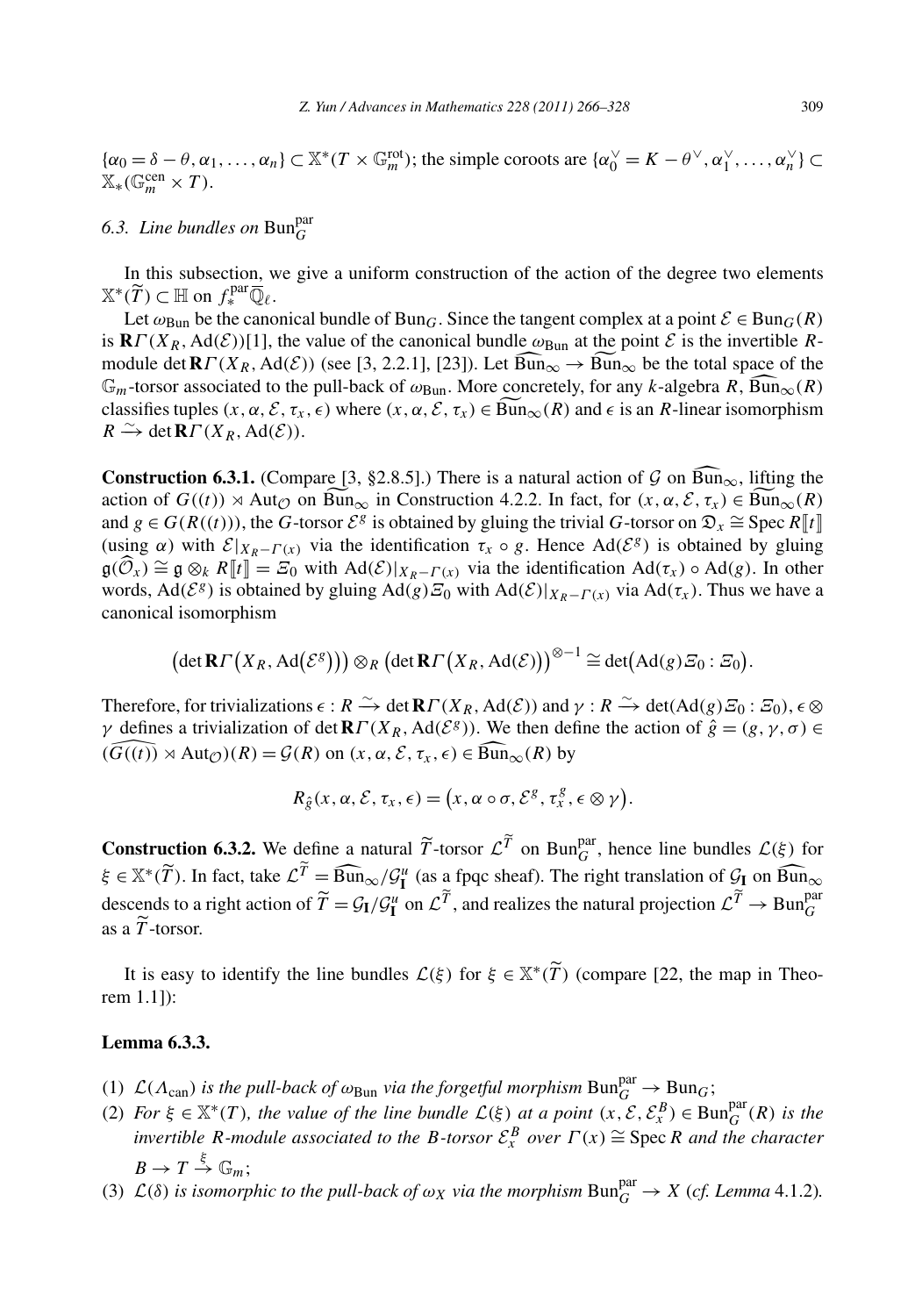$\{\alpha_0 = \delta - \theta, \alpha_1, \dots, \alpha_n\} \subset \mathbb{X}^*(T \times \mathbb{G}_m^{\mathrm{rot}})$; the simple coroots are $\{\alpha_0^\vee = K - \theta^\vee, \alpha_1^\vee, \dots, \alpha_n^\vee\} \subset \mathbb{X}_*(\mathbb{G}_m^{\mathrm{cen}} \times T)$.

### 6.3. Line bundles on $\mathrm{Bun}_G^{\mathrm{par}}$

In this subsection, we give a uniform construction of the action of the degree two elements $\mathbb{X}^*(\widetilde{T}) \subset \mathbb{H}$ on $f_*^{\mathrm{par}}\overline{\mathbb{Q}}_\ell$.

Let $\omega_{\mathrm{Bun}}$ be the canonical bundle of $\mathrm{Bun}_G$. Since the tangent complex at a point $\mathcal{E} \in \mathrm{Bun}_G(R)$ is $\mathbf{R}\Gamma(X_R, \mathrm{Ad}(\mathcal{E}))[1]$, the value of the canonical bundle $\omega_{\mathrm{Bun}}$ at the point $\mathcal{E}$ is the invertible $R$-module $\det \mathbf{R}\Gamma(X_R, \mathrm{Ad}(\mathcal{E}))$ (see [3, 2.2.1], [23]). Let $\widehat{\mathrm{Bun}}_\infty \to \widetilde{\mathrm{Bun}}_\infty$ be the total space of the $\mathbb{G}_m$-torsor associated to the pull-back of $\omega_{\mathrm{Bun}}$. More concretely, for any $k$-algebra $R$, $\widehat{\mathrm{Bun}}_\infty(R)$ classifies tuples $(x, \alpha, \mathcal{E}, \tau_x, \epsilon)$ where $(x, \alpha, \mathcal{E}, \tau_x) \in \widetilde{\mathrm{Bun}}_\infty(R)$ and $\epsilon$ is an $R$-linear isomorphism $R \xrightarrow{\sim} \det \mathbf{R}\Gamma(X_R, \mathrm{Ad}(\mathcal{E}))$.

**Construction 6.3.1.** (Compare [3, §2.8.5].) There is a natural action of $\mathcal{G}$ on $\widehat{\mathrm{Bun}}_\infty$, lifting the action of $G((t)) \rtimes \mathrm{Aut}_{\mathcal{O}}$ on $\widetilde{\mathrm{Bun}}_\infty$ in Construction 4.2.2. In fact, for $(x, \alpha, \mathcal{E}, \tau_x) \in \widetilde{\mathrm{Bun}}_\infty(R)$ and $g \in G(R((t)))$, the $G$-torsor $\mathcal{E}^g$ is obtained by gluing the trivial $G$-torsor on $\mathfrak{D}_x \cong \operatorname{Spec} R[\![t]\!]$ (using $\alpha$) with $\mathcal{E}|_{X_R - \Gamma(x)}$ via the identification $\tau_x \circ g$. Hence $\mathrm{Ad}(\mathcal{E}^g)$ is obtained by gluing $\mathfrak{g}(\widehat{\mathcal{O}}_x) \cong \mathfrak{g} \otimes_k R[\![t]\!] = \Xi_0$ with $\mathrm{Ad}(\mathcal{E})|_{X_R - \Gamma(x)}$ via the identification $\mathrm{Ad}(\tau_x) \circ \mathrm{Ad}(g)$. In other words, $\mathrm{Ad}(\mathcal{E}^g)$ is obtained by gluing $\mathrm{Ad}(g)\Xi_0$ with $\mathrm{Ad}(\mathcal{E})|_{X_R - \Gamma(x)}$ via $\mathrm{Ad}(\tau_x)$. Thus we have a canonical isomorphism

$$\big(\det \mathbf{R}\Gamma\big(X_R, \mathrm{Ad}\big(\mathcal{E}^g\big)\big)\big) \otimes_R \big(\det \mathbf{R}\Gamma\big(X_R, \mathrm{Ad}(\mathcal{E})\big)\big)^{\otimes -1} \cong \det\big(\mathrm{Ad}(g)\Xi_0 : \Xi_0\big).$$

Therefore, for trivializations $\epsilon : R \xrightarrow{\sim} \det \mathbf{R}\Gamma(X_R, \mathrm{Ad}(\mathcal{E}))$ and $\gamma : R \xrightarrow{\sim} \det(\mathrm{Ad}(g)\Xi_0 : \Xi_0)$, $\epsilon \otimes \gamma$ defines a trivialization of $\det \mathbf{R}\Gamma(X_R, \mathrm{Ad}(\mathcal{E}^g))$. We then define the action of $\hat{g} = (g, \gamma, \sigma) \in (\widehat{G((t))} \rtimes \mathrm{Aut}_{\mathcal{O}})(R) = \mathcal{G}(R)$ on $(x, \alpha, \mathcal{E}, \tau_x, \epsilon) \in \widehat{\mathrm{Bun}}_\infty(R)$ by

$$R_{\hat{g}}(x, \alpha, \mathcal{E}, \tau_x, \epsilon) = \big(x, \alpha \circ \sigma, \mathcal{E}^g, \tau_x^g, \epsilon \otimes \gamma\big).$$

**Construction 6.3.2.** We define a natural $\widetilde{T}$-torsor $\mathcal{L}^{\widetilde{T}}$ on $\mathrm{Bun}_G^{\mathrm{par}}$, hence line bundles $\mathcal{L}(\xi)$ for $\xi \in \mathbb{X}^*(\widetilde{T})$. In fact, take $\mathcal{L}^{\widetilde{T}} = \widehat{\mathrm{Bun}}_\infty / \mathcal{G}_{\mathbf{I}}^u$ (as a fpqc sheaf). The right translation of $\mathcal{G}_{\mathbf{I}}$ on $\widehat{\mathrm{Bun}}_\infty$ descends to a right action of $\widetilde{T} = \mathcal{G}_{\mathbf{I}}/\mathcal{G}_{\mathbf{I}}^u$ on $\mathcal{L}^{\widetilde{T}}$, and realizes the natural projection $\mathcal{L}^{\widetilde{T}} \to \mathrm{Bun}_G^{\mathrm{par}}$ as a $\widetilde{T}$-torsor.

It is easy to identify the line bundles $\mathcal{L}(\xi)$ for $\xi \in \mathbb{X}^*(\widetilde{T})$ (compare [22, the map in Theorem 1.1]):

**Lemma 6.3.3.**

(1) *$\mathcal{L}(\Lambda_{\mathrm{can}})$ is the pull-back of $\omega_{\mathrm{Bun}}$ via the forgetful morphism $\mathrm{Bun}_G^{\mathrm{par}} \to \mathrm{Bun}_G$;*

(2) *For $\xi \in \mathbb{X}^*(T)$, the value of the line bundle $\mathcal{L}(\xi)$ at a point $(x, \mathcal{E}, \mathcal{E}_x^B) \in \mathrm{Bun}_G^{\mathrm{par}}(R)$ is the invertible $R$-module associated to the $B$-torsor $\mathcal{E}_x^B$ over $\Gamma(x) \cong \operatorname{Spec} R$ and the character $B \to T \xrightarrow{\xi} \mathbb{G}_m$;*

(3) *$\mathcal{L}(\delta)$ is isomorphic to the pull-back of $\omega_X$ via the morphism $\mathrm{Bun}_G^{\mathrm{par}} \to X$ (cf. Lemma 4.1.2).*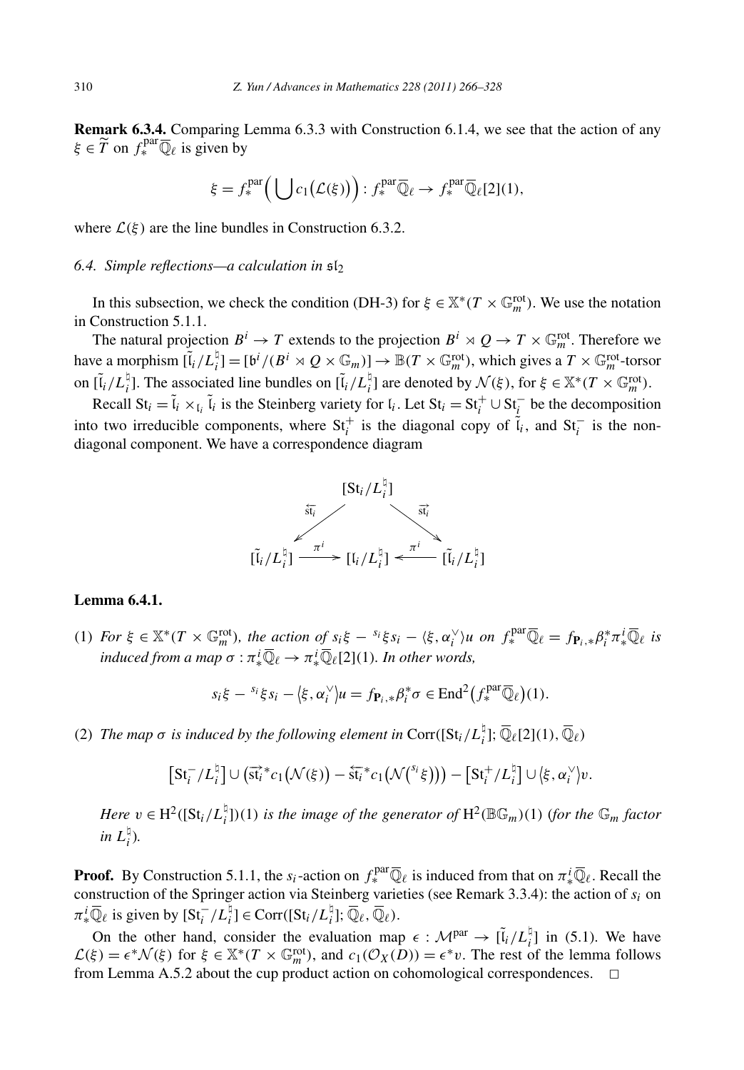**Remark 6.3.4.** Comparing Lemma 6.3.3 with Construction 6.1.4, we see that the action of any $\xi \in \widetilde{T}$ on $f_*^{\mathrm{par}}\overline{\mathbb{Q}}_\ell$ is given by

$$\xi = f_*^{\mathrm{par}}\Big(\bigcup c_1\big(\mathcal{L}(\xi)\big)\Big) : f_*^{\mathrm{par}}\overline{\mathbb{Q}}_\ell \to f_*^{\mathrm{par}}\overline{\mathbb{Q}}_\ell[2](1),$$

where $\mathcal{L}(\xi)$ are the line bundles in Construction 6.3.2.

### 6.4. Simple reflections—a calculation in $\mathfrak{sl}_2$

In this subsection, we check the condition (DH-3) for $\xi \in \mathbb{X}^*(T \times \mathbb{G}_m^{\mathrm{rot}})$. We use the notation in Construction 5.1.1.

The natural projection $B^i \to T$ extends to the projection $B^i \rtimes Q \to T \times \mathbb{G}_m^{\mathrm{rot}}$. Therefore we have a morphism $[\tilde{\mathfrak{l}}_i/L_i^\natural] = [\mathfrak{b}^i/(B^i \rtimes Q \times \mathbb{G}_m)] \to \mathbb{B}(T \times \mathbb{G}_m^{\mathrm{rot}})$, which gives a $T \times \mathbb{G}_m^{\mathrm{rot}}$-torsor on $[\tilde{\mathfrak{l}}_i/L_i^\natural]$. The associated line bundles on $[\tilde{\mathfrak{l}}_i/L_i^\natural]$ are denoted by $\mathcal{N}(\xi)$, for $\xi \in \mathbb{X}^*(T \times \mathbb{G}_m^{\mathrm{rot}})$.

Recall $\mathrm{St}_i = \tilde{\mathfrak{l}}_i \times_{\mathfrak{l}_i} \tilde{\mathfrak{l}}_i$ is the Steinberg variety for $\mathfrak{l}_i$. Let $\mathrm{St}_i = \mathrm{St}_i^+ \cup \mathrm{St}_i^-$ be the decomposition into two irreducible components, where $\mathrm{St}_i^+$ is the diagonal copy of $\tilde{\mathfrak{l}}_i$, and $\mathrm{St}_i^-$ is the non-diagonal component. We have a correspondence diagram

$$\begin{array}{ccccc} & & [\mathrm{St}_i/L_i^\natural] & & \\ & \overleftarrow{\mathrm{st}_i} \swarrow & & \searrow \overrightarrow{\mathrm{st}_i} & \\ [\tilde{\mathfrak{l}}_i/L_i^\natural] & \xrightarrow{\pi^i} & [\mathfrak{l}_i/L_i^\natural] & \xleftarrow{\pi^i} & [\tilde{\mathfrak{l}}_i/L_i^\natural] \end{array}$$

**Lemma 6.4.1.**

(1) *For $\xi \in \mathbb{X}^*(T \times \mathbb{G}_m^{\mathrm{rot}})$, the action of $s_i\xi - {}^{s_i}\xi s_i - \langle \xi, \alpha_i^\vee\rangle u$ on $f_*^{\mathrm{par}}\overline{\mathbb{Q}}_\ell = f_{\mathbf{P}_i,*}\beta_i^*\pi_*^i\overline{\mathbb{Q}}_\ell$ is induced from a map $\sigma : \pi_*^i\overline{\mathbb{Q}}_\ell \to \pi_*^i\overline{\mathbb{Q}}_\ell[2](1)$. In other words,*

$$s_i\xi - {}^{s_i}\xi s_i - \langle \xi, \alpha_i^\vee\rangle u = f_{\mathbf{P}_i,*}\beta_i^*\sigma \in \mathrm{End}^2\big(f_*^{\mathrm{par}}\overline{\mathbb{Q}}_\ell\big)(1).$$

(2) *The map $\sigma$ is induced by the following element in $\mathrm{Corr}([\mathrm{St}_i/L_i^\natural]; \overline{\mathbb{Q}}_\ell[2](1), \overline{\mathbb{Q}}_\ell)$*

$$\big[\mathrm{St}_i^-/L_i^\natural\big] \cup \big(\overrightarrow{\mathrm{st}_i}^* c_1\big(\mathcal{N}(\xi)\big) - \overleftarrow{\mathrm{st}_i}^* c_1\big(\mathcal{N}\big({}^{s_i}\xi\big)\big)\big) - \big[\mathrm{St}_i^+/L_i^\natural\big] \cup \langle \xi, \alpha_i^\vee\rangle v.$$

*Here $v \in \mathrm{H}^2([\mathrm{St}_i/L_i^\natural])(1)$ is the image of the generator of $\mathrm{H}^2(\mathbb{B}\mathbb{G}_m)(1)$ (for the $\mathbb{G}_m$ factor in $L_i^\natural$).*

**Proof.** By Construction 5.1.1, the $s_i$-action on $f_*^{\mathrm{par}}\overline{\mathbb{Q}}_\ell$ is induced from that on $\pi_*^i\overline{\mathbb{Q}}_\ell$. Recall the construction of the Springer action via Steinberg varieties (see Remark 3.3.4): the action of $s_i$ on $\pi_*^i\overline{\mathbb{Q}}_\ell$ is given by $[\mathrm{St}_i^-/L_i^\natural] \in \mathrm{Corr}([\mathrm{St}_i/L_i^\natural]; \overline{\mathbb{Q}}_\ell, \overline{\mathbb{Q}}_\ell)$.

On the other hand, consider the evaluation map $\epsilon : \mathcal{M}^{\mathrm{par}} \to [\tilde{\mathfrak{l}}_i/L_i^\natural]$ in (5.1). We have $\mathcal{L}(\xi) = \epsilon^*\mathcal{N}(\xi)$ for $\xi \in \mathbb{X}^*(T \times \mathbb{G}_m^{\mathrm{rot}})$, and $c_1(\mathcal{O}_X(D)) = \epsilon^*v$. The rest of the lemma follows from Lemma A.5.2 about the cup product action on cohomological correspondences. $\square$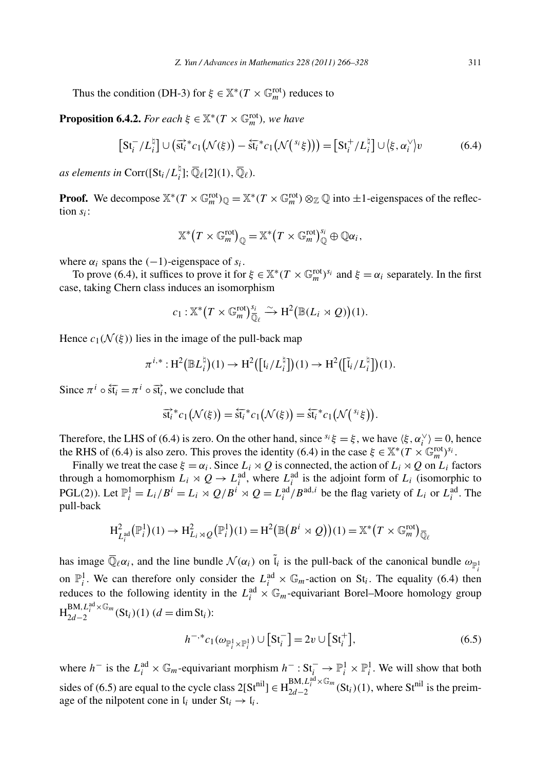Thus the condition (DH-3) for $\xi \in \mathbb{X}^*(T \times \mathbb{G}_m^{\mathrm{rot}})$ reduces to

**Proposition 6.4.2.** *For each $\xi \in \mathbb{X}^*(T \times \mathbb{G}_m^{\mathrm{rot}})$, we have*

$$\left[\mathrm{St}_i^-/L_i^\natural\right] \cup \left(\overrightarrow{\mathrm{st}_i}^* c_1\left(\mathcal{N}(\xi)\right) - \overleftarrow{\mathrm{st}_i}^* c_1\left(\mathcal{N}\left({}^{s_i}\xi\right)\right)\right) = \left[\mathrm{St}_i^+/L_i^\natural\right] \cup \langle \xi, \alpha_i^\vee \rangle v \tag{6.4}$$

*as elements in* $\mathrm{Corr}([\mathrm{St}_i/L_i^\natural]; \overline{\mathbb{Q}}_\ell[2](1), \overline{\mathbb{Q}}_\ell)$.

**Proof.** We decompose $\mathbb{X}^*(T \times \mathbb{G}_m^{\mathrm{rot}})_{\mathbb{Q}} = \mathbb{X}^*(T \times \mathbb{G}_m^{\mathrm{rot}}) \otimes_{\mathbb{Z}} \mathbb{Q}$ into $\pm 1$-eigenspaces of the reflection $s_i$:

$$\mathbb{X}^*\left(T \times \mathbb{G}_m^{\mathrm{rot}}\right)_{\mathbb{Q}} = \mathbb{X}^*\left(T \times \mathbb{G}_m^{\mathrm{rot}}\right)_{\mathbb{Q}}^{s_i} \oplus \mathbb{Q}\alpha_i,$$

where $\alpha_i$ spans the $(-1)$-eigenspace of $s_i$.

To prove (6.4), it suffices to prove it for $\xi \in \mathbb{X}^*(T \times \mathbb{G}_m^{\mathrm{rot}})^{s_i}$ and $\xi = \alpha_i$ separately. In the first case, taking Chern class induces an isomorphism

$$c_1 : \mathbb{X}^*\left(T \times \mathbb{G}_m^{\mathrm{rot}}\right)_{\overline{\mathbb{Q}}_\ell}^{s_i} \xrightarrow{\sim} \mathrm{H}^2\left(\mathbb{B}(L_i \rtimes Q)\right)(1).$$

Hence $c_1(\mathcal{N}(\xi))$ lies in the image of the pull-back map

$$\pi^{i,*} : \mathrm{H}^2\left(\mathbb{B}L_i^\natural\right)(1) \to \mathrm{H}^2\left(\left[\mathfrak{l}_i/L_i^\natural\right]\right)(1) \to \mathrm{H}^2\left(\left[\tilde{\mathfrak{l}}_i/L_i^\natural\right]\right)(1).$$

Since $\pi^i \circ \overleftarrow{\mathrm{st}_i} = \pi^i \circ \overrightarrow{\mathrm{st}_i}$, we conclude that

$$\overrightarrow{\mathrm{st}_i}^* c_1\left(\mathcal{N}(\xi)\right) = \overleftarrow{\mathrm{st}_i}^* c_1\left(\mathcal{N}(\xi)\right) = \overleftarrow{\mathrm{st}_i}^* c_1\left(\mathcal{N}\left({}^{s_i}\xi\right)\right).$$

Therefore, the LHS of (6.4) is zero. On the other hand, since ${}^{s_i}\xi = \xi$, we have $\langle \xi, \alpha_i^\vee \rangle = 0$, hence the RHS of (6.4) is also zero. This proves the identity (6.4) in the case $\xi \in \mathbb{X}^*(T \times \mathbb{G}_m^{\mathrm{rot}})^{s_i}$.

Finally we treat the case $\xi = \alpha_i$. Since $L_i \rtimes Q$ is connected, the action of $L_i \rtimes Q$ on $L_i$ factors through a homomorphism $L_i \rtimes Q \to L_i^{\mathrm{ad}}$, where $L_i^{\mathrm{ad}}$ is the adjoint form of $L_i$ (isomorphic to PGL(2)). Let $\mathbb{P}_i^1 = L_i/B^i = L_i \rtimes Q/B^i \rtimes Q = L_i^{\mathrm{ad}}/B^{\mathrm{ad},i}$ be the flag variety of $L_i$ or $L_i^{\mathrm{ad}}$. The pull-back

$$\mathrm{H}^2_{L_i^{\mathrm{ad}}}\left(\mathbb{P}_i^1\right)(1) \to \mathrm{H}^2_{L_i \rtimes Q}\left(\mathbb{P}_i^1\right)(1) = \mathrm{H}^2\left(\mathbb{B}\left(B^i \rtimes Q\right)\right)(1) = \mathbb{X}^*\left(T \times \mathbb{G}_m^{\mathrm{rot}}\right)_{\overline{\mathbb{Q}}_\ell}$$

has image $\overline{\mathbb{Q}}_\ell\alpha_i$, and the line bundle $\mathcal{N}(\alpha_i)$ on $\tilde{\mathfrak{l}}_i$ is the pull-back of the canonical bundle $\omega_{\mathbb{P}_i^1}$ on $\mathbb{P}_i^1$. We can therefore only consider the $L_i^{\mathrm{ad}} \times \mathbb{G}_m$-action on $\mathrm{St}_i$. The equality (6.4) then reduces to the following identity in the $L_i^{\mathrm{ad}} \times \mathbb{G}_m$-equivariant Borel–Moore homology group $\mathrm{H}^{\mathrm{BM}, L_i^{\mathrm{ad}} \times \mathbb{G}_m}_{2d-2}(\mathrm{St}_i)(1)$ ($d = \dim \mathrm{St}_i$):

$$h^{-,*} c_1(\omega_{\mathbb{P}_i^1 \times \mathbb{P}_i^1}) \cup \left[\mathrm{St}_i^-\right] = 2v \cup \left[\mathrm{St}_i^+\right], \tag{6.5}$$

where $h^-$ is the $L_i^{\mathrm{ad}} \times \mathbb{G}_m$-equivariant morphism $h^- : \mathrm{St}_i^- \to \mathbb{P}_i^1 \times \mathbb{P}_i^1$. We will show that both sides of (6.5) are equal to the cycle class $2[\mathrm{St}^{\mathrm{nil}}] \in \mathrm{H}^{\mathrm{BM}, L_i^{\mathrm{ad}} \times \mathbb{G}_m}_{2d-2}(\mathrm{St}_i)(1)$, where $\mathrm{St}^{\mathrm{nil}}$ is the preimage of the nilpotent cone in $\mathfrak{l}_i$ under $\mathrm{St}_i \to \mathfrak{l}_i$.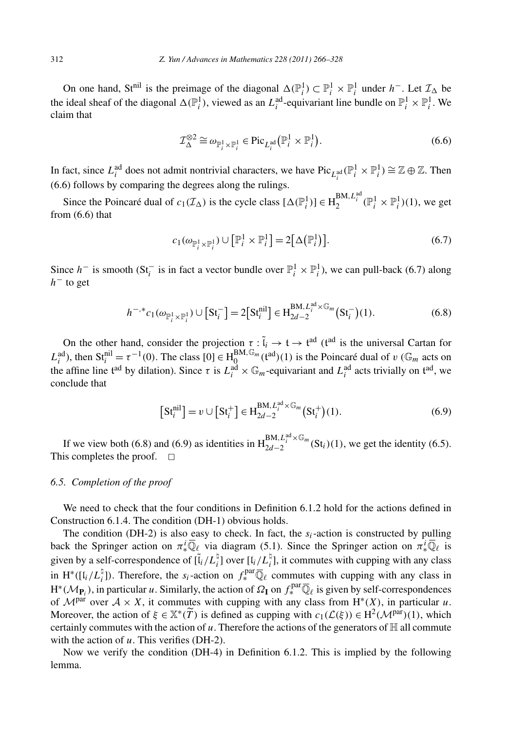On one hand, $\mathrm{St}^{\mathrm{nil}}$ is the preimage of the diagonal $\Delta(\mathbb{P}^1_i) \subset \mathbb{P}^1_i \times \mathbb{P}^1_i$ under $h^-$. Let $\mathcal{I}_\Delta$ be the ideal sheaf of the diagonal $\Delta(\mathbb{P}^1_i)$, viewed as an $L_i^{\mathrm{ad}}$-equivariant line bundle on $\mathbb{P}^1_i \times \mathbb{P}^1_i$. We claim that

$$\mathcal{I}_\Delta^{\otimes 2} \cong \omega_{\mathbb{P}^1_i \times \mathbb{P}^1_i} \in \mathrm{Pic}_{L_i^{\mathrm{ad}}}\left(\mathbb{P}^1_i \times \mathbb{P}^1_i\right). \tag{6.6}$$

In fact, since $L_i^{\mathrm{ad}}$ does not admit nontrivial characters, we have $\mathrm{Pic}_{L_i^{\mathrm{ad}}}(\mathbb{P}^1_i \times \mathbb{P}^1_i) \cong \mathbb{Z} \oplus \mathbb{Z}$. Then (6.6) follows by comparing the degrees along the rulings.

Since the Poincaré dual of $c_1(\mathcal{I}_\Delta)$ is the cycle class $[\Delta(\mathbb{P}^1_i)] \in \mathrm{H}_2^{\mathrm{BM}, L_i^{\mathrm{ad}}}(\mathbb{P}^1_i \times \mathbb{P}^1_i)(1)$, we get from (6.6) that

$$c_1(\omega_{\mathbb{P}^1_i \times \mathbb{P}^1_i}) \cup \left[\mathbb{P}^1_i \times \mathbb{P}^1_i\right] = 2\left[\Delta\left(\mathbb{P}^1_i\right)\right]. \tag{6.7}$$

Since $h^-$ is smooth ($\mathrm{St}_i^-$ is in fact a vector bundle over $\mathbb{P}^1_i \times \mathbb{P}^1_i$), we can pull-back (6.7) along $h^-$ to get

$$h^{-,*}c_1(\omega_{\mathbb{P}^1_i \times \mathbb{P}^1_i}) \cup \left[\mathrm{St}_i^-\right] = 2\left[\mathrm{St}_i^{\mathrm{nil}}\right] \in \mathrm{H}_{2d-2}^{\mathrm{BM}, L_i^{\mathrm{ad}} \times \mathbb{G}_m}\left(\mathrm{St}_i^-\right)(1). \tag{6.8}$$

On the other hand, consider the projection $\tau : \tilde{\mathfrak{l}}_i \to \mathfrak{t} \to \mathfrak{t}^{\mathrm{ad}}$ ($\mathfrak{t}^{\mathrm{ad}}$ is the universal Cartan for $L_i^{\mathrm{ad}}$), then $\mathrm{St}_i^{\mathrm{nil}} = \tau^{-1}(0)$. The class $[0] \in \mathrm{H}_0^{\mathrm{BM}, \mathbb{G}_m}(\mathfrak{t}^{\mathrm{ad}})(1)$ is the Poincaré dual of $v$ ($\mathbb{G}_m$ acts on the affine line $\mathfrak{t}^{\mathrm{ad}}$ by dilation). Since $\tau$ is $L_i^{\mathrm{ad}} \times \mathbb{G}_m$-equivariant and $L_i^{\mathrm{ad}}$ acts trivially on $\mathfrak{t}^{\mathrm{ad}}$, we conclude that

$$\left[\mathrm{St}_i^{\mathrm{nil}}\right] = v \cup \left[\mathrm{St}_i^+\right] \in \mathrm{H}_{2d-2}^{\mathrm{BM}, L_i^{\mathrm{ad}} \times \mathbb{G}_m}\left(\mathrm{St}_i^+\right)(1). \tag{6.9}$$

If we view both (6.8) and (6.9) as identities in $\mathrm{H}_{2d-2}^{\mathrm{BM}, L_i^{\mathrm{ad}} \times \mathbb{G}_m}(\mathrm{St}_i)(1)$, we get the identity (6.5). This completes the proof. $\square$

### 6.5. Completion of the proof

We need to check that the four conditions in Definition 6.1.2 hold for the actions defined in Construction 6.1.4. The condition (DH-1) obvious holds.

The condition (DH-2) is also easy to check. In fact, the $s_i$-action is constructed by pulling back the Springer action on $\pi_*^i \overline{\mathbb{Q}}_\ell$ via diagram (5.1). Since the Springer action on $\pi_*^i \overline{\mathbb{Q}}_\ell$ is given by a self-correspondence of $[\tilde{\mathfrak{l}}_i / L_i^\natural]$ over $[\mathfrak{l}_i / L_i^\natural]$, it commutes with cupping with any class in $\mathrm{H}^*([\mathfrak{l}_i / L_i^\natural])$. Therefore, the $s_i$-action on $f_*^{\mathrm{par}} \overline{\mathbb{Q}}_\ell$ commutes with cupping with any class in $\mathrm{H}^*(\mathcal{M}_{\mathbf{P}_i})$, in particular $u$. Similarly, the action of $\Omega_{\mathbf{I}}$ on $f_*^{\mathrm{par}} \overline{\mathbb{Q}}_\ell$ is given by self-correspondences of $\mathcal{M}^{\mathrm{par}}$ over $\mathcal{A} \times X$, it commutes with cupping with any class from $\mathrm{H}^*(X)$, in particular $u$. Moreover, the action of $\xi \in \mathbb{X}^*(\widetilde{T})$ is defined as cupping with $c_1(\mathcal{L}(\xi)) \in \mathrm{H}^2(\mathcal{M}^{\mathrm{par}})(1)$, which certainly commutes with the action of $u$. Therefore the actions of the generators of $\mathbb{H}$ all commute with the action of $u$. This verifies (DH-2).

Now we verify the condition (DH-4) in Definition 6.1.2. This is implied by the following lemma.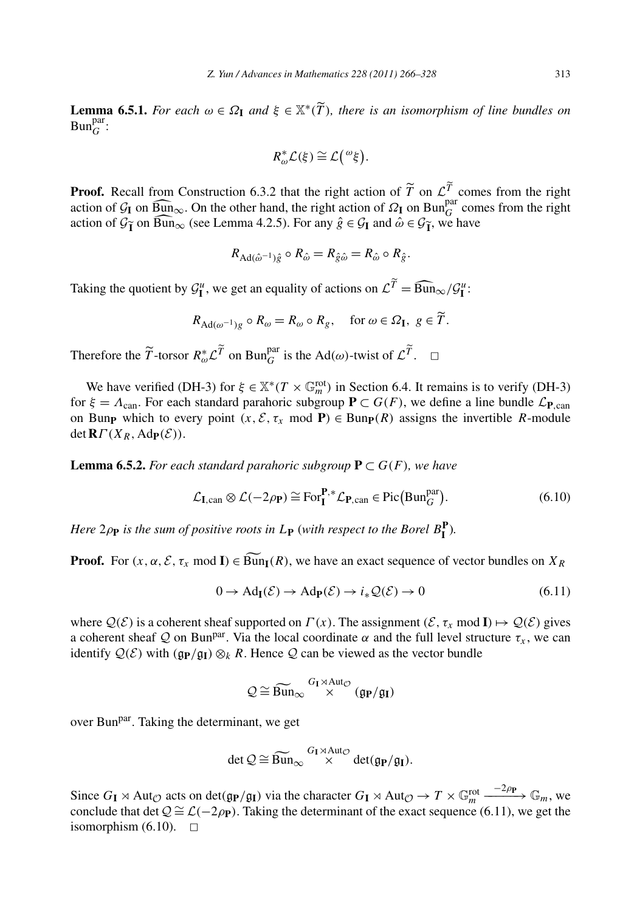**Lemma 6.5.1.** *For each $\omega \in \Omega_{\mathbf{I}}$ and $\xi \in \mathbb{X}^*(\widetilde{T})$, there is an isomorphism of line bundles on $\mathrm{Bun}_G^{\mathrm{par}}$:*

$$R_\omega^* \mathcal{L}(\xi) \cong \mathcal{L}\big({}^{\omega}\xi\big).$$

**Proof.** Recall from Construction 6.3.2 that the right action of $\widetilde{T}$ on $\mathcal{L}^{\widetilde{T}}$ comes from the right action of $\mathcal{G}_{\mathbf{I}}$ on $\widehat{\mathrm{Bun}}_\infty$. On the other hand, the right action of $\Omega_{\mathbf{I}}$ on $\mathrm{Bun}_G^{\mathrm{par}}$ comes from the right action of $\mathcal{G}_{\widetilde{\mathbf{I}}}$ on $\widehat{\mathrm{Bun}}_\infty$ (see Lemma 4.2.5). For any $\hat{g} \in \mathcal{G}_{\mathbf{I}}$ and $\hat{\omega} \in \mathcal{G}_{\widetilde{\mathbf{I}}}$, we have

$$R_{\mathrm{Ad}(\hat{\omega}^{-1})\hat{g}} \circ R_{\hat{\omega}} = R_{\hat{g}\hat{\omega}} = R_{\hat{\omega}} \circ R_{\hat{g}}.$$

Taking the quotient by $\mathcal{G}_{\mathbf{I}}^u$, we get an equality of actions on $\mathcal{L}^{\widetilde{T}} = \widehat{\mathrm{Bun}}_\infty / \mathcal{G}_{\mathbf{I}}^u$:

$$R_{\mathrm{Ad}(\omega^{-1})g} \circ R_\omega = R_\omega \circ R_g, \quad \text{for } \omega \in \Omega_{\mathbf{I}},\ g \in \widetilde{T}.$$

Therefore the $\widetilde{T}$-torsor $R_\omega^* \mathcal{L}^{\widetilde{T}}$ on $\mathrm{Bun}_G^{\mathrm{par}}$ is the $\mathrm{Ad}(\omega)$-twist of $\mathcal{L}^{\widetilde{T}}$. $\square$

We have verified (DH-3) for $\xi \in \mathbb{X}^*(T \times \mathbb{G}_m^{\mathrm{rot}})$ in Section 6.4. It remains is to verify (DH-3) for $\xi = \Lambda_{\mathrm{can}}$. For each standard parahoric subgroup $\mathbf{P} \subset G(F)$, we define a line bundle $\mathcal{L}_{\mathbf{P},\mathrm{can}}$ on $\mathrm{Bun}_{\mathbf{P}}$ which to every point $(x, \mathcal{E}, \tau_x \bmod \mathbf{P}) \in \mathrm{Bun}_{\mathbf{P}}(R)$ assigns the invertible $R$-module $\det \mathbf{R}\Gamma(X_R, \mathrm{Ad}_{\mathbf{P}}(\mathcal{E}))$.

**Lemma 6.5.2.** *For each standard parahoric subgroup $\mathbf{P} \subset G(F)$, we have*

$$\mathcal{L}_{\mathbf{I},\mathrm{can}} \otimes \mathcal{L}(-2\rho_{\mathbf{P}}) \cong \mathrm{For}_{\mathbf{I}}^{\mathbf{P},*} \mathcal{L}_{\mathbf{P},\mathrm{can}} \in \mathrm{Pic}\big(\mathrm{Bun}_G^{\mathrm{par}}\big). \tag{6.10}$$

*Here $2\rho_{\mathbf{P}}$ is the sum of positive roots in $L_{\mathbf{P}}$ (with respect to the Borel $B_{\mathbf{I}}^{\mathbf{P}}$).*

**Proof.** For $(x, \alpha, \mathcal{E}, \tau_x \bmod \mathbf{I}) \in \widetilde{\mathrm{Bun}}_{\mathbf{I}}(R)$, we have an exact sequence of vector bundles on $X_R$

$$0 \to \mathrm{Ad}_{\mathbf{I}}(\mathcal{E}) \to \mathrm{Ad}_{\mathbf{P}}(\mathcal{E}) \to i_* \mathcal{Q}(\mathcal{E}) \to 0 \tag{6.11}$$

where $\mathcal{Q}(\mathcal{E})$ is a coherent sheaf supported on $\Gamma(x)$. The assignment $(\mathcal{E}, \tau_x \bmod \mathbf{I}) \mapsto \mathcal{Q}(\mathcal{E})$ gives a coherent sheaf $\mathcal{Q}$ on $\mathrm{Bun}^{\mathrm{par}}$. Via the local coordinate $\alpha$ and the full level structure $\tau_x$, we can identify $\mathcal{Q}(\mathcal{E})$ with $(\mathfrak{g}_{\mathbf{P}}/\mathfrak{g}_{\mathbf{I}}) \otimes_k R$. Hence $\mathcal{Q}$ can be viewed as the vector bundle

$$\mathcal{Q} \cong \widetilde{\mathrm{Bun}}_\infty \overset{G_{\mathbf{I}} \rtimes \mathrm{Aut}_{\mathcal{O}}}{\times} (\mathfrak{g}_{\mathbf{P}}/\mathfrak{g}_{\mathbf{I}})$$

over $\mathrm{Bun}^{\mathrm{par}}$. Taking the determinant, we get

$$\det \mathcal{Q} \cong \widetilde{\mathrm{Bun}}_\infty \overset{G_{\mathbf{I}} \rtimes \mathrm{Aut}_{\mathcal{O}}}{\times} \det(\mathfrak{g}_{\mathbf{P}}/\mathfrak{g}_{\mathbf{I}}).$$

Since $G_{\mathbf{I}} \rtimes \mathrm{Aut}_{\mathcal{O}}$ acts on $\det(\mathfrak{g}_{\mathbf{P}}/\mathfrak{g}_{\mathbf{I}})$ via the character $G_{\mathbf{I}} \rtimes \mathrm{Aut}_{\mathcal{O}} \to T \times \mathbb{G}_m^{\mathrm{rot}} \xrightarrow{-2\rho_{\mathbf{P}}} \mathbb{G}_m$, we conclude that $\det \mathcal{Q} \cong \mathcal{L}(-2\rho_{\mathbf{P}})$. Taking the determinant of the exact sequence (6.11), we get the isomorphism (6.10). $\square$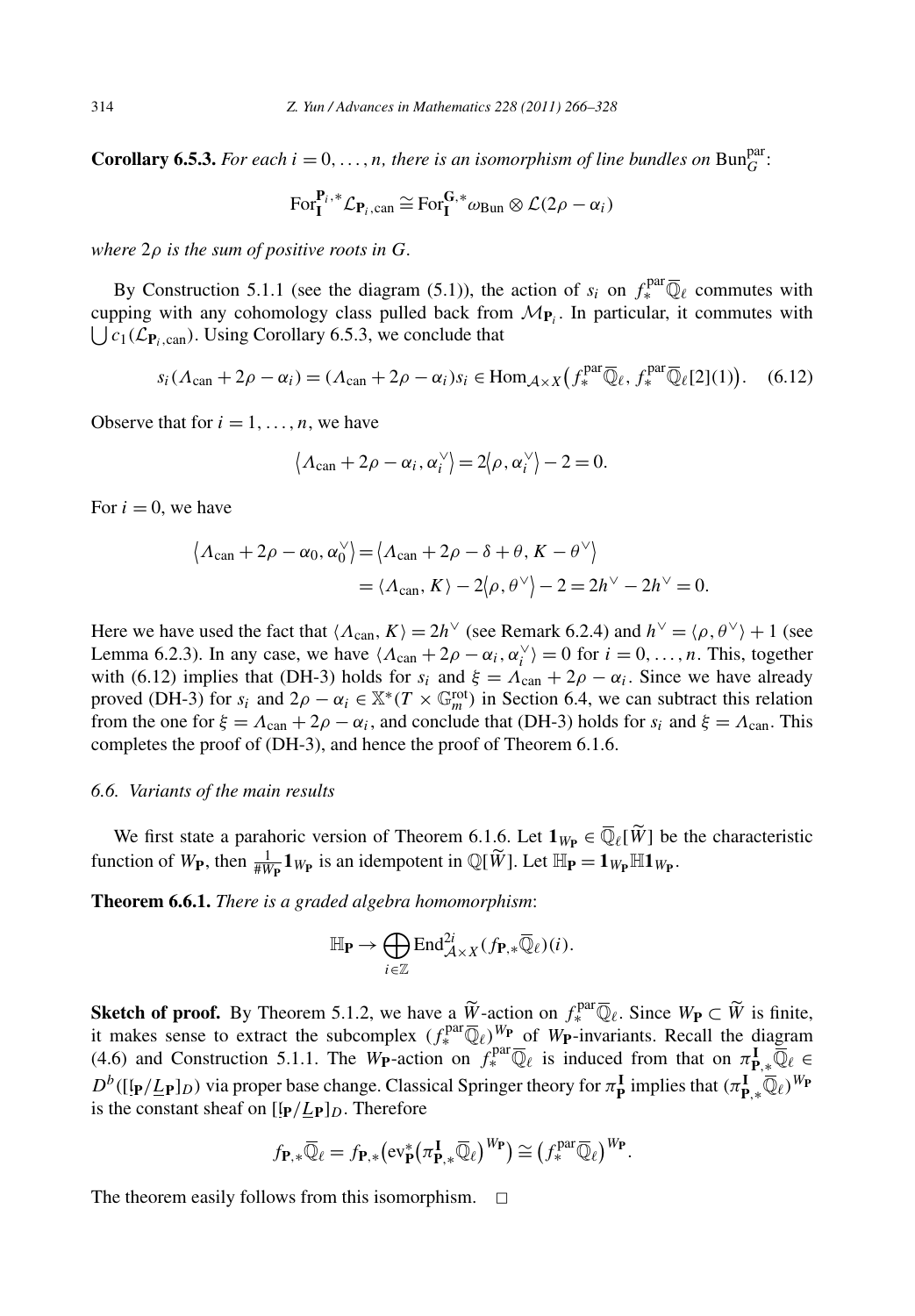**Corollary 6.5.3.** *For each $i = 0, \dots, n$, there is an isomorphism of line bundles on $\mathrm{Bun}_G^{\mathrm{par}}$:*

$$\mathrm{For}_{\mathbf{I}}^{\mathbf{P}_i,*}\mathcal{L}_{\mathbf{P}_i,\mathrm{can}} \cong \mathrm{For}_{\mathbf{I}}^{\mathbf{G},*}\omega_{\mathrm{Bun}} \otimes \mathcal{L}(2\rho - \alpha_i)$$

*where $2\rho$ is the sum of positive roots in $G$.*

By Construction 5.1.1 (see the diagram (5.1)), the action of $s_i$ on $f_*^{\mathrm{par}}\overline{\mathbb{Q}}_\ell$ commutes with cupping with any cohomology class pulled back from $\mathcal{M}_{\mathbf{P}_i}$. In particular, it commutes with $\bigcup c_1(\mathcal{L}_{\mathbf{P}_i,\mathrm{can}})$. Using Corollary 6.5.3, we conclude that

$$s_i(\Lambda_{\mathrm{can}} + 2\rho - \alpha_i) = (\Lambda_{\mathrm{can}} + 2\rho - \alpha_i)s_i \in \mathrm{Hom}_{\mathcal{A}\times X}\big(f_*^{\mathrm{par}}\overline{\mathbb{Q}}_\ell, f_*^{\mathrm{par}}\overline{\mathbb{Q}}_\ell[2](1)\big). \quad (6.12)$$

Observe that for $i = 1, \dots, n$, we have

$$\langle \Lambda_{\mathrm{can}} + 2\rho - \alpha_i, \alpha_i^\vee \rangle = 2\langle \rho, \alpha_i^\vee \rangle - 2 = 0.$$

For $i = 0$, we have

$$\begin{aligned}\langle \Lambda_{\mathrm{can}} + 2\rho - \alpha_0, \alpha_0^\vee \rangle &= \langle \Lambda_{\mathrm{can}} + 2\rho - \delta + \theta, K - \theta^\vee \rangle \\ &= \langle \Lambda_{\mathrm{can}}, K \rangle - 2\langle \rho, \theta^\vee \rangle - 2 = 2h^\vee - 2h^\vee = 0.\end{aligned}$$

Here we have used the fact that $\langle \Lambda_{\mathrm{can}}, K \rangle = 2h^\vee$ (see Remark 6.2.4) and $h^\vee = \langle \rho, \theta^\vee \rangle + 1$ (see Lemma 6.2.3). In any case, we have $\langle \Lambda_{\mathrm{can}} + 2\rho - \alpha_i, \alpha_i^\vee \rangle = 0$ for $i = 0, \dots, n$. This, together with (6.12) implies that (DH-3) holds for $s_i$ and $\xi = \Lambda_{\mathrm{can}} + 2\rho - \alpha_i$. Since we have already proved (DH-3) for $s_i$ and $2\rho - \alpha_i \in \mathbb{X}^*(T \times \mathbb{G}_m^{\mathrm{rot}})$ in Section 6.4, we can subtract this relation from the one for $\xi = \Lambda_{\mathrm{can}} + 2\rho - \alpha_i$, and conclude that (DH-3) holds for $s_i$ and $\xi = \Lambda_{\mathrm{can}}$. This completes the proof of (DH-3), and hence the proof of Theorem 6.1.6.

### *6.6. Variants of the main results*

We first state a parahoric version of Theorem 6.1.6. Let $\mathbf{1}_{W_\mathbf{P}} \in \overline{\mathbb{Q}}_\ell[\widetilde{W}]$ be the characteristic function of $W_\mathbf{P}$, then $\frac{1}{\#W_\mathbf{P}}\mathbf{1}_{W_\mathbf{P}}$ is an idempotent in $\mathbb{Q}[\widetilde{W}]$. Let $\mathbb{H}_\mathbf{P} = \mathbf{1}_{W_\mathbf{P}}\mathbb{H}\mathbf{1}_{W_\mathbf{P}}$.

**Theorem 6.6.1.** *There is a graded algebra homomorphism*:

$$\mathbb{H}_\mathbf{P} \to \bigoplus_{i\in\mathbb{Z}} \mathrm{End}_{\mathcal{A}\times X}^{2i}(f_{\mathbf{P},*}\overline{\mathbb{Q}}_\ell)(i).$$

**Sketch of proof.** By Theorem 5.1.2, we have a $\widetilde{W}$-action on $f_*^{\mathrm{par}}\overline{\mathbb{Q}}_\ell$. Since $W_\mathbf{P} \subset \widetilde{W}$ is finite, it makes sense to extract the subcomplex $(f_*^{\mathrm{par}}\overline{\mathbb{Q}}_\ell)^{W_\mathbf{P}}$ of $W_\mathbf{P}$-invariants. Recall the diagram (4.6) and Construction 5.1.1. The $W_\mathbf{P}$-action on $f_*^{\mathrm{par}}\overline{\mathbb{Q}}_\ell$ is induced from that on $\pi_{\mathbf{P},*}^{\mathbf{I}}\overline{\mathbb{Q}}_\ell \in D^b([\underline{\mathfrak{l}}_\mathbf{P}/\underline{L}_\mathbf{P}]_D)$ via proper base change. Classical Springer theory for $\pi_\mathbf{P}^\mathbf{I}$ implies that $(\pi_{\mathbf{P},*}^{\mathbf{I}}\overline{\mathbb{Q}}_\ell)^{W_\mathbf{P}}$ is the constant sheaf on $[\underline{\mathfrak{l}}_\mathbf{P}/\underline{L}_\mathbf{P}]_D$. Therefore

$$f_{\mathbf{P},*}\overline{\mathbb{Q}}_\ell = f_{\mathbf{P},*}\big(\mathrm{ev}_\mathbf{P}^*\big(\pi_{\mathbf{P},*}^{\mathbf{I}}\overline{\mathbb{Q}}_\ell\big)^{W_\mathbf{P}}\big) \cong \big(f_*^{\mathrm{par}}\overline{\mathbb{Q}}_\ell\big)^{W_\mathbf{P}}.$$

The theorem easily follows from this isomorphism. $\square$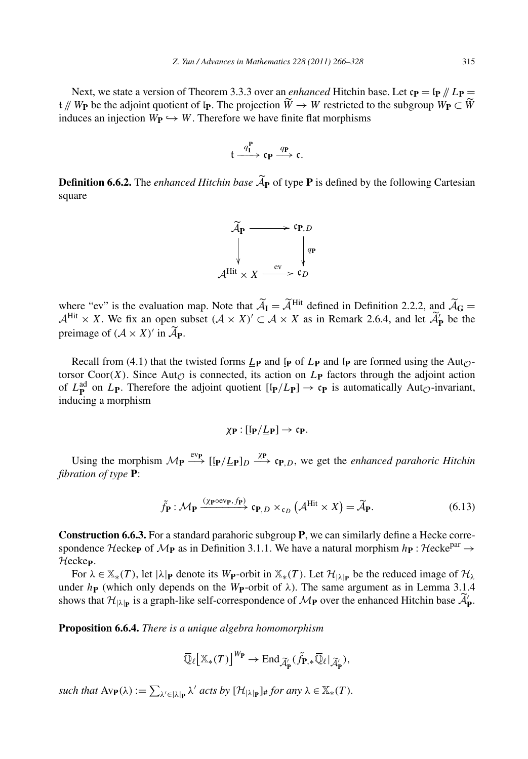Next, we state a version of Theorem 3.3.3 over an *enhanced* Hitchin base. Let $\mathfrak{c}_{\mathbf{P}} = \mathfrak{l}_{\mathbf{P}} /\!\!/ L_{\mathbf{P}} = \mathfrak{t} /\!\!/ W_{\mathbf{P}}$ be the adjoint quotient of $\mathfrak{l}_{\mathbf{P}}$. The projection $\widetilde{W} \to W$ restricted to the subgroup $W_{\mathbf{P}} \subset \widetilde{W}$ induces an injection $W_{\mathbf{P}} \hookrightarrow W$. Therefore we have finite flat morphisms

$$\mathfrak{t} \xrightarrow{q_{\mathbf{I}}^{\mathbf{P}}} \mathfrak{c}_{\mathbf{P}} \xrightarrow{q_{\mathbf{P}}} \mathfrak{c}.$$

**Definition 6.6.2.** The *enhanced Hitchin base* $\widetilde{\mathcal{A}}_{\mathbf{P}}$ of type $\mathbf{P}$ is defined by the following Cartesian square

$$\begin{array}{ccc} \widetilde{\mathcal{A}}_{\mathbf{P}} & \longrightarrow & \mathfrak{c}_{\mathbf{P},D} \\ \big\downarrow & & \big\downarrow q_{\mathbf{P}} \\ \mathcal{A}^{\mathrm{Hit}} \times X & \xrightarrow{\mathrm{ev}} & \mathfrak{c}_D \end{array}$$

where "ev" is the evaluation map. Note that $\widetilde{\mathcal{A}}_{\mathbf{I}} = \widetilde{\mathcal{A}}^{\mathrm{Hit}}$ defined in Definition 2.2.2, and $\widetilde{\mathcal{A}}_{\mathbf{G}} = \mathcal{A}^{\mathrm{Hit}} \times X$. We fix an open subset $(\mathcal{A} \times X)' \subset \mathcal{A} \times X$ as in Remark 2.6.4, and let $\widetilde{\mathcal{A}}'_{\mathbf{P}}$ be the preimage of $(\mathcal{A} \times X)'$ in $\widetilde{\mathcal{A}}_{\mathbf{P}}$.

Recall from (4.1) that the twisted forms $\underline{L}_{\mathbf{P}}$ and $\mathfrak{l}_{\mathbf{P}}$ of $L_{\mathbf{P}}$ and $\mathfrak{l}_{\mathbf{P}}$ are formed using the $\mathrm{Aut}_{\mathcal{O}}$-torsor $\mathrm{Coor}(X)$. Since $\mathrm{Aut}_{\mathcal{O}}$ is connected, its action on $L_{\mathbf{P}}$ factors through the adjoint action of $L_{\mathbf{P}}^{\mathrm{ad}}$ on $L_{\mathbf{P}}$. Therefore the adjoint quotient $[\mathfrak{l}_{\mathbf{P}}/L_{\mathbf{P}}] \to \mathfrak{c}_{\mathbf{P}}$ is automatically $\mathrm{Aut}_{\mathcal{O}}$-invariant, inducing a morphism

$$\chi_{\mathbf{P}} : [\mathfrak{l}_{\mathbf{P}}/\underline{L}_{\mathbf{P}}] \to \mathfrak{c}_{\mathbf{P}}.$$

Using the morphism $\mathcal{M}_{\mathbf{P}} \xrightarrow{\mathrm{ev}_{\mathbf{P}}} [\mathfrak{l}_{\mathbf{P}}/\underline{L}_{\mathbf{P}}]_D \xrightarrow{\chi_{\mathbf{P}}} \mathfrak{c}_{\mathbf{P},D}$, we get the *enhanced parahoric Hitchin fibration of type* $\mathbf{P}$:

$$\tilde{f}_{\mathbf{P}} : \mathcal{M}_{\mathbf{P}} \xrightarrow{(\chi_{\mathbf{P}} \circ \mathrm{ev}_{\mathbf{P}}, f_{\mathbf{P}})} \mathfrak{c}_{\mathbf{P},D} \times_{\mathfrak{c}_D} \left(\mathcal{A}^{\mathrm{Hit}} \times X\right) = \widetilde{\mathcal{A}}_{\mathbf{P}}. \tag{6.13}$$

**Construction 6.6.3.** For a standard parahoric subgroup $\mathbf{P}$, we can similarly define a Hecke correspondence $\mathcal{H}\mathrm{ecke}_{\mathbf{P}}$ of $\mathcal{M}_{\mathbf{P}}$ as in Definition 3.1.1. We have a natural morphism $h_{\mathbf{P}} : \mathcal{H}\mathrm{ecke}^{\mathrm{par}} \to \mathcal{H}\mathrm{ecke}_{\mathbf{P}}$.

For $\lambda \in \mathbb{X}_*(T)$, let $|\lambda|_{\mathbf{P}}$ denote its $W_{\mathbf{P}}$-orbit in $\mathbb{X}_*(T)$. Let $\mathcal{H}_{|\lambda|_{\mathbf{P}}}$ be the reduced image of $\mathcal{H}_\lambda$ under $h_{\mathbf{P}}$ (which only depends on the $W_{\mathbf{P}}$-orbit of $\lambda$). The same argument as in Lemma 3.1.4 shows that $\mathcal{H}_{|\lambda|_{\mathbf{P}}}$ is a graph-like self-correspondence of $\mathcal{M}_{\mathbf{P}}$ over the enhanced Hitchin base $\widetilde{\mathcal{A}}'_{\mathbf{P}}$.

**Proposition 6.6.4.** *There is a unique algebra homomorphism*

$$\overline{\mathbb{Q}}_\ell\big[\mathbb{X}_*(T)\big]^{W_{\mathbf{P}}} \to \mathrm{End}_{\widetilde{\mathcal{A}}'_{\mathbf{P}}}(\tilde{f}_{\mathbf{P},*}\overline{\mathbb{Q}}_\ell|_{\widetilde{\mathcal{A}}'_{\mathbf{P}}}),$$

*such that* $\mathrm{Av}_{\mathbf{P}}(\lambda) := \sum_{\lambda' \in |\lambda|_{\mathbf{P}}} \lambda'$ *acts by* $[\mathcal{H}_{|\lambda|_{\mathbf{P}}}]_\#$ *for any* $\lambda \in \mathbb{X}_*(T)$.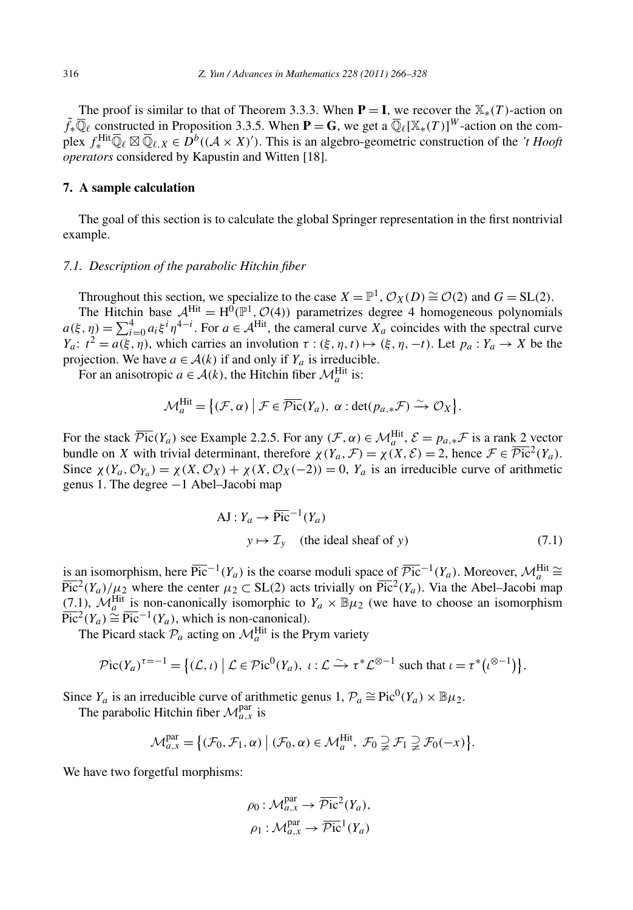The proof is similar to that of Theorem 3.3.3. When $\mathbf{P} = \mathbf{I}$, we recover the $\mathbb{X}_*(T)$-action on $\tilde{f}_*\overline{\mathbb{Q}}_\ell$ constructed in Proposition 3.3.5. When $\mathbf{P} = \mathbf{G}$, we get a $\overline{\mathbb{Q}}_\ell[\mathbb{X}_*(T)]^W$-action on the complex $f_*^{\mathrm{Hit}}\overline{\mathbb{Q}}_\ell \boxtimes \overline{\mathbb{Q}}_{\ell,X} \in D^b((\mathcal{A} \times X)')$. This is an algebro-geometric construction of the *'t Hooft operators* considered by Kapustin and Witten [18].

## 7. A sample calculation

The goal of this section is to calculate the global Springer representation in the first nontrivial example.

### 7.1. Description of the parabolic Hitchin fiber

Throughout this section, we specialize to the case $X = \mathbb{P}^1$, $\mathcal{O}_X(D) \cong \mathcal{O}(2)$ and $G = \mathrm{SL}(2)$.

The Hitchin base $\mathcal{A}^{\mathrm{Hit}} = \mathrm{H}^0(\mathbb{P}^1, \mathcal{O}(4))$ parametrizes degree 4 homogeneous polynomials $a(\xi, \eta) = \sum_{i=0}^{4} a_i \xi^i \eta^{4-i}$. For $a \in \mathcal{A}^{\mathrm{Hit}}$, the cameral curve $X_a$ coincides with the spectral curve $Y_a$: $t^2 = a(\xi, \eta)$, which carries an involution $\tau : (\xi, \eta, t) \mapsto (\xi, \eta, -t)$. Let $p_a : Y_a \to X$ be the projection. We have $a \in \mathcal{A}(k)$ if and only if $Y_a$ is irreducible.

For an anisotropic $a \in \mathcal{A}(k)$, the Hitchin fiber $\mathcal{M}_a^{\mathrm{Hit}}$ is:

$$\mathcal{M}_a^{\mathrm{Hit}} = \big\{ (\mathcal{F}, \alpha) \,\big|\, \mathcal{F} \in \overline{\mathcal{P}\mathrm{ic}}(Y_a),\ \alpha : \det(p_{a,*}\mathcal{F}) \xrightarrow{\sim} \mathcal{O}_X \big\}.$$

For the stack $\overline{\mathcal{P}\mathrm{ic}}(Y_a)$ see Example 2.2.5. For any $(\mathcal{F}, \alpha) \in \mathcal{M}_a^{\mathrm{Hit}}$, $\mathcal{E} = p_{a,*}\mathcal{F}$ is a rank 2 vector bundle on $X$ with trivial determinant, therefore $\chi(Y_a, \mathcal{F}) = \chi(X, \mathcal{E}) = 2$, hence $\mathcal{F} \in \overline{\mathcal{P}\mathrm{ic}}^2(Y_a)$. Since $\chi(Y_a, \mathcal{O}_{Y_a}) = \chi(X, \mathcal{O}_X) + \chi(X, \mathcal{O}_X(-2)) = 0$, $Y_a$ is an irreducible curve of arithmetic genus 1. The degree $-1$ Abel–Jacobi map

$$\begin{aligned} \mathrm{AJ} : Y_a &\to \overline{\mathrm{Pic}}^{-1}(Y_a) \\ y &\mapsto \mathcal{I}_y \quad \text{(the ideal sheaf of } y\text{)} \end{aligned} \tag{7.1}$$

is an isomorphism, here $\overline{\mathrm{Pic}}^{-1}(Y_a)$ is the coarse moduli space of $\overline{\mathcal{P}\mathrm{ic}}^{-1}(Y_a)$. Moreover, $\mathcal{M}_a^{\mathrm{Hit}} \cong \overline{\mathrm{Pic}}^2(Y_a)/\mu_2$ where the center $\mu_2 \subset \mathrm{SL}(2)$ acts trivially on $\overline{\mathrm{Pic}}^2(Y_a)$. Via the Abel–Jacobi map (7.1), $\mathcal{M}_a^{\mathrm{Hit}}$ is non-canonically isomorphic to $Y_a \times \mathbb{B}\mu_2$ (we have to choose an isomorphism $\overline{\mathrm{Pic}}^2(Y_a) \cong \overline{\mathrm{Pic}}^{-1}(Y_a)$, which is non-canonical).

The Picard stack $\mathcal{P}_a$ acting on $\mathcal{M}_a^{\mathrm{Hit}}$ is the Prym variety

$$\mathcal{P}\mathrm{ic}(Y_a)^{\tau=-1} = \big\{ (\mathcal{L}, \iota) \,\big|\, \mathcal{L} \in \mathcal{P}\mathrm{ic}^0(Y_a),\ \iota : \mathcal{L} \xrightarrow{\sim} \tau^*\mathcal{L}^{\otimes -1} \text{ such that } \iota = \tau^*\big(\iota^{\otimes -1}\big) \big\}.$$

Since $Y_a$ is an irreducible curve of arithmetic genus 1, $\mathcal{P}_a \cong \mathrm{Pic}^0(Y_a) \times \mathbb{B}\mu_2$.

The parabolic Hitchin fiber $\mathcal{M}_{a,x}^{\mathrm{par}}$ is

$$\mathcal{M}_{a,x}^{\mathrm{par}} = \big\{ (\mathcal{F}_0, \mathcal{F}_1, \alpha) \,\big|\, (\mathcal{F}_0, \alpha) \in \mathcal{M}_a^{\mathrm{Hit}},\ \mathcal{F}_0 \supsetneq \mathcal{F}_1 \supsetneq \mathcal{F}_0(-x) \big\}.$$

We have two forgetful morphisms:

$$\begin{aligned} \rho_0 &: \mathcal{M}_{a,x}^{\mathrm{par}} \to \overline{\mathcal{P}\mathrm{ic}}^2(Y_a), \\ \rho_1 &: \mathcal{M}_{a,x}^{\mathrm{par}} \to \overline{\mathcal{P}\mathrm{ic}}^1(Y_a) \end{aligned}$$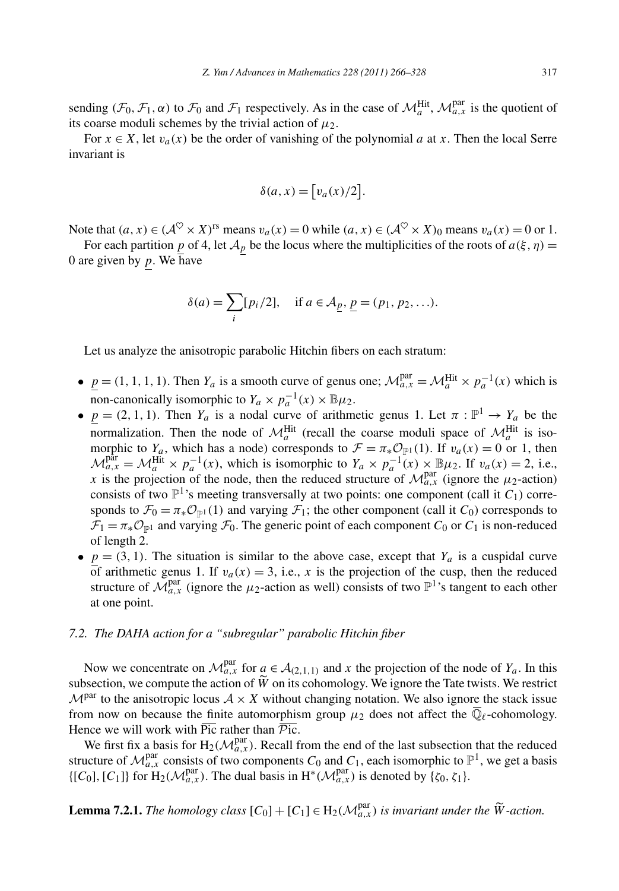sending $(\mathcal{F}_0, \mathcal{F}_1, \alpha)$ to $\mathcal{F}_0$ and $\mathcal{F}_1$ respectively. As in the case of $\mathcal{M}_a^{\mathrm{Hit}}$, $\mathcal{M}_{a,x}^{\mathrm{par}}$ is the quotient of its coarse moduli schemes by the trivial action of $\mu_2$.

For $x \in X$, let $v_a(x)$ be the order of vanishing of the polynomial $a$ at $x$. Then the local Serre invariant is

$$\delta(a, x) = \big[v_a(x)/2\big].$$

Note that $(a, x) \in (\mathcal{A}^{\heartsuit} \times X)^{\mathrm{rs}}$ means $v_a(x) = 0$ while $(a, x) \in (\mathcal{A}^{\heartsuit} \times X)_0$ means $v_a(x) = 0$ or 1.

For each partition $\underline{p}$ of 4, let $\mathcal{A}_{\underline{p}}$ be the locus where the multiplicities of the roots of $a(\xi, \eta) = 0$ are given by $\underline{p}$. We have

$$\delta(a) = \sum_i [p_i/2], \quad \text{if } a \in \mathcal{A}_{\underline{p}}, \ \underline{p} = (p_1, p_2, \ldots).$$

Let us analyze the anisotropic parabolic Hitchin fibers on each stratum:

- $\underline{p} = (1, 1, 1, 1)$. Then $Y_a$ is a smooth curve of genus one; $\mathcal{M}_{a,x}^{\mathrm{par}} = \mathcal{M}_a^{\mathrm{Hit}} \times p_a^{-1}(x)$ which is non-canonically isomorphic to $Y_a \times p_a^{-1}(x) \times \mathbb{B}\mu_2$.
- $\underline{p} = (2, 1, 1)$. Then $Y_a$ is a nodal curve of arithmetic genus 1. Let $\pi : \mathbb{P}^1 \to Y_a$ be the normalization. Then the node of $\mathcal{M}_a^{\mathrm{Hit}}$ (recall the coarse moduli space of $\mathcal{M}_a^{\mathrm{Hit}}$ is isomorphic to $Y_a$, which has a node) corresponds to $\mathcal{F} = \pi_*\mathcal{O}_{\mathbb{P}^1}(1)$. If $v_a(x) = 0$ or 1, then $\mathcal{M}_{a,x}^{\mathrm{par}} = \mathcal{M}_a^{\mathrm{Hit}} \times p_a^{-1}(x)$, which is isomorphic to $Y_a \times p_a^{-1}(x) \times \mathbb{B}\mu_2$. If $v_a(x) = 2$, i.e., $x$ is the projection of the node, then the reduced structure of $\mathcal{M}_{a,x}^{\mathrm{par}}$ (ignore the $\mu_2$-action) consists of two $\mathbb{P}^1$'s meeting transversally at two points: one component (call it $C_1$) corresponds to $\mathcal{F}_0 = \pi_*\mathcal{O}_{\mathbb{P}^1}(1)$ and varying $\mathcal{F}_1$; the other component (call it $C_0$) corresponds to $\mathcal{F}_1 = \pi_*\mathcal{O}_{\mathbb{P}^1}$ and varying $\mathcal{F}_0$. The generic point of each component $C_0$ or $C_1$ is non-reduced of length 2.
- $\underline{p} = (3, 1)$. The situation is similar to the above case, except that $Y_a$ is a cuspidal curve of arithmetic genus 1. If $v_a(x) = 3$, i.e., $x$ is the projection of the cusp, then the reduced structure of $\mathcal{M}_{a,x}^{\mathrm{par}}$ (ignore the $\mu_2$-action as well) consists of two $\mathbb{P}^1$'s tangent to each other at one point.

### 7.2. The DAHA action for a "subregular" parabolic Hitchin fiber

Now we concentrate on $\mathcal{M}_{a,x}^{\mathrm{par}}$ for $a \in \mathcal{A}_{(2,1,1)}$ and $x$ the projection of the node of $Y_a$. In this subsection, we compute the action of $\widetilde{W}$ on its cohomology. We ignore the Tate twists. We restrict $\mathcal{M}^{\mathrm{par}}$ to the anisotropic locus $\mathcal{A} \times X$ without changing notation. We also ignore the stack issue from now on because the finite automorphism group $\mu_2$ does not affect the $\overline{\mathbb{Q}}_\ell$-cohomology. Hence we will work with $\overline{\mathrm{Pic}}$ rather than $\overline{\mathcal{P}\mathrm{ic}}$.

We first fix a basis for $\mathrm{H}_2(\mathcal{M}_{a,x}^{\mathrm{par}})$. Recall from the end of the last subsection that the reduced structure of $\mathcal{M}_{a,x}^{\mathrm{par}}$ consists of two components $C_0$ and $C_1$, each isomorphic to $\mathbb{P}^1$, we get a basis $\{[C_0], [C_1]\}$ for $\mathrm{H}_2(\mathcal{M}_{a,x}^{\mathrm{par}})$. The dual basis in $\mathrm{H}^*(\mathcal{M}_{a,x}^{\mathrm{par}})$ is denoted by $\{\zeta_0, \zeta_1\}$.

**Lemma 7.2.1.** *The homology class $[C_0] + [C_1] \in \mathrm{H}_2(\mathcal{M}_{a,x}^{\mathrm{par}})$ is invariant under the $\widetilde{W}$-action.*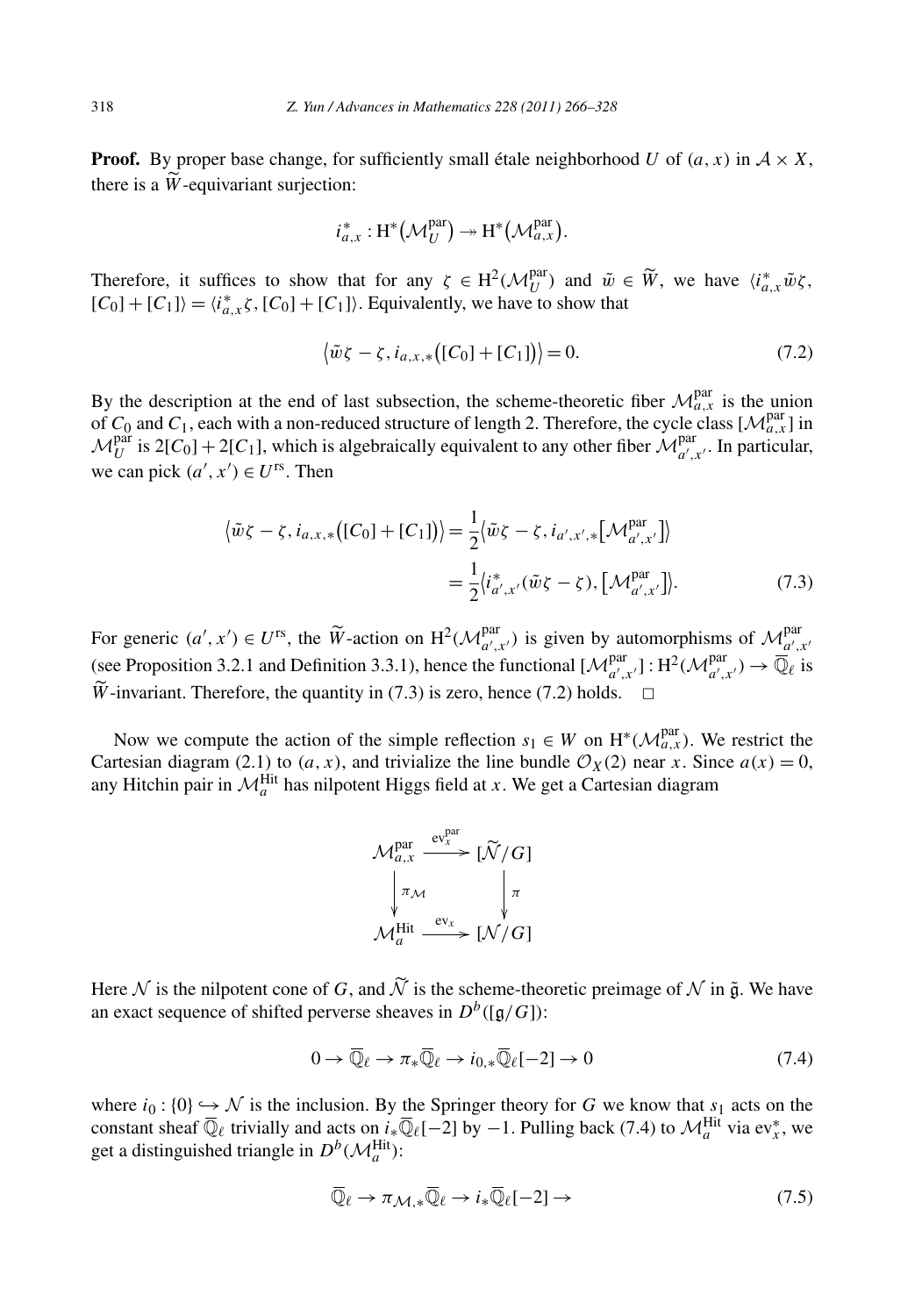**Proof.** By proper base change, for sufficiently small étale neighborhood $U$ of $(a, x)$ in $\mathcal{A} \times X$, there is a $\widetilde{W}$-equivariant surjection:

$$i_{a,x}^{*} : \mathrm{H}^{*}\big(\mathcal{M}_{U}^{\mathrm{par}}\big) \twoheadrightarrow \mathrm{H}^{*}\big(\mathcal{M}_{a,x}^{\mathrm{par}}\big).$$

Therefore, it suffices to show that for any $\zeta \in \mathrm{H}^{2}(\mathcal{M}_{U}^{\mathrm{par}})$ and $\tilde{w} \in \widetilde{W}$, we have $\langle i_{a,x}^{*}\tilde{w}\zeta, [C_0] + [C_1]\rangle = \langle i_{a,x}^{*}\zeta, [C_0] + [C_1]\rangle$. Equivalently, we have to show that

$$\big\langle \tilde{w}\zeta - \zeta, i_{a,x,*}\big([C_0] + [C_1]\big)\big\rangle = 0. \tag{7.2}$$

By the description at the end of last subsection, the scheme-theoretic fiber $\mathcal{M}_{a,x}^{\mathrm{par}}$ is the union of $C_0$ and $C_1$, each with a non-reduced structure of length 2. Therefore, the cycle class $[\mathcal{M}_{a,x}^{\mathrm{par}}]$ in $\mathcal{M}_{U}^{\mathrm{par}}$ is $2[C_0] + 2[C_1]$, which is algebraically equivalent to any other fiber $\mathcal{M}_{a',x'}^{\mathrm{par}}$. In particular, we can pick $(a', x') \in U^{\mathrm{rs}}$. Then

$$\begin{aligned}
\big\langle \tilde{w}\zeta - \zeta, i_{a,x,*}\big([C_0] + [C_1]\big)\big\rangle &= \frac{1}{2}\big\langle \tilde{w}\zeta - \zeta, i_{a',x',*}\big[\mathcal{M}_{a',x'}^{\mathrm{par}}\big]\big\rangle \\
&= \frac{1}{2}\big\langle i_{a',x'}^{*}(\tilde{w}\zeta - \zeta), \big[\mathcal{M}_{a',x'}^{\mathrm{par}}\big]\big\rangle.
\end{aligned} \tag{7.3}$$

For generic $(a', x') \in U^{\mathrm{rs}}$, the $\widetilde{W}$-action on $\mathrm{H}^{2}(\mathcal{M}_{a',x'}^{\mathrm{par}})$ is given by automorphisms of $\mathcal{M}_{a',x'}^{\mathrm{par}}$ (see Proposition 3.2.1 and Definition 3.3.1), hence the functional $[\mathcal{M}_{a',x'}^{\mathrm{par}}] : \mathrm{H}^{2}(\mathcal{M}_{a',x'}^{\mathrm{par}}) \to \overline{\mathbb{Q}}_{\ell}$ is $\widetilde{W}$-invariant. Therefore, the quantity in (7.3) is zero, hence (7.2) holds. $\square$

Now we compute the action of the simple reflection $s_1 \in W$ on $\mathrm{H}^{*}(\mathcal{M}_{a,x}^{\mathrm{par}})$. We restrict the Cartesian diagram (2.1) to $(a, x)$, and trivialize the line bundle $\mathcal{O}_X(2)$ near $x$. Since $a(x) = 0$, any Hitchin pair in $\mathcal{M}_{a}^{\mathrm{Hit}}$ has nilpotent Higgs field at $x$. We get a Cartesian diagram

$$\begin{array}{ccc}
\mathcal{M}_{a,x}^{\mathrm{par}} & \xrightarrow{\mathrm{ev}_{x}^{\mathrm{par}}} & [\widetilde{\mathcal{N}}/G] \\
\Big\downarrow{\scriptstyle \pi_{\mathcal{M}}} & & \Big\downarrow{\scriptstyle \pi} \\
\mathcal{M}_{a}^{\mathrm{Hit}} & \xrightarrow{\mathrm{ev}_{x}} & [\mathcal{N}/G]
\end{array}$$

Here $\mathcal{N}$ is the nilpotent cone of $G$, and $\widetilde{\mathcal{N}}$ is the scheme-theoretic preimage of $\mathcal{N}$ in $\tilde{\mathfrak{g}}$. We have an exact sequence of shifted perverse sheaves in $D^{b}([\mathfrak{g}/G])$:

$$0 \to \overline{\mathbb{Q}}_{\ell} \to \pi_{*}\overline{\mathbb{Q}}_{\ell} \to i_{0,*}\overline{\mathbb{Q}}_{\ell}[-2] \to 0 \tag{7.4}$$

where $i_0 : \{0\} \hookrightarrow \mathcal{N}$ is the inclusion. By the Springer theory for $G$ we know that $s_1$ acts on the constant sheaf $\overline{\mathbb{Q}}_{\ell}$ trivially and acts on $i_{*}\overline{\mathbb{Q}}_{\ell}[-2]$ by $-1$. Pulling back (7.4) to $\mathcal{M}_{a}^{\mathrm{Hit}}$ via $\mathrm{ev}_{x}^{*}$, we get a distinguished triangle in $D^{b}(\mathcal{M}_{a}^{\mathrm{Hit}})$:

$$\overline{\mathbb{Q}}_{\ell} \to \pi_{\mathcal{M},*}\overline{\mathbb{Q}}_{\ell} \to i_{*}\overline{\mathbb{Q}}_{\ell}[-2] \to \tag{7.5}$$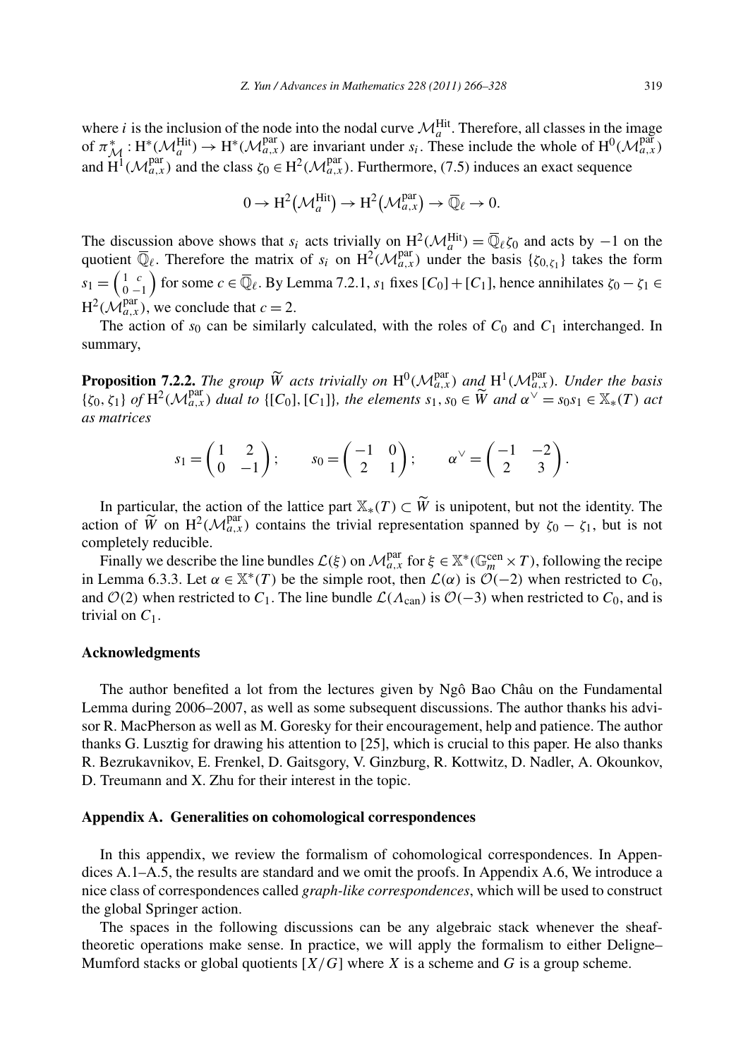where $i$ is the inclusion of the node into the nodal curve $\mathcal{M}_a^{\mathrm{Hit}}$. Therefore, all classes in the image of $\pi_{\mathcal{M}}^* : \mathrm{H}^*(\mathcal{M}_a^{\mathrm{Hit}}) \to \mathrm{H}^*(\mathcal{M}_{a,x}^{\mathrm{par}})$ are invariant under $s_i$. These include the whole of $\mathrm{H}^0(\mathcal{M}_{a,x}^{\mathrm{par}})$ and $\mathrm{H}^1(\mathcal{M}_{a,x}^{\mathrm{par}})$ and the class $\zeta_0 \in \mathrm{H}^2(\mathcal{M}_{a,x}^{\mathrm{par}})$. Furthermore, (7.5) induces an exact sequence

$$0 \to \mathrm{H}^2(\mathcal{M}_a^{\mathrm{Hit}}) \to \mathrm{H}^2(\mathcal{M}_{a,x}^{\mathrm{par}}) \to \overline{\mathbb{Q}}_\ell \to 0.$$

The discussion above shows that $s_i$ acts trivially on $\mathrm{H}^2(\mathcal{M}_a^{\mathrm{Hit}}) = \overline{\mathbb{Q}}_\ell \zeta_0$ and acts by $-1$ on the quotient $\overline{\mathbb{Q}}_\ell$. Therefore the matrix of $s_i$ on $\mathrm{H}^2(\mathcal{M}_{a,x}^{\mathrm{par}})$ under the basis $\{\zeta_{0,\zeta_1}\}$ takes the form $s_1 = \begin{pmatrix} 1 & c \\ 0 & -1 \end{pmatrix}$ for some $c \in \overline{\mathbb{Q}}_\ell$. By Lemma 7.2.1, $s_1$ fixes $[C_0] + [C_1]$, hence annihilates $\zeta_0 - \zeta_1 \in \mathrm{H}^2(\mathcal{M}_{a,x}^{\mathrm{par}})$, we conclude that $c = 2$.

The action of $s_0$ can be similarly calculated, with the roles of $C_0$ and $C_1$ interchanged. In summary,

**Proposition 7.2.2.** *The group $\widetilde{W}$ acts trivially on $\mathrm{H}^0(\mathcal{M}_{a,x}^{\mathrm{par}})$ and $\mathrm{H}^1(\mathcal{M}_{a,x}^{\mathrm{par}})$. Under the basis $\{\zeta_0, \zeta_1\}$ of $\mathrm{H}^2(\mathcal{M}_{a,x}^{\mathrm{par}})$ dual to $\{[C_0], [C_1]\}$, the elements $s_1, s_0 \in \widetilde{W}$ and $\alpha^\vee = s_0 s_1 \in \mathbb{X}_*(T)$ act as matrices*

$$s_1 = \begin{pmatrix} 1 & 2 \\ 0 & -1 \end{pmatrix}; \qquad s_0 = \begin{pmatrix} -1 & 0 \\ 2 & 1 \end{pmatrix}; \qquad \alpha^\vee = \begin{pmatrix} -1 & -2 \\ 2 & 3 \end{pmatrix}.$$

In particular, the action of the lattice part $\mathbb{X}_*(T) \subset \widetilde{W}$ is unipotent, but not the identity. The action of $\widetilde{W}$ on $\mathrm{H}^2(\mathcal{M}_{a,x}^{\mathrm{par}})$ contains the trivial representation spanned by $\zeta_0 - \zeta_1$, but is not completely reducible.

Finally we describe the line bundles $\mathcal{L}(\xi)$ on $\mathcal{M}_{a,x}^{\mathrm{par}}$ for $\xi \in \mathbb{X}^*(\mathbb{G}_m^{\mathrm{cen}} \times T)$, following the recipe in Lemma 6.3.3. Let $\alpha \in \mathbb{X}^*(T)$ be the simple root, then $\mathcal{L}(\alpha)$ is $\mathcal{O}(-2)$ when restricted to $C_0$, and $\mathcal{O}(2)$ when restricted to $C_1$. The line bundle $\mathcal{L}(\Lambda_{\mathrm{can}})$ is $\mathcal{O}(-3)$ when restricted to $C_0$, and is trivial on $C_1$.

## Acknowledgments

The author benefited a lot from the lectures given by Ngô Bao Châu on the Fundamental Lemma during 2006–2007, as well as some subsequent discussions. The author thanks his advisor R. MacPherson as well as M. Goresky for their encouragement, help and patience. The author thanks G. Lusztig for drawing his attention to [25], which is crucial to this paper. He also thanks R. Bezrukavnikov, E. Frenkel, D. Gaitsgory, V. Ginzburg, R. Kottwitz, D. Nadler, A. Okounkov, D. Treumann and X. Zhu for their interest in the topic.

## Appendix A. Generalities on cohomological correspondences

In this appendix, we review the formalism of cohomological correspondences. In Appendices A.1–A.5, the results are standard and we omit the proofs. In Appendix A.6, We introduce a nice class of correspondences called *graph-like correspondences*, which will be used to construct the global Springer action.

The spaces in the following discussions can be any algebraic stack whenever the sheaf-theoretic operations make sense. In practice, we will apply the formalism to either Deligne–Mumford stacks or global quotients $[X/G]$ where $X$ is a scheme and $G$ is a group scheme.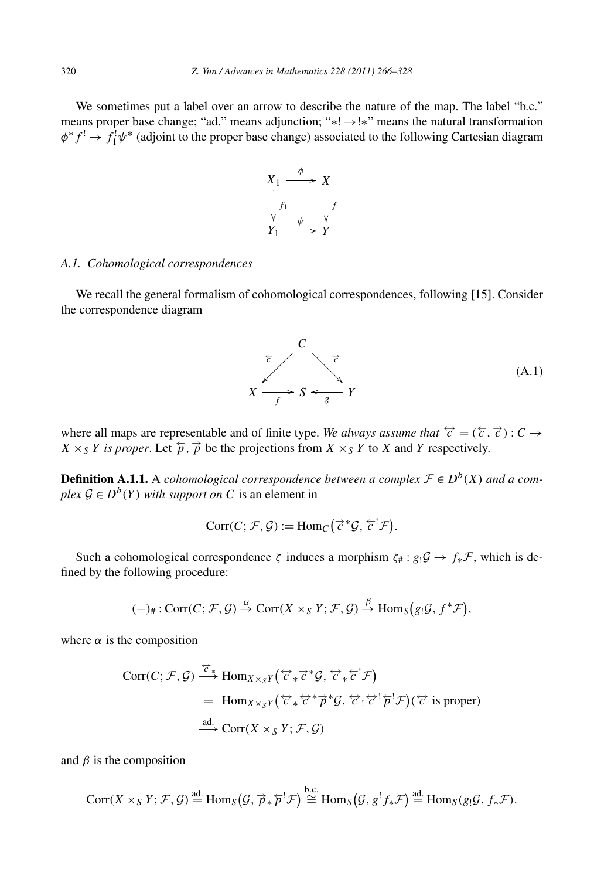We sometimes put a label over an arrow to describe the nature of the map. The label "b.c." means proper base change; "ad." means adjunction; "$*! \to !*$" means the natural transformation $\phi^* f^! \to f_1^! \psi^*$ (adjoint to the proper base change) associated to the following Cartesian diagram

$$\begin{array}{ccc} X_1 & \xrightarrow{\phi} & X \\ \downarrow{\scriptstyle f_1} & & \downarrow{\scriptstyle f} \\ Y_1 & \xrightarrow{\psi} & Y \end{array}$$

### A.1. Cohomological correspondences

We recall the general formalism of cohomological correspondences, following [15]. Consider the correspondence diagram

$$\begin{array}{ccccc} & & C & & \\ & \overleftarrow{c} \swarrow & & \searrow \overrightarrow{c} & \\ X & \xrightarrow{f} & S & \xleftarrow{g} & Y \end{array} \tag{A.1}$$

where all maps are representable and of finite type. *We always assume that* $\overleftrightarrow{c} = (\overleftarrow{c}, \overrightarrow{c}) : C \to X \times_S Y$ *is proper*. Let $\overleftarrow{p}, \overrightarrow{p}$ be the projections from $X \times_S Y$ to $X$ and $Y$ respectively.

**Definition A.1.1.** A *cohomological correspondence between a complex* $\mathcal{F} \in D^b(X)$ *and a complex* $\mathcal{G} \in D^b(Y)$ *with support on* $C$ is an element in

$$\operatorname{Corr}(C; \mathcal{F}, \mathcal{G}) := \operatorname{Hom}_C\big(\overrightarrow{c}^* \mathcal{G}, \overleftarrow{c}^! \mathcal{F}\big).$$

Such a cohomological correspondence $\zeta$ induces a morphism $\zeta_\# : g_! \mathcal{G} \to f_* \mathcal{F}$, which is defined by the following procedure:

$$(-)_\# : \operatorname{Corr}(C; \mathcal{F}, \mathcal{G}) \xrightarrow{\alpha} \operatorname{Corr}(X \times_S Y; \mathcal{F}, \mathcal{G}) \xrightarrow{\beta} \operatorname{Hom}_S\big(g_! \mathcal{G}, f^* \mathcal{F}\big),$$

where $\alpha$ is the composition

$$\begin{aligned} \operatorname{Corr}(C; \mathcal{F}, \mathcal{G}) &\xrightarrow{\overleftrightarrow{c}_*} \operatorname{Hom}_{X \times_S Y}\big(\overleftrightarrow{c}_* \overrightarrow{c}^* \mathcal{G}, \overleftrightarrow{c}_* \overleftarrow{c}^! \mathcal{F}\big) \\ &= \operatorname{Hom}_{X \times_S Y}\big(\overleftrightarrow{c}_* \overleftrightarrow{c}^* \overrightarrow{p}^* \mathcal{G}, \overleftrightarrow{c}_! \overleftrightarrow{c}^! \overleftarrow{p}^! \mathcal{F}\big) (\overleftrightarrow{c} \text{ is proper}) \\ &\xrightarrow{\text{ad.}} \operatorname{Corr}(X \times_S Y; \mathcal{F}, \mathcal{G}) \end{aligned}$$

and $\beta$ is the composition

$$\operatorname{Corr}(X \times_S Y; \mathcal{F}, \mathcal{G}) \overset{\text{ad.}}{=} \operatorname{Hom}_S\big(\mathcal{G}, \overrightarrow{p}_* \overleftarrow{p}^! \mathcal{F}\big) \overset{\text{b.c.}}{\cong} \operatorname{Hom}_S\big(\mathcal{G}, g^! f_* \mathcal{F}\big) \overset{\text{ad.}}{=} \operatorname{Hom}_S(g_! \mathcal{G}, f_* \mathcal{F}).$$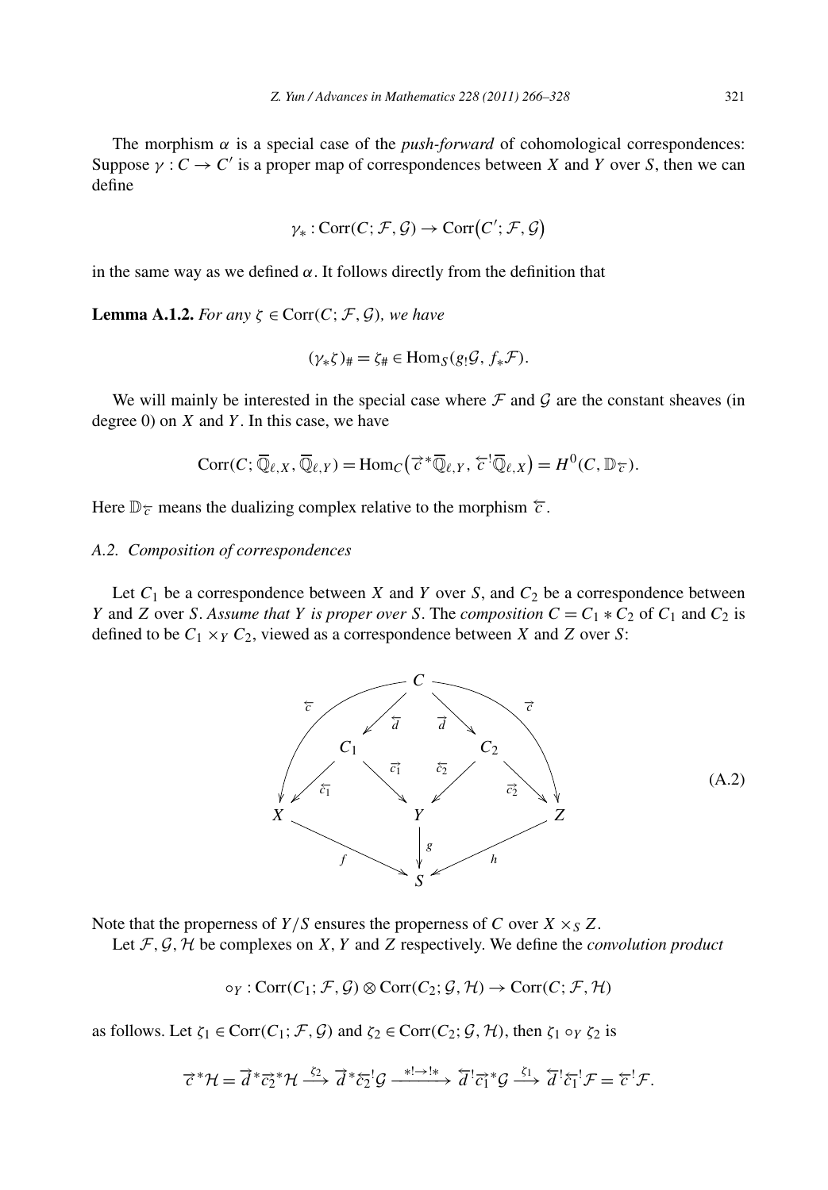The morphism $\alpha$ is a special case of the *push-forward* of cohomological correspondences: Suppose $\gamma : C \to C'$ is a proper map of correspondences between $X$ and $Y$ over $S$, then we can define

$$\gamma_* : \mathrm{Corr}(C; \mathcal{F}, \mathcal{G}) \to \mathrm{Corr}(C'; \mathcal{F}, \mathcal{G})$$

in the same way as we defined $\alpha$. It follows directly from the definition that

**Lemma A.1.2.** *For any $\zeta \in \mathrm{Corr}(C; \mathcal{F}, \mathcal{G})$, we have*

$$(\gamma_*\zeta)_\# = \zeta_\# \in \mathrm{Hom}_S(g_!\mathcal{G}, f_*\mathcal{F}).$$

We will mainly be interested in the special case where $\mathcal{F}$ and $\mathcal{G}$ are the constant sheaves (in degree 0) on $X$ and $Y$. In this case, we have

$$\mathrm{Corr}(C; \overline{\mathbb{Q}}_{\ell,X}, \overline{\mathbb{Q}}_{\ell,Y}) = \mathrm{Hom}_C(\overrightarrow{c}^*\overline{\mathbb{Q}}_{\ell,Y}, \overleftarrow{c}^!\overline{\mathbb{Q}}_{\ell,X}) = H^0(C, \mathbb{D}_{\overleftarrow{c}}).$$

Here $\mathbb{D}_{\overleftarrow{c}}$ means the dualizing complex relative to the morphism $\overleftarrow{c}$.

*A.2. Composition of correspondences*

Let $C_1$ be a correspondence between $X$ and $Y$ over $S$, and $C_2$ be a correspondence between $Y$ and $Z$ over $S$. *Assume that $Y$ is proper over $S$.* The *composition* $C = C_1 * C_2$ of $C_1$ and $C_2$ is defined to be $C_1 \times_Y C_2$, viewed as a correspondence between $X$ and $Z$ over $S$:

$$\begin{array}{ccccc} & & C & & \\ & \overset{\overleftarrow{c}}{\swarrow}\ \overset{\overleftarrow{d}}{\swarrow} & & \overset{\overrightarrow{d}}{\searrow}\ \overset{\overrightarrow{c}}{\searrow} & \\ & C_1 & & C_2 & \\ \overset{\overleftarrow{c_1}}{\swarrow} & & \overset{\overrightarrow{c_1}}{\searrow}\ Y\ \overset{\overleftarrow{c_2}}{\swarrow} & & \overset{\overrightarrow{c_2}}{\searrow} \\ X & & \downarrow g & & Z \\ & \overset{f}{\searrow} & S & \overset{h}{\swarrow} & \end{array} \tag{A.2}$$

Note that the properness of $Y/S$ ensures the properness of $C$ over $X \times_S Z$.

Let $\mathcal{F}, \mathcal{G}, \mathcal{H}$ be complexes on $X$, $Y$ and $Z$ respectively. We define the *convolution product*

$$\circ_Y : \mathrm{Corr}(C_1; \mathcal{F}, \mathcal{G}) \otimes \mathrm{Corr}(C_2; \mathcal{G}, \mathcal{H}) \to \mathrm{Corr}(C; \mathcal{F}, \mathcal{H})$$

as follows. Let $\zeta_1 \in \mathrm{Corr}(C_1; \mathcal{F}, \mathcal{G})$ and $\zeta_2 \in \mathrm{Corr}(C_2; \mathcal{G}, \mathcal{H})$, then $\zeta_1 \circ_Y \zeta_2$ is

$$\overrightarrow{c}^*\mathcal{H} = \overrightarrow{d}^*\overrightarrow{c_2}^*\mathcal{H} \xrightarrow{\zeta_2} \overrightarrow{d}^*\overleftarrow{c_2}^!\mathcal{G} \xrightarrow{*!\to!*} \overleftarrow{d}^!\overrightarrow{c_1}^*\mathcal{G} \xrightarrow{\zeta_1} \overleftarrow{d}^!\overleftarrow{c_1}^!\mathcal{F} = \overleftarrow{c}^!\mathcal{F}.$$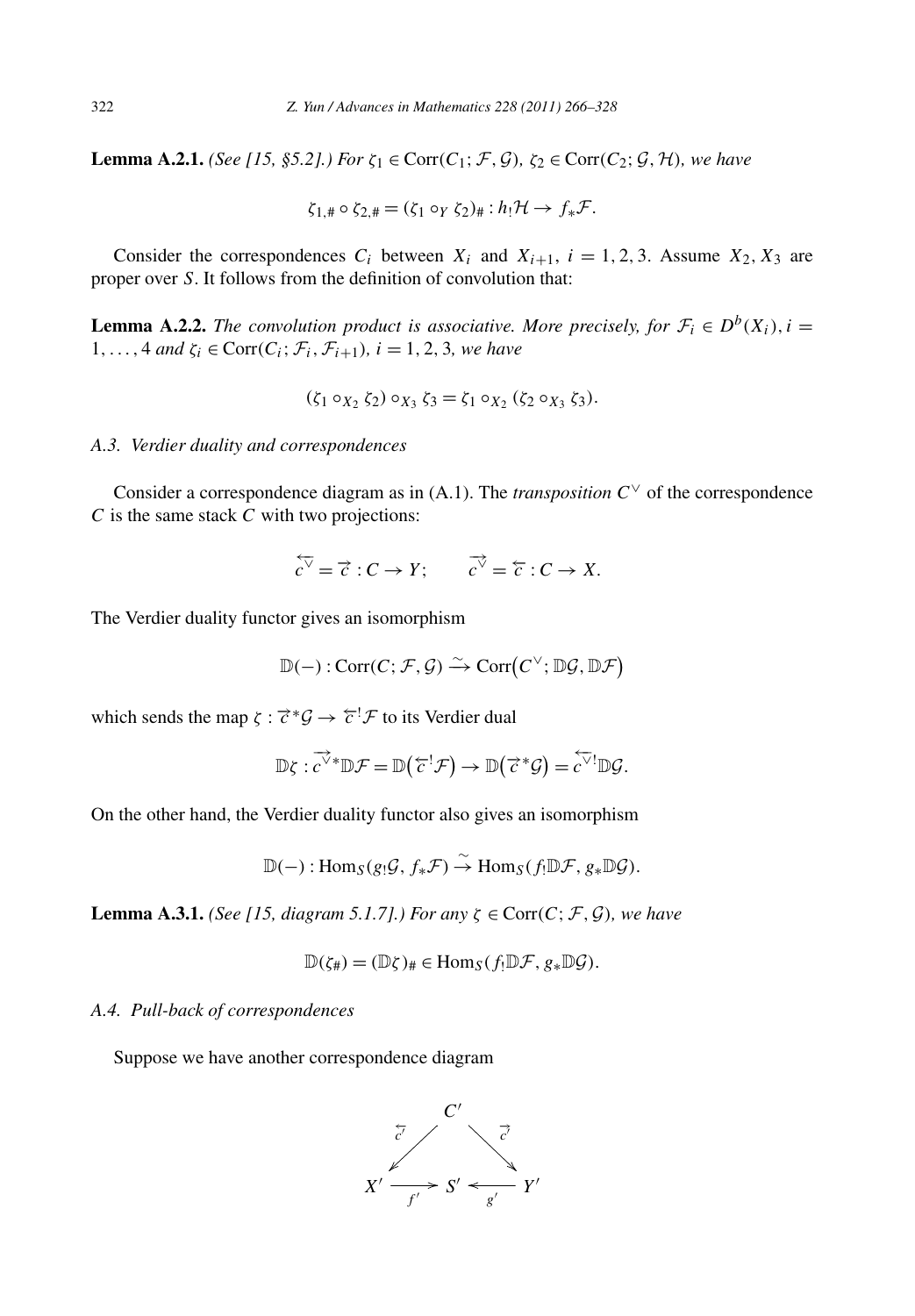**Lemma A.2.1.** *(See [15, §5.2].) For $\zeta_1 \in \mathrm{Corr}(C_1; \mathcal{F}, \mathcal{G})$, $\zeta_2 \in \mathrm{Corr}(C_2; \mathcal{G}, \mathcal{H})$, we have*

$$\zeta_{1,\#} \circ \zeta_{2,\#} = (\zeta_1 \circ_Y \zeta_2)_\# : h_! \mathcal{H} \to f_* \mathcal{F}.$$

Consider the correspondences $C_i$ between $X_i$ and $X_{i+1}$, $i = 1, 2, 3$. Assume $X_2, X_3$ are proper over $S$. It follows from the definition of convolution that:

**Lemma A.2.2.** *The convolution product is associative. More precisely, for $\mathcal{F}_i \in D^b(X_i)$, $i = 1, \dots, 4$ and $\zeta_i \in \mathrm{Corr}(C_i; \mathcal{F}_i, \mathcal{F}_{i+1})$, $i = 1, 2, 3$, we have*

$$(\zeta_1 \circ_{X_2} \zeta_2) \circ_{X_3} \zeta_3 = \zeta_1 \circ_{X_2} (\zeta_2 \circ_{X_3} \zeta_3).$$

### A.3. Verdier duality and correspondences

Consider a correspondence diagram as in (A.1). The *transposition* $C^\vee$ of the correspondence $C$ is the same stack $C$ with two projections:

$$\overleftarrow{c^\vee} = \overrightarrow{c} : C \to Y; \qquad \overrightarrow{c^\vee} = \overleftarrow{c} : C \to X.$$

The Verdier duality functor gives an isomorphism

$$\mathbb{D}(-) : \mathrm{Corr}(C; \mathcal{F}, \mathcal{G}) \xrightarrow{\sim} \mathrm{Corr}\big(C^\vee; \mathbb{D}\mathcal{G}, \mathbb{D}\mathcal{F}\big)$$

which sends the map $\zeta : \overrightarrow{c}^* \mathcal{G} \to \overleftarrow{c}^! \mathcal{F}$ to its Verdier dual

$$\mathbb{D}\zeta : \overrightarrow{c^\vee}^* \mathbb{D}\mathcal{F} = \mathbb{D}\big(\overleftarrow{c}^! \mathcal{F}\big) \to \mathbb{D}\big(\overrightarrow{c}^* \mathcal{G}\big) = \overleftarrow{c^\vee}^! \mathbb{D}\mathcal{G}.$$

On the other hand, the Verdier duality functor also gives an isomorphism

$$\mathbb{D}(-) : \mathrm{Hom}_S(g_! \mathcal{G}, f_* \mathcal{F}) \xrightarrow{\sim} \mathrm{Hom}_S(f_! \mathbb{D}\mathcal{F}, g_* \mathbb{D}\mathcal{G}).$$

**Lemma A.3.1.** *(See [15, diagram 5.1.7].) For any $\zeta \in \mathrm{Corr}(C; \mathcal{F}, \mathcal{G})$, we have*

$$\mathbb{D}(\zeta_\#) = (\mathbb{D}\zeta)_\# \in \mathrm{Hom}_S(f_! \mathbb{D}\mathcal{F}, g_* \mathbb{D}\mathcal{G}).$$

### A.4. Pull-back of correspondences

Suppose we have another correspondence diagram

$$\begin{array}{ccccc} & & C' & & \\ & \overleftarrow{c'} \swarrow & & \searrow \overrightarrow{c'} & \\ X' & \xrightarrow{f'} & S' & \xleftarrow{g'} & Y' \end{array}$$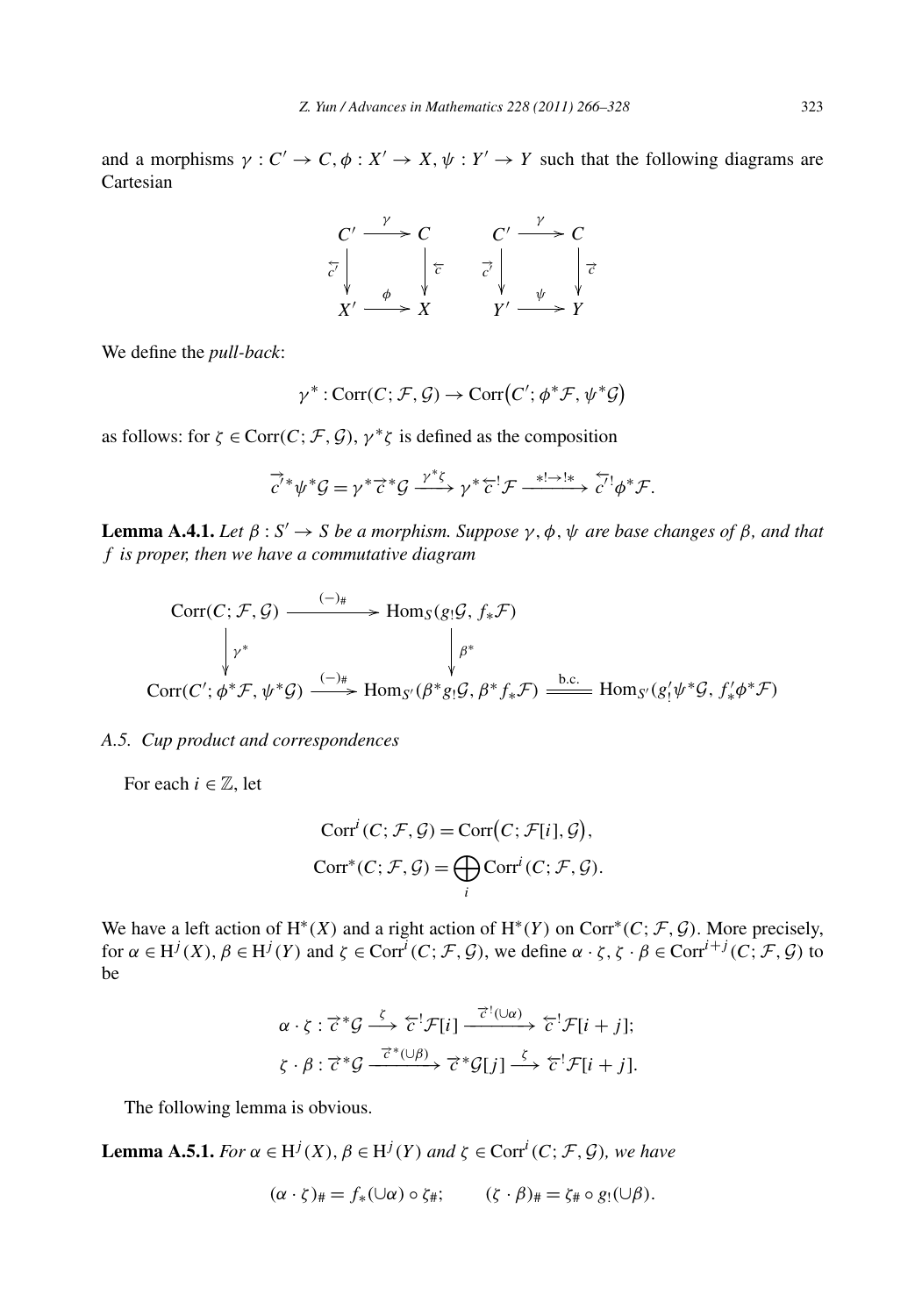and a morphisms $\gamma : C' \to C$, $\phi : X' \to X$, $\psi : Y' \to Y$ such that the following diagrams are Cartesian

$$
\begin{array}{ccc}
C' & \xrightarrow{\gamma} & C \\
{\scriptstyle \overleftarrow{c'}} \downarrow & & \downarrow {\scriptstyle \overleftarrow{c}} \\
X' & \xrightarrow{\phi} & X
\end{array}
\qquad
\begin{array}{ccc}
C' & \xrightarrow{\gamma} & C \\
{\scriptstyle \overrightarrow{c'}} \downarrow & & \downarrow {\scriptstyle \overrightarrow{c}} \\
Y' & \xrightarrow{\psi} & Y
\end{array}
$$

We define the *pull-back*:

$$\gamma^* : \mathrm{Corr}(C; \mathcal{F}, \mathcal{G}) \to \mathrm{Corr}\big(C'; \phi^*\mathcal{F}, \psi^*\mathcal{G}\big)$$

as follows: for $\zeta \in \mathrm{Corr}(C; \mathcal{F}, \mathcal{G})$, $\gamma^*\zeta$ is defined as the composition

$$\overrightarrow{c'}^*\psi^*\mathcal{G} = \gamma^*\overrightarrow{c}^*\mathcal{G} \xrightarrow{\gamma^*\zeta} \gamma^*\overleftarrow{c}^!\mathcal{F} \xrightarrow{*! \to !*} \overleftarrow{c'}^!\phi^*\mathcal{F}.$$

**Lemma A.4.1.** *Let $\beta : S' \to S$ be a morphism. Suppose $\gamma, \phi, \psi$ are base changes of $\beta$, and that $f$ is proper, then we have a commutative diagram*

$$
\begin{array}{ccccc}
\mathrm{Corr}(C; \mathcal{F}, \mathcal{G}) & \xrightarrow{(-)_\#} & \mathrm{Hom}_S(g_!\mathcal{G}, f_*\mathcal{F}) & & \\
\downarrow {\scriptstyle \gamma^*} & & \downarrow {\scriptstyle \beta^*} & & \\
\mathrm{Corr}(C'; \phi^*\mathcal{F}, \psi^*\mathcal{G}) & \xrightarrow{(-)_\#} & \mathrm{Hom}_{S'}(\beta^*g_!\mathcal{G}, \beta^*f_*\mathcal{F}) & \overset{\text{b.c.}}{=\!=} & \mathrm{Hom}_{S'}(g'_!\psi^*\mathcal{G}, f'_*\phi^*\mathcal{F})
\end{array}
$$

### A.5. Cup product and correspondences

For each $i \in \mathbb{Z}$, let

$$\mathrm{Corr}^i(C; \mathcal{F}, \mathcal{G}) = \mathrm{Corr}\big(C; \mathcal{F}[i], \mathcal{G}\big),$$
$$\mathrm{Corr}^*(C; \mathcal{F}, \mathcal{G}) = \bigoplus_i \mathrm{Corr}^i(C; \mathcal{F}, \mathcal{G}).$$

We have a left action of $\mathrm{H}^*(X)$ and a right action of $\mathrm{H}^*(Y)$ on $\mathrm{Corr}^*(C; \mathcal{F}, \mathcal{G})$. More precisely, for $\alpha \in \mathrm{H}^j(X)$, $\beta \in \mathrm{H}^j(Y)$ and $\zeta \in \mathrm{Corr}^i(C; \mathcal{F}, \mathcal{G})$, we define $\alpha \cdot \zeta, \zeta \cdot \beta \in \mathrm{Corr}^{i+j}(C; \mathcal{F}, \mathcal{G})$ to be

$$\alpha \cdot \zeta : \overrightarrow{c}^*\mathcal{G} \xrightarrow{\zeta} \overleftarrow{c}^!\mathcal{F}[i] \xrightarrow{\overrightarrow{c}^!(\cup\alpha)} \overleftarrow{c}^!\mathcal{F}[i+j];$$
$$\zeta \cdot \beta : \overrightarrow{c}^*\mathcal{G} \xrightarrow{\overrightarrow{c}^*(\cup\beta)} \overrightarrow{c}^*\mathcal{G}[j] \xrightarrow{\zeta} \overleftarrow{c}^!\mathcal{F}[i+j].$$

The following lemma is obvious.

**Lemma A.5.1.** *For $\alpha \in \mathrm{H}^j(X)$, $\beta \in \mathrm{H}^j(Y)$ and $\zeta \in \mathrm{Corr}^i(C; \mathcal{F}, \mathcal{G})$, we have*

$$(\alpha \cdot \zeta)_\# = f_*(\cup\alpha) \circ \zeta_\#; \qquad (\zeta \cdot \beta)_\# = \zeta_\# \circ g_!(\cup\beta).$$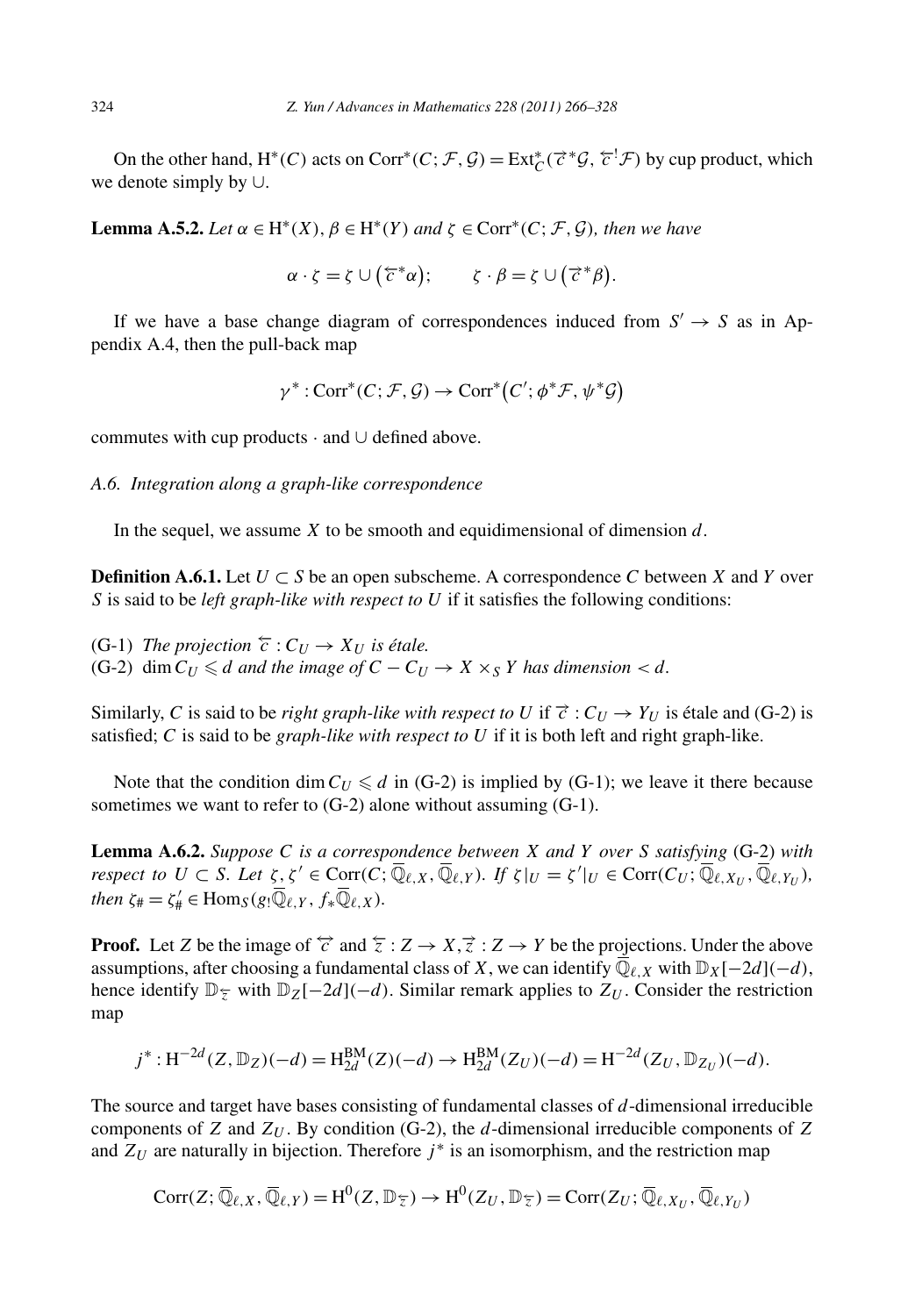On the other hand, $\mathrm{H}^*(C)$ acts on $\mathrm{Corr}^*(C;\mathcal{F},\mathcal{G}) = \mathrm{Ext}^*_C(\overrightarrow{c}^*\mathcal{G}, \overleftarrow{c}^!\mathcal{F})$ by cup product, which we denote simply by $\cup$.

**Lemma A.5.2.** *Let $\alpha \in \mathrm{H}^*(X)$, $\beta \in \mathrm{H}^*(Y)$ and $\zeta \in \mathrm{Corr}^*(C;\mathcal{F},\mathcal{G})$, then we have*

$$\alpha \cdot \zeta = \zeta \cup \left(\overleftarrow{c}^*\alpha\right); \qquad \zeta \cdot \beta = \zeta \cup \left(\overrightarrow{c}^*\beta\right).$$

If we have a base change diagram of correspondences induced from $S' \to S$ as in Appendix A.4, then the pull-back map

$$\gamma^* : \mathrm{Corr}^*(C;\mathcal{F},\mathcal{G}) \to \mathrm{Corr}^*\left(C';\phi^*\mathcal{F},\psi^*\mathcal{G}\right)$$

commutes with cup products $\cdot$ and $\cup$ defined above.

### A.6. Integration along a graph-like correspondence

In the sequel, we assume $X$ to be smooth and equidimensional of dimension $d$.

**Definition A.6.1.** Let $U \subset S$ be an open subscheme. A correspondence $C$ between $X$ and $Y$ over $S$ is said to be *left graph-like with respect to $U$* if it satisfies the following conditions:

(G-1) *The projection $\overleftarrow{c} : C_U \to X_U$ is étale.*
(G-2) *$\dim C_U \leqslant d$ and the image of $C - C_U \to X \times_S Y$ has dimension $< d$.*

Similarly, $C$ is said to be *right graph-like with respect to $U$* if $\overrightarrow{c} : C_U \to Y_U$ is étale and (G-2) is satisfied; $C$ is said to be *graph-like with respect to $U$* if it is both left and right graph-like.

Note that the condition $\dim C_U \leqslant d$ in (G-2) is implied by (G-1); we leave it there because sometimes we want to refer to (G-2) alone without assuming (G-1).

**Lemma A.6.2.** *Suppose $C$ is a correspondence between $X$ and $Y$ over $S$ satisfying (G-2) with respect to $U \subset S$. Let $\zeta, \zeta' \in \mathrm{Corr}(C; \overline{\mathbb{Q}}_{\ell,X}, \overline{\mathbb{Q}}_{\ell,Y})$. If $\zeta|_U = \zeta'|_U \in \mathrm{Corr}(C_U; \overline{\mathbb{Q}}_{\ell,X_U}, \overline{\mathbb{Q}}_{\ell,Y_U})$, then $\zeta_\# = \zeta'_\# \in \mathrm{Hom}_S(g_!\overline{\mathbb{Q}}_{\ell,Y}, f_*\overline{\mathbb{Q}}_{\ell,X})$.*

**Proof.** Let $Z$ be the image of $\overleftrightarrow{c}$ and $\overleftarrow{z} : Z \to X, \overrightarrow{z} : Z \to Y$ be the projections. Under the above assumptions, after choosing a fundamental class of $X$, we can identify $\overline{\mathbb{Q}}_{\ell,X}$ with $\mathbb{D}_X[-2d](-d)$, hence identify $\mathbb{D}_{\overleftarrow{z}}$ with $\mathbb{D}_Z[-2d](-d)$. Similar remark applies to $Z_U$. Consider the restriction map

$$j^* : \mathrm{H}^{-2d}(Z,\mathbb{D}_Z)(-d) = \mathrm{H}^{\mathrm{BM}}_{2d}(Z)(-d) \to \mathrm{H}^{\mathrm{BM}}_{2d}(Z_U)(-d) = \mathrm{H}^{-2d}(Z_U,\mathbb{D}_{Z_U})(-d).$$

The source and target have bases consisting of fundamental classes of $d$-dimensional irreducible components of $Z$ and $Z_U$. By condition (G-2), the $d$-dimensional irreducible components of $Z$ and $Z_U$ are naturally in bijection. Therefore $j^*$ is an isomorphism, and the restriction map

$$\mathrm{Corr}(Z;\overline{\mathbb{Q}}_{\ell,X},\overline{\mathbb{Q}}_{\ell,Y}) = \mathrm{H}^0(Z,\mathbb{D}_{\overleftarrow{z}}) \to \mathrm{H}^0(Z_U,\mathbb{D}_{\overleftarrow{z}}) = \mathrm{Corr}(Z_U;\overline{\mathbb{Q}}_{\ell,X_U},\overline{\mathbb{Q}}_{\ell,Y_U})$$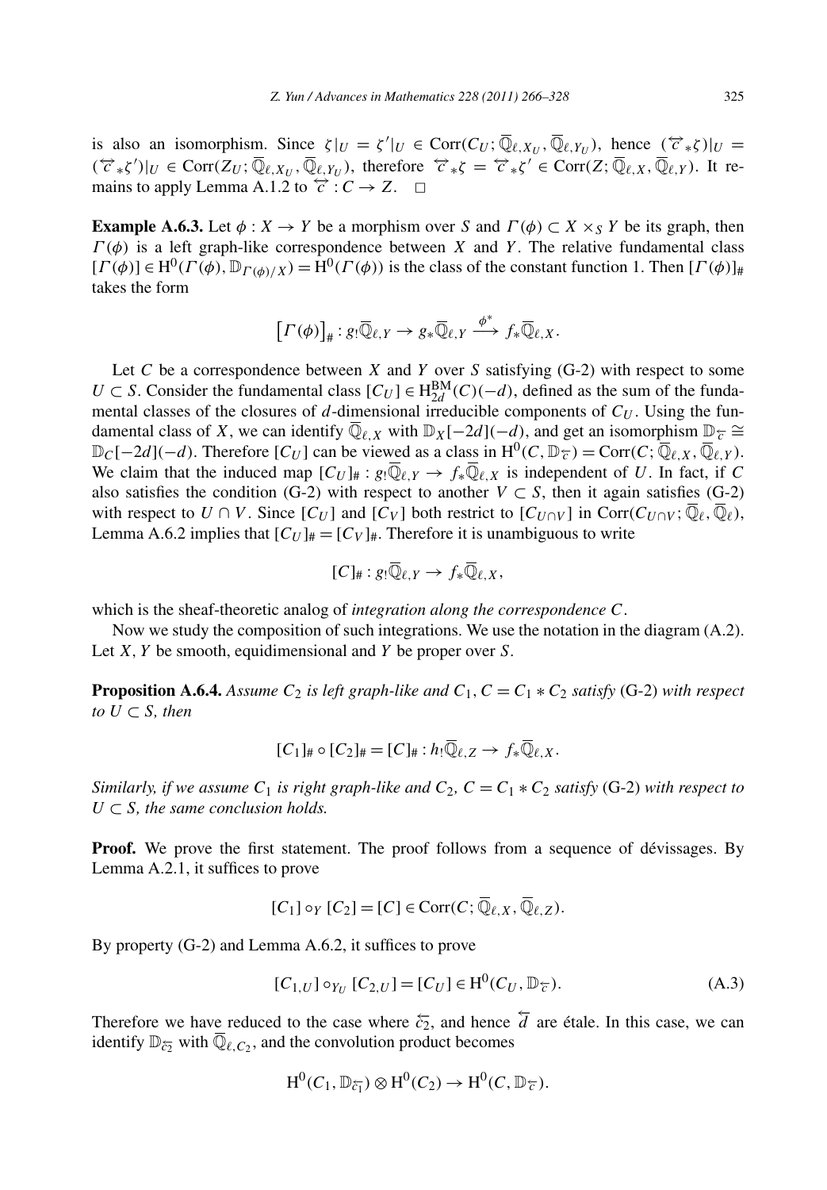is also an isomorphism. Since $\zeta|_U = \zeta'|_U \in \mathrm{Corr}(C_U; \overline{\mathbb{Q}}_{\ell,X_U}, \overline{\mathbb{Q}}_{\ell,Y_U})$, hence $(\overleftrightarrow{c}_*\zeta)|_U = (\overleftrightarrow{c}_*\zeta')|_U \in \mathrm{Corr}(Z_U; \overline{\mathbb{Q}}_{\ell,X_U}, \overline{\mathbb{Q}}_{\ell,Y_U})$, therefore $\overleftrightarrow{c}_*\zeta = \overleftrightarrow{c}_*\zeta' \in \mathrm{Corr}(Z; \overline{\mathbb{Q}}_{\ell,X}, \overline{\mathbb{Q}}_{\ell,Y})$. It remains to apply Lemma A.1.2 to $\overleftrightarrow{c} : C \to Z$. $\square$

**Example A.6.3.** Let $\phi : X \to Y$ be a morphism over $S$ and $\Gamma(\phi) \subset X \times_S Y$ be its graph, then $\Gamma(\phi)$ is a left graph-like correspondence between $X$ and $Y$. The relative fundamental class $[\Gamma(\phi)] \in \mathrm{H}^0(\Gamma(\phi), \mathbb{D}_{\Gamma(\phi)/X}) = \mathrm{H}^0(\Gamma(\phi))$ is the class of the constant function 1. Then $[\Gamma(\phi)]_\#$ takes the form

$$\left[\Gamma(\phi)\right]_\# : g_!\overline{\mathbb{Q}}_{\ell,Y} \to g_*\overline{\mathbb{Q}}_{\ell,Y} \xrightarrow{\phi^*} f_*\overline{\mathbb{Q}}_{\ell,X}.$$

Let $C$ be a correspondence between $X$ and $Y$ over $S$ satisfying (G-2) with respect to some $U \subset S$. Consider the fundamental class $[C_U] \in \mathrm{H}^{\mathrm{BM}}_{2d}(C)(-d)$, defined as the sum of the fundamental classes of the closures of $d$-dimensional irreducible components of $C_U$. Using the fundamental class of $X$, we can identify $\overline{\mathbb{Q}}_{\ell,X}$ with $\mathbb{D}_X[-2d](-d)$, and get an isomorphism $\mathbb{D}_{\overleftarrow{c}} \cong \mathbb{D}_C[-2d](-d)$. Therefore $[C_U]$ can be viewed as a class in $\mathrm{H}^0(C, \mathbb{D}_{\overleftarrow{c}}) = \mathrm{Corr}(C; \overline{\mathbb{Q}}_{\ell,X}, \overline{\mathbb{Q}}_{\ell,Y})$. We claim that the induced map $[C_U]_\# : g_!\overline{\mathbb{Q}}_{\ell,Y} \to f_*\overline{\mathbb{Q}}_{\ell,X}$ is independent of $U$. In fact, if $C$ also satisfies the condition (G-2) with respect to another $V \subset S$, then it again satisfies (G-2) with respect to $U \cap V$. Since $[C_U]$ and $[C_V]$ both restrict to $[C_{U\cap V}]$ in $\mathrm{Corr}(C_{U\cap V}; \overline{\mathbb{Q}}_\ell, \overline{\mathbb{Q}}_\ell)$, Lemma A.6.2 implies that $[C_U]_\# = [C_V]_\#$. Therefore it is unambiguous to write

$$[C]_\# : g_!\overline{\mathbb{Q}}_{\ell,Y} \to f_*\overline{\mathbb{Q}}_{\ell,X},$$

which is the sheaf-theoretic analog of *integration along the correspondence $C$*.

Now we study the composition of such integrations. We use the notation in the diagram (A.2). Let $X$, $Y$ be smooth, equidimensional and $Y$ be proper over $S$.

**Proposition A.6.4.** *Assume $C_2$ is left graph-like and $C_1$, $C = C_1 * C_2$ satisfy* (G-2) *with respect to $U \subset S$, then*

$$[C_1]_\# \circ [C_2]_\# = [C]_\# : h_!\overline{\mathbb{Q}}_{\ell,Z} \to f_*\overline{\mathbb{Q}}_{\ell,X}.$$

*Similarly, if we assume $C_1$ is right graph-like and $C_2$, $C = C_1 * C_2$ satisfy* (G-2) *with respect to $U \subset S$, the same conclusion holds.*

**Proof.** We prove the first statement. The proof follows from a sequence of dévissages. By Lemma A.2.1, it suffices to prove

$$[C_1] \circ_Y [C_2] = [C] \in \mathrm{Corr}(C; \overline{\mathbb{Q}}_{\ell,X}, \overline{\mathbb{Q}}_{\ell,Z}).$$

By property (G-2) and Lemma A.6.2, it suffices to prove

$$[C_{1,U}] \circ_{Y_U} [C_{2,U}] = [C_U] \in \mathrm{H}^0(C_U, \mathbb{D}_{\overleftarrow{c}}). \tag{A.3}$$

Therefore we have reduced to the case where $\overleftarrow{c_2}$, and hence $\overleftarrow{d}$ are étale. In this case, we can identify $\mathbb{D}_{\overleftarrow{c_2}}$ with $\overline{\mathbb{Q}}_{\ell,C_2}$, and the convolution product becomes

$$\mathrm{H}^0(C_1, \mathbb{D}_{\overleftarrow{c_1}}) \otimes \mathrm{H}^0(C_2) \to \mathrm{H}^0(C, \mathbb{D}_{\overleftarrow{c}}).$$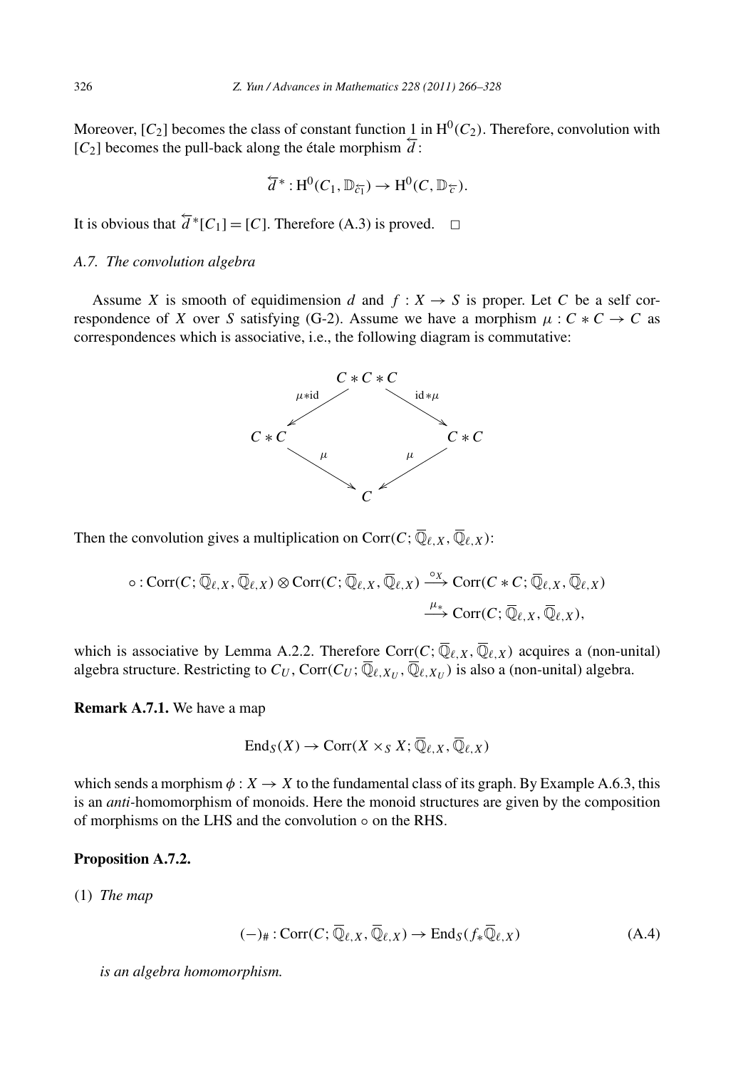Moreover, $[C_2]$ becomes the class of constant function 1 in $\mathrm{H}^0(C_2)$. Therefore, convolution with $[C_2]$ becomes the pull-back along the étale morphism $\overleftarrow{d}$:

$$\overleftarrow{d}^* : \mathrm{H}^0(C_1, \mathbb{D}_{\overleftarrow{c_1}}) \to \mathrm{H}^0(C, \mathbb{D}_{\overleftarrow{c}}).$$

It is obvious that $\overleftarrow{d}^*[C_1] = [C]$. Therefore (A.3) is proved. $\square$

### A.7. The convolution algebra

Assume $X$ is smooth of equidimension $d$ and $f : X \to S$ is proper. Let $C$ be a self correspondence of $X$ over $S$ satisfying (G-2). Assume we have a morphism $\mu : C * C \to C$ as correspondences which is associative, i.e., the following diagram is commutative:

$$\begin{array}{ccccc} & & C * C * C & & \\ & \swarrow^{\mu * \mathrm{id}} & & \searrow^{\mathrm{id} * \mu} & \\ C * C & & & & C * C \\ & \searrow_{\mu} & & \swarrow_{\mu} & \\ & & C & & \end{array}$$

Then the convolution gives a multiplication on $\mathrm{Corr}(C; \overline{\mathbb{Q}}_{\ell,X}, \overline{\mathbb{Q}}_{\ell,X})$:

$$\circ : \mathrm{Corr}(C; \overline{\mathbb{Q}}_{\ell,X}, \overline{\mathbb{Q}}_{\ell,X}) \otimes \mathrm{Corr}(C; \overline{\mathbb{Q}}_{\ell,X}, \overline{\mathbb{Q}}_{\ell,X}) \xrightarrow{\circ_X} \mathrm{Corr}(C * C; \overline{\mathbb{Q}}_{\ell,X}, \overline{\mathbb{Q}}_{\ell,X}) \xrightarrow{\mu_*} \mathrm{Corr}(C; \overline{\mathbb{Q}}_{\ell,X}, \overline{\mathbb{Q}}_{\ell,X}),$$

which is associative by Lemma A.2.2. Therefore $\mathrm{Corr}(C; \overline{\mathbb{Q}}_{\ell,X}, \overline{\mathbb{Q}}_{\ell,X})$ acquires a (non-unital) algebra structure. Restricting to $C_U$, $\mathrm{Corr}(C_U; \overline{\mathbb{Q}}_{\ell,X_U}, \overline{\mathbb{Q}}_{\ell,X_U})$ is also a (non-unital) algebra.

**Remark A.7.1.** We have a map

$$\mathrm{End}_S(X) \to \mathrm{Corr}(X \times_S X; \overline{\mathbb{Q}}_{\ell,X}, \overline{\mathbb{Q}}_{\ell,X})$$

which sends a morphism $\phi : X \to X$ to the fundamental class of its graph. By Example A.6.3, this is an *anti*-homomorphism of monoids. Here the monoid structures are given by the composition of morphisms on the LHS and the convolution $\circ$ on the RHS.

**Proposition A.7.2.**

(1) *The map*

$$(-)_\# : \mathrm{Corr}(C; \overline{\mathbb{Q}}_{\ell,X}, \overline{\mathbb{Q}}_{\ell,X}) \to \mathrm{End}_S(f_*\overline{\mathbb{Q}}_{\ell,X}) \tag{A.4}$$

*is an algebra homomorphism.*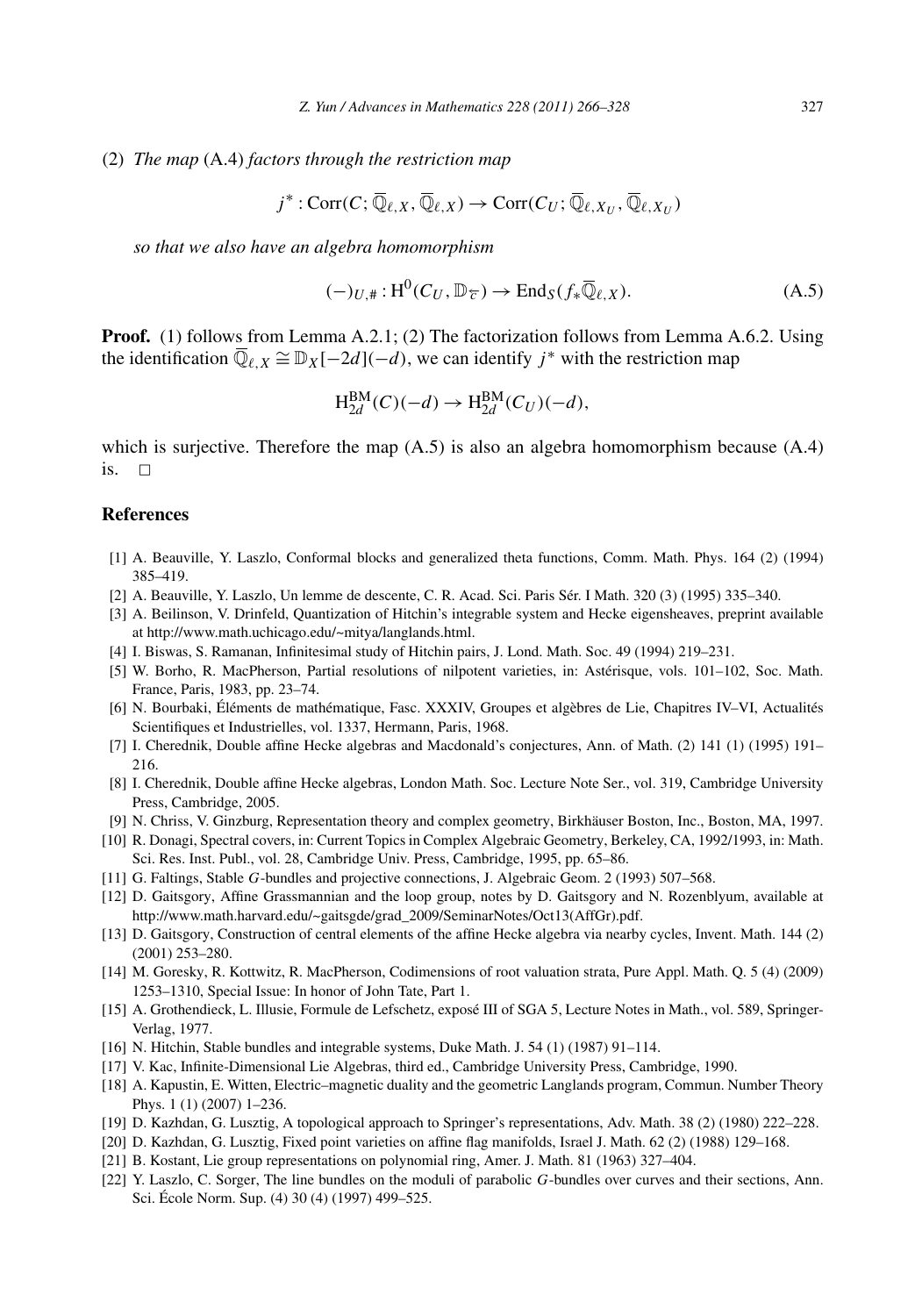(2) *The map* (A.4) *factors through the restriction map*

$$j^* : \mathrm{Corr}(C; \overline{\mathbb{Q}}_{\ell,X}, \overline{\mathbb{Q}}_{\ell,X}) \to \mathrm{Corr}(C_U; \overline{\mathbb{Q}}_{\ell,X_U}, \overline{\mathbb{Q}}_{\ell,X_U})$$

*so that we also have an algebra homomorphism*

$$(-)_{U,\#} : \mathrm{H}^0(C_U, \mathbb{D}_{\overline{C}}) \to \mathrm{End}_S(f_*\overline{\mathbb{Q}}_{\ell,X}). \tag{A.5}$$

**Proof.** (1) follows from Lemma A.2.1; (2) The factorization follows from Lemma A.6.2. Using the identification $\overline{\mathbb{Q}}_{\ell,X} \cong \mathbb{D}_X[-2d](-d)$, we can identify $j^*$ with the restriction map

$$\mathrm{H}^{\mathrm{BM}}_{2d}(C)(-d) \to \mathrm{H}^{\mathrm{BM}}_{2d}(C_U)(-d),$$

which is surjective. Therefore the map (A.5) is also an algebra homomorphism because (A.4) is. □

## References

[1] A. Beauville, Y. Laszlo, Conformal blocks and generalized theta functions, Comm. Math. Phys. 164 (2) (1994) 385–419.

[2] A. Beauville, Y. Laszlo, Un lemme de descente, C. R. Acad. Sci. Paris Sér. I Math. 320 (3) (1995) 335–340.

[3] A. Beilinson, V. Drinfeld, Quantization of Hitchin's integrable system and Hecke eigensheaves, preprint available at http://www.math.uchicago.edu/~mitya/langlands.html.

[4] I. Biswas, S. Ramanan, Infinitesimal study of Hitchin pairs, J. Lond. Math. Soc. 49 (1994) 219–231.

[5] W. Borho, R. MacPherson, Partial resolutions of nilpotent varieties, in: Astérisque, vols. 101–102, Soc. Math. France, Paris, 1983, pp. 23–74.

[6] N. Bourbaki, Éléments de mathématique, Fasc. XXXIV, Groupes et algèbres de Lie, Chapitres IV–VI, Actualités Scientifiques et Industrielles, vol. 1337, Hermann, Paris, 1968.

[7] I. Cherednik, Double affine Hecke algebras and Macdonald's conjectures, Ann. of Math. (2) 141 (1) (1995) 191–216.

[8] I. Cherednik, Double affine Hecke algebras, London Math. Soc. Lecture Note Ser., vol. 319, Cambridge University Press, Cambridge, 2005.

[9] N. Chriss, V. Ginzburg, Representation theory and complex geometry, Birkhäuser Boston, Inc., Boston, MA, 1997.

[10] R. Donagi, Spectral covers, in: Current Topics in Complex Algebraic Geometry, Berkeley, CA, 1992/1993, in: Math. Sci. Res. Inst. Publ., vol. 28, Cambridge Univ. Press, Cambridge, 1995, pp. 65–86.

[11] G. Faltings, Stable $G$-bundles and projective connections, J. Algebraic Geom. 2 (1993) 507–568.

[12] D. Gaitsgory, Affine Grassmannian and the loop group, notes by D. Gaitsgory and N. Rozenblyum, available at http://www.math.harvard.edu/~gaitsgde/grad_2009/SeminarNotes/Oct13(AffGr).pdf.

[13] D. Gaitsgory, Construction of central elements of the affine Hecke algebra via nearby cycles, Invent. Math. 144 (2) (2001) 253–280.

[14] M. Goresky, R. Kottwitz, R. MacPherson, Codimensions of root valuation strata, Pure Appl. Math. Q. 5 (4) (2009) 1253–1310, Special Issue: In honor of John Tate, Part 1.

[15] A. Grothendieck, L. Illusie, Formule de Lefschetz, exposé III of SGA 5, Lecture Notes in Math., vol. 589, Springer-Verlag, 1977.

[16] N. Hitchin, Stable bundles and integrable systems, Duke Math. J. 54 (1) (1987) 91–114.

[17] V. Kac, Infinite-Dimensional Lie Algebras, third ed., Cambridge University Press, Cambridge, 1990.

[18] A. Kapustin, E. Witten, Electric–magnetic duality and the geometric Langlands program, Commun. Number Theory Phys. 1 (1) (2007) 1–236.

[19] D. Kazhdan, G. Lusztig, A topological approach to Springer's representations, Adv. Math. 38 (2) (1980) 222–228.

[20] D. Kazhdan, G. Lusztig, Fixed point varieties on affine flag manifolds, Israel J. Math. 62 (2) (1988) 129–168.

[21] B. Kostant, Lie group representations on polynomial ring, Amer. J. Math. 81 (1963) 327–404.

[22] Y. Laszlo, C. Sorger, The line bundles on the moduli of parabolic $G$-bundles over curves and their sections, Ann. Sci. École Norm. Sup. (4) 30 (4) (1997) 499–525.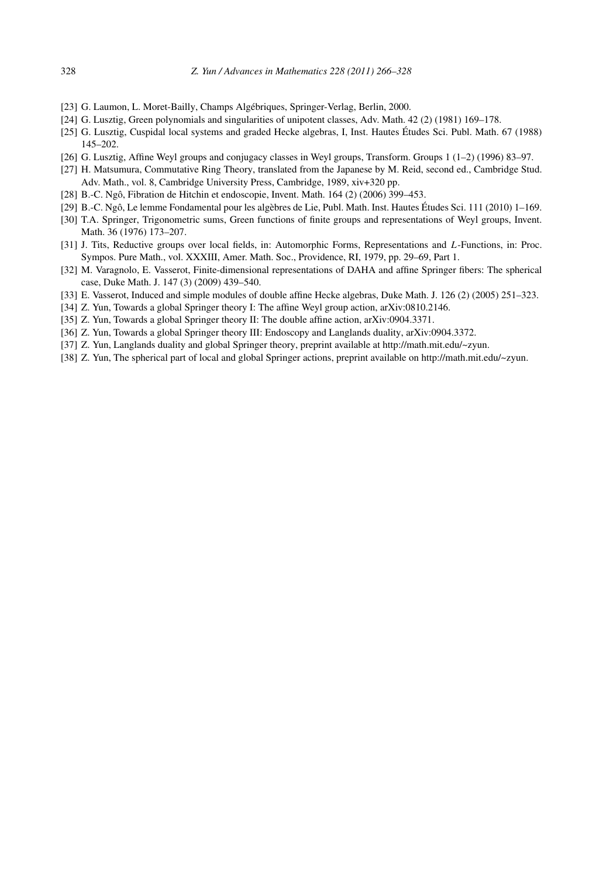[23] G. Laumon, L. Moret-Bailly, Champs Algébriques, Springer-Verlag, Berlin, 2000.

[24] G. Lusztig, Green polynomials and singularities of unipotent classes, Adv. Math. 42 (2) (1981) 169–178.

[25] G. Lusztig, Cuspidal local systems and graded Hecke algebras, I, Inst. Hautes Études Sci. Publ. Math. 67 (1988) 145–202.

[26] G. Lusztig, Affine Weyl groups and conjugacy classes in Weyl groups, Transform. Groups 1 (1–2) (1996) 83–97.

[27] H. Matsumura, Commutative Ring Theory, translated from the Japanese by M. Reid, second ed., Cambridge Stud. Adv. Math., vol. 8, Cambridge University Press, Cambridge, 1989, xiv+320 pp.

[28] B.-C. Ngô, Fibration de Hitchin et endoscopie, Invent. Math. 164 (2) (2006) 399–453.

[29] B.-C. Ngô, Le lemme Fondamental pour les algèbres de Lie, Publ. Math. Inst. Hautes Études Sci. 111 (2010) 1–169.

[30] T.A. Springer, Trigonometric sums, Green functions of finite groups and representations of Weyl groups, Invent. Math. 36 (1976) 173–207.

[31] J. Tits, Reductive groups over local fields, in: Automorphic Forms, Representations and $L$-Functions, in: Proc. Sympos. Pure Math., vol. XXXIII, Amer. Math. Soc., Providence, RI, 1979, pp. 29–69, Part 1.

[32] M. Varagnolo, E. Vasserot, Finite-dimensional representations of DAHA and affine Springer fibers: The spherical case, Duke Math. J. 147 (3) (2009) 439–540.

[33] E. Vasserot, Induced and simple modules of double affine Hecke algebras, Duke Math. J. 126 (2) (2005) 251–323.

[34] Z. Yun, Towards a global Springer theory I: The affine Weyl group action, arXiv:0810.2146.

[35] Z. Yun, Towards a global Springer theory II: The double affine action, arXiv:0904.3371.

[36] Z. Yun, Towards a global Springer theory III: Endoscopy and Langlands duality, arXiv:0904.3372.

[37] Z. Yun, Langlands duality and global Springer theory, preprint available at http://math.mit.edu/~zyun.

[38] Z. Yun, The spherical part of local and global Springer actions, preprint available on http://math.mit.edu/~zyun.